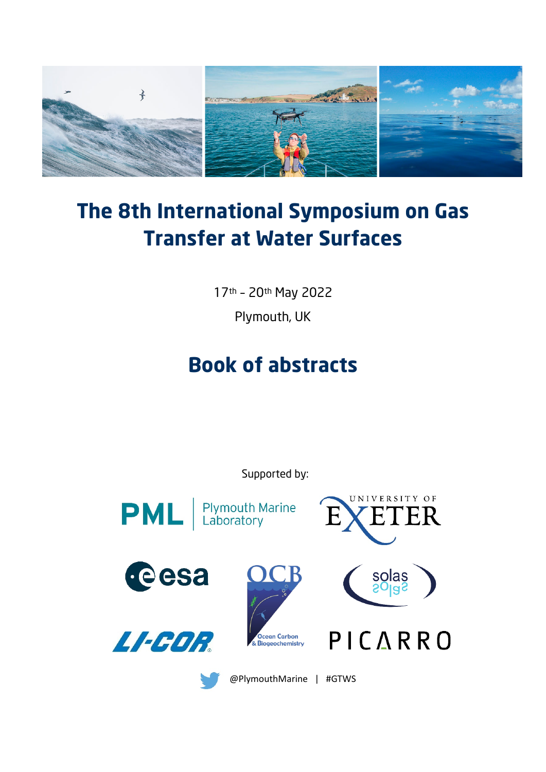# The 8th International Symposium on Gas Transfer at Water Surfaces

17th – 20th May 2022

Plymouth, UK

## Book of abstracts

Supported by:

PML | Plymouth Marine Laboratory

University of Exeter

esa

OCB Ocean Carbon & Biogeochemistry

solas

LI-COR

PICARRO

@PlymouthMarine | #GTWS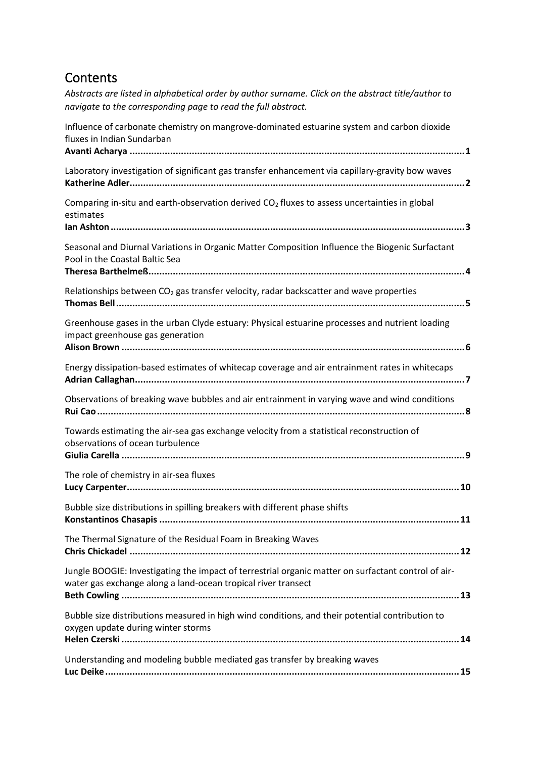# Contents

*Abstracts are listed in alphabetical order by author surname. Click on the abstract title/author to navigate to the corresponding page to read the full abstract.*

Influence of carbonate chemistry on mangrove-dominated estuarine system and carbon dioxide fluxes in Indian Sundarban
**Avanti Acharya** ........................................................................................................................ 1

Laboratory investigation of significant gas transfer enhancement via capillary-gravity bow waves
**Katherine Adler** ........................................................................................................................ 2

Comparing in-situ and earth-observation derived $CO_2$ fluxes to assess uncertainties in global estimates
**Ian Ashton** ............................................................................................................................... 3

Seasonal and Diurnal Variations in Organic Matter Composition Influence the Biogenic Surfactant Pool in the Coastal Baltic Sea
**Theresa Barthelmeß** .................................................................................................................. 4

Relationships between $CO_2$ gas transfer velocity, radar backscatter and wave properties
**Thomas Bell** ............................................................................................................................. 5

Greenhouse gases in the urban Clyde estuary: Physical estuarine processes and nutrient loading impact greenhouse gas generation
**Alison Brown** ........................................................................................................................... 6

Energy dissipation-based estimates of whitecap coverage and air entrainment rates in whitecaps
**Adrian Callaghan** ...................................................................................................................... 7

Observations of breaking wave bubbles and air entrainment in varying wave and wind conditions
**Rui Cao** .................................................................................................................................... 8

Towards estimating the air-sea gas exchange velocity from a statistical reconstruction of observations of ocean turbulence
**Giulia Carella** ........................................................................................................................... 9

The role of chemistry in air-sea fluxes
**Lucy Carpenter** ....................................................................................................................... 10

Bubble size distributions in spilling breakers with different phase shifts
**Konstantinos Chasapis** ............................................................................................................. 11

The Thermal Signature of the Residual Foam in Breaking Waves
**Chris Chickadel** ....................................................................................................................... 12

Jungle BOOGIE: Investigating the impact of terrestrial organic matter on surfactant control of air-water gas exchange along a land-ocean tropical river transect
**Beth Cowling** .......................................................................................................................... 13

Bubble size distributions measured in high wind conditions, and their potential contribution to oxygen update during winter storms
**Helen Czerski** .......................................................................................................................... 14

Understanding and modeling bubble mediated gas transfer by breaking waves
**Luc Deike** ............................................................................................................................... 15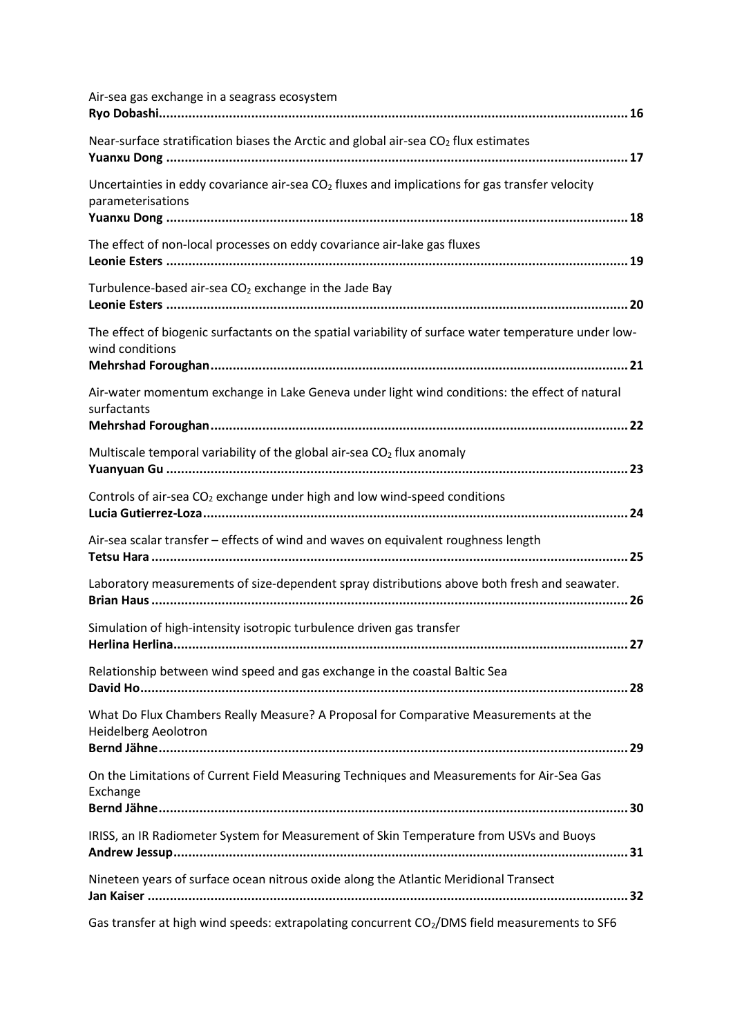Air-sea gas exchange in a seagrass ecosystem
**Ryo Dobashi**............................................................................................................................16

Near-surface stratification biases the Arctic and global air-sea $CO_2$ flux estimates
**Yuanxu Dong** .........................................................................................................................17

Uncertainties in eddy covariance air-sea $CO_2$ fluxes and implications for gas transfer velocity parameterisations
**Yuanxu Dong** .........................................................................................................................18

The effect of non-local processes on eddy covariance air-lake gas fluxes
**Leonie Esters** .........................................................................................................................19

Turbulence-based air-sea $CO_2$ exchange in the Jade Bay
**Leonie Esters** .........................................................................................................................20

The effect of biogenic surfactants on the spatial variability of surface water temperature under low-wind conditions
**Mehrshad Foroughan**..............................................................................................................21

Air-water momentum exchange in Lake Geneva under light wind conditions: the effect of natural surfactants
**Mehrshad Foroughan**..............................................................................................................22

Multiscale temporal variability of the global air-sea $CO_2$ flux anomaly
**Yuanyuan Gu** .........................................................................................................................23

Controls of air-sea $CO_2$ exchange under high and low wind-speed conditions
**Lucia Gutierrez-Loza**...............................................................................................................24

Air-sea scalar transfer – effects of wind and waves on equivalent roughness length
**Tetsu Hara** ..............................................................................................................................25

Laboratory measurements of size-dependent spray distributions above both fresh and seawater.
**Brian Haus** ..............................................................................................................................26

Simulation of high-intensity isotropic turbulence driven gas transfer
**Herlina Herlina**........................................................................................................................27

Relationship between wind speed and gas exchange in the coastal Baltic Sea
**David Ho**..................................................................................................................................28

What Do Flux Chambers Really Measure? A Proposal for Comparative Measurements at the Heidelberg Aeolotron
**Bernd Jähne**.............................................................................................................................29

On the Limitations of Current Field Measuring Techniques and Measurements for Air-Sea Gas Exchange
**Bernd Jähne**.............................................................................................................................30

IRISS, an IR Radiometer System for Measurement of Skin Temperature from USVs and Buoys
**Andrew Jessup**.........................................................................................................................31

Nineteen years of surface ocean nitrous oxide along the Atlantic Meridional Transect
**Jan Kaiser** ...............................................................................................................................32

Gas transfer at high wind speeds: extrapolating concurrent $CO_2$/DMS field measurements to SF6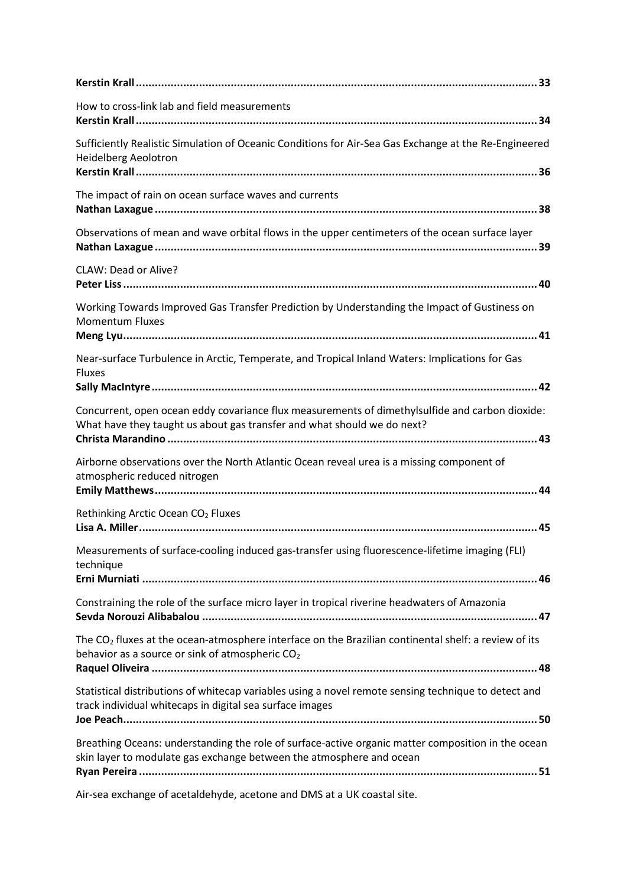**Kerstin Krall** ............................................................................................................................. 33

How to cross-link lab and field measurements
**Kerstin Krall** ............................................................................................................................. 34

Sufficiently Realistic Simulation of Oceanic Conditions for Air-Sea Gas Exchange at the Re-Engineered Heidelberg Aeolotron
**Kerstin Krall** ............................................................................................................................. 36

The impact of rain on ocean surface waves and currents
**Nathan Laxague** ....................................................................................................................... 38

Observations of mean and wave orbital flows in the upper centimeters of the ocean surface layer
**Nathan Laxague** ....................................................................................................................... 39

CLAW: Dead or Alive?
**Peter Liss** ................................................................................................................................. 40

Working Towards Improved Gas Transfer Prediction by Understanding the Impact of Gustiness on Momentum Fluxes
**Meng Lyu** ................................................................................................................................. 41

Near-surface Turbulence in Arctic, Temperate, and Tropical Inland Waters: Implications for Gas Fluxes
**Sally MacIntyre** ........................................................................................................................ 42

Concurrent, open ocean eddy covariance flux measurements of dimethylsulfide and carbon dioxide: What have they taught us about gas transfer and what should we do next?
**Christa Marandino** ................................................................................................................... 43

Airborne observations over the North Atlantic Ocean reveal urea is a missing component of atmospheric reduced nitrogen
**Emily Matthews** ....................................................................................................................... 44

Rethinking Arctic Ocean $CO_2$ Fluxes
**Lisa A. Miller** ............................................................................................................................ 45

Measurements of surface-cooling induced gas-transfer using fluorescence-lifetime imaging (FLI) technique
**Erni Murniati** ........................................................................................................................... 46

Constraining the role of the surface micro layer in tropical riverine headwaters of Amazonia
**Sevda Norouzi Alibabalou** ........................................................................................................ 47

The $CO_2$ fluxes at the ocean-atmosphere interface on the Brazilian continental shelf: a review of its behavior as a source or sink of atmospheric $CO_2$
**Raquel Oliveira** ........................................................................................................................ 48

Statistical distributions of whitecap variables using a novel remote sensing technique to detect and track individual whitecaps in digital sea surface images
**Joe Peach** ................................................................................................................................. 50

Breathing Oceans: understanding the role of surface-active organic matter composition in the ocean skin layer to modulate gas exchange between the atmosphere and ocean
**Ryan Pereira** ............................................................................................................................ 51

Air-sea exchange of acetaldehyde, acetone and DMS at a UK coastal site.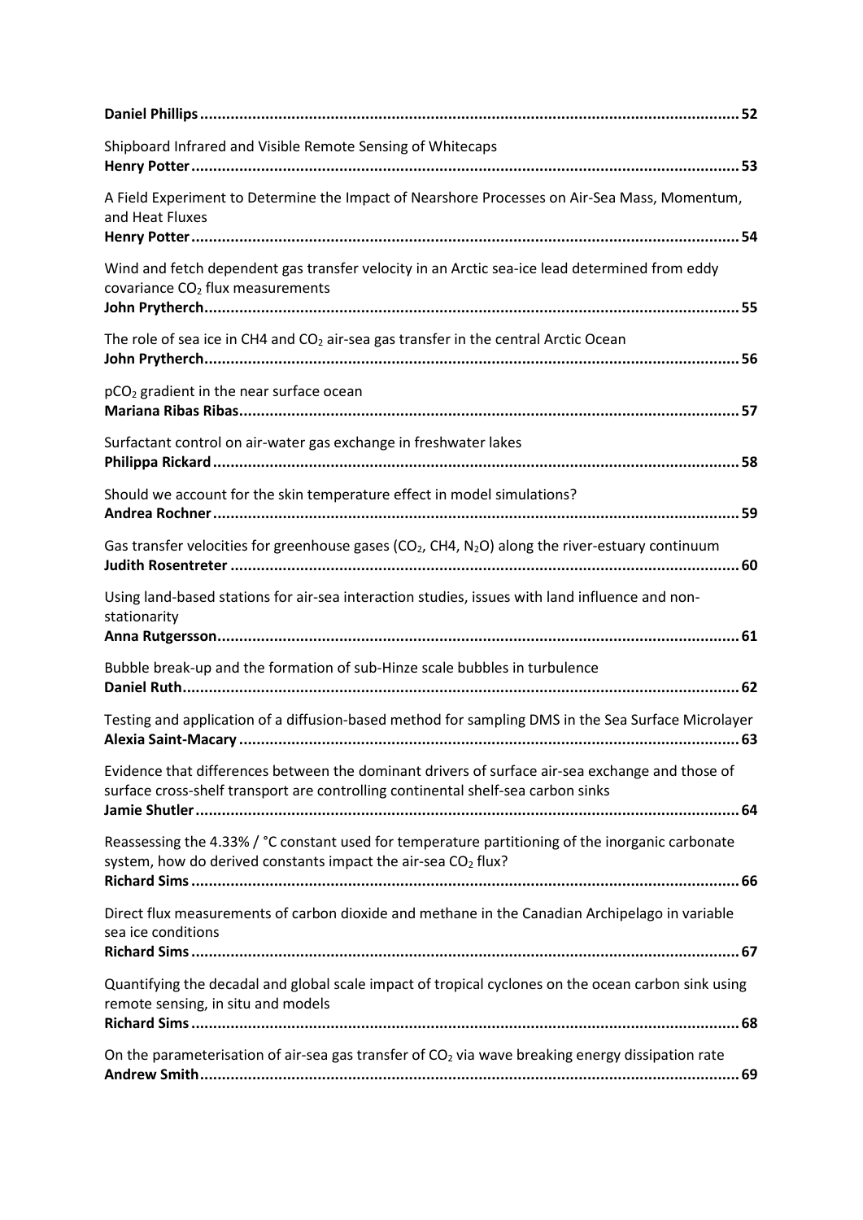**Daniel Phillips** ........................................................................................................................ **52**

Shipboard Infrared and Visible Remote Sensing of Whitecaps
**Henry Potter** ........................................................................................................................ **53**

A Field Experiment to Determine the Impact of Nearshore Processes on Air-Sea Mass, Momentum, and Heat Fluxes
**Henry Potter** ........................................................................................................................ **54**

Wind and fetch dependent gas transfer velocity in an Arctic sea-ice lead determined from eddy covariance $CO_2$ flux measurements
**John Prytherch** ........................................................................................................................ **55**

The role of sea ice in CH4 and $CO_2$ air-sea gas transfer in the central Arctic Ocean
**John Prytherch** ........................................................................................................................ **56**

$pCO_2$ gradient in the near surface ocean
**Mariana Ribas Ribas** ........................................................................................................................ **57**

Surfactant control on air-water gas exchange in freshwater lakes
**Philippa Rickard** ........................................................................................................................ **58**

Should we account for the skin temperature effect in model simulations?
**Andrea Rochner** ........................................................................................................................ **59**

Gas transfer velocities for greenhouse gases ($CO_2$, CH4, $N_2O$) along the river-estuary continuum
**Judith Rosentreter** ........................................................................................................................ **60**

Using land-based stations for air-sea interaction studies, issues with land influence and non-stationarity
**Anna Rutgersson** ........................................................................................................................ **61**

Bubble break-up and the formation of sub-Hinze scale bubbles in turbulence
**Daniel Ruth** ........................................................................................................................ **62**

Testing and application of a diffusion-based method for sampling DMS in the Sea Surface Microlayer
**Alexia Saint-Macary** ........................................................................................................................ **63**

Evidence that differences between the dominant drivers of surface air-sea exchange and those of surface cross-shelf transport are controlling continental shelf-sea carbon sinks
**Jamie Shutler** ........................................................................................................................ **64**

Reassessing the 4.33% / °C constant used for temperature partitioning of the inorganic carbonate system, how do derived constants impact the air-sea $CO_2$ flux?
**Richard Sims** ........................................................................................................................ **66**

Direct flux measurements of carbon dioxide and methane in the Canadian Archipelago in variable sea ice conditions
**Richard Sims** ........................................................................................................................ **67**

Quantifying the decadal and global scale impact of tropical cyclones on the ocean carbon sink using remote sensing, in situ and models
**Richard Sims** ........................................................................................................................ **68**

On the parameterisation of air-sea gas transfer of $CO_2$ via wave breaking energy dissipation rate
**Andrew Smith** ........................................................................................................................ **69**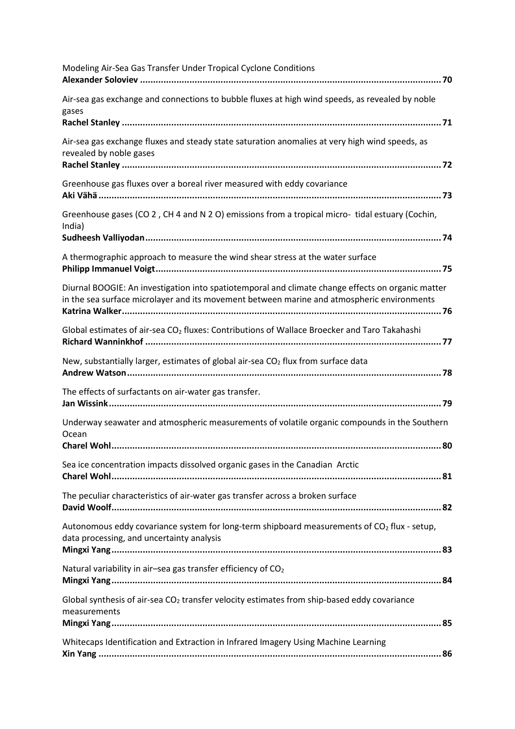Modeling Air-Sea Gas Transfer Under Tropical Cyclone Conditions
**Alexander Soloviev** ........................................................................................................................ 70

Air-sea gas exchange and connections to bubble fluxes at high wind speeds, as revealed by noble gases
**Rachel Stanley** ................................................................................................................................ 71

Air-sea gas exchange fluxes and steady state saturation anomalies at very high wind speeds, as revealed by noble gases
**Rachel Stanley** ................................................................................................................................ 72

Greenhouse gas fluxes over a boreal river measured with eddy covariance
**Aki Vähä** .......................................................................................................................................... 73

Greenhouse gases (CO 2 , CH 4 and N 2 O) emissions from a tropical micro- tidal estuary (Cochin, India)
**Sudheesh Valliyodan** ....................................................................................................................... 74

A thermographic approach to measure the wind shear stress at the water surface
**Philipp Immanuel Voigt** ................................................................................................................... 75

Diurnal BOOGIE: An investigation into spatiotemporal and climate change effects on organic matter in the sea surface microlayer and its movement between marine and atmospheric environments
**Katrina Walker** ................................................................................................................................. 76

Global estimates of air-sea $CO_2$ fluxes: Contributions of Wallace Broecker and Taro Takahashi
**Richard Wanninkhof** ........................................................................................................................ 77

New, substantially larger, estimates of global air-sea $CO_2$ flux from surface data
**Andrew Watson** ............................................................................................................................... 78

The effects of surfactants on air-water gas transfer.
**Jan Wissink** ...................................................................................................................................... 79

Underway seawater and atmospheric measurements of volatile organic compounds in the Southern Ocean
**Charel Wohl** ..................................................................................................................................... 80

Sea ice concentration impacts dissolved organic gases in the Canadian Arctic
**Charel Wohl** ..................................................................................................................................... 81

The peculiar characteristics of air-water gas transfer across a broken surface
**David Woolf** ..................................................................................................................................... 82

Autonomous eddy covariance system for long-term shipboard measurements of $CO_2$ flux - setup, data processing, and uncertainty analysis
**Mingxi Yang** ..................................................................................................................................... 83

Natural variability in air–sea gas transfer efficiency of $CO_2$
**Mingxi Yang** ..................................................................................................................................... 84

Global synthesis of air-sea $CO_2$ transfer velocity estimates from ship-based eddy covariance measurements
**Mingxi Yang** ..................................................................................................................................... 85

Whitecaps Identification and Extraction in Infrared Imagery Using Machine Learning
**Xin Yang** .......................................................................................................................................... 86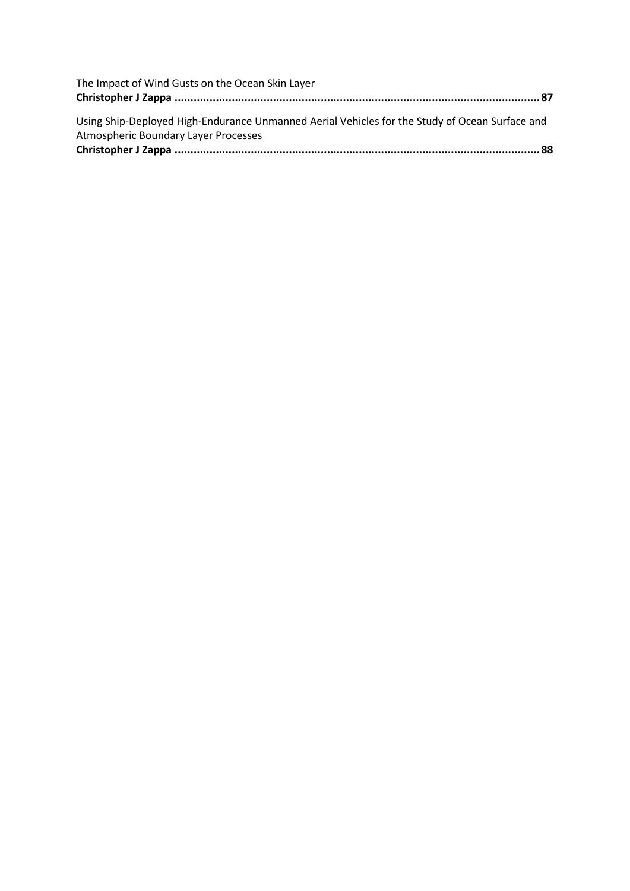The Impact of Wind Gusts on the Ocean Skin Layer
**Christopher J Zappa ....................................................................................................................87**

Using Ship-Deployed High-Endurance Unmanned Aerial Vehicles for the Study of Ocean Surface and Atmospheric Boundary Layer Processes
**Christopher J Zappa ....................................................................................................................88**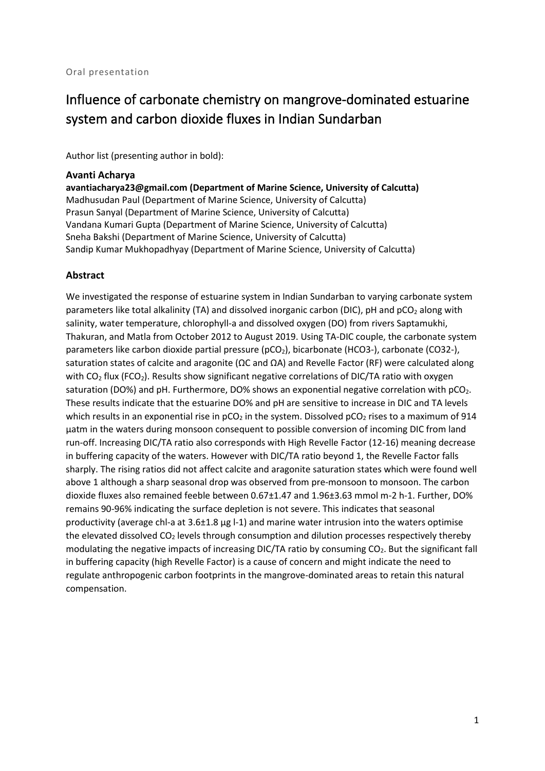Oral presentation

# Influence of carbonate chemistry on mangrove-dominated estuarine system and carbon dioxide fluxes in Indian Sundarban

Author list (presenting author in bold):

**Avanti Acharya**

**avantiacharya23@gmail.com (Department of Marine Science, University of Calcutta)**

Madhusudan Paul (Department of Marine Science, University of Calcutta)

Prasun Sanyal (Department of Marine Science, University of Calcutta)

Vandana Kumari Gupta (Department of Marine Science, University of Calcutta)

Sneha Bakshi (Department of Marine Science, University of Calcutta)

Sandip Kumar Mukhopadhyay (Department of Marine Science, University of Calcutta)

### Abstract

We investigated the response of estuarine system in Indian Sundarban to varying carbonate system parameters like total alkalinity (TA) and dissolved inorganic carbon (DIC), pH and $pCO_2$ along with salinity, water temperature, chlorophyll-a and dissolved oxygen (DO) from rivers Saptamukhi, Thakuran, and Matla from October 2012 to August 2019. Using TA-DIC couple, the carbonate system parameters like carbon dioxide partial pressure ($pCO_2$), bicarbonate ($HCO_3^-$), carbonate ($CO_3^{2-}$), saturation states of calcite and aragonite ($\Omega C$ and $\Omega A$) and Revelle Factor (RF) were calculated along with $CO_2$ flux ($FCO_2$). Results show significant negative correlations of DIC/TA ratio with oxygen saturation (DO%) and pH. Furthermore, DO% shows an exponential negative correlation with $pCO_2$. These results indicate that the estuarine DO% and pH are sensitive to increase in DIC and TA levels which results in an exponential rise in $pCO_2$ in the system. Dissolved $pCO_2$ rises to a maximum of 914 µatm in the waters during monsoon consequent to possible conversion of incoming DIC from land run-off. Increasing DIC/TA ratio also corresponds with High Revelle Factor (12-16) meaning decrease in buffering capacity of the waters. However with DIC/TA ratio beyond 1, the Revelle Factor falls sharply. The rising ratios did not affect calcite and aragonite saturation states which were found well above 1 although a sharp seasonal drop was observed from pre-monsoon to monsoon. The carbon dioxide fluxes also remained feeble between 0.67±1.47 and 1.96±3.63 mmol $m^{-2}$ $h^{-1}$. Further, DO% remains 90-96% indicating the surface depletion is not severe. This indicates that seasonal productivity (average chl-a at 3.6±1.8 µg $l^{-1}$) and marine water intrusion into the waters optimise the elevated dissolved $CO_2$ levels through consumption and dilution processes respectively thereby modulating the negative impacts of increasing DIC/TA ratio by consuming $CO_2$. But the significant fall in buffering capacity (high Revelle Factor) is a cause of concern and might indicate the need to regulate anthropogenic carbon footprints in the mangrove-dominated areas to retain this natural compensation.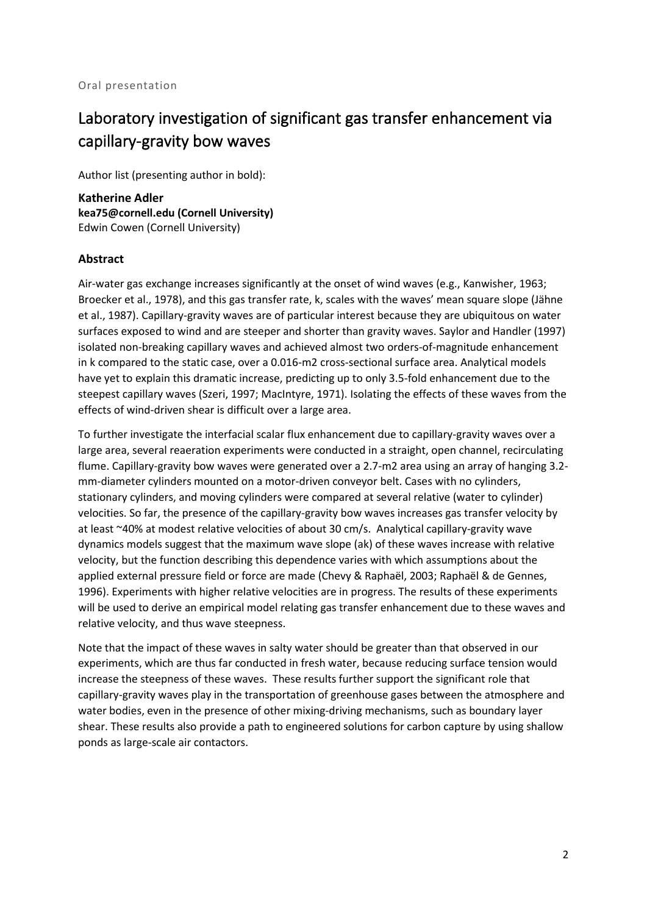Oral presentation

# Laboratory investigation of significant gas transfer enhancement via capillary-gravity bow waves

Author list (presenting author in bold):

**Katherine Adler**
**kea75@cornell.edu (Cornell University)**
Edwin Cowen (Cornell University)

## Abstract

Air-water gas exchange increases significantly at the onset of wind waves (e.g., Kanwisher, 1963; Broecker et al., 1978), and this gas transfer rate, k, scales with the waves' mean square slope (Jähne et al., 1987). Capillary-gravity waves are of particular interest because they are ubiquitous on water surfaces exposed to wind and are steeper and shorter than gravity waves. Saylor and Handler (1997) isolated non-breaking capillary waves and achieved almost two orders-of-magnitude enhancement in k compared to the static case, over a 0.016-m2 cross-sectional surface area. Analytical models have yet to explain this dramatic increase, predicting up to only 3.5-fold enhancement due to the steepest capillary waves (Szeri, 1997; MacIntyre, 1971). Isolating the effects of these waves from the effects of wind-driven shear is difficult over a large area.

To further investigate the interfacial scalar flux enhancement due to capillary-gravity waves over a large area, several reaeration experiments were conducted in a straight, open channel, recirculating flume. Capillary-gravity bow waves were generated over a 2.7-m2 area using an array of hanging 3.2-mm-diameter cylinders mounted on a motor-driven conveyor belt. Cases with no cylinders, stationary cylinders, and moving cylinders were compared at several relative (water to cylinder) velocities. So far, the presence of the capillary-gravity bow waves increases gas transfer velocity by at least ~40% at modest relative velocities of about 30 cm/s. Analytical capillary-gravity wave dynamics models suggest that the maximum wave slope (ak) of these waves increase with relative velocity, but the function describing this dependence varies with which assumptions about the applied external pressure field or force are made (Chevy & Raphaël, 2003; Raphaël & de Gennes, 1996). Experiments with higher relative velocities are in progress. The results of these experiments will be used to derive an empirical model relating gas transfer enhancement due to these waves and relative velocity, and thus wave steepness.

Note that the impact of these waves in salty water should be greater than that observed in our experiments, which are thus far conducted in fresh water, because reducing surface tension would increase the steepness of these waves. These results further support the significant role that capillary-gravity waves play in the transportation of greenhouse gases between the atmosphere and water bodies, even in the presence of other mixing-driving mechanisms, such as boundary layer shear. These results also provide a path to engineered solutions for carbon capture by using shallow ponds as large-scale air contactors.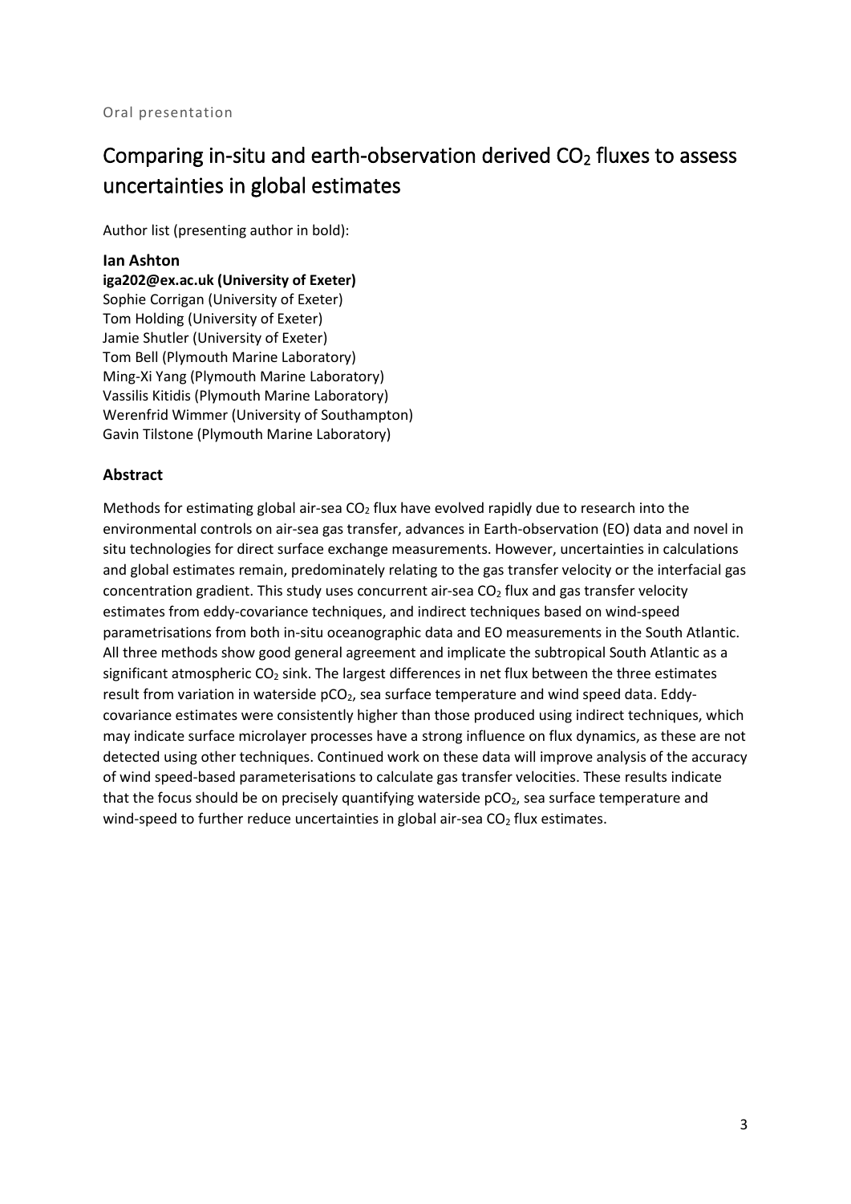Oral presentation

# Comparing in-situ and earth-observation derived $CO_2$ fluxes to assess uncertainties in global estimates

Author list (presenting author in bold):

**Ian Ashton**
**iga202@ex.ac.uk (University of Exeter)**
Sophie Corrigan (University of Exeter)
Tom Holding (University of Exeter)
Jamie Shutler (University of Exeter)
Tom Bell (Plymouth Marine Laboratory)
Ming-Xi Yang (Plymouth Marine Laboratory)
Vassilis Kitidis (Plymouth Marine Laboratory)
Werenfrid Wimmer (University of Southampton)
Gavin Tilstone (Plymouth Marine Laboratory)

## Abstract

Methods for estimating global air-sea $CO_2$ flux have evolved rapidly due to research into the environmental controls on air-sea gas transfer, advances in Earth-observation (EO) data and novel in situ technologies for direct surface exchange measurements. However, uncertainties in calculations and global estimates remain, predominately relating to the gas transfer velocity or the interfacial gas concentration gradient. This study uses concurrent air-sea $CO_2$ flux and gas transfer velocity estimates from eddy-covariance techniques, and indirect techniques based on wind-speed parametrisations from both in-situ oceanographic data and EO measurements in the South Atlantic. All three methods show good general agreement and implicate the subtropical South Atlantic as a significant atmospheric $CO_2$ sink. The largest differences in net flux between the three estimates result from variation in waterside $pCO_2$, sea surface temperature and wind speed data. Eddy-covariance estimates were consistently higher than those produced using indirect techniques, which may indicate surface microlayer processes have a strong influence on flux dynamics, as these are not detected using other techniques. Continued work on these data will improve analysis of the accuracy of wind speed-based parameterisations to calculate gas transfer velocities. These results indicate that the focus should be on precisely quantifying waterside $pCO_2$, sea surface temperature and wind-speed to further reduce uncertainties in global air-sea $CO_2$ flux estimates.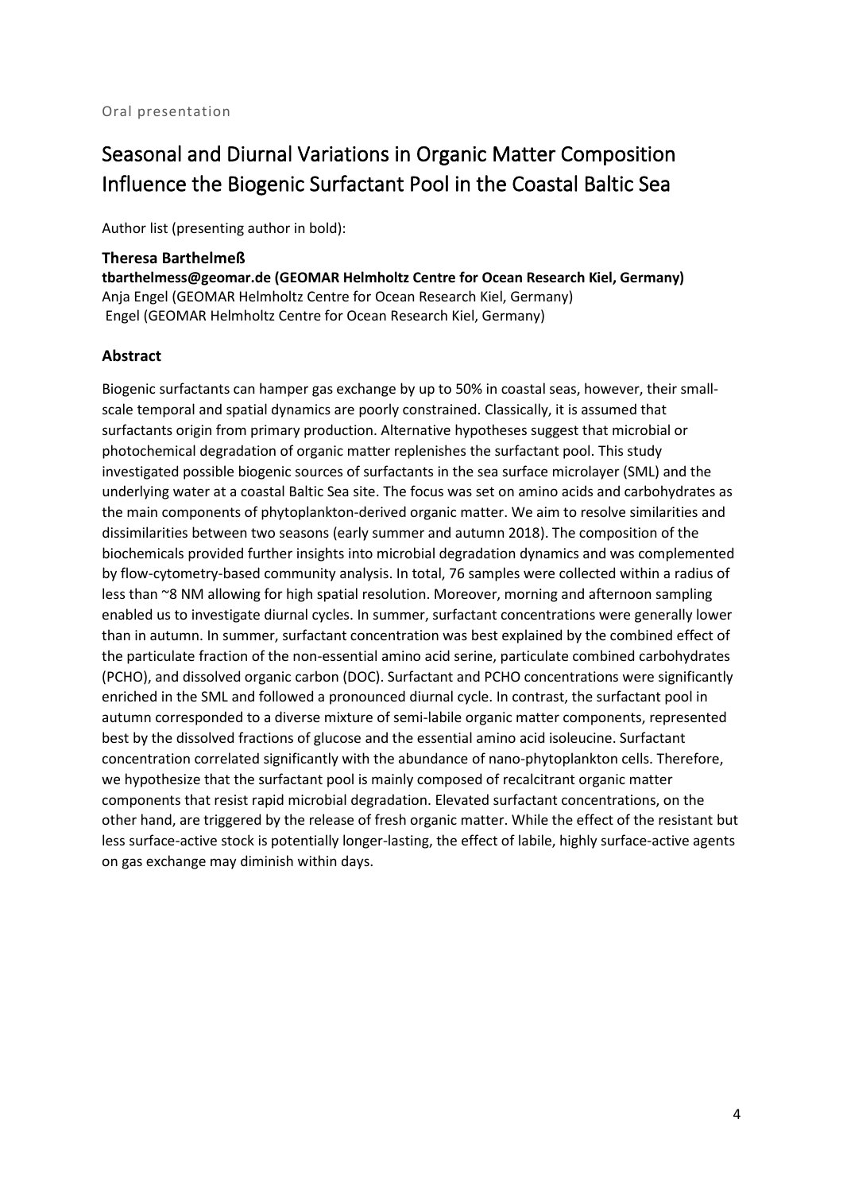Oral presentation

# Seasonal and Diurnal Variations in Organic Matter Composition Influence the Biogenic Surfactant Pool in the Coastal Baltic Sea

Author list (presenting author in bold):

**Theresa Barthelmeß**
**tbarthelmess@geomar.de (GEOMAR Helmholtz Centre for Ocean Research Kiel, Germany)**
Anja Engel (GEOMAR Helmholtz Centre for Ocean Research Kiel, Germany)
Engel (GEOMAR Helmholtz Centre for Ocean Research Kiel, Germany)

### Abstract

Biogenic surfactants can hamper gas exchange by up to 50% in coastal seas, however, their small-scale temporal and spatial dynamics are poorly constrained. Classically, it is assumed that surfactants origin from primary production. Alternative hypotheses suggest that microbial or photochemical degradation of organic matter replenishes the surfactant pool. This study investigated possible biogenic sources of surfactants in the sea surface microlayer (SML) and the underlying water at a coastal Baltic Sea site. The focus was set on amino acids and carbohydrates as the main components of phytoplankton-derived organic matter. We aim to resolve similarities and dissimilarities between two seasons (early summer and autumn 2018). The composition of the biochemicals provided further insights into microbial degradation dynamics and was complemented by flow-cytometry-based community analysis. In total, 76 samples were collected within a radius of less than ~8 NM allowing for high spatial resolution. Moreover, morning and afternoon sampling enabled us to investigate diurnal cycles. In summer, surfactant concentrations were generally lower than in autumn. In summer, surfactant concentration was best explained by the combined effect of the particulate fraction of the non-essential amino acid serine, particulate combined carbohydrates (PCHO), and dissolved organic carbon (DOC). Surfactant and PCHO concentrations were significantly enriched in the SML and followed a pronounced diurnal cycle. In contrast, the surfactant pool in autumn corresponded to a diverse mixture of semi-labile organic matter components, represented best by the dissolved fractions of glucose and the essential amino acid isoleucine. Surfactant concentration correlated significantly with the abundance of nano-phytoplankton cells. Therefore, we hypothesize that the surfactant pool is mainly composed of recalcitrant organic matter components that resist rapid microbial degradation. Elevated surfactant concentrations, on the other hand, are triggered by the release of fresh organic matter. While the effect of the resistant but less surface-active stock is potentially longer-lasting, the effect of labile, highly surface-active agents on gas exchange may diminish within days.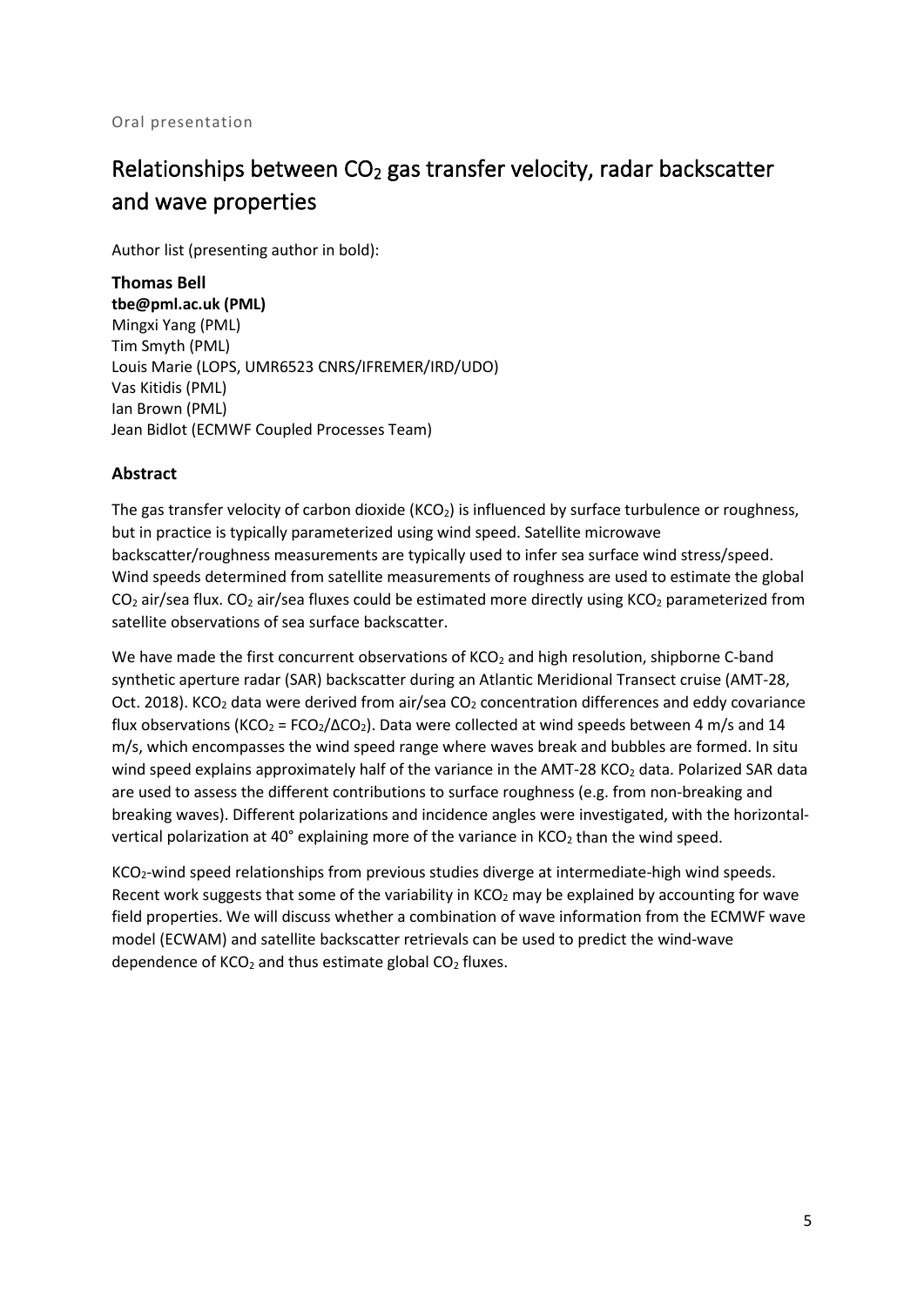Oral presentation

# Relationships between $CO_2$ gas transfer velocity, radar backscatter and wave properties

Author list (presenting author in bold):

**Thomas Bell**
**tbe@pml.ac.uk (PML)**
Mingxi Yang (PML)
Tim Smyth (PML)
Louis Marie (LOPS, UMR6523 CNRS/IFREMER/IRD/UDO)
Vas Kitidis (PML)
Ian Brown (PML)
Jean Bidlot (ECMWF Coupled Processes Team)

## Abstract

The gas transfer velocity of carbon dioxide ($KCO_2$) is influenced by surface turbulence or roughness, but in practice is typically parameterized using wind speed. Satellite microwave backscatter/roughness measurements are typically used to infer sea surface wind stress/speed. Wind speeds determined from satellite measurements of roughness are used to estimate the global $CO_2$ air/sea flux. $CO_2$ air/sea fluxes could be estimated more directly using $KCO_2$ parameterized from satellite observations of sea surface backscatter.

We have made the first concurrent observations of $KCO_2$ and high resolution, shipborne C-band synthetic aperture radar (SAR) backscatter during an Atlantic Meridional Transect cruise (AMT-28, Oct. 2018). $KCO_2$ data were derived from air/sea $CO_2$ concentration differences and eddy covariance flux observations ($KCO_2 = FCO_2/\Delta CO_2$). Data were collected at wind speeds between 4 m/s and 14 m/s, which encompasses the wind speed range where waves break and bubbles are formed. In situ wind speed explains approximately half of the variance in the AMT-28 $KCO_2$ data. Polarized SAR data are used to assess the different contributions to surface roughness (e.g. from non-breaking and breaking waves). Different polarizations and incidence angles were investigated, with the horizontal-vertical polarization at 40° explaining more of the variance in $KCO_2$ than the wind speed.

$KCO_2$-wind speed relationships from previous studies diverge at intermediate-high wind speeds. Recent work suggests that some of the variability in $KCO_2$ may be explained by accounting for wave field properties. We will discuss whether a combination of wave information from the ECMWF wave model (ECWAM) and satellite backscatter retrievals can be used to predict the wind-wave dependence of $KCO_2$ and thus estimate global $CO_2$ fluxes.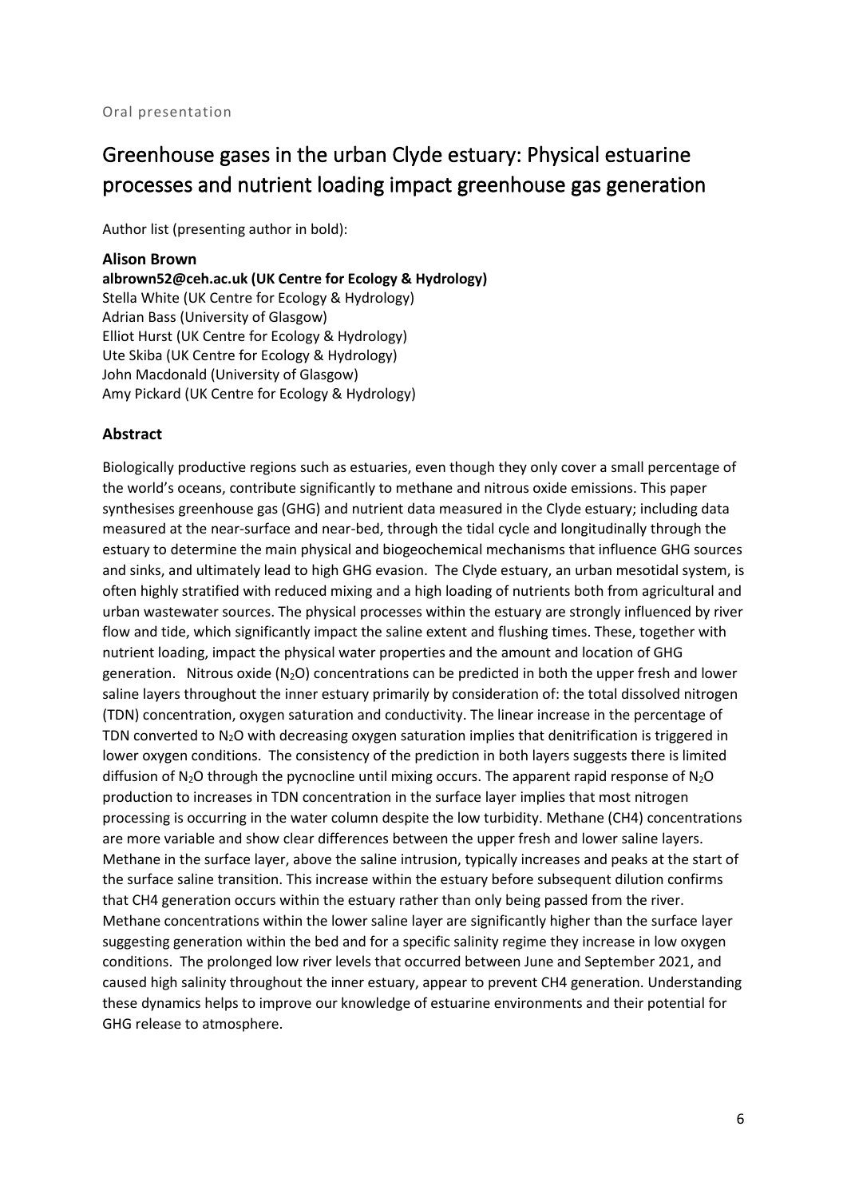Oral presentation

# Greenhouse gases in the urban Clyde estuary: Physical estuarine processes and nutrient loading impact greenhouse gas generation

Author list (presenting author in bold):

**Alison Brown**
**albrown52@ceh.ac.uk (UK Centre for Ecology & Hydrology)**
Stella White (UK Centre for Ecology & Hydrology)
Adrian Bass (University of Glasgow)
Elliot Hurst (UK Centre for Ecology & Hydrology)
Ute Skiba (UK Centre for Ecology & Hydrology)
John Macdonald (University of Glasgow)
Amy Pickard (UK Centre for Ecology & Hydrology)

## Abstract

Biologically productive regions such as estuaries, even though they only cover a small percentage of the world's oceans, contribute significantly to methane and nitrous oxide emissions. This paper synthesises greenhouse gas (GHG) and nutrient data measured in the Clyde estuary; including data measured at the near-surface and near-bed, through the tidal cycle and longitudinally through the estuary to determine the main physical and biogeochemical mechanisms that influence GHG sources and sinks, and ultimately lead to high GHG evasion. The Clyde estuary, an urban mesotidal system, is often highly stratified with reduced mixing and a high loading of nutrients both from agricultural and urban wastewater sources. The physical processes within the estuary are strongly influenced by river flow and tide, which significantly impact the saline extent and flushing times. These, together with nutrient loading, impact the physical water properties and the amount and location of GHG generation. Nitrous oxide ($N_2O$) concentrations can be predicted in both the upper fresh and lower saline layers throughout the inner estuary primarily by consideration of: the total dissolved nitrogen (TDN) concentration, oxygen saturation and conductivity. The linear increase in the percentage of TDN converted to $N_2O$ with decreasing oxygen saturation implies that denitrification is triggered in lower oxygen conditions. The consistency of the prediction in both layers suggests there is limited diffusion of $N_2O$ through the pycnocline until mixing occurs. The apparent rapid response of $N_2O$ production to increases in TDN concentration in the surface layer implies that most nitrogen processing is occurring in the water column despite the low turbidity. Methane (CH4) concentrations are more variable and show clear differences between the upper fresh and lower saline layers. Methane in the surface layer, above the saline intrusion, typically increases and peaks at the start of the surface saline transition. This increase within the estuary before subsequent dilution confirms that CH4 generation occurs within the estuary rather than only being passed from the river. Methane concentrations within the lower saline layer are significantly higher than the surface layer suggesting generation within the bed and for a specific salinity regime they increase in low oxygen conditions. The prolonged low river levels that occurred between June and September 2021, and caused high salinity throughout the inner estuary, appear to prevent CH4 generation. Understanding these dynamics helps to improve our knowledge of estuarine environments and their potential for GHG release to atmosphere.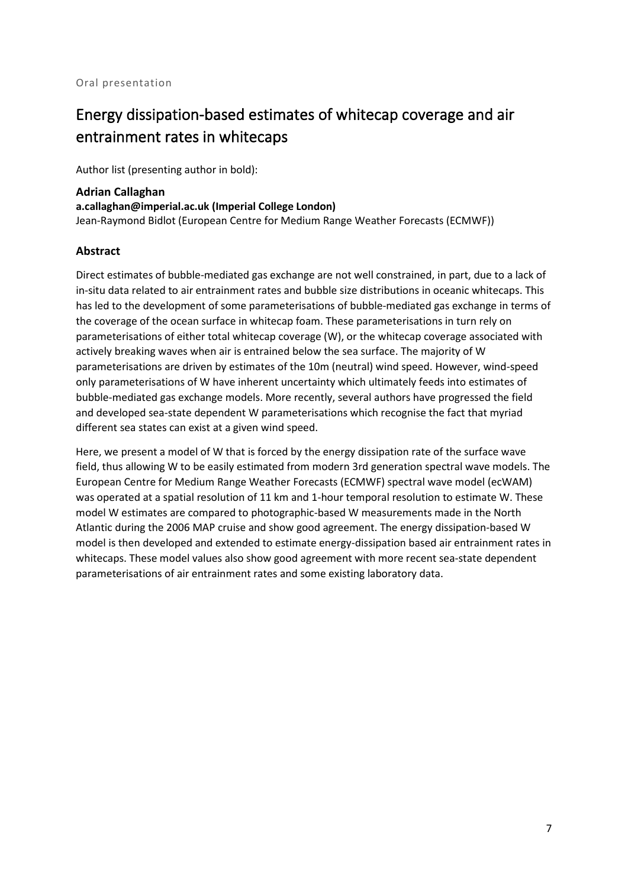Oral presentation

# Energy dissipation-based estimates of whitecap coverage and air entrainment rates in whitecaps

Author list (presenting author in bold):

**Adrian Callaghan**
**a.callaghan@imperial.ac.uk (Imperial College London)**
Jean-Raymond Bidlot (European Centre for Medium Range Weather Forecasts (ECMWF))

## Abstract

Direct estimates of bubble-mediated gas exchange are not well constrained, in part, due to a lack of in-situ data related to air entrainment rates and bubble size distributions in oceanic whitecaps. This has led to the development of some parameterisations of bubble-mediated gas exchange in terms of the coverage of the ocean surface in whitecap foam. These parameterisations in turn rely on parameterisations of either total whitecap coverage (W), or the whitecap coverage associated with actively breaking waves when air is entrained below the sea surface. The majority of W parameterisations are driven by estimates of the 10m (neutral) wind speed. However, wind-speed only parameterisations of W have inherent uncertainty which ultimately feeds into estimates of bubble-mediated gas exchange models. More recently, several authors have progressed the field and developed sea-state dependent W parameterisations which recognise the fact that myriad different sea states can exist at a given wind speed.

Here, we present a model of W that is forced by the energy dissipation rate of the surface wave field, thus allowing W to be easily estimated from modern 3rd generation spectral wave models. The European Centre for Medium Range Weather Forecasts (ECMWF) spectral wave model (ecWAM) was operated at a spatial resolution of 11 km and 1-hour temporal resolution to estimate W. These model W estimates are compared to photographic-based W measurements made in the North Atlantic during the 2006 MAP cruise and show good agreement. The energy dissipation-based W model is then developed and extended to estimate energy-dissipation based air entrainment rates in whitecaps. These model values also show good agreement with more recent sea-state dependent parameterisations of air entrainment rates and some existing laboratory data.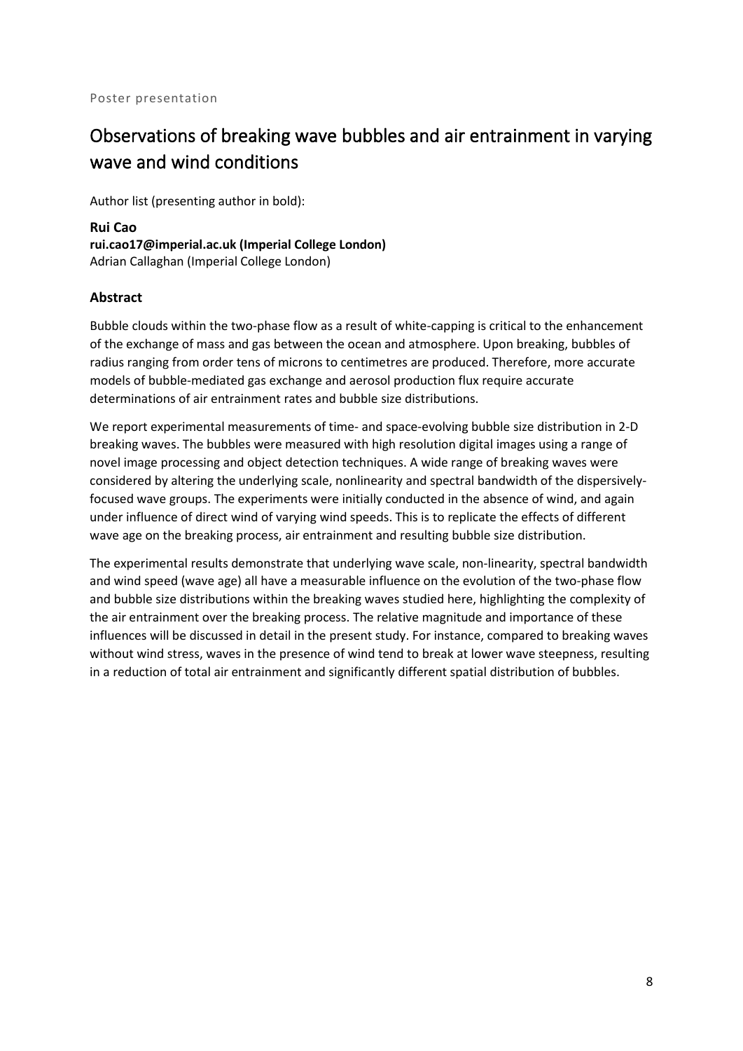Poster presentation

# Observations of breaking wave bubbles and air entrainment in varying wave and wind conditions

Author list (presenting author in bold):

**Rui Cao**
**rui.cao17@imperial.ac.uk (Imperial College London)**
Adrian Callaghan (Imperial College London)

## Abstract

Bubble clouds within the two-phase flow as a result of white-capping is critical to the enhancement of the exchange of mass and gas between the ocean and atmosphere. Upon breaking, bubbles of radius ranging from order tens of microns to centimetres are produced. Therefore, more accurate models of bubble-mediated gas exchange and aerosol production flux require accurate determinations of air entrainment rates and bubble size distributions.

We report experimental measurements of time- and space-evolving bubble size distribution in 2-D breaking waves. The bubbles were measured with high resolution digital images using a range of novel image processing and object detection techniques. A wide range of breaking waves were considered by altering the underlying scale, nonlinearity and spectral bandwidth of the dispersively-focused wave groups. The experiments were initially conducted in the absence of wind, and again under influence of direct wind of varying wind speeds. This is to replicate the effects of different wave age on the breaking process, air entrainment and resulting bubble size distribution.

The experimental results demonstrate that underlying wave scale, non-linearity, spectral bandwidth and wind speed (wave age) all have a measurable influence on the evolution of the two-phase flow and bubble size distributions within the breaking waves studied here, highlighting the complexity of the air entrainment over the breaking process. The relative magnitude and importance of these influences will be discussed in detail in the present study. For instance, compared to breaking waves without wind stress, waves in the presence of wind tend to break at lower wave steepness, resulting in a reduction of total air entrainment and significantly different spatial distribution of bubbles.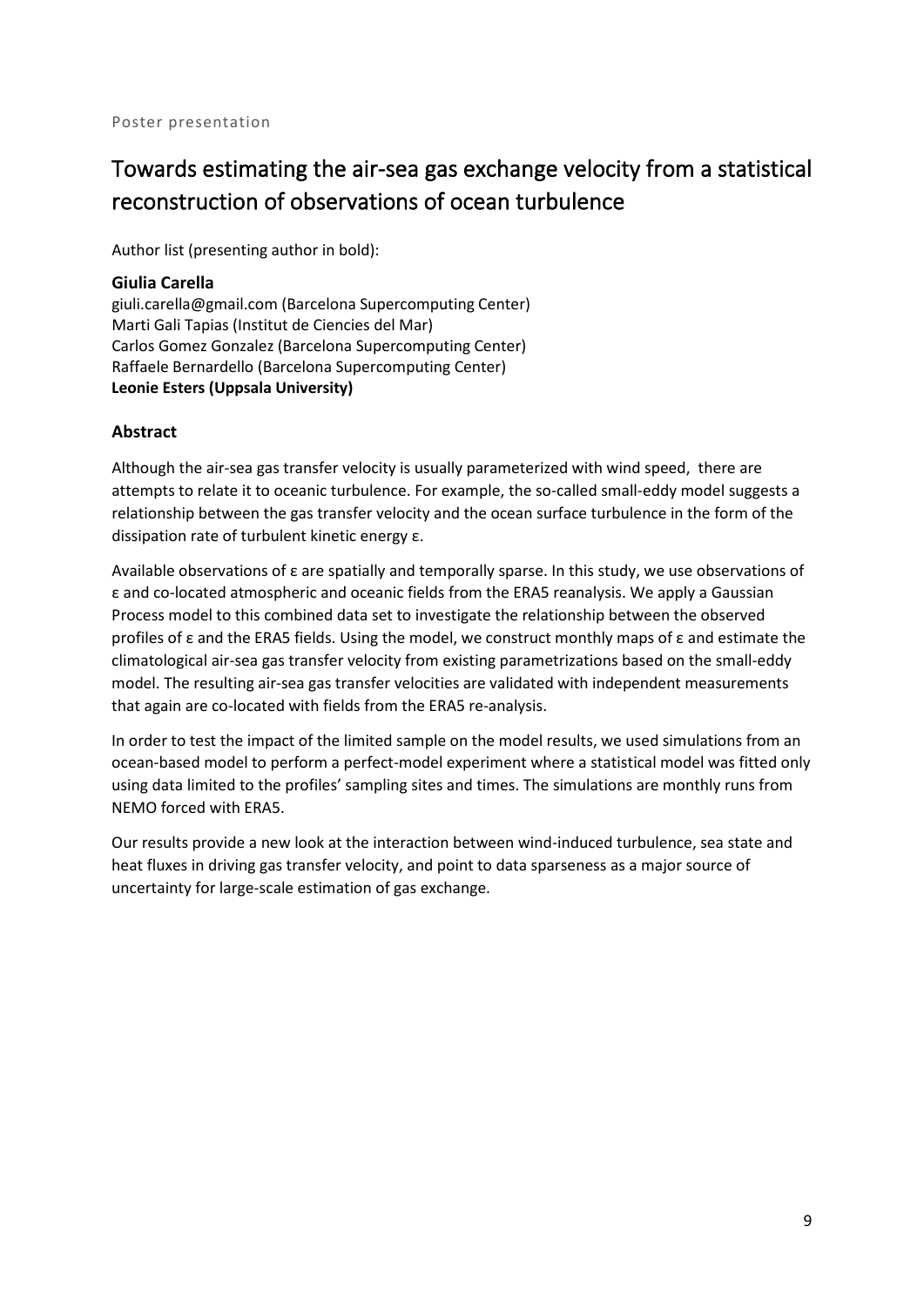Poster presentation

# Towards estimating the air-sea gas exchange velocity from a statistical reconstruction of observations of ocean turbulence

Author list (presenting author in bold):

**Giulia Carella**
giuli.carella@gmail.com (Barcelona Supercomputing Center)
Marti Gali Tapias (Institut de Ciencies del Mar)
Carlos Gomez Gonzalez (Barcelona Supercomputing Center)
Raffaele Bernardello (Barcelona Supercomputing Center)
**Leonie Esters (Uppsala University)**

### Abstract

Although the air-sea gas transfer velocity is usually parameterized with wind speed, there are attempts to relate it to oceanic turbulence. For example, the so-called small-eddy model suggests a relationship between the gas transfer velocity and the ocean surface turbulence in the form of the dissipation rate of turbulent kinetic energy $\varepsilon$.

Available observations of $\varepsilon$ are spatially and temporally sparse. In this study, we use observations of $\varepsilon$ and co-located atmospheric and oceanic fields from the ERA5 reanalysis. We apply a Gaussian Process model to this combined data set to investigate the relationship between the observed profiles of $\varepsilon$ and the ERA5 fields. Using the model, we construct monthly maps of $\varepsilon$ and estimate the climatological air-sea gas transfer velocity from existing parametrizations based on the small-eddy model. The resulting air-sea gas transfer velocities are validated with independent measurements that again are co-located with fields from the ERA5 re-analysis.

In order to test the impact of the limited sample on the model results, we used simulations from an ocean-based model to perform a perfect-model experiment where a statistical model was fitted only using data limited to the profiles' sampling sites and times. The simulations are monthly runs from NEMO forced with ERA5.

Our results provide a new look at the interaction between wind-induced turbulence, sea state and heat fluxes in driving gas transfer velocity, and point to data sparseness as a major source of uncertainty for large-scale estimation of gas exchange.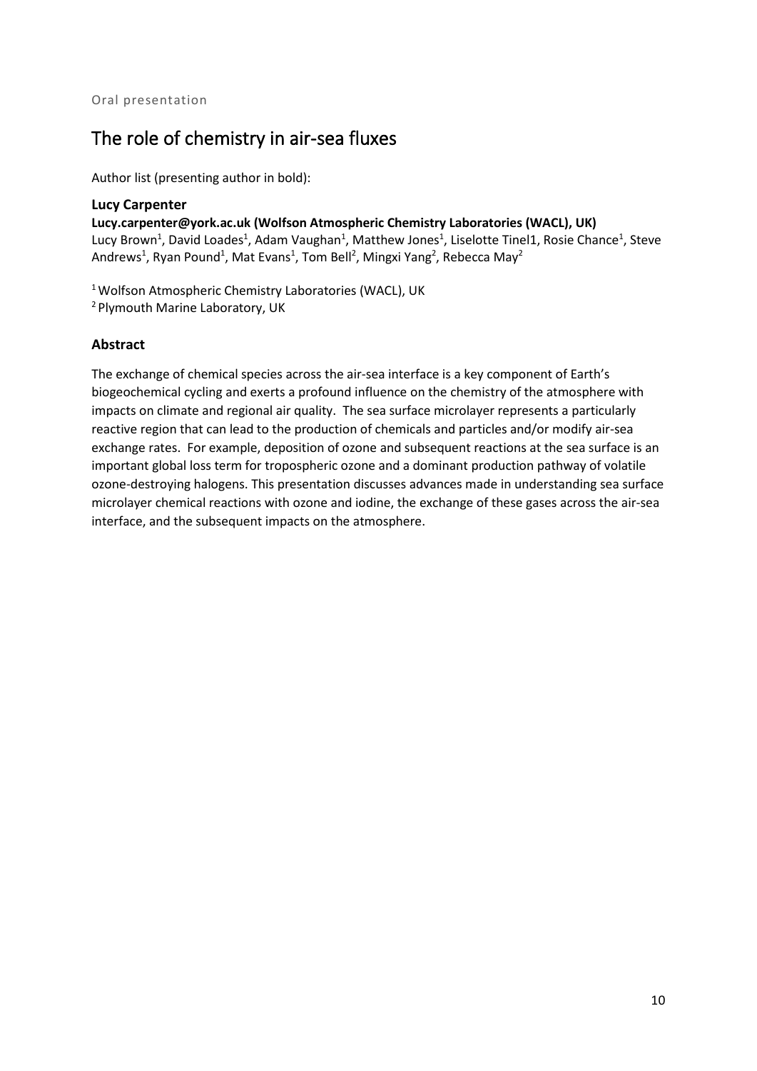Oral presentation

# The role of chemistry in air-sea fluxes

Author list (presenting author in bold):

**Lucy Carpenter**

**Lucy.carpenter@york.ac.uk (Wolfson Atmospheric Chemistry Laboratories (WACL), UK)**

Lucy Brown[1], David Loades[1], Adam Vaughan[1], Matthew Jones[1], Liselotte Tinel1, Rosie Chance[1], Steve Andrews[1], Ryan Pound[1], Mat Evans[1], Tom Bell[2], Mingxi Yang[2], Rebecca May[2]

[1] Wolfson Atmospheric Chemistry Laboratories (WACL), UK
[2] Plymouth Marine Laboratory, UK

## Abstract

The exchange of chemical species across the air-sea interface is a key component of Earth's biogeochemical cycling and exerts a profound influence on the chemistry of the atmosphere with impacts on climate and regional air quality. The sea surface microlayer represents a particularly reactive region that can lead to the production of chemicals and particles and/or modify air-sea exchange rates. For example, deposition of ozone and subsequent reactions at the sea surface is an important global loss term for tropospheric ozone and a dominant production pathway of volatile ozone-destroying halogens. This presentation discusses advances made in understanding sea surface microlayer chemical reactions with ozone and iodine, the exchange of these gases across the air-sea interface, and the subsequent impacts on the atmosphere.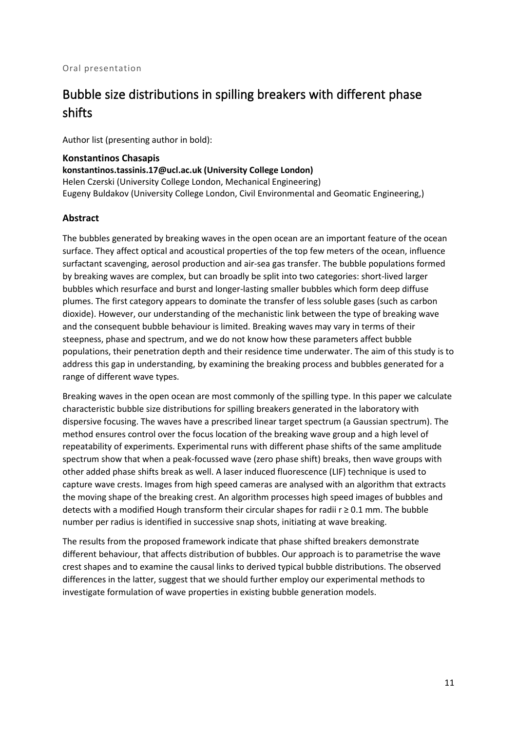Oral presentation

# Bubble size distributions in spilling breakers with different phase shifts

Author list (presenting author in bold):

**Konstantinos Chasapis**
**konstantinos.tassinis.17@ucl.ac.uk (University College London)**
Helen Czerski (University College London, Mechanical Engineering)
Eugeny Buldakov (University College London, Civil Environmental and Geomatic Engineering,)

## Abstract

The bubbles generated by breaking waves in the open ocean are an important feature of the ocean surface. They affect optical and acoustical properties of the top few meters of the ocean, influence surfactant scavenging, aerosol production and air-sea gas transfer. The bubble populations formed by breaking waves are complex, but can broadly be split into two categories: short-lived larger bubbles which resurface and burst and longer-lasting smaller bubbles which form deep diffuse plumes. The first category appears to dominate the transfer of less soluble gases (such as carbon dioxide). However, our understanding of the mechanistic link between the type of breaking wave and the consequent bubble behaviour is limited. Breaking waves may vary in terms of their steepness, phase and spectrum, and we do not know how these parameters affect bubble populations, their penetration depth and their residence time underwater. The aim of this study is to address this gap in understanding, by examining the breaking process and bubbles generated for a range of different wave types.

Breaking waves in the open ocean are most commonly of the spilling type. In this paper we calculate characteristic bubble size distributions for spilling breakers generated in the laboratory with dispersive focusing. The waves have a prescribed linear target spectrum (a Gaussian spectrum). The method ensures control over the focus location of the breaking wave group and a high level of repeatability of experiments. Experimental runs with different phase shifts of the same amplitude spectrum show that when a peak-focussed wave (zero phase shift) breaks, then wave groups with other added phase shifts break as well. A laser induced fluorescence (LIF) technique is used to capture wave crests. Images from high speed cameras are analysed with an algorithm that extracts the moving shape of the breaking crest. An algorithm processes high speed images of bubbles and detects with a modified Hough transform their circular shapes for radii $r \geq 0.1$ mm. The bubble number per radius is identified in successive snap shots, initiating at wave breaking.

The results from the proposed framework indicate that phase shifted breakers demonstrate different behaviour, that affects distribution of bubbles. Our approach is to parametrise the wave crest shapes and to examine the causal links to derived typical bubble distributions. The observed differences in the latter, suggest that we should further employ our experimental methods to investigate formulation of wave properties in existing bubble generation models.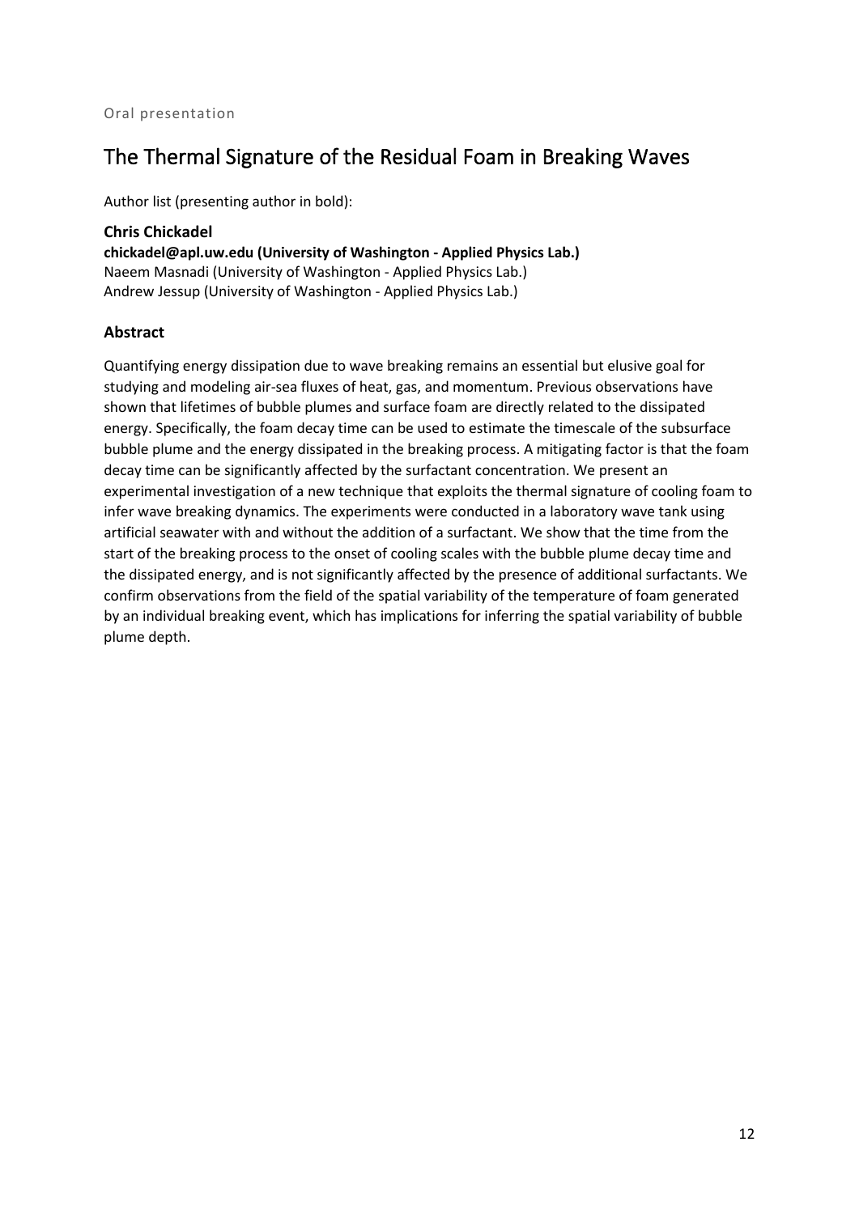Oral presentation

# The Thermal Signature of the Residual Foam in Breaking Waves

Author list (presenting author in bold):

**Chris Chickadel**
**chickadel@apl.uw.edu (University of Washington - Applied Physics Lab.)**
Naeem Masnadi (University of Washington - Applied Physics Lab.)
Andrew Jessup (University of Washington - Applied Physics Lab.)

## Abstract

Quantifying energy dissipation due to wave breaking remains an essential but elusive goal for studying and modeling air-sea fluxes of heat, gas, and momentum. Previous observations have shown that lifetimes of bubble plumes and surface foam are directly related to the dissipated energy. Specifically, the foam decay time can be used to estimate the timescale of the subsurface bubble plume and the energy dissipated in the breaking process. A mitigating factor is that the foam decay time can be significantly affected by the surfactant concentration. We present an experimental investigation of a new technique that exploits the thermal signature of cooling foam to infer wave breaking dynamics. The experiments were conducted in a laboratory wave tank using artificial seawater with and without the addition of a surfactant. We show that the time from the start of the breaking process to the onset of cooling scales with the bubble plume decay time and the dissipated energy, and is not significantly affected by the presence of additional surfactants. We confirm observations from the field of the spatial variability of the temperature of foam generated by an individual breaking event, which has implications for inferring the spatial variability of bubble plume depth.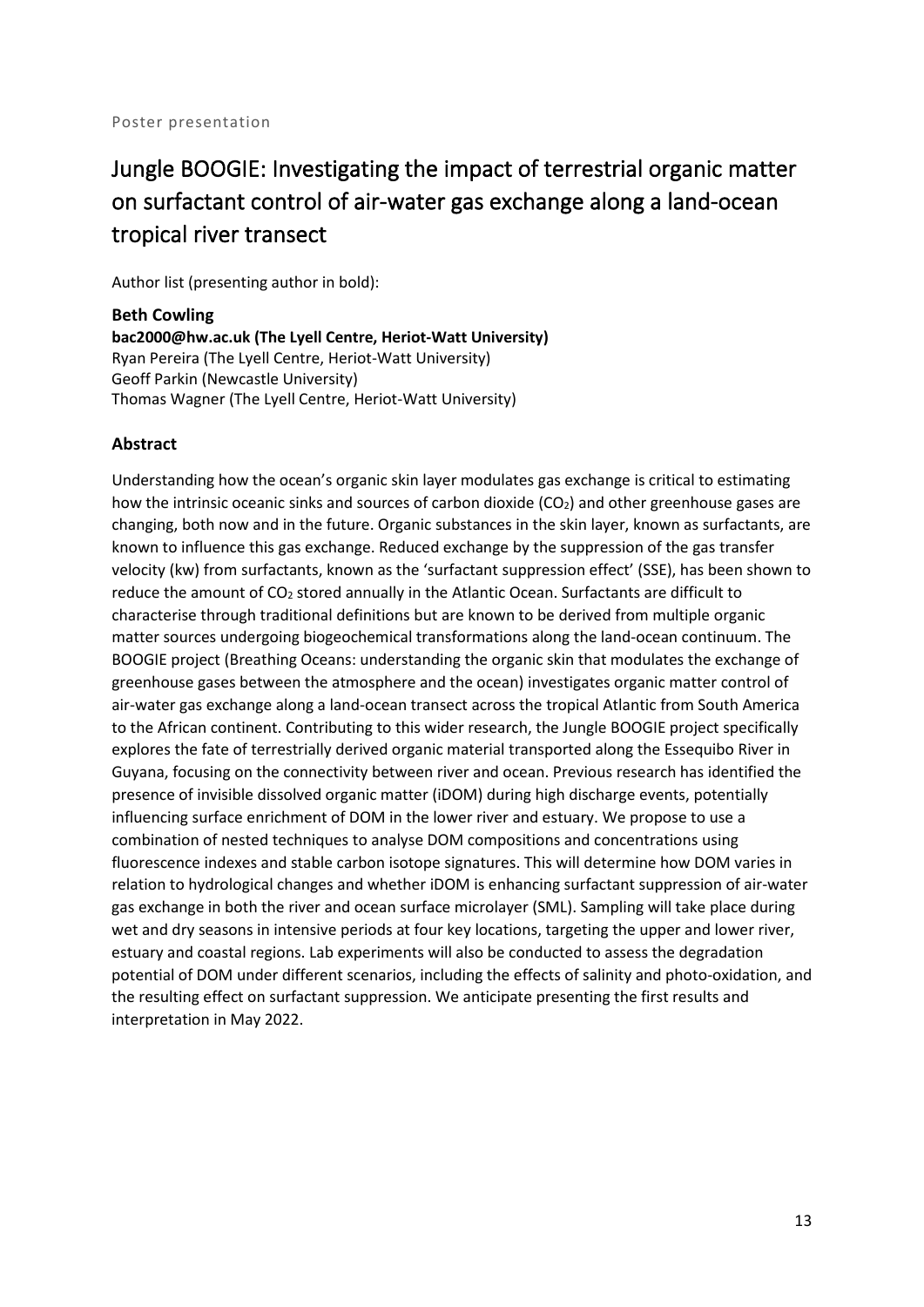Poster presentation

# Jungle BOOGIE: Investigating the impact of terrestrial organic matter on surfactant control of air-water gas exchange along a land-ocean tropical river transect

Author list (presenting author in bold):

**Beth Cowling**
**bac2000@hw.ac.uk (The Lyell Centre, Heriot-Watt University)**
Ryan Pereira (The Lyell Centre, Heriot-Watt University)
Geoff Parkin (Newcastle University)
Thomas Wagner (The Lyell Centre, Heriot-Watt University)

## Abstract

Understanding how the ocean's organic skin layer modulates gas exchange is critical to estimating how the intrinsic oceanic sinks and sources of carbon dioxide ($CO_2$) and other greenhouse gases are changing, both now and in the future. Organic substances in the skin layer, known as surfactants, are known to influence this gas exchange. Reduced exchange by the suppression of the gas transfer velocity (kw) from surfactants, known as the 'surfactant suppression effect' (SSE), has been shown to reduce the amount of $CO_2$ stored annually in the Atlantic Ocean. Surfactants are difficult to characterise through traditional definitions but are known to be derived from multiple organic matter sources undergoing biogeochemical transformations along the land-ocean continuum. The BOOGIE project (Breathing Oceans: understanding the organic skin that modulates the exchange of greenhouse gases between the atmosphere and the ocean) investigates organic matter control of air-water gas exchange along a land-ocean transect across the tropical Atlantic from South America to the African continent. Contributing to this wider research, the Jungle BOOGIE project specifically explores the fate of terrestrially derived organic material transported along the Essequibo River in Guyana, focusing on the connectivity between river and ocean. Previous research has identified the presence of invisible dissolved organic matter (iDOM) during high discharge events, potentially influencing surface enrichment of DOM in the lower river and estuary. We propose to use a combination of nested techniques to analyse DOM compositions and concentrations using fluorescence indexes and stable carbon isotope signatures. This will determine how DOM varies in relation to hydrological changes and whether iDOM is enhancing surfactant suppression of air-water gas exchange in both the river and ocean surface microlayer (SML). Sampling will take place during wet and dry seasons in intensive periods at four key locations, targeting the upper and lower river, estuary and coastal regions. Lab experiments will also be conducted to assess the degradation potential of DOM under different scenarios, including the effects of salinity and photo-oxidation, and the resulting effect on surfactant suppression. We anticipate presenting the first results and interpretation in May 2022.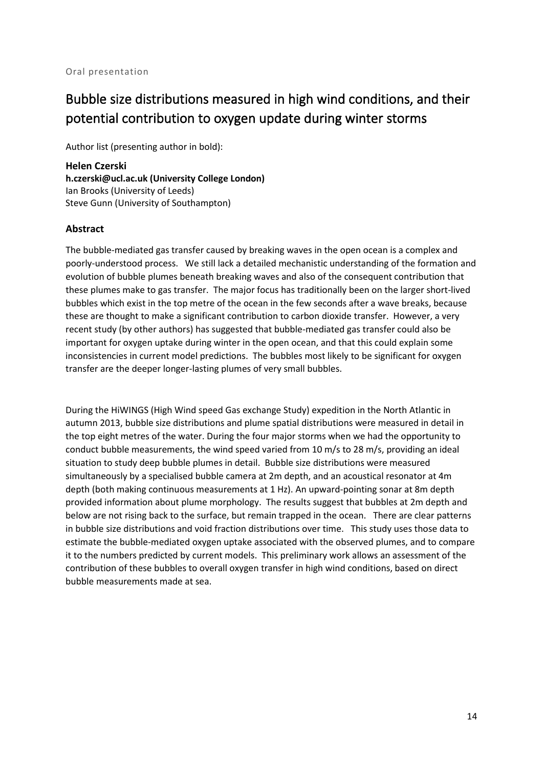Oral presentation

# Bubble size distributions measured in high wind conditions, and their potential contribution to oxygen update during winter storms

Author list (presenting author in bold):

**Helen Czerski**
**h.czerski@ucl.ac.uk (University College London)**
Ian Brooks (University of Leeds)
Steve Gunn (University of Southampton)

## Abstract

The bubble-mediated gas transfer caused by breaking waves in the open ocean is a complex and poorly-understood process. We still lack a detailed mechanistic understanding of the formation and evolution of bubble plumes beneath breaking waves and also of the consequent contribution that these plumes make to gas transfer. The major focus has traditionally been on the larger short-lived bubbles which exist in the top metre of the ocean in the few seconds after a wave breaks, because these are thought to make a significant contribution to carbon dioxide transfer. However, a very recent study (by other authors) has suggested that bubble-mediated gas transfer could also be important for oxygen uptake during winter in the open ocean, and that this could explain some inconsistencies in current model predictions. The bubbles most likely to be significant for oxygen transfer are the deeper longer-lasting plumes of very small bubbles.

During the HiWINGS (High Wind speed Gas exchange Study) expedition in the North Atlantic in autumn 2013, bubble size distributions and plume spatial distributions were measured in detail in the top eight metres of the water. During the four major storms when we had the opportunity to conduct bubble measurements, the wind speed varied from 10 m/s to 28 m/s, providing an ideal situation to study deep bubble plumes in detail. Bubble size distributions were measured simultaneously by a specialised bubble camera at 2m depth, and an acoustical resonator at 4m depth (both making continuous measurements at 1 Hz). An upward-pointing sonar at 8m depth provided information about plume morphology. The results suggest that bubbles at 2m depth and below are not rising back to the surface, but remain trapped in the ocean. There are clear patterns in bubble size distributions and void fraction distributions over time. This study uses those data to estimate the bubble-mediated oxygen uptake associated with the observed plumes, and to compare it to the numbers predicted by current models. This preliminary work allows an assessment of the contribution of these bubbles to overall oxygen transfer in high wind conditions, based on direct bubble measurements made at sea.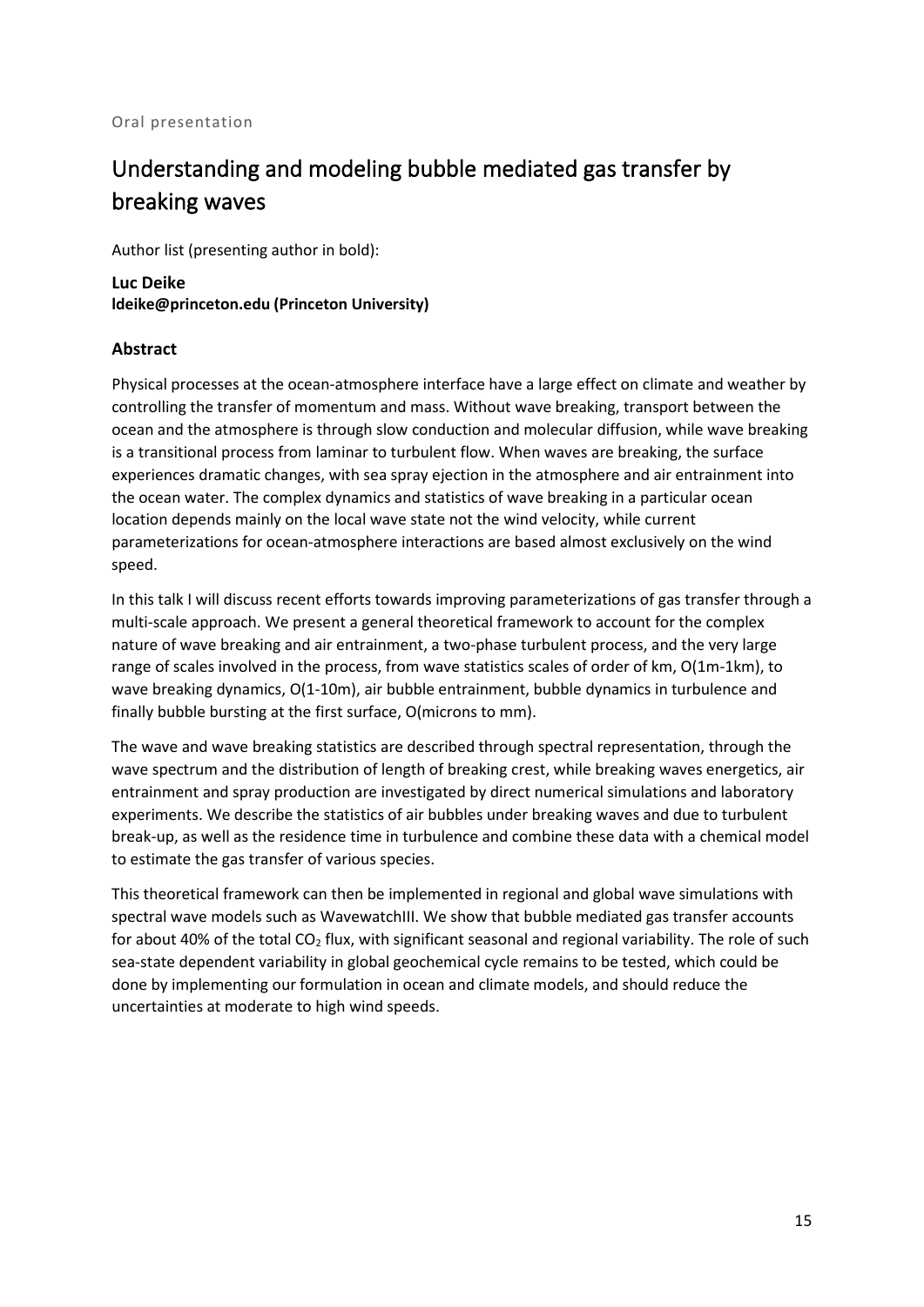Oral presentation

# Understanding and modeling bubble mediated gas transfer by breaking waves

Author list (presenting author in bold):

**Luc Deike**
**ldeike@princeton.edu (Princeton University)**

### Abstract

Physical processes at the ocean-atmosphere interface have a large effect on climate and weather by controlling the transfer of momentum and mass. Without wave breaking, transport between the ocean and the atmosphere is through slow conduction and molecular diffusion, while wave breaking is a transitional process from laminar to turbulent flow. When waves are breaking, the surface experiences dramatic changes, with sea spray ejection in the atmosphere and air entrainment into the ocean water. The complex dynamics and statistics of wave breaking in a particular ocean location depends mainly on the local wave state not the wind velocity, while current parameterizations for ocean-atmosphere interactions are based almost exclusively on the wind speed.

In this talk I will discuss recent efforts towards improving parameterizations of gas transfer through a multi-scale approach. We present a general theoretical framework to account for the complex nature of wave breaking and air entrainment, a two-phase turbulent process, and the very large range of scales involved in the process, from wave statistics scales of order of km, O(1m-1km), to wave breaking dynamics, O(1-10m), air bubble entrainment, bubble dynamics in turbulence and finally bubble bursting at the first surface, O(microns to mm).

The wave and wave breaking statistics are described through spectral representation, through the wave spectrum and the distribution of length of breaking crest, while breaking waves energetics, air entrainment and spray production are investigated by direct numerical simulations and laboratory experiments. We describe the statistics of air bubbles under breaking waves and due to turbulent break-up, as well as the residence time in turbulence and combine these data with a chemical model to estimate the gas transfer of various species.

This theoretical framework can then be implemented in regional and global wave simulations with spectral wave models such as WavewatchIII. We show that bubble mediated gas transfer accounts for about 40% of the total $CO_2$ flux, with significant seasonal and regional variability. The role of such sea-state dependent variability in global geochemical cycle remains to be tested, which could be done by implementing our formulation in ocean and climate models, and should reduce the uncertainties at moderate to high wind speeds.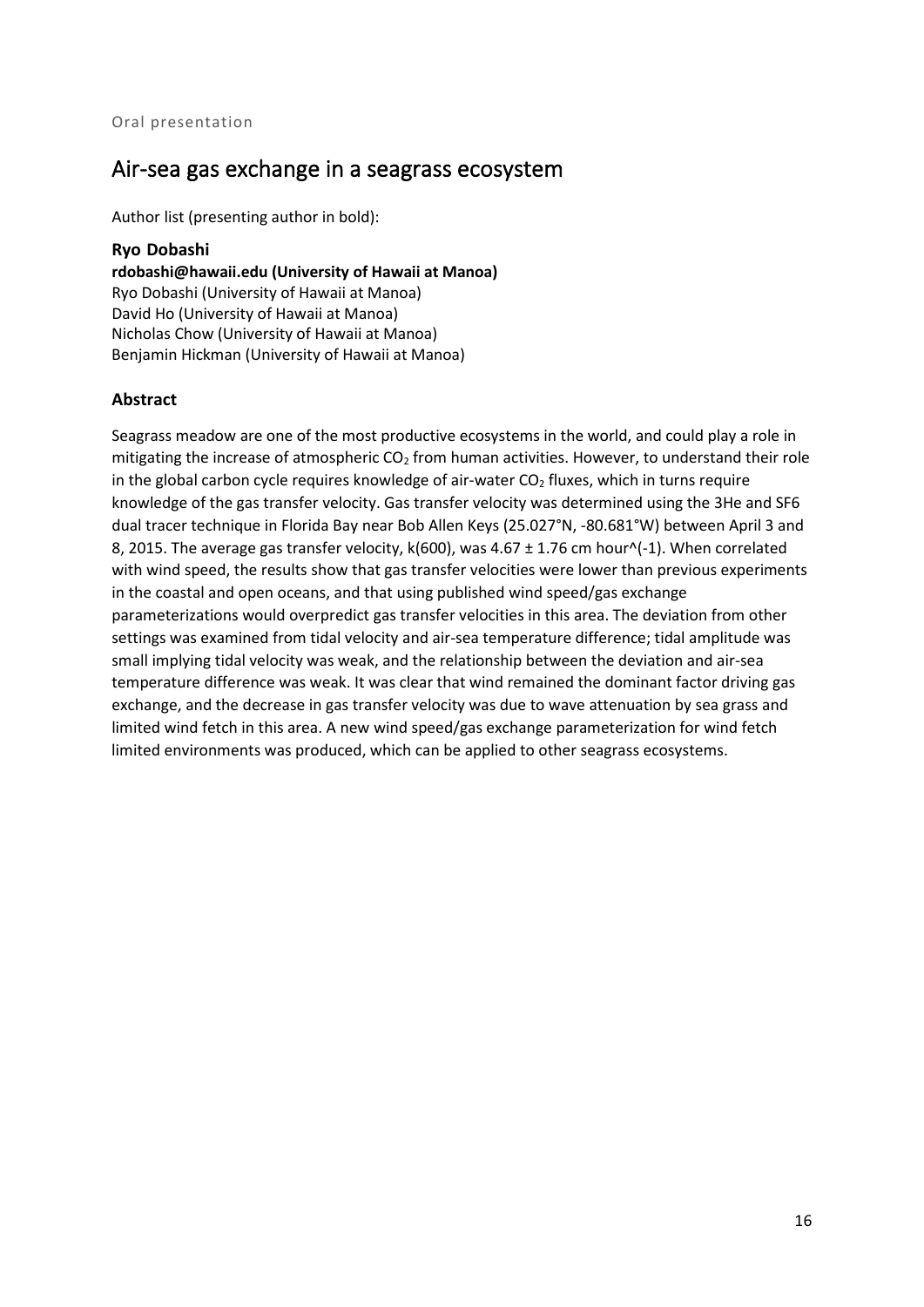Oral presentation

## Air-sea gas exchange in a seagrass ecosystem

Author list (presenting author in bold):

**Ryo Dobashi**
**rdobashi@hawaii.edu (University of Hawaii at Manoa)**
Ryo Dobashi (University of Hawaii at Manoa)
David Ho (University of Hawaii at Manoa)
Nicholas Chow (University of Hawaii at Manoa)
Benjamin Hickman (University of Hawaii at Manoa)

### Abstract

Seagrass meadow are one of the most productive ecosystems in the world, and could play a role in mitigating the increase of atmospheric $CO_2$ from human activities. However, to understand their role in the global carbon cycle requires knowledge of air-water $CO_2$ fluxes, which in turns require knowledge of the gas transfer velocity. Gas transfer velocity was determined using the 3He and SF6 dual tracer technique in Florida Bay near Bob Allen Keys (25.027°N, -80.681°W) between April 3 and 8, 2015. The average gas transfer velocity, k(600), was 4.67 ± 1.76 cm hour^(-1). When correlated with wind speed, the results show that gas transfer velocities were lower than previous experiments in the coastal and open oceans, and that using published wind speed/gas exchange parameterizations would overpredict gas transfer velocities in this area. The deviation from other settings was examined from tidal velocity and air-sea temperature difference; tidal amplitude was small implying tidal velocity was weak, and the relationship between the deviation and air-sea temperature difference was weak. It was clear that wind remained the dominant factor driving gas exchange, and the decrease in gas transfer velocity was due to wave attenuation by sea grass and limited wind fetch in this area. A new wind speed/gas exchange parameterization for wind fetch limited environments was produced, which can be applied to other seagrass ecosystems.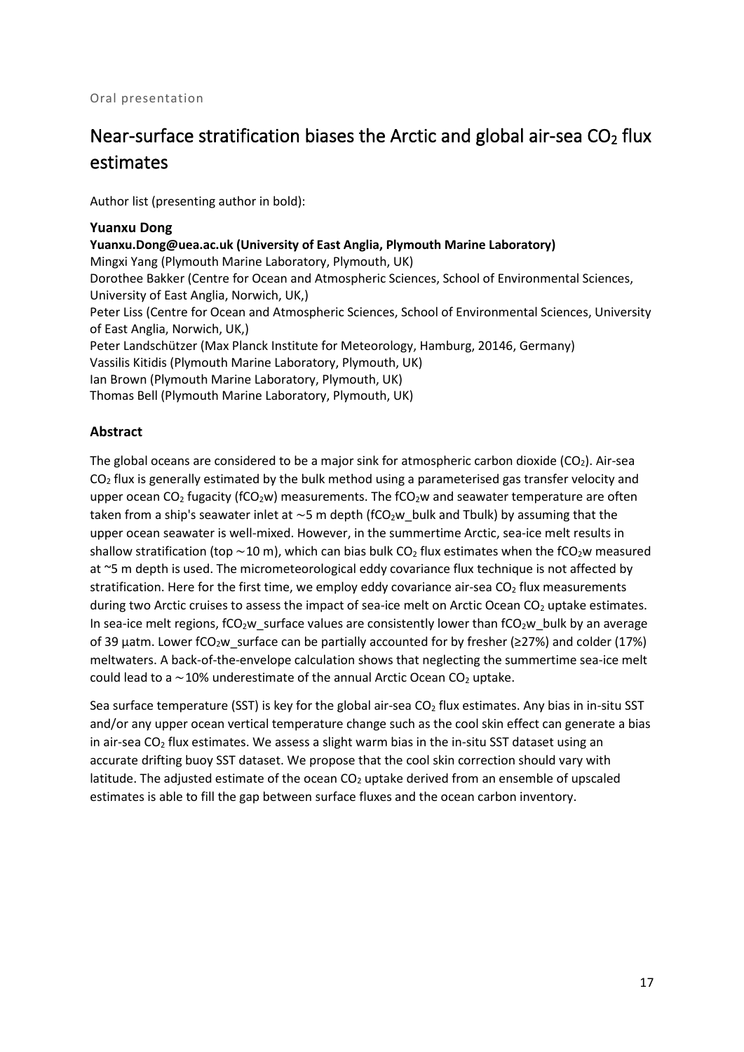Oral presentation

# Near-surface stratification biases the Arctic and global air-sea $CO_2$ flux estimates

Author list (presenting author in bold):

**Yuanxu Dong**

**Yuanxu.Dong@uea.ac.uk (University of East Anglia, Plymouth Marine Laboratory)**

Mingxi Yang (Plymouth Marine Laboratory, Plymouth, UK)

Dorothee Bakker (Centre for Ocean and Atmospheric Sciences, School of Environmental Sciences, University of East Anglia, Norwich, UK,)

Peter Liss (Centre for Ocean and Atmospheric Sciences, School of Environmental Sciences, University of East Anglia, Norwich, UK,)

Peter Landschützer (Max Planck Institute for Meteorology, Hamburg, 20146, Germany)

Vassilis Kitidis (Plymouth Marine Laboratory, Plymouth, UK)

Ian Brown (Plymouth Marine Laboratory, Plymouth, UK)

Thomas Bell (Plymouth Marine Laboratory, Plymouth, UK)

## Abstract

The global oceans are considered to be a major sink for atmospheric carbon dioxide ($CO_2$). Air-sea $CO_2$ flux is generally estimated by the bulk method using a parameterised gas transfer velocity and upper ocean $CO_2$ fugacity ($fCO_2w$) measurements. The $fCO_2w$ and seawater temperature are often taken from a ship's seawater inlet at ~5 m depth ($fCO_2w$_bulk and Tbulk) by assuming that the upper ocean seawater is well-mixed. However, in the summertime Arctic, sea-ice melt results in shallow stratification (top ~10 m), which can bias bulk $CO_2$ flux estimates when the $fCO_2w$ measured at ~5 m depth is used. The micrometeorological eddy covariance flux technique is not affected by stratification. Here for the first time, we employ eddy covariance air-sea $CO_2$ flux measurements during two Arctic cruises to assess the impact of sea-ice melt on Arctic Ocean $CO_2$ uptake estimates. In sea-ice melt regions, $fCO_2w$_surface values are consistently lower than $fCO_2w$_bulk by an average of 39 µatm. Lower $fCO_2w$_surface can be partially accounted for by fresher (≥27%) and colder (17%) meltwaters. A back-of-the-envelope calculation shows that neglecting the summertime sea-ice melt could lead to a ~10% underestimate of the annual Arctic Ocean $CO_2$ uptake.

Sea surface temperature (SST) is key for the global air-sea $CO_2$ flux estimates. Any bias in in-situ SST and/or any upper ocean vertical temperature change such as the cool skin effect can generate a bias in air-sea $CO_2$ flux estimates. We assess a slight warm bias in the in-situ SST dataset using an accurate drifting buoy SST dataset. We propose that the cool skin correction should vary with latitude. The adjusted estimate of the ocean $CO_2$ uptake derived from an ensemble of upscaled estimates is able to fill the gap between surface fluxes and the ocean carbon inventory.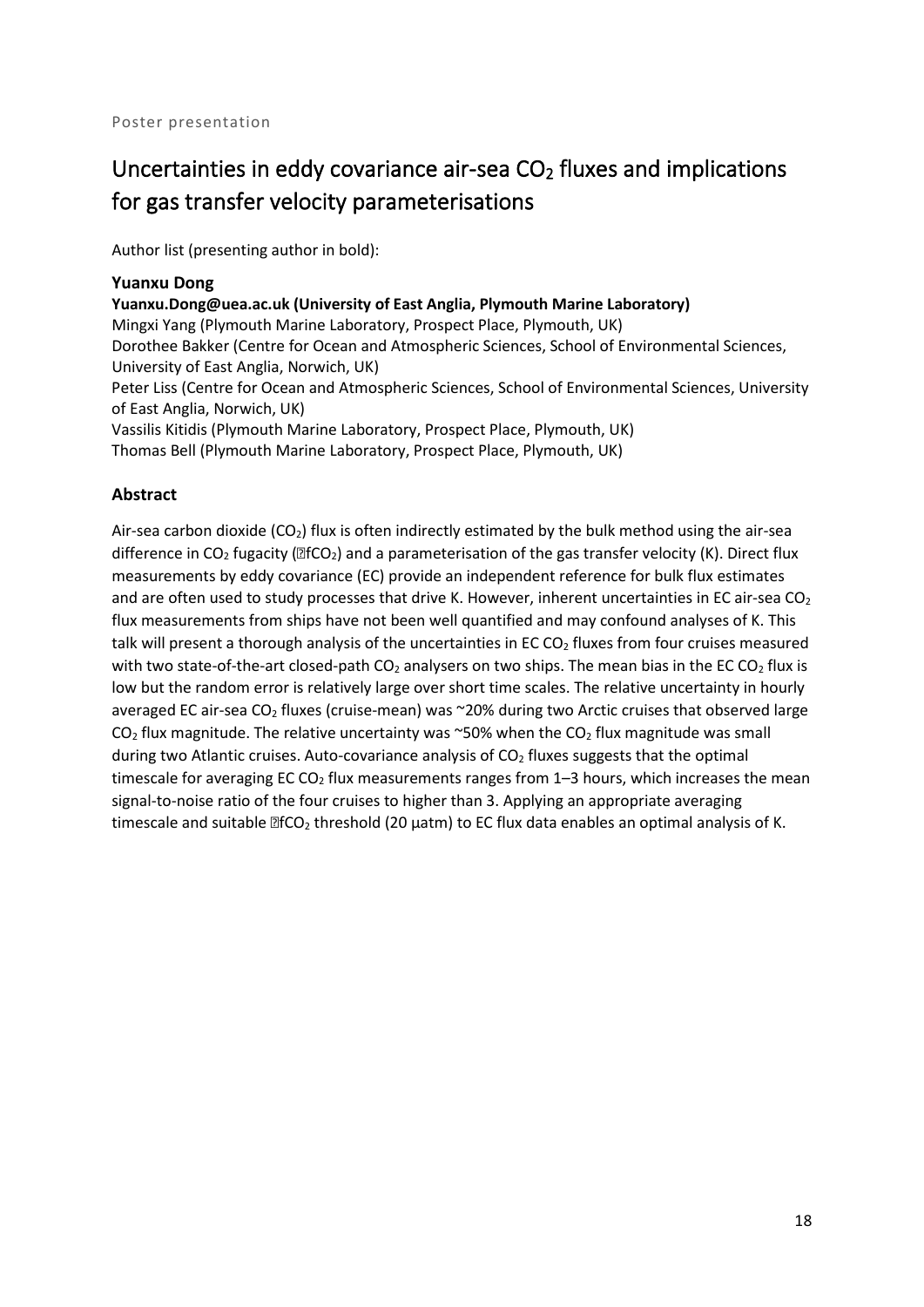Poster presentation

# Uncertainties in eddy covariance air-sea $CO_2$ fluxes and implications for gas transfer velocity parameterisations

Author list (presenting author in bold):

**Yuanxu Dong**

**Yuanxu.Dong@uea.ac.uk (University of East Anglia, Plymouth Marine Laboratory)**

Mingxi Yang (Plymouth Marine Laboratory, Prospect Place, Plymouth, UK)

Dorothee Bakker (Centre for Ocean and Atmospheric Sciences, School of Environmental Sciences, University of East Anglia, Norwich, UK)

Peter Liss (Centre for Ocean and Atmospheric Sciences, School of Environmental Sciences, University of East Anglia, Norwich, UK)

Vassilis Kitidis (Plymouth Marine Laboratory, Prospect Place, Plymouth, UK)

Thomas Bell (Plymouth Marine Laboratory, Prospect Place, Plymouth, UK)

## Abstract

Air-sea carbon dioxide ($CO_2$) flux is often indirectly estimated by the bulk method using the air-sea difference in $CO_2$ fugacity ($\Delta fCO_2$) and a parameterisation of the gas transfer velocity (K). Direct flux measurements by eddy covariance (EC) provide an independent reference for bulk flux estimates and are often used to study processes that drive K. However, inherent uncertainties in EC air-sea $CO_2$ flux measurements from ships have not been well quantified and may confound analyses of K. This talk will present a thorough analysis of the uncertainties in EC $CO_2$ fluxes from four cruises measured with two state-of-the-art closed-path $CO_2$ analysers on two ships. The mean bias in the EC $CO_2$ flux is low but the random error is relatively large over short time scales. The relative uncertainty in hourly averaged EC air-sea $CO_2$ fluxes (cruise-mean) was ~20% during two Arctic cruises that observed large $CO_2$ flux magnitude. The relative uncertainty was ~50% when the $CO_2$ flux magnitude was small during two Atlantic cruises. Auto-covariance analysis of $CO_2$ fluxes suggests that the optimal timescale for averaging EC $CO_2$ flux measurements ranges from 1–3 hours, which increases the mean signal-to-noise ratio of the four cruises to higher than 3. Applying an appropriate averaging timescale and suitable $\Delta fCO_2$ threshold (20 µatm) to EC flux data enables an optimal analysis of K.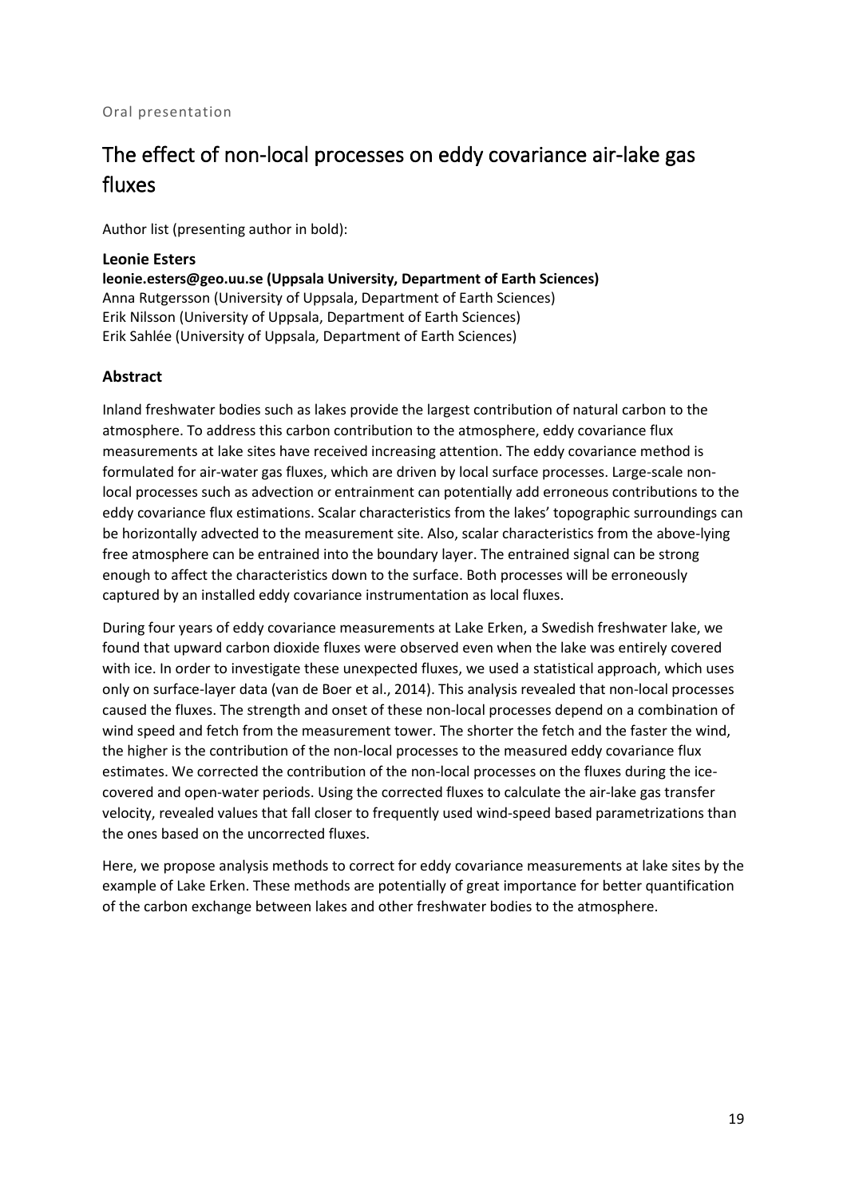Oral presentation

# The effect of non-local processes on eddy covariance air-lake gas fluxes

Author list (presenting author in bold):

**Leonie Esters**
**leonie.esters@geo.uu.se (Uppsala University, Department of Earth Sciences)**
Anna Rutgersson (University of Uppsala, Department of Earth Sciences)
Erik Nilsson (University of Uppsala, Department of Earth Sciences)
Erik Sahlée (University of Uppsala, Department of Earth Sciences)

## Abstract

Inland freshwater bodies such as lakes provide the largest contribution of natural carbon to the atmosphere. To address this carbon contribution to the atmosphere, eddy covariance flux measurements at lake sites have received increasing attention. The eddy covariance method is formulated for air-water gas fluxes, which are driven by local surface processes. Large-scale non-local processes such as advection or entrainment can potentially add erroneous contributions to the eddy covariance flux estimations. Scalar characteristics from the lakes' topographic surroundings can be horizontally advected to the measurement site. Also, scalar characteristics from the above-lying free atmosphere can be entrained into the boundary layer. The entrained signal can be strong enough to affect the characteristics down to the surface. Both processes will be erroneously captured by an installed eddy covariance instrumentation as local fluxes.

During four years of eddy covariance measurements at Lake Erken, a Swedish freshwater lake, we found that upward carbon dioxide fluxes were observed even when the lake was entirely covered with ice. In order to investigate these unexpected fluxes, we used a statistical approach, which uses only on surface-layer data (van de Boer et al., 2014). This analysis revealed that non-local processes caused the fluxes. The strength and onset of these non-local processes depend on a combination of wind speed and fetch from the measurement tower. The shorter the fetch and the faster the wind, the higher is the contribution of the non-local processes to the measured eddy covariance flux estimates. We corrected the contribution of the non-local processes on the fluxes during the ice-covered and open-water periods. Using the corrected fluxes to calculate the air-lake gas transfer velocity, revealed values that fall closer to frequently used wind-speed based parametrizations than the ones based on the uncorrected fluxes.

Here, we propose analysis methods to correct for eddy covariance measurements at lake sites by the example of Lake Erken. These methods are potentially of great importance for better quantification of the carbon exchange between lakes and other freshwater bodies to the atmosphere.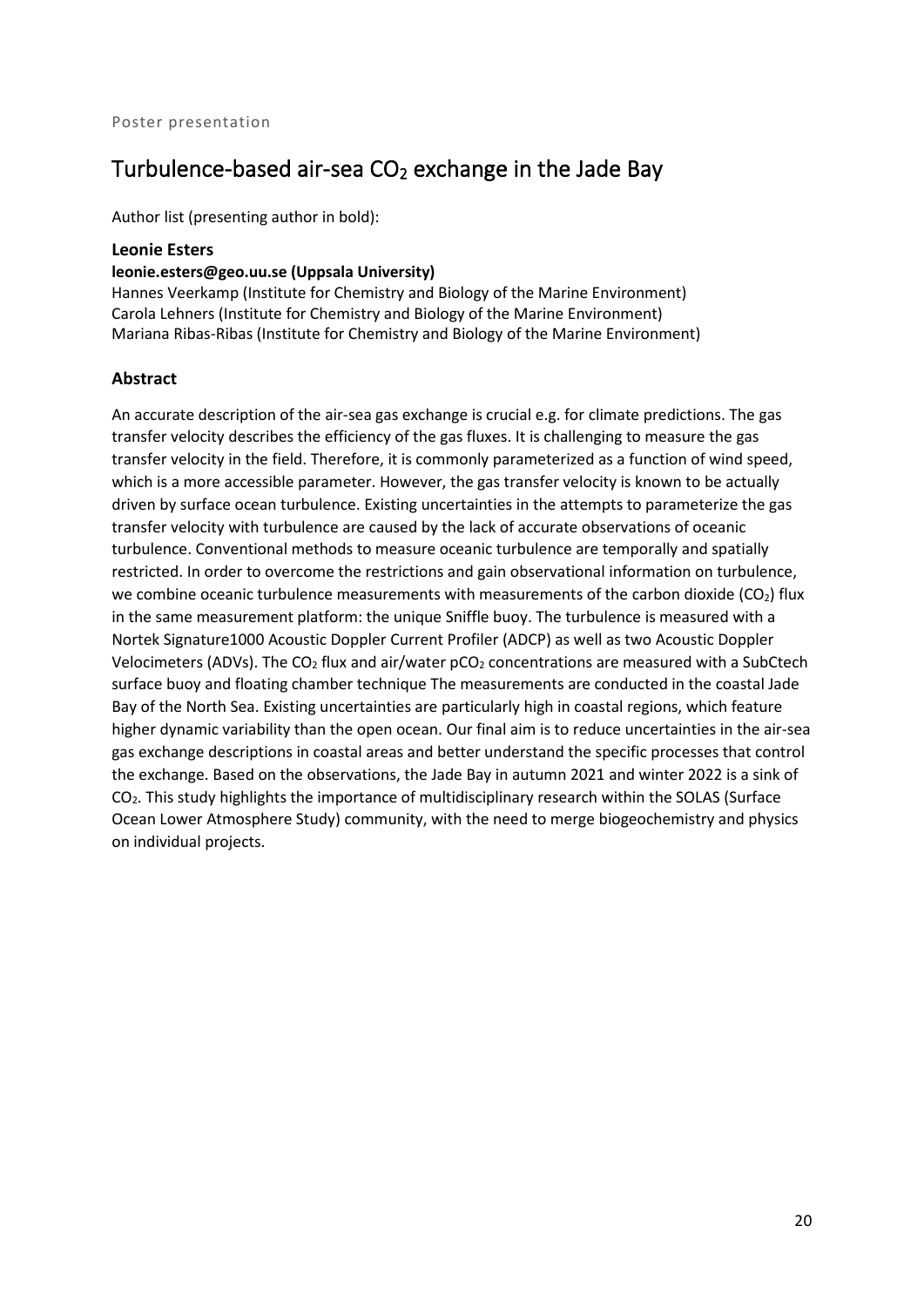Poster presentation

# Turbulence-based air-sea $CO_2$ exchange in the Jade Bay

Author list (presenting author in bold):

**Leonie Esters**
**leonie.esters@geo.uu.se (Uppsala University)**
Hannes Veerkamp (Institute for Chemistry and Biology of the Marine Environment)
Carola Lehners (Institute for Chemistry and Biology of the Marine Environment)
Mariana Ribas-Ribas (Institute for Chemistry and Biology of the Marine Environment)

## Abstract

An accurate description of the air-sea gas exchange is crucial e.g. for climate predictions. The gas transfer velocity describes the efficiency of the gas fluxes. It is challenging to measure the gas transfer velocity in the field. Therefore, it is commonly parameterized as a function of wind speed, which is a more accessible parameter. However, the gas transfer velocity is known to be actually driven by surface ocean turbulence. Existing uncertainties in the attempts to parameterize the gas transfer velocity with turbulence are caused by the lack of accurate observations of oceanic turbulence. Conventional methods to measure oceanic turbulence are temporally and spatially restricted. In order to overcome the restrictions and gain observational information on turbulence, we combine oceanic turbulence measurements with measurements of the carbon dioxide ($CO_2$) flux in the same measurement platform: the unique Sniffle buoy. The turbulence is measured with a Nortek Signature1000 Acoustic Doppler Current Profiler (ADCP) as well as two Acoustic Doppler Velocimeters (ADVs). The $CO_2$ flux and air/water $pCO_2$ concentrations are measured with a SubCtech surface buoy and floating chamber technique The measurements are conducted in the coastal Jade Bay of the North Sea. Existing uncertainties are particularly high in coastal regions, which feature higher dynamic variability than the open ocean. Our final aim is to reduce uncertainties in the air-sea gas exchange descriptions in coastal areas and better understand the specific processes that control the exchange. Based on the observations, the Jade Bay in autumn 2021 and winter 2022 is a sink of $CO_2$. This study highlights the importance of multidisciplinary research within the SOLAS (Surface Ocean Lower Atmosphere Study) community, with the need to merge biogeochemistry and physics on individual projects.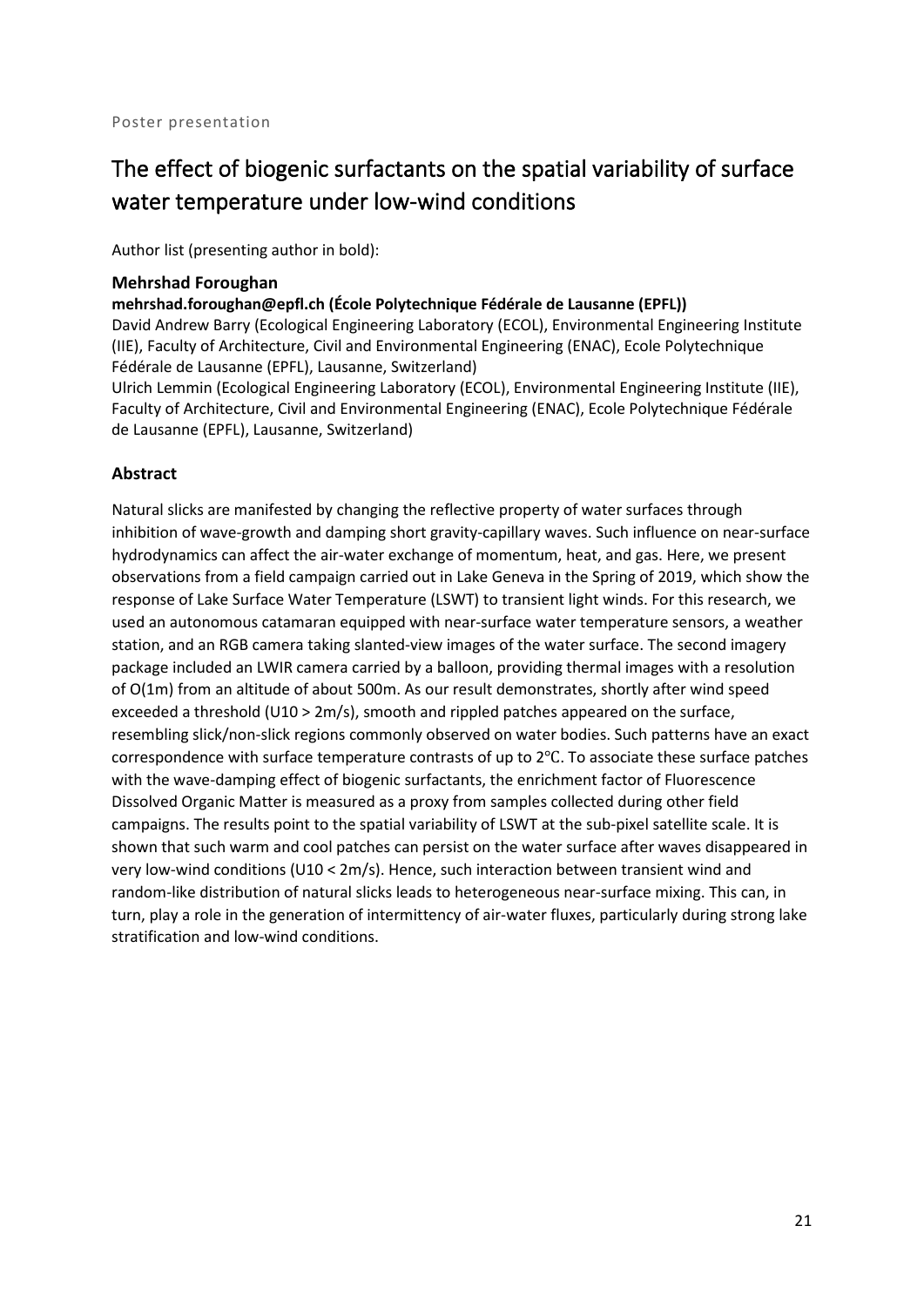Poster presentation

# The effect of biogenic surfactants on the spatial variability of surface water temperature under low-wind conditions

Author list (presenting author in bold):

**Mehrshad Foroughan**

**mehrshad.foroughan@epfl.ch (École Polytechnique Fédérale de Lausanne (EPFL))**

David Andrew Barry (Ecological Engineering Laboratory (ECOL), Environmental Engineering Institute (IIE), Faculty of Architecture, Civil and Environmental Engineering (ENAC), Ecole Polytechnique Fédérale de Lausanne (EPFL), Lausanne, Switzerland)

Ulrich Lemmin (Ecological Engineering Laboratory (ECOL), Environmental Engineering Institute (IIE), Faculty of Architecture, Civil and Environmental Engineering (ENAC), Ecole Polytechnique Fédérale de Lausanne (EPFL), Lausanne, Switzerland)

## Abstract

Natural slicks are manifested by changing the reflective property of water surfaces through inhibition of wave-growth and damping short gravity-capillary waves. Such influence on near-surface hydrodynamics can affect the air-water exchange of momentum, heat, and gas. Here, we present observations from a field campaign carried out in Lake Geneva in the Spring of 2019, which show the response of Lake Surface Water Temperature (LSWT) to transient light winds. For this research, we used an autonomous catamaran equipped with near-surface water temperature sensors, a weather station, and an RGB camera taking slanted-view images of the water surface. The second imagery package included an LWIR camera carried by a balloon, providing thermal images with a resolution of O(1m) from an altitude of about 500m. As our result demonstrates, shortly after wind speed exceeded a threshold ($U_{10} > 2$m/s), smooth and rippled patches appeared on the surface, resembling slick/non-slick regions commonly observed on water bodies. Such patterns have an exact correspondence with surface temperature contrasts of up to 2℃. To associate these surface patches with the wave-damping effect of biogenic surfactants, the enrichment factor of Fluorescence Dissolved Organic Matter is measured as a proxy from samples collected during other field campaigns. The results point to the spatial variability of LSWT at the sub-pixel satellite scale. It is shown that such warm and cool patches can persist on the water surface after waves disappeared in very low-wind conditions ($U_{10} < 2$m/s). Hence, such interaction between transient wind and random-like distribution of natural slicks leads to heterogeneous near-surface mixing. This can, in turn, play a role in the generation of intermittency of air-water fluxes, particularly during strong lake stratification and low-wind conditions.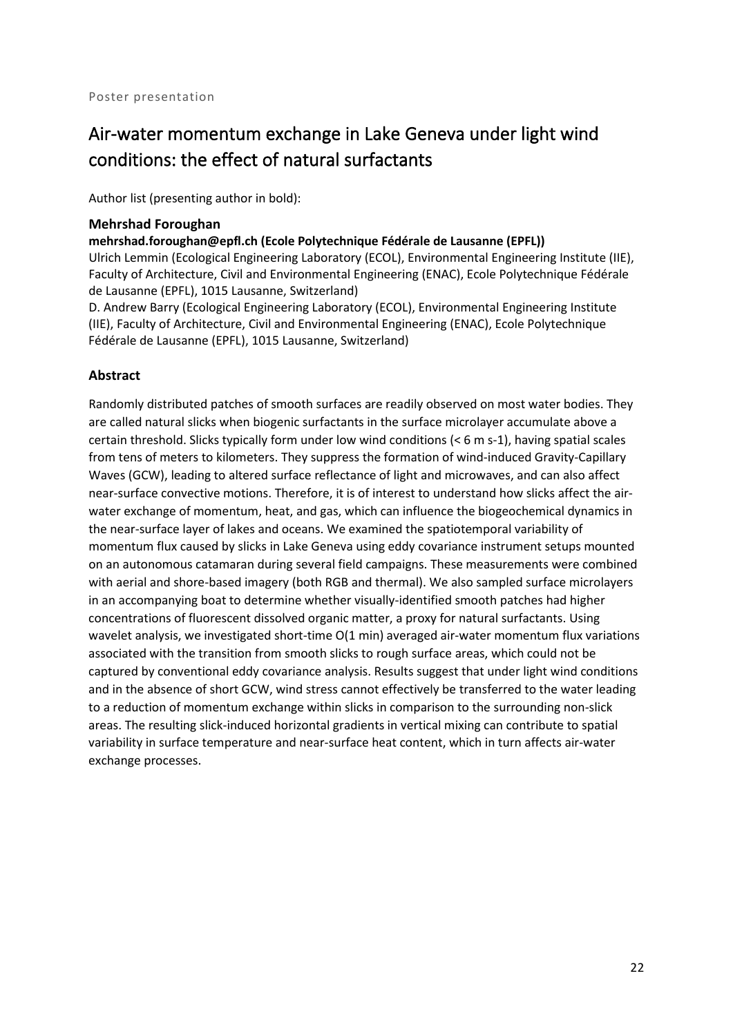Poster presentation

# Air-water momentum exchange in Lake Geneva under light wind conditions: the effect of natural surfactants

Author list (presenting author in bold):

**Mehrshad Foroughan**
**mehrshad.foroughan@epfl.ch (Ecole Polytechnique Fédérale de Lausanne (EPFL))**
Ulrich Lemmin (Ecological Engineering Laboratory (ECOL), Environmental Engineering Institute (IIE), Faculty of Architecture, Civil and Environmental Engineering (ENAC), Ecole Polytechnique Fédérale de Lausanne (EPFL), 1015 Lausanne, Switzerland)
D. Andrew Barry (Ecological Engineering Laboratory (ECOL), Environmental Engineering Institute (IIE), Faculty of Architecture, Civil and Environmental Engineering (ENAC), Ecole Polytechnique Fédérale de Lausanne (EPFL), 1015 Lausanne, Switzerland)

## Abstract

Randomly distributed patches of smooth surfaces are readily observed on most water bodies. They are called natural slicks when biogenic surfactants in the surface microlayer accumulate above a certain threshold. Slicks typically form under low wind conditions (< 6 m s-1), having spatial scales from tens of meters to kilometers. They suppress the formation of wind-induced Gravity-Capillary Waves (GCW), leading to altered surface reflectance of light and microwaves, and can also affect near-surface convective motions. Therefore, it is of interest to understand how slicks affect the air-water exchange of momentum, heat, and gas, which can influence the biogeochemical dynamics in the near-surface layer of lakes and oceans. We examined the spatiotemporal variability of momentum flux caused by slicks in Lake Geneva using eddy covariance instrument setups mounted on an autonomous catamaran during several field campaigns. These measurements were combined with aerial and shore-based imagery (both RGB and thermal). We also sampled surface microlayers in an accompanying boat to determine whether visually-identified smooth patches had higher concentrations of fluorescent dissolved organic matter, a proxy for natural surfactants. Using wavelet analysis, we investigated short-time O(1 min) averaged air-water momentum flux variations associated with the transition from smooth slicks to rough surface areas, which could not be captured by conventional eddy covariance analysis. Results suggest that under light wind conditions and in the absence of short GCW, wind stress cannot effectively be transferred to the water leading to a reduction of momentum exchange within slicks in comparison to the surrounding non-slick areas. The resulting slick-induced horizontal gradients in vertical mixing can contribute to spatial variability in surface temperature and near-surface heat content, which in turn affects air-water exchange processes.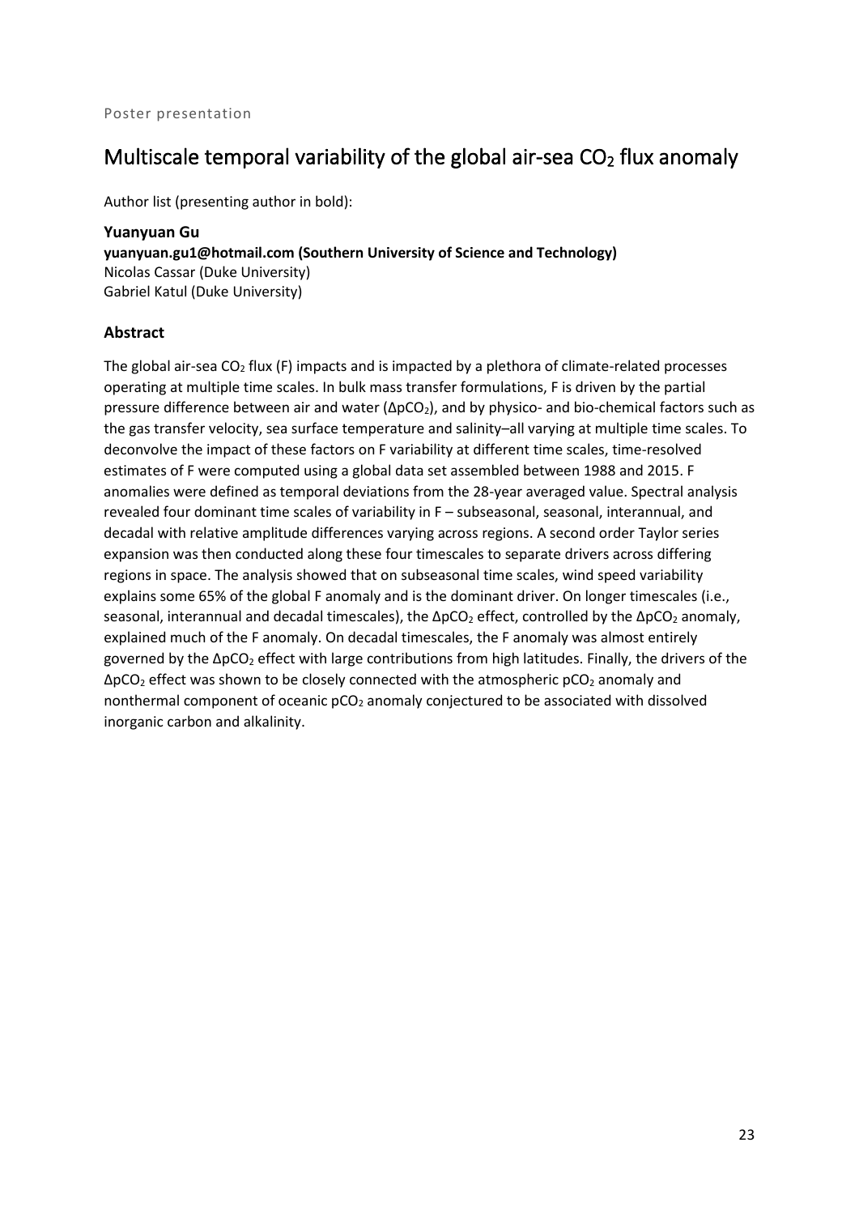Poster presentation

# Multiscale temporal variability of the global air-sea $CO_2$ flux anomaly

Author list (presenting author in bold):

**Yuanyuan Gu**
**yuanyuan.gu1@hotmail.com (Southern University of Science and Technology)**
Nicolas Cassar (Duke University)
Gabriel Katul (Duke University)

## Abstract

The global air-sea $CO_2$ flux (F) impacts and is impacted by a plethora of climate-related processes operating at multiple time scales. In bulk mass transfer formulations, F is driven by the partial pressure difference between air and water ($\Delta pCO_2$), and by physico- and bio-chemical factors such as the gas transfer velocity, sea surface temperature and salinity–all varying at multiple time scales. To deconvolve the impact of these factors on F variability at different time scales, time-resolved estimates of F were computed using a global data set assembled between 1988 and 2015. F anomalies were defined as temporal deviations from the 28-year averaged value. Spectral analysis revealed four dominant time scales of variability in F – subseasonal, seasonal, interannual, and decadal with relative amplitude differences varying across regions. A second order Taylor series expansion was then conducted along these four timescales to separate drivers across differing regions in space. The analysis showed that on subseasonal time scales, wind speed variability explains some 65% of the global F anomaly and is the dominant driver. On longer timescales (i.e., seasonal, interannual and decadal timescales), the $\Delta pCO_2$ effect, controlled by the $\Delta pCO_2$ anomaly, explained much of the F anomaly. On decadal timescales, the F anomaly was almost entirely governed by the $\Delta pCO_2$ effect with large contributions from high latitudes. Finally, the drivers of the $\Delta pCO_2$ effect was shown to be closely connected with the atmospheric $pCO_2$ anomaly and nonthermal component of oceanic $pCO_2$ anomaly conjectured to be associated with dissolved inorganic carbon and alkalinity.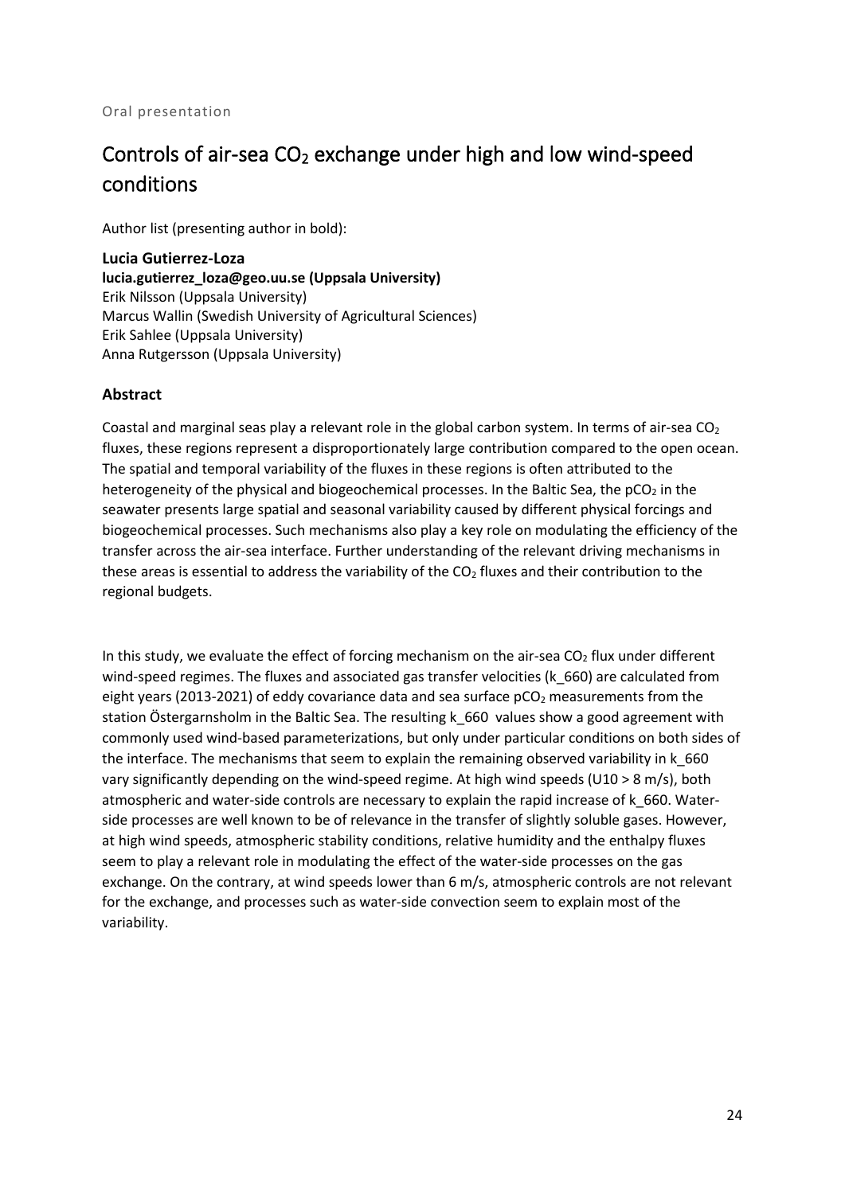Oral presentation

# Controls of air-sea $CO_2$ exchange under high and low wind-speed conditions

Author list (presenting author in bold):

**Lucia Gutierrez-Loza**
**lucia.gutierrez_loza@geo.uu.se (Uppsala University)**
Erik Nilsson (Uppsala University)
Marcus Wallin (Swedish University of Agricultural Sciences)
Erik Sahlee (Uppsala University)
Anna Rutgersson (Uppsala University)

## Abstract

Coastal and marginal seas play a relevant role in the global carbon system. In terms of air-sea $CO_2$ fluxes, these regions represent a disproportionately large contribution compared to the open ocean. The spatial and temporal variability of the fluxes in these regions is often attributed to the heterogeneity of the physical and biogeochemical processes. In the Baltic Sea, the $pCO_2$ in the seawater presents large spatial and seasonal variability caused by different physical forcings and biogeochemical processes. Such mechanisms also play a key role on modulating the efficiency of the transfer across the air-sea interface. Further understanding of the relevant driving mechanisms in these areas is essential to address the variability of the $CO_2$ fluxes and their contribution to the regional budgets.

In this study, we evaluate the effect of forcing mechanism on the air-sea $CO_2$ flux under different wind-speed regimes. The fluxes and associated gas transfer velocities ($k_{660}$) are calculated from eight years (2013-2021) of eddy covariance data and sea surface $pCO_2$ measurements from the station Östergarnsholm in the Baltic Sea. The resulting $k_{660}$ values show a good agreement with commonly used wind-based parameterizations, but only under particular conditions on both sides of the interface. The mechanisms that seem to explain the remaining observed variability in $k_{660}$ vary significantly depending on the wind-speed regime. At high wind speeds ($U_{10} > 8$ m/s), both atmospheric and water-side controls are necessary to explain the rapid increase of $k_{660}$. Water-side processes are well known to be of relevance in the transfer of slightly soluble gases. However, at high wind speeds, atmospheric stability conditions, relative humidity and the enthalpy fluxes seem to play a relevant role in modulating the effect of the water-side processes on the gas exchange. On the contrary, at wind speeds lower than 6 m/s, atmospheric controls are not relevant for the exchange, and processes such as water-side convection seem to explain most of the variability.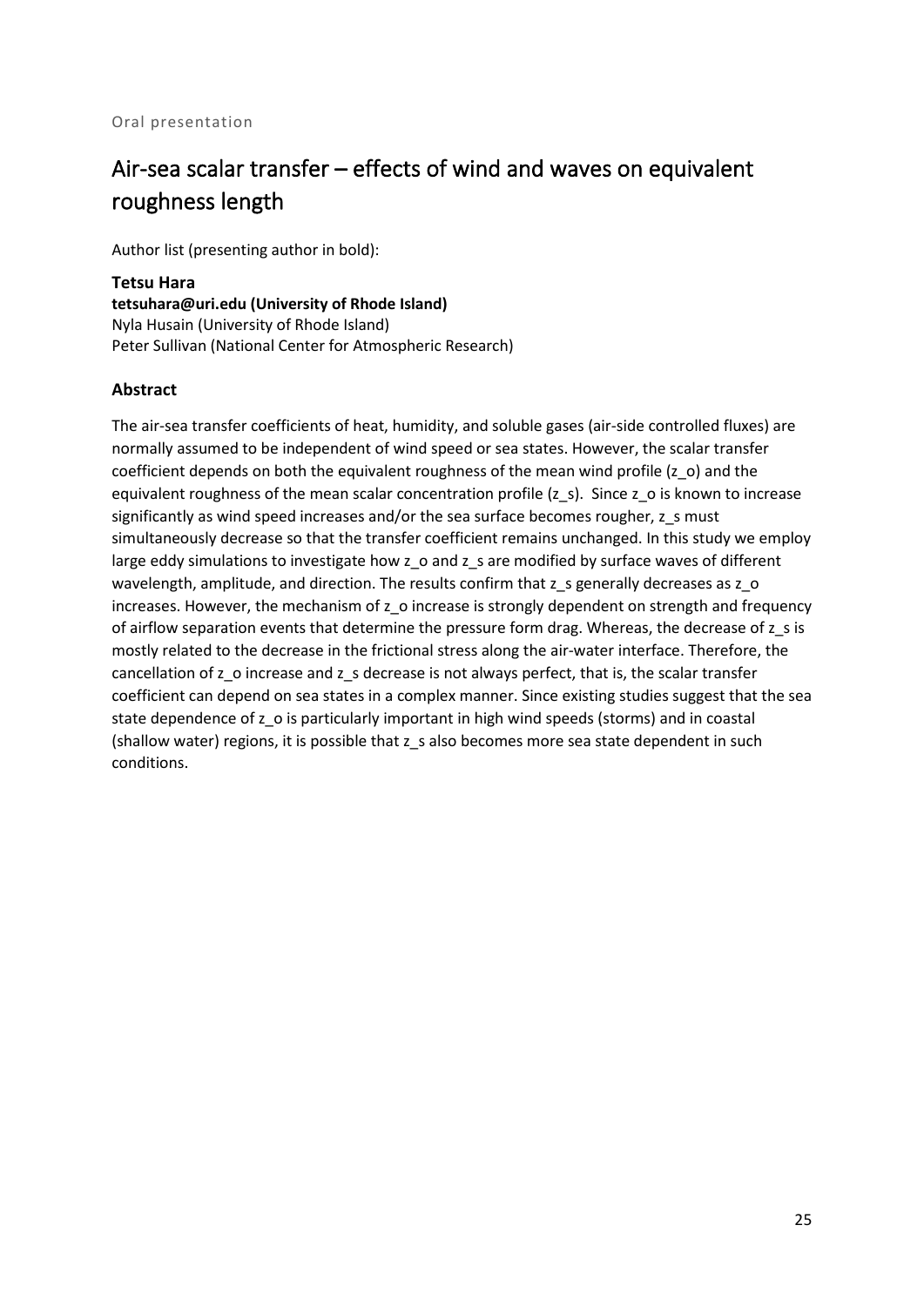Oral presentation

# Air-sea scalar transfer – effects of wind and waves on equivalent roughness length

Author list (presenting author in bold):

**Tetsu Hara**
**tetsuhara@uri.edu (University of Rhode Island)**
Nyla Husain (University of Rhode Island)
Peter Sullivan (National Center for Atmospheric Research)

## Abstract

The air-sea transfer coefficients of heat, humidity, and soluble gases (air-side controlled fluxes) are normally assumed to be independent of wind speed or sea states. However, the scalar transfer coefficient depends on both the equivalent roughness of the mean wind profile ($z_o$) and the equivalent roughness of the mean scalar concentration profile ($z_s$). Since $z_o$ is known to increase significantly as wind speed increases and/or the sea surface becomes rougher, $z_s$ must simultaneously decrease so that the transfer coefficient remains unchanged. In this study we employ large eddy simulations to investigate how $z_o$ and $z_s$ are modified by surface waves of different wavelength, amplitude, and direction. The results confirm that $z_s$ generally decreases as $z_o$ increases. However, the mechanism of $z_o$ increase is strongly dependent on strength and frequency of airflow separation events that determine the pressure form drag. Whereas, the decrease of $z_s$ is mostly related to the decrease in the frictional stress along the air-water interface. Therefore, the cancellation of $z_o$ increase and $z_s$ decrease is not always perfect, that is, the scalar transfer coefficient can depend on sea states in a complex manner. Since existing studies suggest that the sea state dependence of $z_o$ is particularly important in high wind speeds (storms) and in coastal (shallow water) regions, it is possible that $z_s$ also becomes more sea state dependent in such conditions.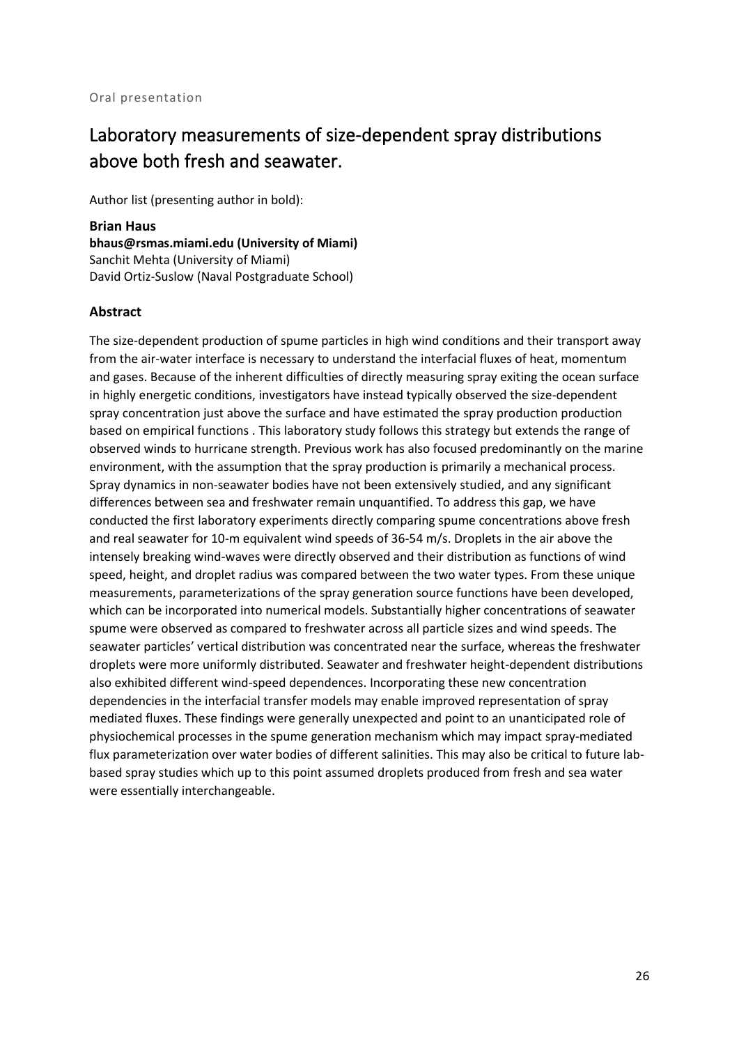Oral presentation

# Laboratory measurements of size-dependent spray distributions above both fresh and seawater.

Author list (presenting author in bold):

**Brian Haus**
**bhaus@rsmas.miami.edu (University of Miami)**
Sanchit Mehta (University of Miami)
David Ortiz-Suslow (Naval Postgraduate School)

## Abstract

The size-dependent production of spume particles in high wind conditions and their transport away from the air-water interface is necessary to understand the interfacial fluxes of heat, momentum and gases. Because of the inherent difficulties of directly measuring spray exiting the ocean surface in highly energetic conditions, investigators have instead typically observed the size-dependent spray concentration just above the surface and have estimated the spray production production based on empirical functions . This laboratory study follows this strategy but extends the range of observed winds to hurricane strength. Previous work has also focused predominantly on the marine environment, with the assumption that the spray production is primarily a mechanical process. Spray dynamics in non-seawater bodies have not been extensively studied, and any significant differences between sea and freshwater remain unquantified. To address this gap, we have conducted the first laboratory experiments directly comparing spume concentrations above fresh and real seawater for 10-m equivalent wind speeds of 36-54 m/s. Droplets in the air above the intensely breaking wind-waves were directly observed and their distribution as functions of wind speed, height, and droplet radius was compared between the two water types. From these unique measurements, parameterizations of the spray generation source functions have been developed, which can be incorporated into numerical models. Substantially higher concentrations of seawater spume were observed as compared to freshwater across all particle sizes and wind speeds. The seawater particles' vertical distribution was concentrated near the surface, whereas the freshwater droplets were more uniformly distributed. Seawater and freshwater height-dependent distributions also exhibited different wind-speed dependences. Incorporating these new concentration dependencies in the interfacial transfer models may enable improved representation of spray mediated fluxes. These findings were generally unexpected and point to an unanticipated role of physiochemical processes in the spume generation mechanism which may impact spray-mediated flux parameterization over water bodies of different salinities. This may also be critical to future lab-based spray studies which up to this point assumed droplets produced from fresh and sea water were essentially interchangeable.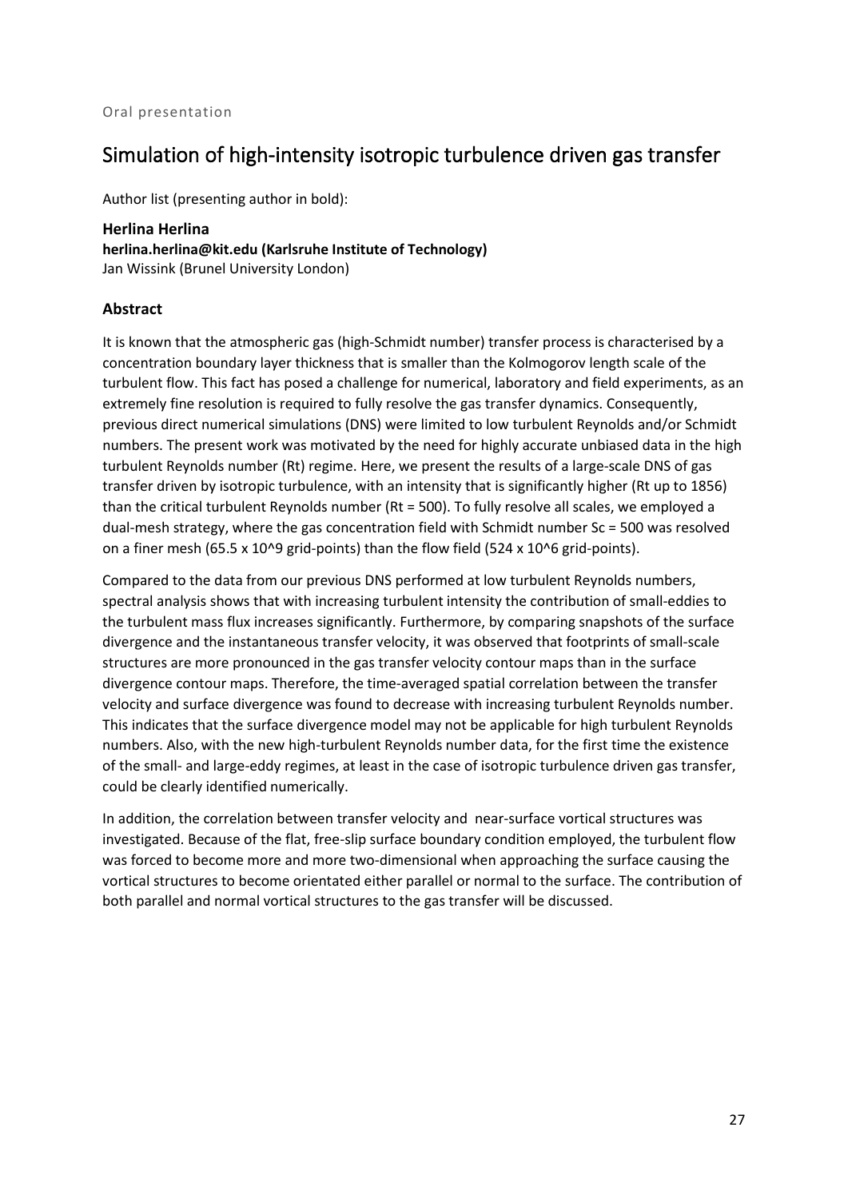Oral presentation

# Simulation of high-intensity isotropic turbulence driven gas transfer

Author list (presenting author in bold):

**Herlina Herlina**
**herlina.herlina@kit.edu (Karlsruhe Institute of Technology)**
Jan Wissink (Brunel University London)

### Abstract

It is known that the atmospheric gas (high-Schmidt number) transfer process is characterised by a concentration boundary layer thickness that is smaller than the Kolmogorov length scale of the turbulent flow. This fact has posed a challenge for numerical, laboratory and field experiments, as an extremely fine resolution is required to fully resolve the gas transfer dynamics. Consequently, previous direct numerical simulations (DNS) were limited to low turbulent Reynolds and/or Schmidt numbers. The present work was motivated by the need for highly accurate unbiased data in the high turbulent Reynolds number (Rt) regime. Here, we present the results of a large-scale DNS of gas transfer driven by isotropic turbulence, with an intensity that is significantly higher (Rt up to 1856) than the critical turbulent Reynolds number (Rt = 500). To fully resolve all scales, we employed a dual-mesh strategy, where the gas concentration field with Schmidt number Sc = 500 was resolved on a finer mesh ($65.5 \times 10^9$ grid-points) than the flow field ($524 \times 10^6$ grid-points).

Compared to the data from our previous DNS performed at low turbulent Reynolds numbers, spectral analysis shows that with increasing turbulent intensity the contribution of small-eddies to the turbulent mass flux increases significantly. Furthermore, by comparing snapshots of the surface divergence and the instantaneous transfer velocity, it was observed that footprints of small-scale structures are more pronounced in the gas transfer velocity contour maps than in the surface divergence contour maps. Therefore, the time-averaged spatial correlation between the transfer velocity and surface divergence was found to decrease with increasing turbulent Reynolds number. This indicates that the surface divergence model may not be applicable for high turbulent Reynolds numbers. Also, with the new high-turbulent Reynolds number data, for the first time the existence of the small- and large-eddy regimes, at least in the case of isotropic turbulence driven gas transfer, could be clearly identified numerically.

In addition, the correlation between transfer velocity and near-surface vortical structures was investigated. Because of the flat, free-slip surface boundary condition employed, the turbulent flow was forced to become more and more two-dimensional when approaching the surface causing the vortical structures to become orientated either parallel or normal to the surface. The contribution of both parallel and normal vortical structures to the gas transfer will be discussed.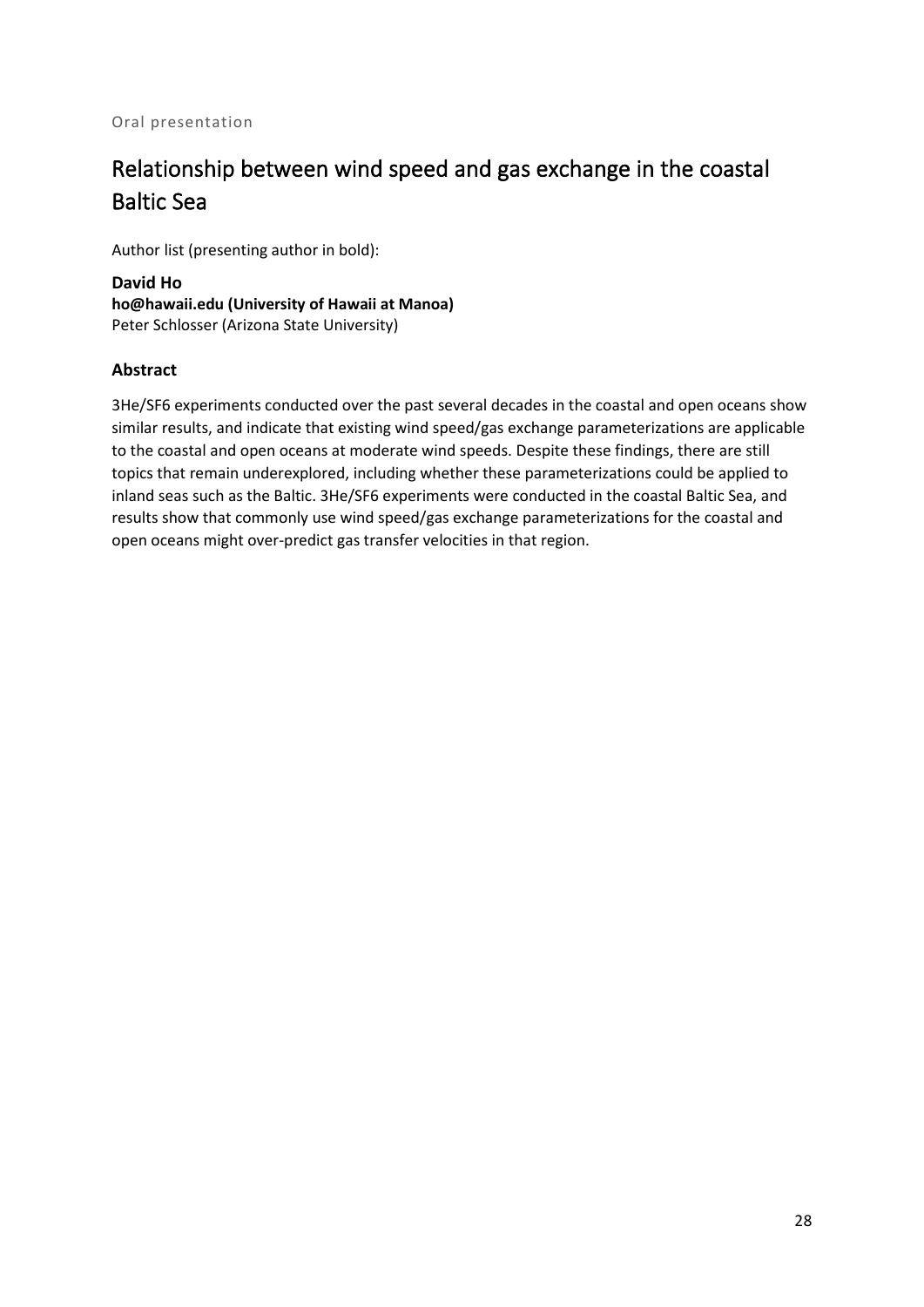Oral presentation

# Relationship between wind speed and gas exchange in the coastal Baltic Sea

Author list (presenting author in bold):

**David Ho**
**ho@hawaii.edu (University of Hawaii at Manoa)**
Peter Schlosser (Arizona State University)

### Abstract

3He/SF6 experiments conducted over the past several decades in the coastal and open oceans show similar results, and indicate that existing wind speed/gas exchange parameterizations are applicable to the coastal and open oceans at moderate wind speeds. Despite these findings, there are still topics that remain underexplored, including whether these parameterizations could be applied to inland seas such as the Baltic. 3He/SF6 experiments were conducted in the coastal Baltic Sea, and results show that commonly use wind speed/gas exchange parameterizations for the coastal and open oceans might over-predict gas transfer velocities in that region.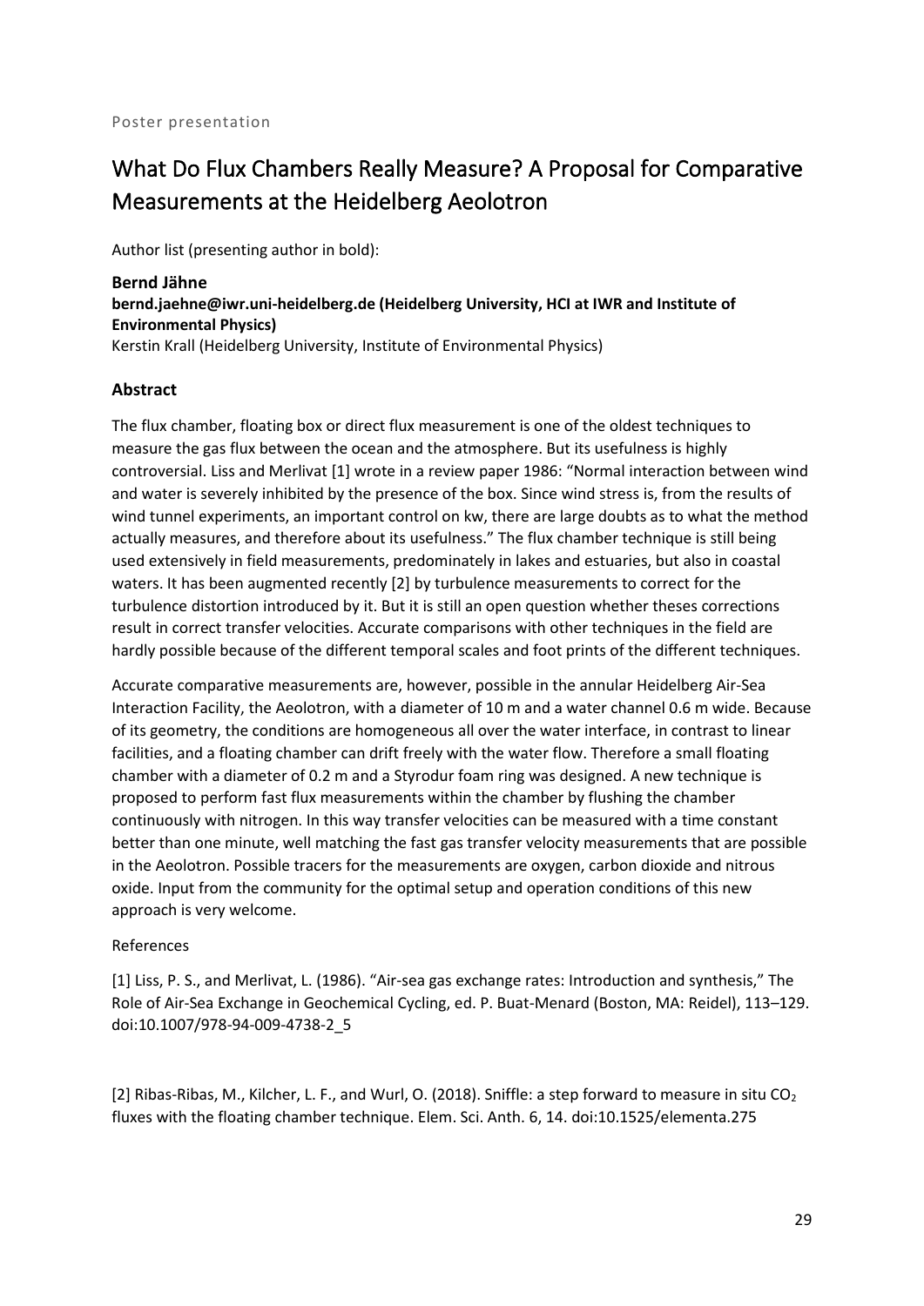Poster presentation

# What Do Flux Chambers Really Measure? A Proposal for Comparative Measurements at the Heidelberg Aeolotron

Author list (presenting author in bold):

**Bernd Jähne**
**bernd.jaehne@iwr.uni-heidelberg.de (Heidelberg University, HCI at IWR and Institute of Environmental Physics)**
Kerstin Krall (Heidelberg University, Institute of Environmental Physics)

## Abstract

The flux chamber, floating box or direct flux measurement is one of the oldest techniques to measure the gas flux between the ocean and the atmosphere. But its usefulness is highly controversial. Liss and Merlivat [1] wrote in a review paper 1986: "Normal interaction between wind and water is severely inhibited by the presence of the box. Since wind stress is, from the results of wind tunnel experiments, an important control on kw, there are large doubts as to what the method actually measures, and therefore about its usefulness." The flux chamber technique is still being used extensively in field measurements, predominately in lakes and estuaries, but also in coastal waters. It has been augmented recently [2] by turbulence measurements to correct for the turbulence distortion introduced by it. But it is still an open question whether theses corrections result in correct transfer velocities. Accurate comparisons with other techniques in the field are hardly possible because of the different temporal scales and foot prints of the different techniques.

Accurate comparative measurements are, however, possible in the annular Heidelberg Air-Sea Interaction Facility, the Aeolotron, with a diameter of 10 m and a water channel 0.6 m wide. Because of its geometry, the conditions are homogeneous all over the water interface, in contrast to linear facilities, and a floating chamber can drift freely with the water flow. Therefore a small floating chamber with a diameter of 0.2 m and a Styrodur foam ring was designed. A new technique is proposed to perform fast flux measurements within the chamber by flushing the chamber continuously with nitrogen. In this way transfer velocities can be measured with a time constant better than one minute, well matching the fast gas transfer velocity measurements that are possible in the Aeolotron. Possible tracers for the measurements are oxygen, carbon dioxide and nitrous oxide. Input from the community for the optimal setup and operation conditions of this new approach is very welcome.

References

[1] Liss, P. S., and Merlivat, L. (1986). "Air-sea gas exchange rates: Introduction and synthesis," The Role of Air-Sea Exchange in Geochemical Cycling, ed. P. Buat-Menard (Boston, MA: Reidel), 113–129. doi:10.1007/978-94-009-4738-2_5

[2] Ribas-Ribas, M., Kilcher, L. F., and Wurl, O. (2018). Sniffle: a step forward to measure in situ $CO_2$ fluxes with the floating chamber technique. Elem. Sci. Anth. 6, 14. doi:10.1525/elementa.275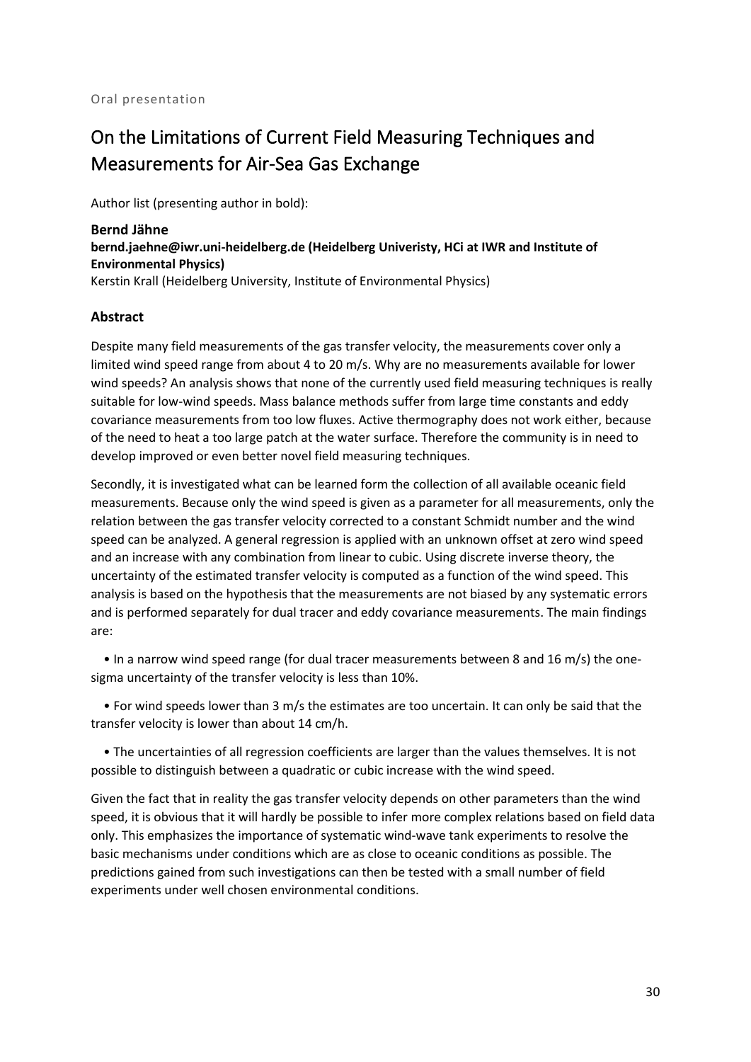Oral presentation

# On the Limitations of Current Field Measuring Techniques and Measurements for Air-Sea Gas Exchange

Author list (presenting author in bold):

**Bernd Jähne**
**bernd.jaehne@iwr.uni-heidelberg.de (Heidelberg Univeristy, HCi at IWR and Institute of Environmental Physics)**
Kerstin Krall (Heidelberg University, Institute of Environmental Physics)

## Abstract

Despite many field measurements of the gas transfer velocity, the measurements cover only a limited wind speed range from about 4 to 20 m/s. Why are no measurements available for lower wind speeds? An analysis shows that none of the currently used field measuring techniques is really suitable for low-wind speeds. Mass balance methods suffer from large time constants and eddy covariance measurements from too low fluxes. Active thermography does not work either, because of the need to heat a too large patch at the water surface. Therefore the community is in need to develop improved or even better novel field measuring techniques.

Secondly, it is investigated what can be learned form the collection of all available oceanic field measurements. Because only the wind speed is given as a parameter for all measurements, only the relation between the gas transfer velocity corrected to a constant Schmidt number and the wind speed can be analyzed. A general regression is applied with an unknown offset at zero wind speed and an increase with any combination from linear to cubic. Using discrete inverse theory, the uncertainty of the estimated transfer velocity is computed as a function of the wind speed. This analysis is based on the hypothesis that the measurements are not biased by any systematic errors and is performed separately for dual tracer and eddy covariance measurements. The main findings are:

- In a narrow wind speed range (for dual tracer measurements between 8 and 16 m/s) the one-sigma uncertainty of the transfer velocity is less than 10%.
- For wind speeds lower than 3 m/s the estimates are too uncertain. It can only be said that the transfer velocity is lower than about 14 cm/h.
- The uncertainties of all regression coefficients are larger than the values themselves. It is not possible to distinguish between a quadratic or cubic increase with the wind speed.

Given the fact that in reality the gas transfer velocity depends on other parameters than the wind speed, it is obvious that it will hardly be possible to infer more complex relations based on field data only. This emphasizes the importance of systematic wind-wave tank experiments to resolve the basic mechanisms under conditions which are as close to oceanic conditions as possible. The predictions gained from such investigations can then be tested with a small number of field experiments under well chosen environmental conditions.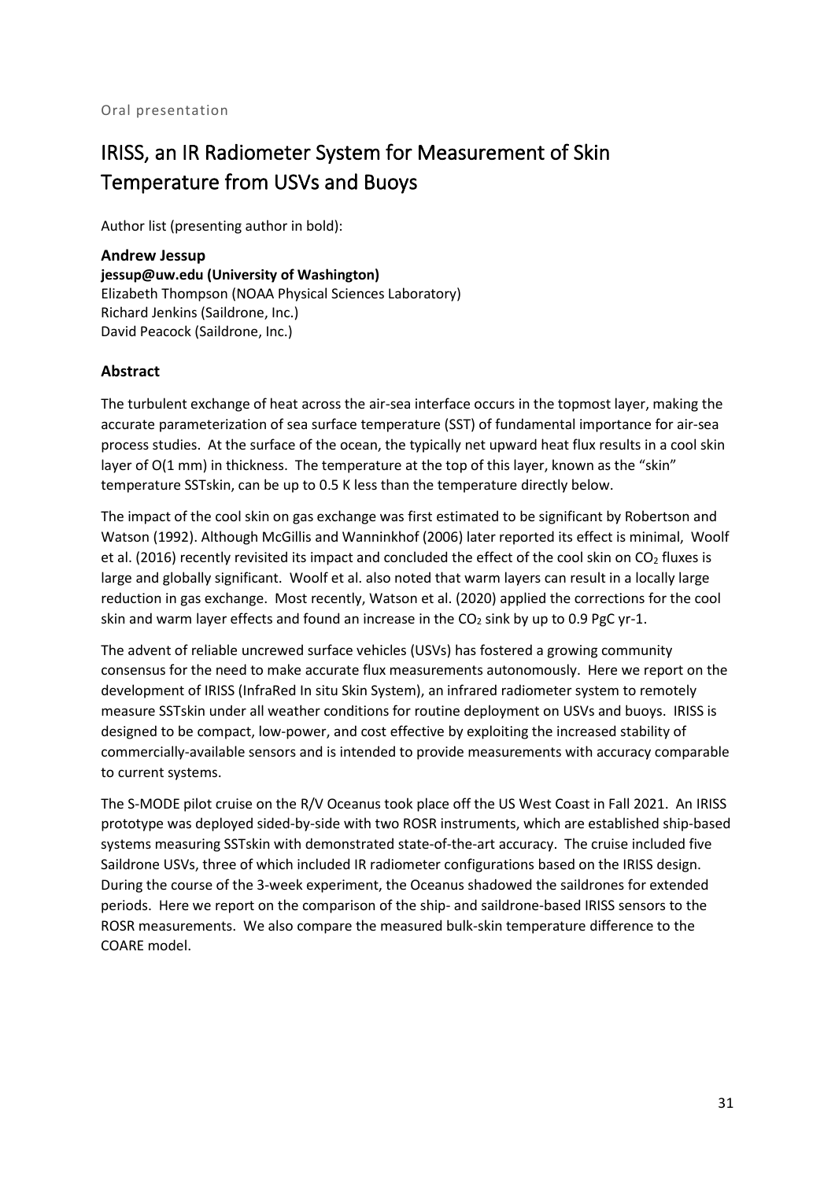Oral presentation

# IRISS, an IR Radiometer System for Measurement of Skin Temperature from USVs and Buoys

Author list (presenting author in bold):

**Andrew Jessup**
**jessup@uw.edu (University of Washington)**
Elizabeth Thompson (NOAA Physical Sciences Laboratory)
Richard Jenkins (Saildrone, Inc.)
David Peacock (Saildrone, Inc.)

## Abstract

The turbulent exchange of heat across the air-sea interface occurs in the topmost layer, making the accurate parameterization of sea surface temperature (SST) of fundamental importance for air-sea process studies. At the surface of the ocean, the typically net upward heat flux results in a cool skin layer of O(1 mm) in thickness. The temperature at the top of this layer, known as the "skin" temperature SSTskin, can be up to 0.5 K less than the temperature directly below.

The impact of the cool skin on gas exchange was first estimated to be significant by Robertson and Watson (1992). Although McGillis and Wanninkhof (2006) later reported its effect is minimal, Woolf et al. (2016) recently revisited its impact and concluded the effect of the cool skin on $CO_2$ fluxes is large and globally significant. Woolf et al. also noted that warm layers can result in a locally large reduction in gas exchange. Most recently, Watson et al. (2020) applied the corrections for the cool skin and warm layer effects and found an increase in the $CO_2$ sink by up to 0.9 PgC yr-1.

The advent of reliable uncrewed surface vehicles (USVs) has fostered a growing community consensus for the need to make accurate flux measurements autonomously. Here we report on the development of IRISS (InfraRed In situ Skin System), an infrared radiometer system to remotely measure SSTskin under all weather conditions for routine deployment on USVs and buoys. IRISS is designed to be compact, low-power, and cost effective by exploiting the increased stability of commercially-available sensors and is intended to provide measurements with accuracy comparable to current systems.

The S-MODE pilot cruise on the R/V Oceanus took place off the US West Coast in Fall 2021. An IRISS prototype was deployed sided-by-side with two ROSR instruments, which are established ship-based systems measuring SSTskin with demonstrated state-of-the-art accuracy. The cruise included five Saildrone USVs, three of which included IR radiometer configurations based on the IRISS design. During the course of the 3-week experiment, the Oceanus shadowed the saildrones for extended periods. Here we report on the comparison of the ship- and saildrone-based IRISS sensors to the ROSR measurements. We also compare the measured bulk-skin temperature difference to the COARE model.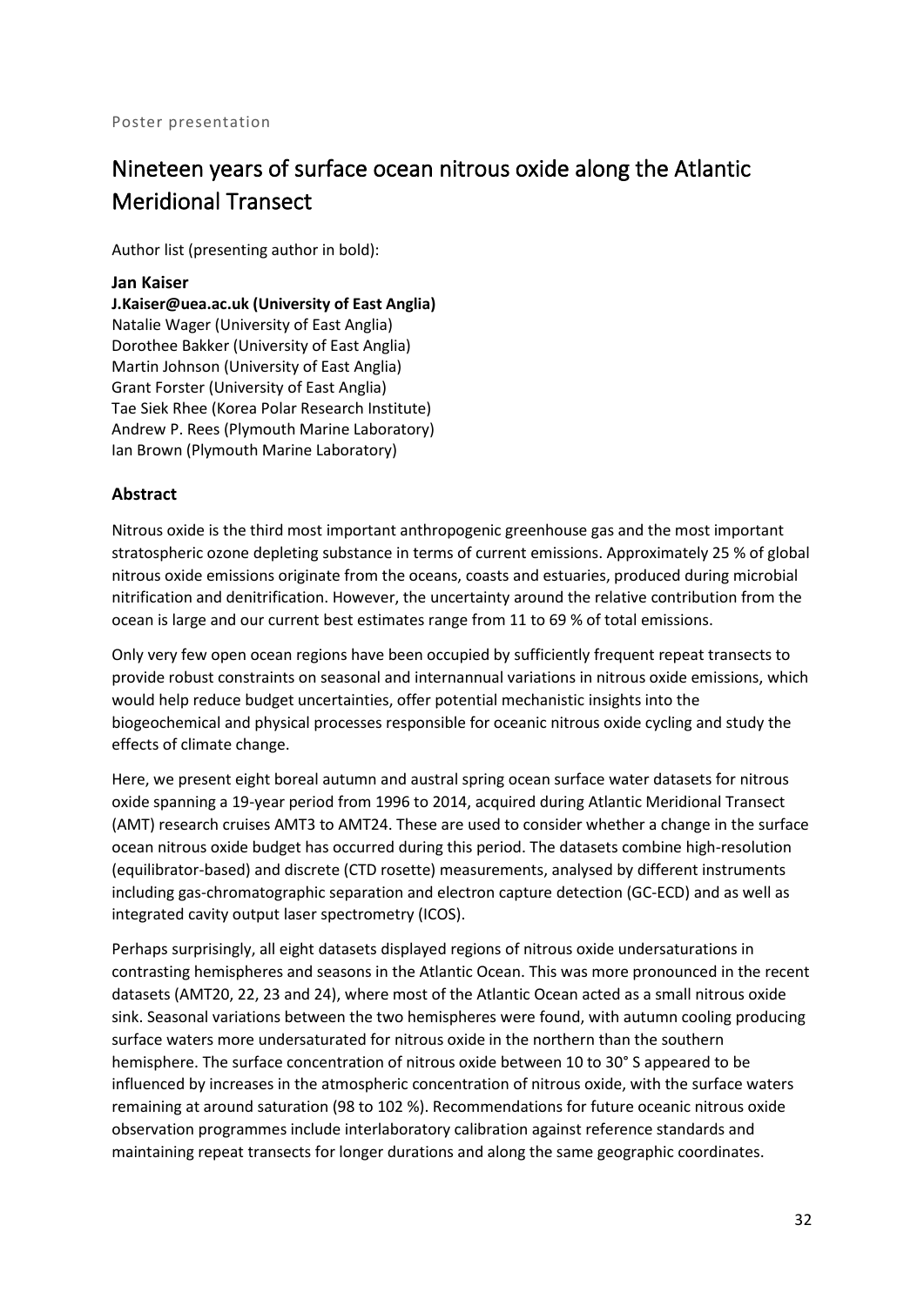Poster presentation

# Nineteen years of surface ocean nitrous oxide along the Atlantic Meridional Transect

Author list (presenting author in bold):

**Jan Kaiser**
**J.Kaiser@uea.ac.uk (University of East Anglia)**
Natalie Wager (University of East Anglia)
Dorothee Bakker (University of East Anglia)
Martin Johnson (University of East Anglia)
Grant Forster (University of East Anglia)
Tae Siek Rhee (Korea Polar Research Institute)
Andrew P. Rees (Plymouth Marine Laboratory)
Ian Brown (Plymouth Marine Laboratory)

## Abstract

Nitrous oxide is the third most important anthropogenic greenhouse gas and the most important stratospheric ozone depleting substance in terms of current emissions. Approximately 25 % of global nitrous oxide emissions originate from the oceans, coasts and estuaries, produced during microbial nitrification and denitrification. However, the uncertainty around the relative contribution from the ocean is large and our current best estimates range from 11 to 69 % of total emissions.

Only very few open ocean regions have been occupied by sufficiently frequent repeat transects to provide robust constraints on seasonal and internannual variations in nitrous oxide emissions, which would help reduce budget uncertainties, offer potential mechanistic insights into the biogeochemical and physical processes responsible for oceanic nitrous oxide cycling and study the effects of climate change.

Here, we present eight boreal autumn and austral spring ocean surface water datasets for nitrous oxide spanning a 19-year period from 1996 to 2014, acquired during Atlantic Meridional Transect (AMT) research cruises AMT3 to AMT24. These are used to consider whether a change in the surface ocean nitrous oxide budget has occurred during this period. The datasets combine high-resolution (equilibrator-based) and discrete (CTD rosette) measurements, analysed by different instruments including gas-chromatographic separation and electron capture detection (GC-ECD) and as well as integrated cavity output laser spectrometry (ICOS).

Perhaps surprisingly, all eight datasets displayed regions of nitrous oxide undersaturations in contrasting hemispheres and seasons in the Atlantic Ocean. This was more pronounced in the recent datasets (AMT20, 22, 23 and 24), where most of the Atlantic Ocean acted as a small nitrous oxide sink. Seasonal variations between the two hemispheres were found, with autumn cooling producing surface waters more undersaturated for nitrous oxide in the northern than the southern hemisphere. The surface concentration of nitrous oxide between 10 to 30° S appeared to be influenced by increases in the atmospheric concentration of nitrous oxide, with the surface waters remaining at around saturation (98 to 102 %). Recommendations for future oceanic nitrous oxide observation programmes include interlaboratory calibration against reference standards and maintaining repeat transects for longer durations and along the same geographic coordinates.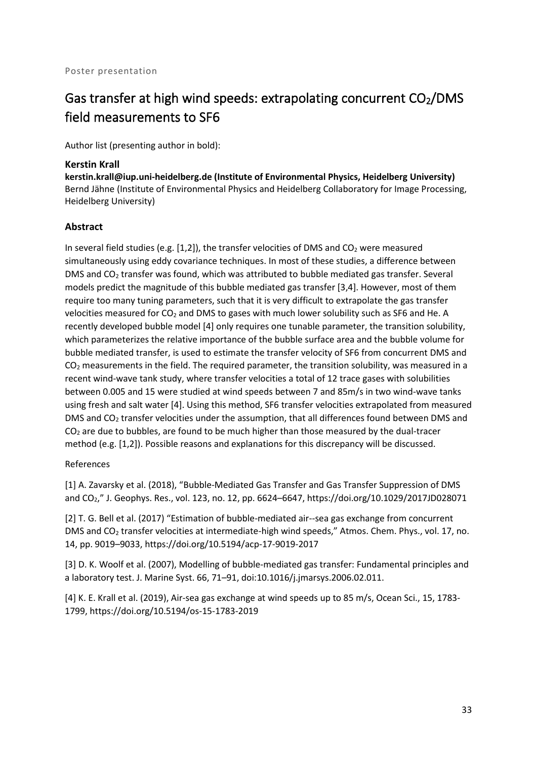Poster presentation

# Gas transfer at high wind speeds: extrapolating concurrent $CO_2$/DMS field measurements to SF6

Author list (presenting author in bold):

**Kerstin Krall**

**kerstin.krall@iup.uni-heidelberg.de (Institute of Environmental Physics, Heidelberg University)**
Bernd Jähne (Institute of Environmental Physics and Heidelberg Collaboratory for Image Processing, Heidelberg University)

## Abstract

In several field studies (e.g. [1,2]), the transfer velocities of DMS and $CO_2$ were measured simultaneously using eddy covariance techniques. In most of these studies, a difference between DMS and $CO_2$ transfer was found, which was attributed to bubble mediated gas transfer. Several models predict the magnitude of this bubble mediated gas transfer [3,4]. However, most of them require too many tuning parameters, such that it is very difficult to extrapolate the gas transfer velocities measured for $CO_2$ and DMS to gases with much lower solubility such as SF6 and He. A recently developed bubble model [4] only requires one tunable parameter, the transition solubility, which parameterizes the relative importance of the bubble surface area and the bubble volume for bubble mediated transfer, is used to estimate the transfer velocity of SF6 from concurrent DMS and $CO_2$ measurements in the field. The required parameter, the transition solubility, was measured in a recent wind-wave tank study, where transfer velocities a total of 12 trace gases with solubilities between 0.005 and 15 were studied at wind speeds between 7 and 85m/s in two wind-wave tanks using fresh and salt water [4]. Using this method, SF6 transfer velocities extrapolated from measured DMS and $CO_2$ transfer velocities under the assumption, that all differences found between DMS and $CO_2$ are due to bubbles, are found to be much higher than those measured by the dual-tracer method (e.g. [1,2]). Possible reasons and explanations for this discrepancy will be discussed.

References

[1] A. Zavarsky et al. (2018), "Bubble-Mediated Gas Transfer and Gas Transfer Suppression of DMS and $CO_2$," J. Geophys. Res., vol. 123, no. 12, pp. 6624–6647, https://doi.org/10.1029/2017JD028071

[2] T. G. Bell et al. (2017) "Estimation of bubble-mediated air--sea gas exchange from concurrent DMS and $CO_2$ transfer velocities at intermediate-high wind speeds," Atmos. Chem. Phys., vol. 17, no. 14, pp. 9019–9033, https://doi.org/10.5194/acp-17-9019-2017

[3] D. K. Woolf et al. (2007), Modelling of bubble-mediated gas transfer: Fundamental principles and a laboratory test. J. Marine Syst. 66, 71–91, doi:10.1016/j.jmarsys.2006.02.011.

[4] K. E. Krall et al. (2019), Air-sea gas exchange at wind speeds up to 85 m/s, Ocean Sci., 15, 1783-1799, https://doi.org/10.5194/os-15-1783-2019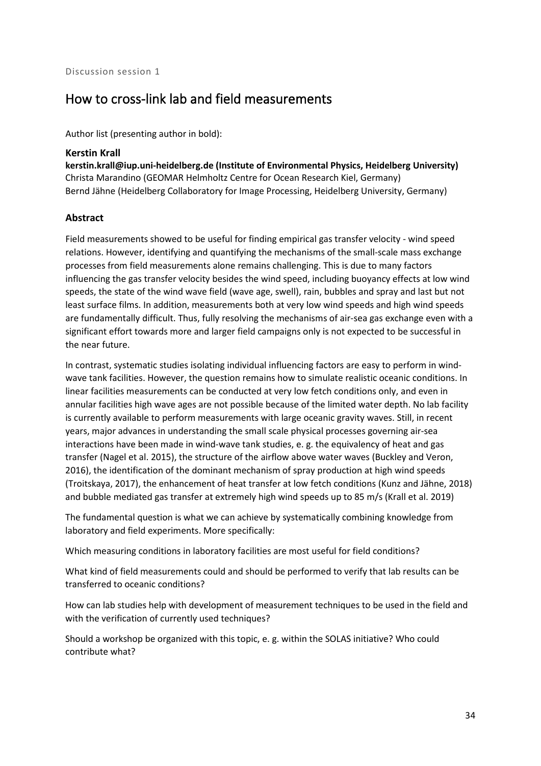Discussion session 1

# How to cross-link lab and field measurements

Author list (presenting author in bold):

**Kerstin Krall**
**kerstin.krall@iup.uni-heidelberg.de (Institute of Environmental Physics, Heidelberg University)**
Christa Marandino (GEOMAR Helmholtz Centre for Ocean Research Kiel, Germany)
Bernd Jähne (Heidelberg Collaboratory for Image Processing, Heidelberg University, Germany)

## Abstract

Field measurements showed to be useful for finding empirical gas transfer velocity - wind speed relations. However, identifying and quantifying the mechanisms of the small-scale mass exchange processes from field measurements alone remains challenging. This is due to many factors influencing the gas transfer velocity besides the wind speed, including buoyancy effects at low wind speeds, the state of the wind wave field (wave age, swell), rain, bubbles and spray and last but not least surface films. In addition, measurements both at very low wind speeds and high wind speeds are fundamentally difficult. Thus, fully resolving the mechanisms of air-sea gas exchange even with a significant effort towards more and larger field campaigns only is not expected to be successful in the near future.

In contrast, systematic studies isolating individual influencing factors are easy to perform in wind-wave tank facilities. However, the question remains how to simulate realistic oceanic conditions. In linear facilities measurements can be conducted at very low fetch conditions only, and even in annular facilities high wave ages are not possible because of the limited water depth. No lab facility is currently available to perform measurements with large oceanic gravity waves. Still, in recent years, major advances in understanding the small scale physical processes governing air-sea interactions have been made in wind-wave tank studies, e. g. the equivalency of heat and gas transfer (Nagel et al. 2015), the structure of the airflow above water waves (Buckley and Veron, 2016), the identification of the dominant mechanism of spray production at high wind speeds (Troitskaya, 2017), the enhancement of heat transfer at low fetch conditions (Kunz and Jähne, 2018) and bubble mediated gas transfer at extremely high wind speeds up to 85 m/s (Krall et al. 2019)

The fundamental question is what we can achieve by systematically combining knowledge from laboratory and field experiments. More specifically:

Which measuring conditions in laboratory facilities are most useful for field conditions?

What kind of field measurements could and should be performed to verify that lab results can be transferred to oceanic conditions?

How can lab studies help with development of measurement techniques to be used in the field and with the verification of currently used techniques?

Should a workshop be organized with this topic, e. g. within the SOLAS initiative? Who could contribute what?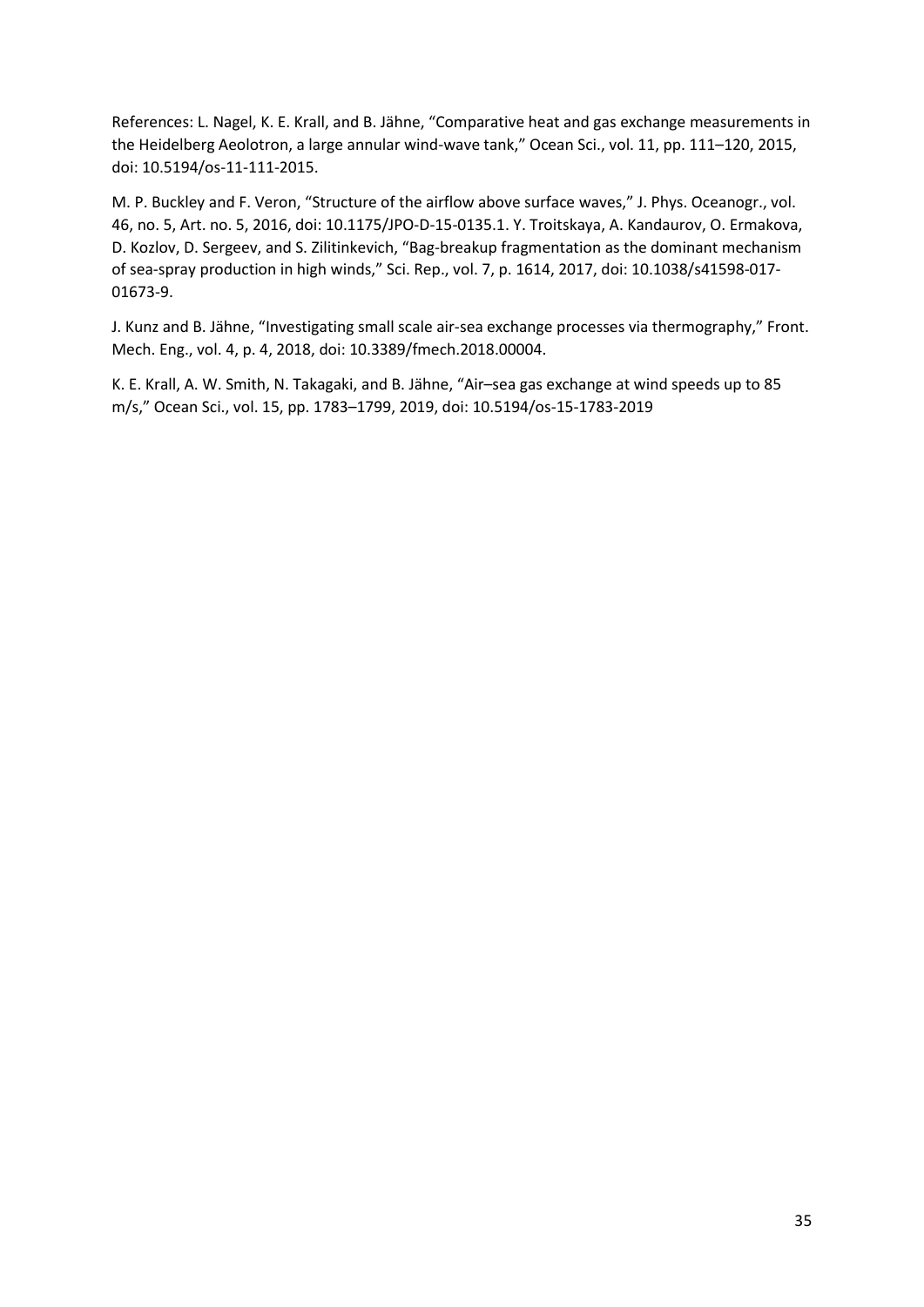References: L. Nagel, K. E. Krall, and B. Jähne, "Comparative heat and gas exchange measurements in the Heidelberg Aeolotron, a large annular wind-wave tank," Ocean Sci., vol. 11, pp. 111–120, 2015, doi: 10.5194/os-11-111-2015.

M. P. Buckley and F. Veron, "Structure of the airflow above surface waves," J. Phys. Oceanogr., vol. 46, no. 5, Art. no. 5, 2016, doi: 10.1175/JPO-D-15-0135.1. Y. Troitskaya, A. Kandaurov, O. Ermakova, D. Kozlov, D. Sergeev, and S. Zilitinkevich, "Bag-breakup fragmentation as the dominant mechanism of sea-spray production in high winds," Sci. Rep., vol. 7, p. 1614, 2017, doi: 10.1038/s41598-017-01673-9.

J. Kunz and B. Jähne, "Investigating small scale air-sea exchange processes via thermography," Front. Mech. Eng., vol. 4, p. 4, 2018, doi: 10.3389/fmech.2018.00004.

K. E. Krall, A. W. Smith, N. Takagaki, and B. Jähne, "Air–sea gas exchange at wind speeds up to 85 m/s," Ocean Sci., vol. 15, pp. 1783–1799, 2019, doi: 10.5194/os-15-1783-2019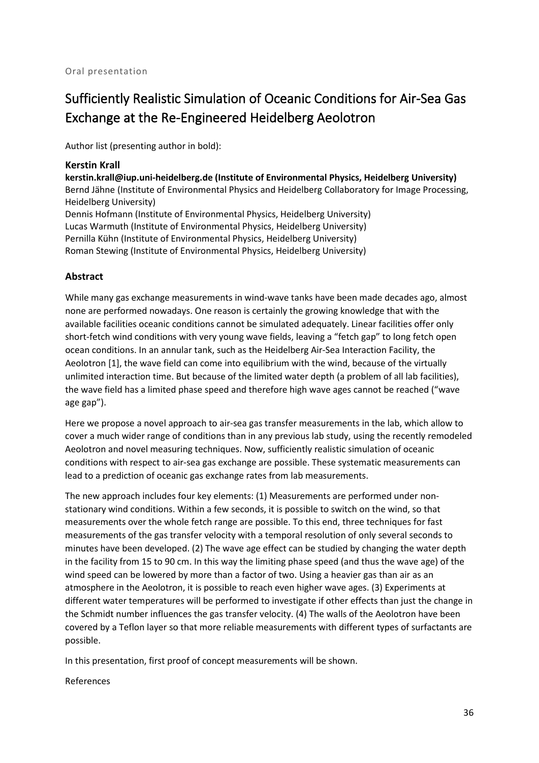Oral presentation

# Sufficiently Realistic Simulation of Oceanic Conditions for Air-Sea Gas Exchange at the Re-Engineered Heidelberg Aeolotron

Author list (presenting author in bold):

**Kerstin Krall**
**kerstin.krall@iup.uni-heidelberg.de (Institute of Environmental Physics, Heidelberg University)**
Bernd Jähne (Institute of Environmental Physics and Heidelberg Collaboratory for Image Processing, Heidelberg University)
Dennis Hofmann (Institute of Environmental Physics, Heidelberg University)
Lucas Warmuth (Institute of Environmental Physics, Heidelberg University)
Pernilla Kühn (Institute of Environmental Physics, Heidelberg University)
Roman Stewing (Institute of Environmental Physics, Heidelberg University)

## Abstract

While many gas exchange measurements in wind-wave tanks have been made decades ago, almost none are performed nowadays. One reason is certainly the growing knowledge that with the available facilities oceanic conditions cannot be simulated adequately. Linear facilities offer only short-fetch wind conditions with very young wave fields, leaving a "fetch gap" to long fetch open ocean conditions. In an annular tank, such as the Heidelberg Air-Sea Interaction Facility, the Aeolotron [1], the wave field can come into equilibrium with the wind, because of the virtually unlimited interaction time. But because of the limited water depth (a problem of all lab facilities), the wave field has a limited phase speed and therefore high wave ages cannot be reached ("wave age gap").

Here we propose a novel approach to air-sea gas transfer measurements in the lab, which allow to cover a much wider range of conditions than in any previous lab study, using the recently remodeled Aeolotron and novel measuring techniques. Now, sufficiently realistic simulation of oceanic conditions with respect to air-sea gas exchange are possible. These systematic measurements can lead to a prediction of oceanic gas exchange rates from lab measurements.

The new approach includes four key elements: (1) Measurements are performed under non-stationary wind conditions. Within a few seconds, it is possible to switch on the wind, so that measurements over the whole fetch range are possible. To this end, three techniques for fast measurements of the gas transfer velocity with a temporal resolution of only several seconds to minutes have been developed. (2) The wave age effect can be studied by changing the water depth in the facility from 15 to 90 cm. In this way the limiting phase speed (and thus the wave age) of the wind speed can be lowered by more than a factor of two. Using a heavier gas than air as an atmosphere in the Aeolotron, it is possible to reach even higher wave ages. (3) Experiments at different water temperatures will be performed to investigate if other effects than just the change in the Schmidt number influences the gas transfer velocity. (4) The walls of the Aeolotron have been covered by a Teflon layer so that more reliable measurements with different types of surfactants are possible.

In this presentation, first proof of concept measurements will be shown.

References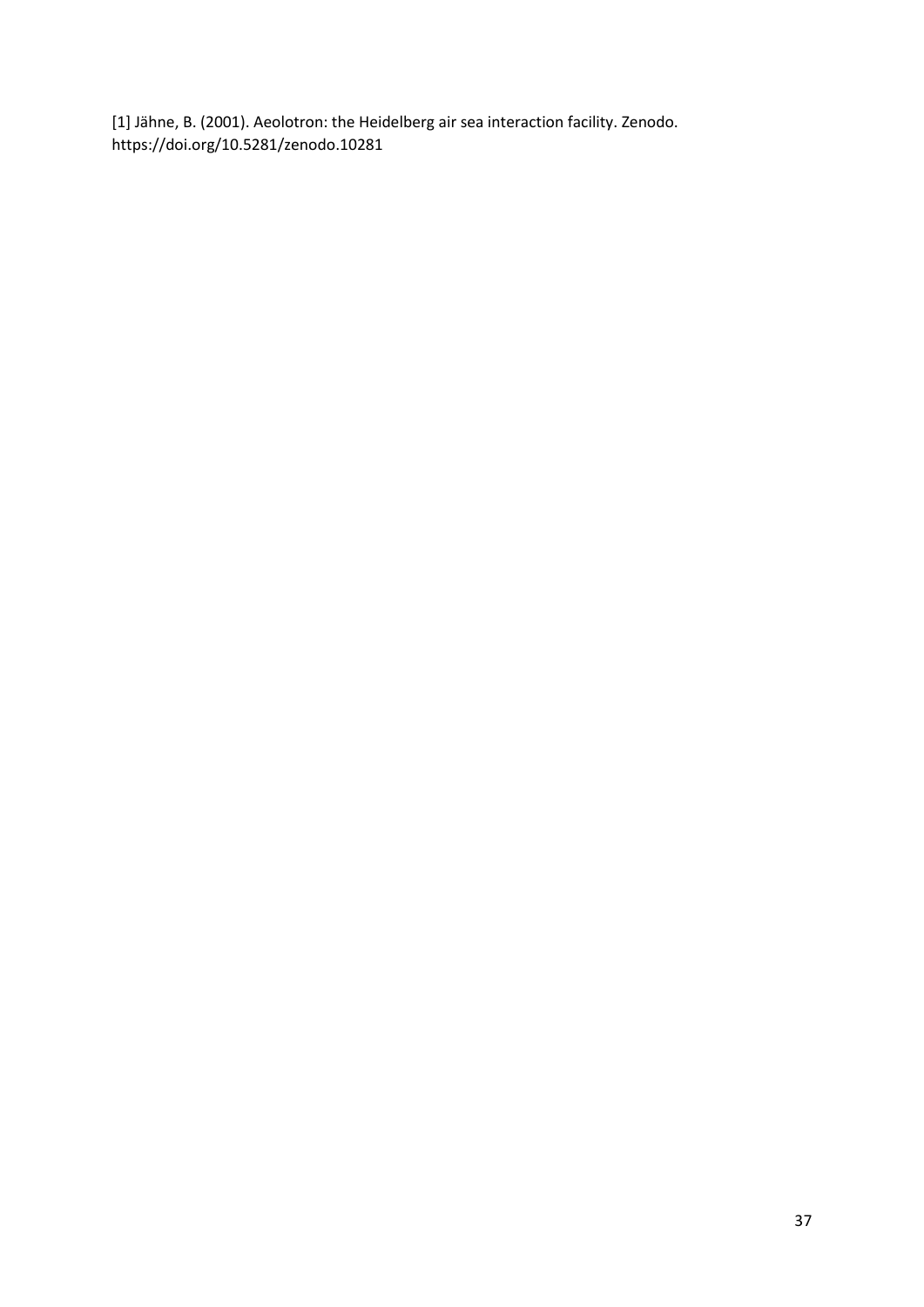[1] Jähne, B. (2001). Aeolotron: the Heidelberg air sea interaction facility. Zenodo. https://doi.org/10.5281/zenodo.10281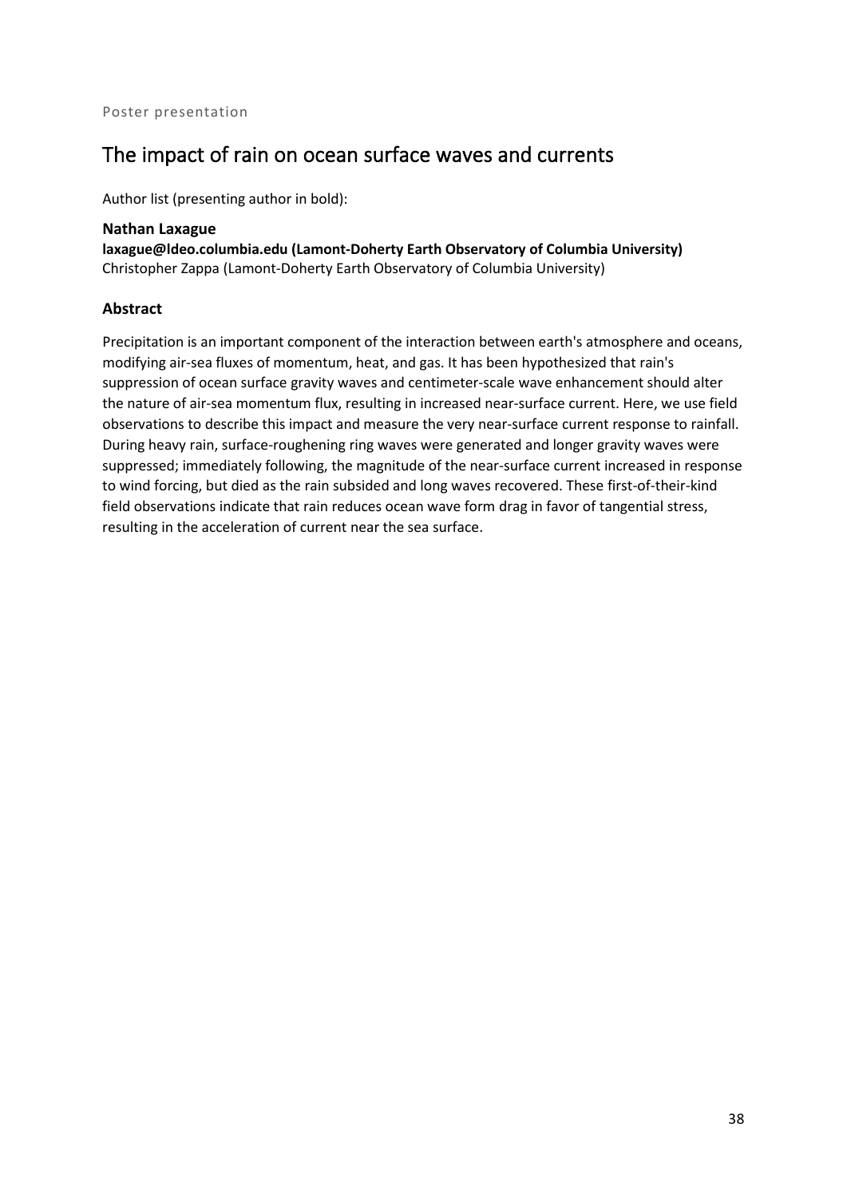Poster presentation

# The impact of rain on ocean surface waves and currents

Author list (presenting author in bold):

**Nathan Laxague**
**laxague@ldeo.columbia.edu (Lamont-Doherty Earth Observatory of Columbia University)**
Christopher Zappa (Lamont-Doherty Earth Observatory of Columbia University)

### Abstract

Precipitation is an important component of the interaction between earth's atmosphere and oceans, modifying air-sea fluxes of momentum, heat, and gas. It has been hypothesized that rain's suppression of ocean surface gravity waves and centimeter-scale wave enhancement should alter the nature of air-sea momentum flux, resulting in increased near-surface current. Here, we use field observations to describe this impact and measure the very near-surface current response to rainfall. During heavy rain, surface-roughening ring waves were generated and longer gravity waves were suppressed; immediately following, the magnitude of the near-surface current increased in response to wind forcing, but died as the rain subsided and long waves recovered. These first-of-their-kind field observations indicate that rain reduces ocean wave form drag in favor of tangential stress, resulting in the acceleration of current near the sea surface.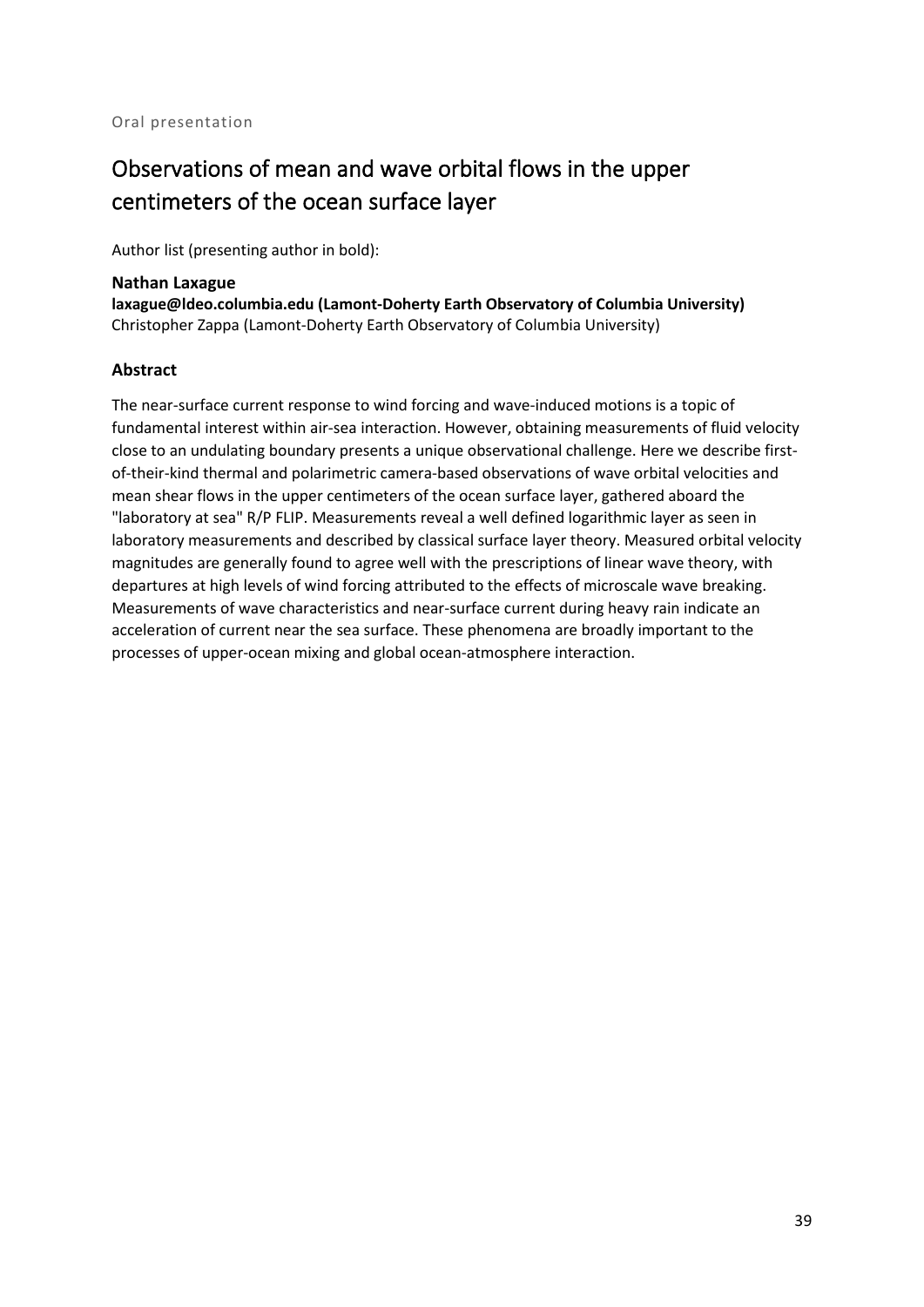Oral presentation

# Observations of mean and wave orbital flows in the upper centimeters of the ocean surface layer

Author list (presenting author in bold):

**Nathan Laxague**
**laxague@ldeo.columbia.edu (Lamont-Doherty Earth Observatory of Columbia University)**
Christopher Zappa (Lamont-Doherty Earth Observatory of Columbia University)

## Abstract

The near-surface current response to wind forcing and wave-induced motions is a topic of fundamental interest within air-sea interaction. However, obtaining measurements of fluid velocity close to an undulating boundary presents a unique observational challenge. Here we describe first-of-their-kind thermal and polarimetric camera-based observations of wave orbital velocities and mean shear flows in the upper centimeters of the ocean surface layer, gathered aboard the "laboratory at sea" R/P FLIP. Measurements reveal a well defined logarithmic layer as seen in laboratory measurements and described by classical surface layer theory. Measured orbital velocity magnitudes are generally found to agree well with the prescriptions of linear wave theory, with departures at high levels of wind forcing attributed to the effects of microscale wave breaking. Measurements of wave characteristics and near-surface current during heavy rain indicate an acceleration of current near the sea surface. These phenomena are broadly important to the processes of upper-ocean mixing and global ocean-atmosphere interaction.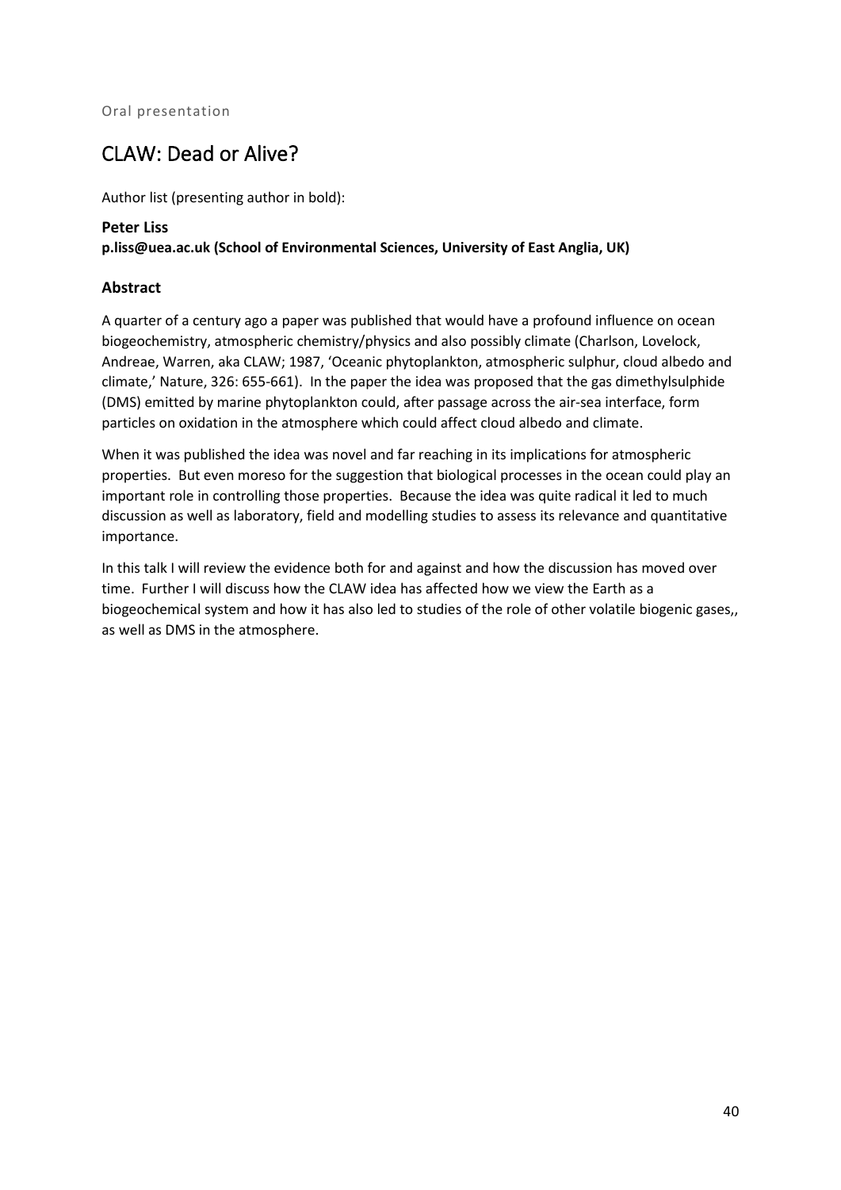Oral presentation

# CLAW: Dead or Alive?

Author list (presenting author in bold):

**Peter Liss**
**p.liss@uea.ac.uk (School of Environmental Sciences, University of East Anglia, UK)**

## Abstract

A quarter of a century ago a paper was published that would have a profound influence on ocean biogeochemistry, atmospheric chemistry/physics and also possibly climate (Charlson, Lovelock, Andreae, Warren, aka CLAW; 1987, 'Oceanic phytoplankton, atmospheric sulphur, cloud albedo and climate,' Nature, 326: 655-661). In the paper the idea was proposed that the gas dimethylsulphide (DMS) emitted by marine phytoplankton could, after passage across the air-sea interface, form particles on oxidation in the atmosphere which could affect cloud albedo and climate.

When it was published the idea was novel and far reaching in its implications for atmospheric properties. But even moreso for the suggestion that biological processes in the ocean could play an important role in controlling those properties. Because the idea was quite radical it led to much discussion as well as laboratory, field and modelling studies to assess its relevance and quantitative importance.

In this talk I will review the evidence both for and against and how the discussion has moved over time. Further I will discuss how the CLAW idea has affected how we view the Earth as a biogeochemical system and how it has also led to studies of the role of other volatile biogenic gases,, as well as DMS in the atmosphere.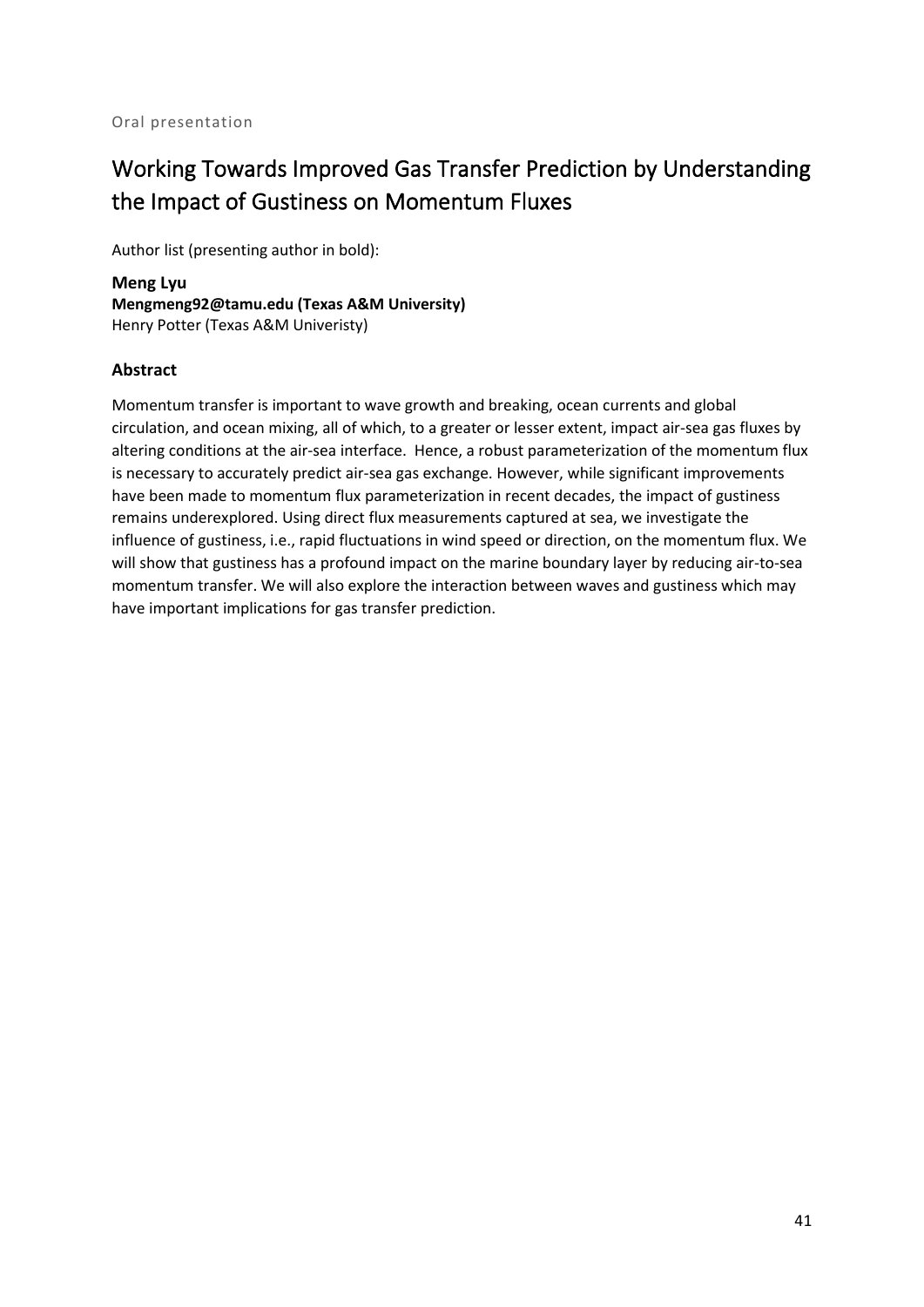Oral presentation

# Working Towards Improved Gas Transfer Prediction by Understanding the Impact of Gustiness on Momentum Fluxes

Author list (presenting author in bold):

**Meng Lyu**
**Mengmeng92@tamu.edu (Texas A&M University)**
Henry Potter (Texas A&M Univeristy)

### Abstract

Momentum transfer is important to wave growth and breaking, ocean currents and global circulation, and ocean mixing, all of which, to a greater or lesser extent, impact air-sea gas fluxes by altering conditions at the air-sea interface. Hence, a robust parameterization of the momentum flux is necessary to accurately predict air-sea gas exchange. However, while significant improvements have been made to momentum flux parameterization in recent decades, the impact of gustiness remains underexplored. Using direct flux measurements captured at sea, we investigate the influence of gustiness, i.e., rapid fluctuations in wind speed or direction, on the momentum flux. We will show that gustiness has a profound impact on the marine boundary layer by reducing air-to-sea momentum transfer. We will also explore the interaction between waves and gustiness which may have important implications for gas transfer prediction.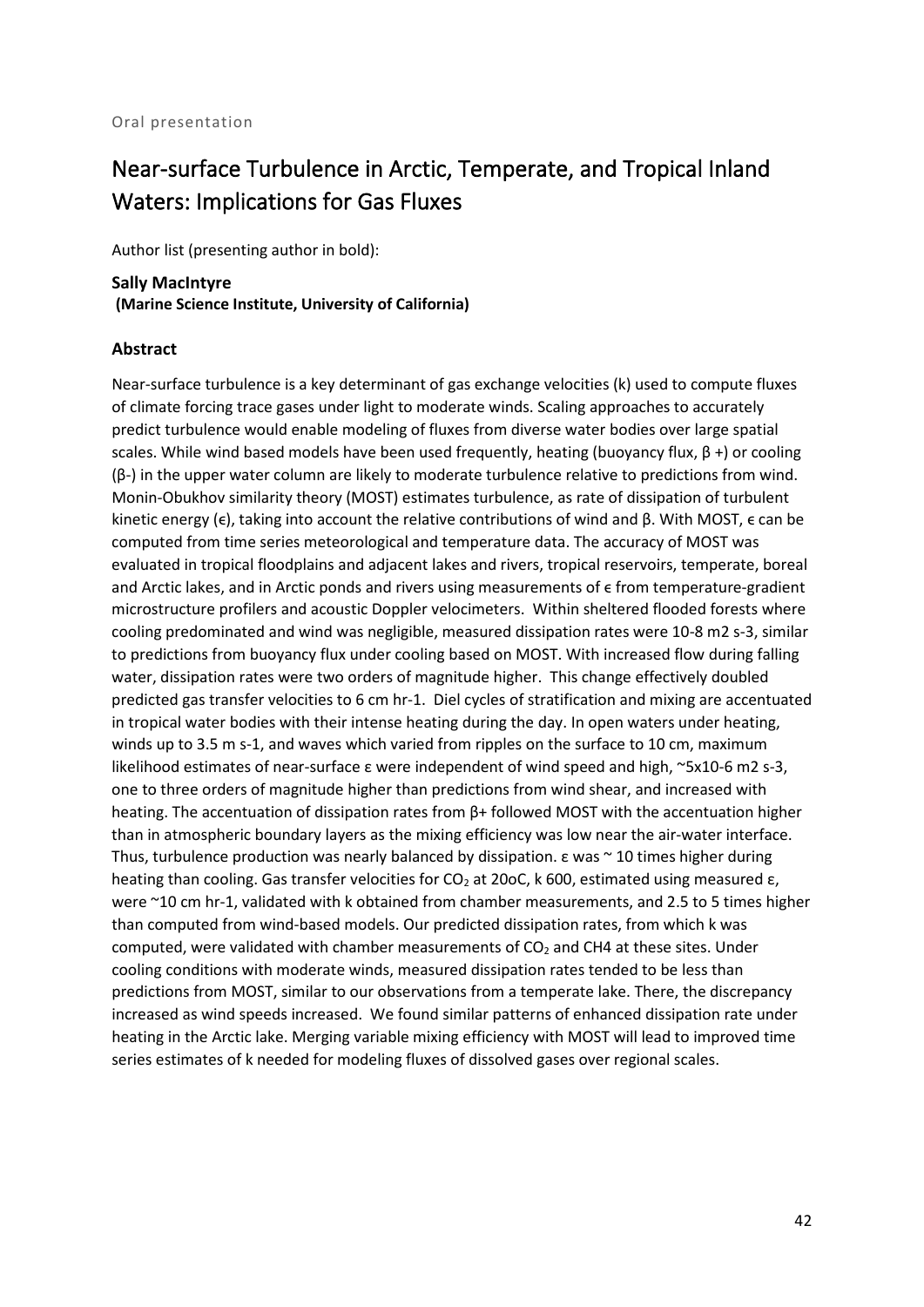Oral presentation

# Near-surface Turbulence in Arctic, Temperate, and Tropical Inland Waters: Implications for Gas Fluxes

Author list (presenting author in bold):

**Sally MacIntyre**
**(Marine Science Institute, University of California)**

## Abstract

Near-surface turbulence is a key determinant of gas exchange velocities (k) used to compute fluxes of climate forcing trace gases under light to moderate winds. Scaling approaches to accurately predict turbulence would enable modeling of fluxes from diverse water bodies over large spatial scales. While wind based models have been used frequently, heating (buoyancy flux, $\beta$ +) or cooling ($\beta$-) in the upper water column are likely to moderate turbulence relative to predictions from wind. Monin-Obukhov similarity theory (MOST) estimates turbulence, as rate of dissipation of turbulent kinetic energy ($\epsilon$), taking into account the relative contributions of wind and $\beta$. With MOST, $\epsilon$ can be computed from time series meteorological and temperature data. The accuracy of MOST was evaluated in tropical floodplains and adjacent lakes and rivers, tropical reservoirs, temperate, boreal and Arctic lakes, and in Arctic ponds and rivers using measurements of $\epsilon$ from temperature-gradient microstructure profilers and acoustic Doppler velocimeters. Within sheltered flooded forests where cooling predominated and wind was negligible, measured dissipation rates were $10^{-8}$ m2 s-3, similar to predictions from buoyancy flux under cooling based on MOST. With increased flow during falling water, dissipation rates were two orders of magnitude higher. This change effectively doubled predicted gas transfer velocities to 6 cm hr-1. Diel cycles of stratification and mixing are accentuated in tropical water bodies with their intense heating during the day. In open waters under heating, winds up to 3.5 m s-1, and waves which varied from ripples on the surface to 10 cm, maximum likelihood estimates of near-surface $\varepsilon$ were independent of wind speed and high, ~$5 \times 10^{-6}$ m2 s-3, one to three orders of magnitude higher than predictions from wind shear, and increased with heating. The accentuation of dissipation rates from $\beta$+ followed MOST with the accentuation higher than in atmospheric boundary layers as the mixing efficiency was low near the air-water interface. Thus, turbulence production was nearly balanced by dissipation. $\varepsilon$ was ~ 10 times higher during heating than cooling. Gas transfer velocities for $CO_2$ at 20oC, k 600, estimated using measured $\varepsilon$, were ~10 cm hr-1, validated with k obtained from chamber measurements, and 2.5 to 5 times higher than computed from wind-based models. Our predicted dissipation rates, from which k was computed, were validated with chamber measurements of $CO_2$ and CH4 at these sites. Under cooling conditions with moderate winds, measured dissipation rates tended to be less than predictions from MOST, similar to our observations from a temperate lake. There, the discrepancy increased as wind speeds increased. We found similar patterns of enhanced dissipation rate under heating in the Arctic lake. Merging variable mixing efficiency with MOST will lead to improved time series estimates of k needed for modeling fluxes of dissolved gases over regional scales.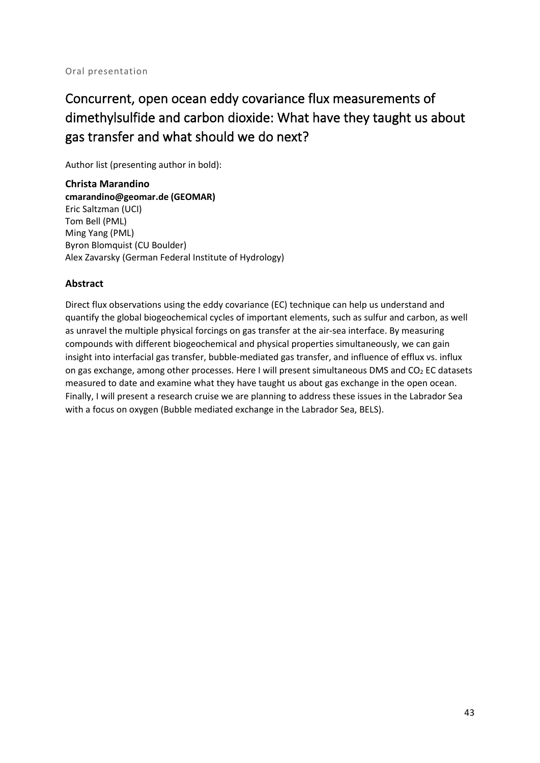Oral presentation

# Concurrent, open ocean eddy covariance flux measurements of dimethylsulfide and carbon dioxide: What have they taught us about gas transfer and what should we do next?

Author list (presenting author in bold):

**Christa Marandino**
**cmarandino@geomar.de (GEOMAR)**
Eric Saltzman (UCI)
Tom Bell (PML)
Ming Yang (PML)
Byron Blomquist (CU Boulder)
Alex Zavarsky (German Federal Institute of Hydrology)

### Abstract

Direct flux observations using the eddy covariance (EC) technique can help us understand and quantify the global biogeochemical cycles of important elements, such as sulfur and carbon, as well as unravel the multiple physical forcings on gas transfer at the air-sea interface. By measuring compounds with different biogeochemical and physical properties simultaneously, we can gain insight into interfacial gas transfer, bubble-mediated gas transfer, and influence of efflux vs. influx on gas exchange, among other processes. Here I will present simultaneous DMS and $CO_2$ EC datasets measured to date and examine what they have taught us about gas exchange in the open ocean. Finally, I will present a research cruise we are planning to address these issues in the Labrador Sea with a focus on oxygen (Bubble mediated exchange in the Labrador Sea, BELS).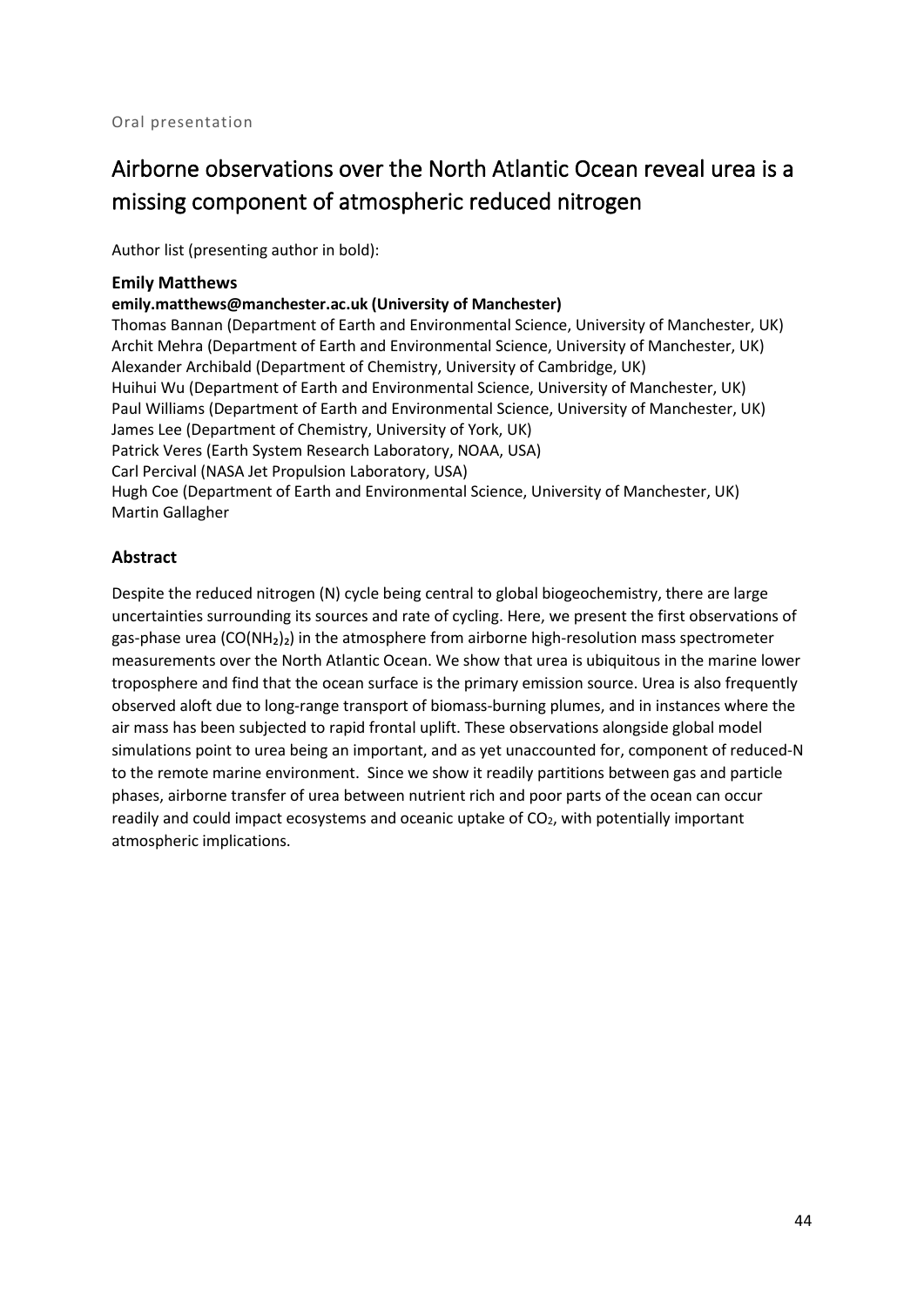Oral presentation

# Airborne observations over the North Atlantic Ocean reveal urea is a missing component of atmospheric reduced nitrogen

Author list (presenting author in bold):

**Emily Matthews**
**emily.matthews@manchester.ac.uk (University of Manchester)**
Thomas Bannan (Department of Earth and Environmental Science, University of Manchester, UK)
Archit Mehra (Department of Earth and Environmental Science, University of Manchester, UK)
Alexander Archibald (Department of Chemistry, University of Cambridge, UK)
Huihui Wu (Department of Earth and Environmental Science, University of Manchester, UK)
Paul Williams (Department of Earth and Environmental Science, University of Manchester, UK)
James Lee (Department of Chemistry, University of York, UK)
Patrick Veres (Earth System Research Laboratory, NOAA, USA)
Carl Percival (NASA Jet Propulsion Laboratory, USA)
Hugh Coe (Department of Earth and Environmental Science, University of Manchester, UK)
Martin Gallagher

### Abstract

Despite the reduced nitrogen (N) cycle being central to global biogeochemistry, there are large uncertainties surrounding its sources and rate of cycling. Here, we present the first observations of gas-phase urea ($CO(NH_2)_2$) in the atmosphere from airborne high-resolution mass spectrometer measurements over the North Atlantic Ocean. We show that urea is ubiquitous in the marine lower troposphere and find that the ocean surface is the primary emission source. Urea is also frequently observed aloft due to long-range transport of biomass-burning plumes, and in instances where the air mass has been subjected to rapid frontal uplift. These observations alongside global model simulations point to urea being an important, and as yet unaccounted for, component of reduced-N to the remote marine environment. Since we show it readily partitions between gas and particle phases, airborne transfer of urea between nutrient rich and poor parts of the ocean can occur readily and could impact ecosystems and oceanic uptake of $CO_2$, with potentially important atmospheric implications.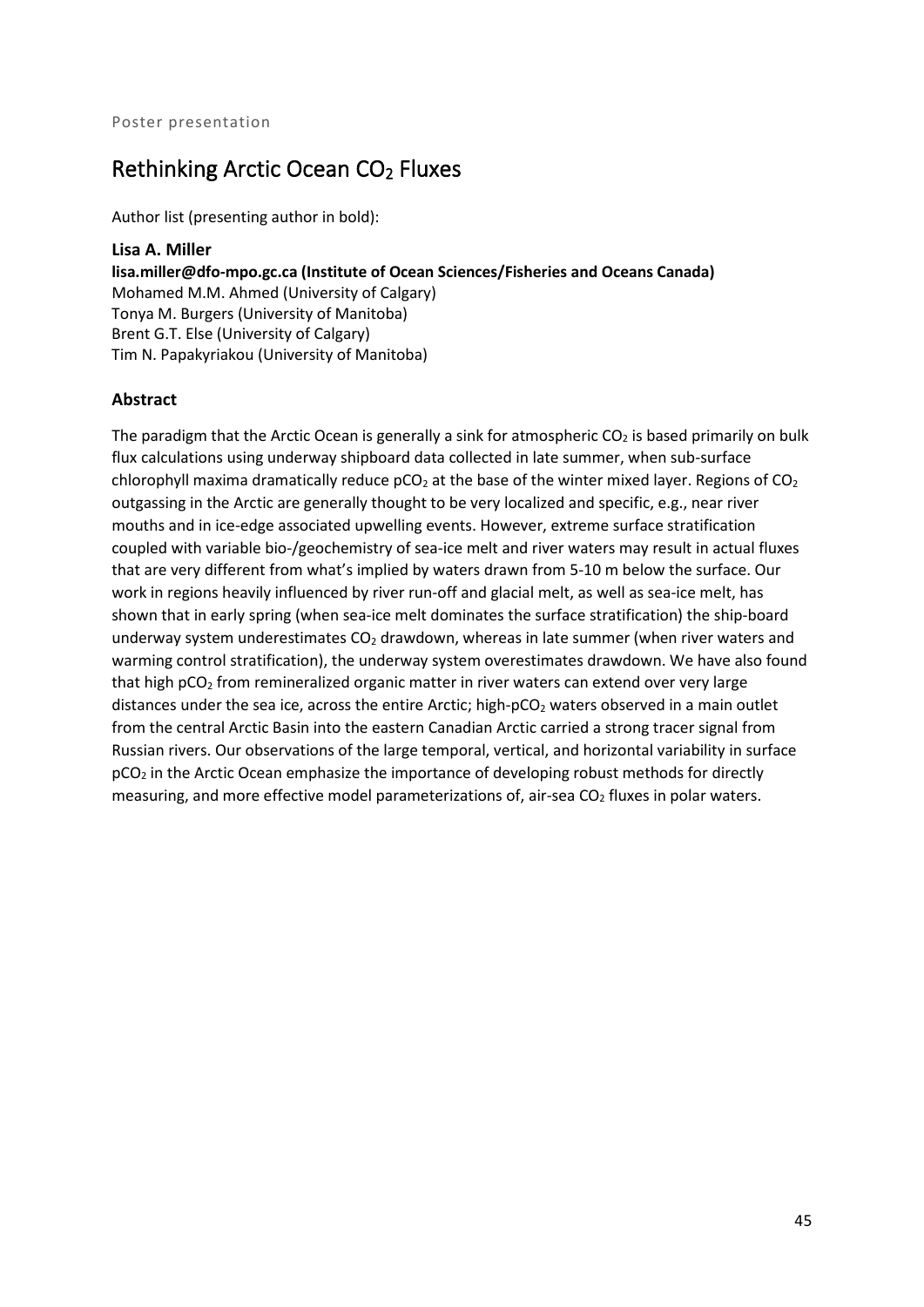Poster presentation

# Rethinking Arctic Ocean $CO_2$ Fluxes

Author list (presenting author in bold):

**Lisa A. Miller**
**lisa.miller@dfo-mpo.gc.ca (Institute of Ocean Sciences/Fisheries and Oceans Canada)**
Mohamed M.M. Ahmed (University of Calgary)
Tonya M. Burgers (University of Manitoba)
Brent G.T. Else (University of Calgary)
Tim N. Papakyriakou (University of Manitoba)

## Abstract

The paradigm that the Arctic Ocean is generally a sink for atmospheric $CO_2$ is based primarily on bulk flux calculations using underway shipboard data collected in late summer, when sub-surface chlorophyll maxima dramatically reduce $pCO_2$ at the base of the winter mixed layer. Regions of $CO_2$ outgassing in the Arctic are generally thought to be very localized and specific, e.g., near river mouths and in ice-edge associated upwelling events. However, extreme surface stratification coupled with variable bio-/geochemistry of sea-ice melt and river waters may result in actual fluxes that are very different from what's implied by waters drawn from 5-10 m below the surface. Our work in regions heavily influenced by river run-off and glacial melt, as well as sea-ice melt, has shown that in early spring (when sea-ice melt dominates the surface stratification) the ship-board underway system underestimates $CO_2$ drawdown, whereas in late summer (when river waters and warming control stratification), the underway system overestimates drawdown. We have also found that high $pCO_2$ from remineralized organic matter in river waters can extend over very large distances under the sea ice, across the entire Arctic; high-$pCO_2$ waters observed in a main outlet from the central Arctic Basin into the eastern Canadian Arctic carried a strong tracer signal from Russian rivers. Our observations of the large temporal, vertical, and horizontal variability in surface $pCO_2$ in the Arctic Ocean emphasize the importance of developing robust methods for directly measuring, and more effective model parameterizations of, air-sea $CO_2$ fluxes in polar waters.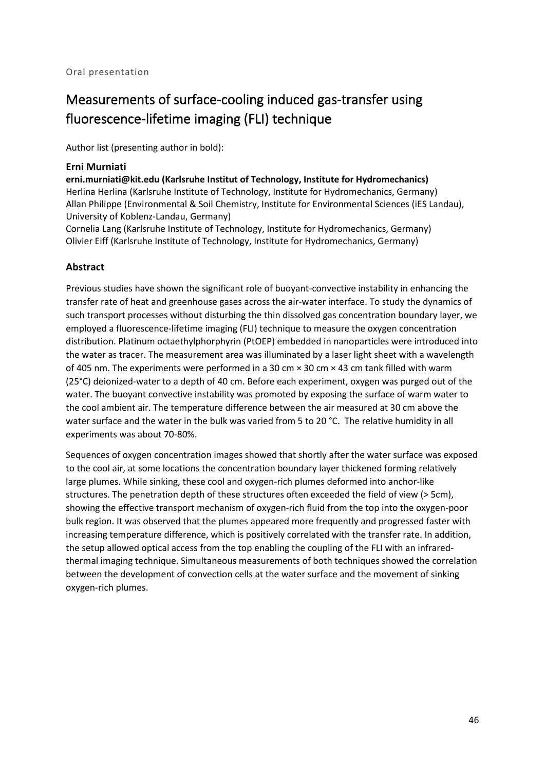Oral presentation

# Measurements of surface-cooling induced gas-transfer using fluorescence-lifetime imaging (FLI) technique

Author list (presenting author in bold):

**Erni Murniati**

**erni.murniati@kit.edu (Karlsruhe Institut of Technology, Institute for Hydromechanics)**

Herlina Herlina (Karlsruhe Institute of Technology, Institute for Hydromechanics, Germany)

Allan Philippe (Environmental & Soil Chemistry, Institute for Environmental Sciences (iES Landau), University of Koblenz-Landau, Germany)

Cornelia Lang (Karlsruhe Institute of Technology, Institute for Hydromechanics, Germany)

Olivier Eiff (Karlsruhe Institute of Technology, Institute for Hydromechanics, Germany)

## Abstract

Previous studies have shown the significant role of buoyant-convective instability in enhancing the transfer rate of heat and greenhouse gases across the air-water interface. To study the dynamics of such transport processes without disturbing the thin dissolved gas concentration boundary layer, we employed a fluorescence-lifetime imaging (FLI) technique to measure the oxygen concentration distribution. Platinum octaethylphorphyrin (PtOEP) embedded in nanoparticles were introduced into the water as tracer. The measurement area was illuminated by a laser light sheet with a wavelength of 405 nm. The experiments were performed in a 30 cm × 30 cm × 43 cm tank filled with warm (25°C) deionized-water to a depth of 40 cm. Before each experiment, oxygen was purged out of the water. The buoyant convective instability was promoted by exposing the surface of warm water to the cool ambient air. The temperature difference between the air measured at 30 cm above the water surface and the water in the bulk was varied from 5 to 20 °C. The relative humidity in all experiments was about 70-80%.

Sequences of oxygen concentration images showed that shortly after the water surface was exposed to the cool air, at some locations the concentration boundary layer thickened forming relatively large plumes. While sinking, these cool and oxygen-rich plumes deformed into anchor-like structures. The penetration depth of these structures often exceeded the field of view (> 5cm), showing the effective transport mechanism of oxygen-rich fluid from the top into the oxygen-poor bulk region. It was observed that the plumes appeared more frequently and progressed faster with increasing temperature difference, which is positively correlated with the transfer rate. In addition, the setup allowed optical access from the top enabling the coupling of the FLI with an infrared-thermal imaging technique. Simultaneous measurements of both techniques showed the correlation between the development of convection cells at the water surface and the movement of sinking oxygen-rich plumes.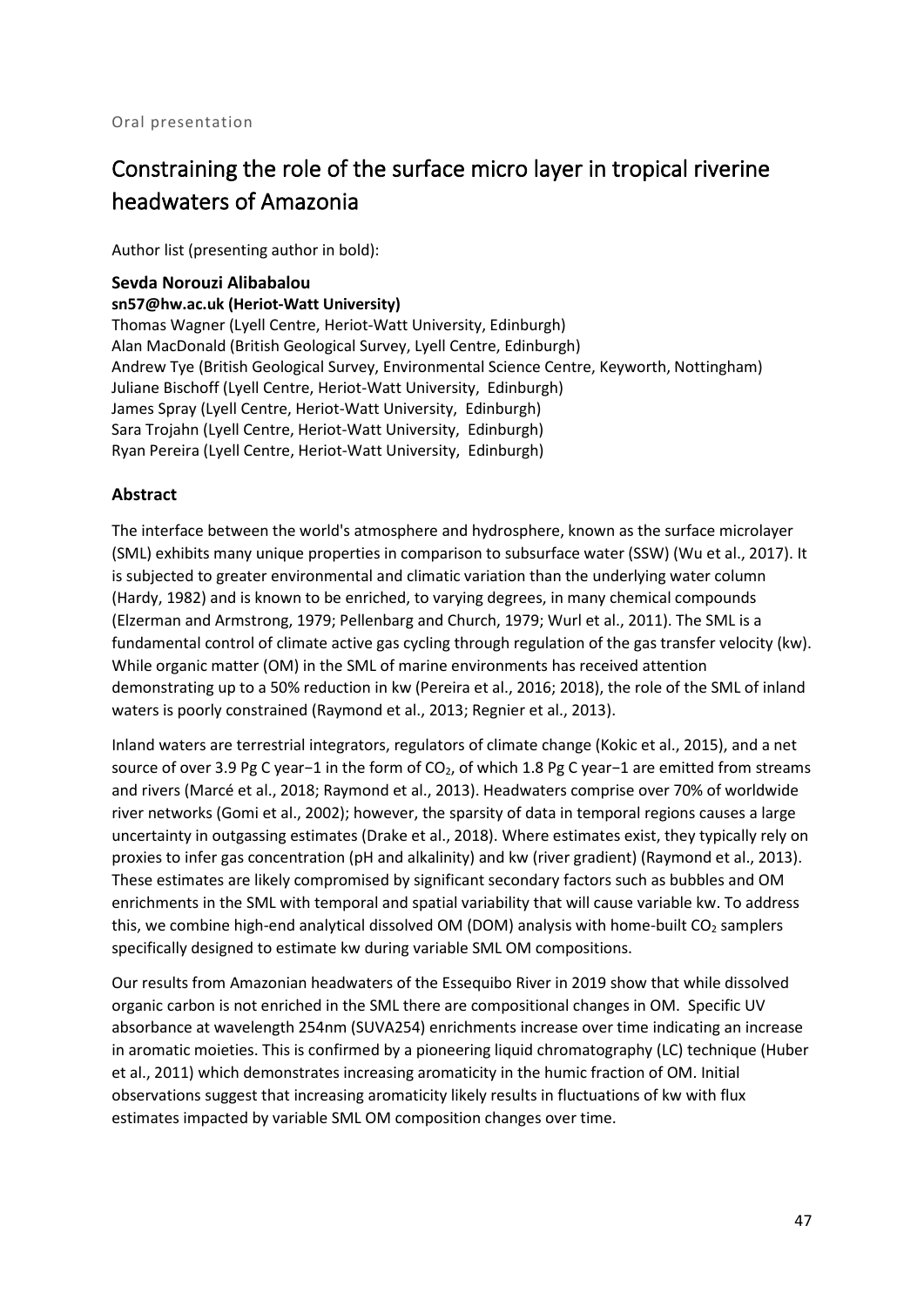Oral presentation

# Constraining the role of the surface micro layer in tropical riverine headwaters of Amazonia

Author list (presenting author in bold):

**Sevda Norouzi Alibabalou**
**sn57@hw.ac.uk (Heriot-Watt University)**
Thomas Wagner (Lyell Centre, Heriot-Watt University, Edinburgh)
Alan MacDonald (British Geological Survey, Lyell Centre, Edinburgh)
Andrew Tye (British Geological Survey, Environmental Science Centre, Keyworth, Nottingham)
Juliane Bischoff (Lyell Centre, Heriot-Watt University, Edinburgh)
James Spray (Lyell Centre, Heriot-Watt University, Edinburgh)
Sara Trojahn (Lyell Centre, Heriot-Watt University, Edinburgh)
Ryan Pereira (Lyell Centre, Heriot-Watt University, Edinburgh)

## Abstract

The interface between the world's atmosphere and hydrosphere, known as the surface microlayer (SML) exhibits many unique properties in comparison to subsurface water (SSW) (Wu et al., 2017). It is subjected to greater environmental and climatic variation than the underlying water column (Hardy, 1982) and is known to be enriched, to varying degrees, in many chemical compounds (Elzerman and Armstrong, 1979; Pellenbarg and Church, 1979; Wurl et al., 2011). The SML is a fundamental control of climate active gas cycling through regulation of the gas transfer velocity (kw). While organic matter (OM) in the SML of marine environments has received attention demonstrating up to a 50% reduction in kw (Pereira et al., 2016; 2018), the role of the SML of inland waters is poorly constrained (Raymond et al., 2013; Regnier et al., 2013).

Inland waters are terrestrial integrators, regulators of climate change (Kokic et al., 2015), and a net source of over 3.9 Pg C year−1 in the form of $CO_2$, of which 1.8 Pg C year−1 are emitted from streams and rivers (Marcé et al., 2018; Raymond et al., 2013). Headwaters comprise over 70% of worldwide river networks (Gomi et al., 2002); however, the sparsity of data in temporal regions causes a large uncertainty in outgassing estimates (Drake et al., 2018). Where estimates exist, they typically rely on proxies to infer gas concentration (pH and alkalinity) and kw (river gradient) (Raymond et al., 2013). These estimates are likely compromised by significant secondary factors such as bubbles and OM enrichments in the SML with temporal and spatial variability that will cause variable kw. To address this, we combine high-end analytical dissolved OM (DOM) analysis with home-built $CO_2$ samplers specifically designed to estimate kw during variable SML OM compositions.

Our results from Amazonian headwaters of the Essequibo River in 2019 show that while dissolved organic carbon is not enriched in the SML there are compositional changes in OM. Specific UV absorbance at wavelength 254nm (SUVA254) enrichments increase over time indicating an increase in aromatic moieties. This is confirmed by a pioneering liquid chromatography (LC) technique (Huber et al., 2011) which demonstrates increasing aromaticity in the humic fraction of OM. Initial observations suggest that increasing aromaticity likely results in fluctuations of kw with flux estimates impacted by variable SML OM composition changes over time.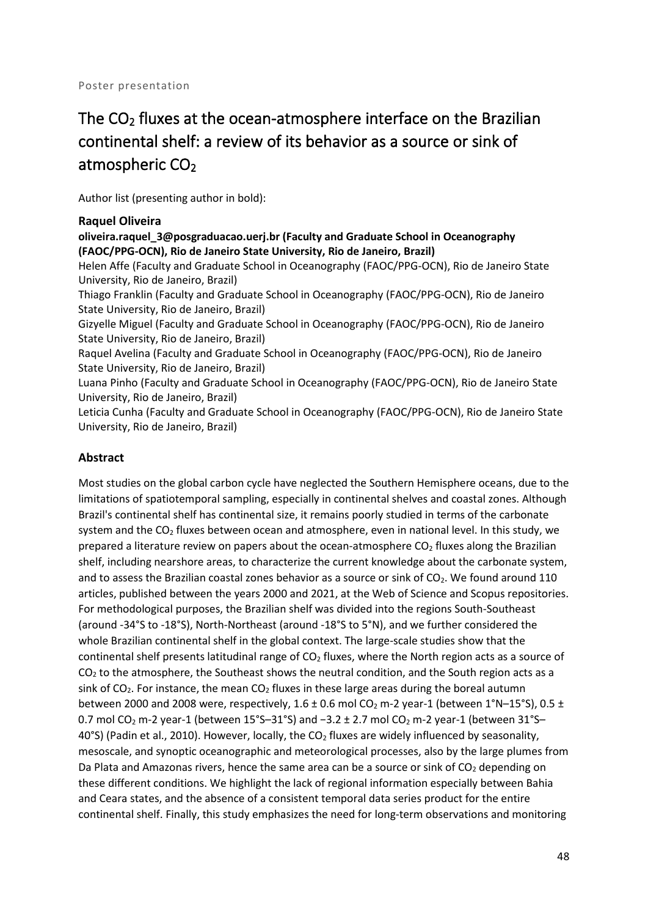Poster presentation

# The $CO_2$ fluxes at the ocean-atmosphere interface on the Brazilian continental shelf: a review of its behavior as a source or sink of atmospheric $CO_2$

Author list (presenting author in bold):

**Raquel Oliveira**

**oliveira.raquel_3@posgraduacao.uerj.br (Faculty and Graduate School in Oceanography (FAOC/PPG-OCN), Rio de Janeiro State University, Rio de Janeiro, Brazil)**

Helen Affe (Faculty and Graduate School in Oceanography (FAOC/PPG-OCN), Rio de Janeiro State University, Rio de Janeiro, Brazil)

Thiago Franklin (Faculty and Graduate School in Oceanography (FAOC/PPG-OCN), Rio de Janeiro State University, Rio de Janeiro, Brazil)

Gizyelle Miguel (Faculty and Graduate School in Oceanography (FAOC/PPG-OCN), Rio de Janeiro State University, Rio de Janeiro, Brazil)

Raquel Avelina (Faculty and Graduate School in Oceanography (FAOC/PPG-OCN), Rio de Janeiro State University, Rio de Janeiro, Brazil)

Luana Pinho (Faculty and Graduate School in Oceanography (FAOC/PPG-OCN), Rio de Janeiro State University, Rio de Janeiro, Brazil)

Leticia Cunha (Faculty and Graduate School in Oceanography (FAOC/PPG-OCN), Rio de Janeiro State University, Rio de Janeiro, Brazil)

## Abstract

Most studies on the global carbon cycle have neglected the Southern Hemisphere oceans, due to the limitations of spatiotemporal sampling, especially in continental shelves and coastal zones. Although Brazil's continental shelf has continental size, it remains poorly studied in terms of the carbonate system and the $CO_2$ fluxes between ocean and atmosphere, even in national level. In this study, we prepared a literature review on papers about the ocean-atmosphere $CO_2$ fluxes along the Brazilian shelf, including nearshore areas, to characterize the current knowledge about the carbonate system, and to assess the Brazilian coastal zones behavior as a source or sink of $CO_2$. We found around 110 articles, published between the years 2000 and 2021, at the Web of Science and Scopus repositories. For methodological purposes, the Brazilian shelf was divided into the regions South-Southeast (around -34°S to -18°S), North-Northeast (around -18°S to 5°N), and we further considered the whole Brazilian continental shelf in the global context. The large-scale studies show that the continental shelf presents latitudinal range of $CO_2$ fluxes, where the North region acts as a source of $CO_2$ to the atmosphere, the Southeast shows the neutral condition, and the South region acts as a sink of $CO_2$. For instance, the mean $CO_2$ fluxes in these large areas during the boreal autumn between 2000 and 2008 were, respectively, $1.6 \pm 0.6$ mol $CO_2$ m-2 year-1 (between 1°N–15°S), $0.5 \pm 0.7$ mol $CO_2$ m-2 year-1 (between 15°S–31°S) and $-3.2 \pm 2.7$ mol $CO_2$ m-2 year-1 (between 31°S–40°S) (Padin et al., 2010). However, locally, the $CO_2$ fluxes are widely influenced by seasonality, mesoscale, and synoptic oceanographic and meteorological processes, also by the large plumes from Da Plata and Amazonas rivers, hence the same area can be a source or sink of $CO_2$ depending on these different conditions. We highlight the lack of regional information especially between Bahia and Ceara states, and the absence of a consistent temporal data series product for the entire continental shelf. Finally, this study emphasizes the need for long-term observations and monitoring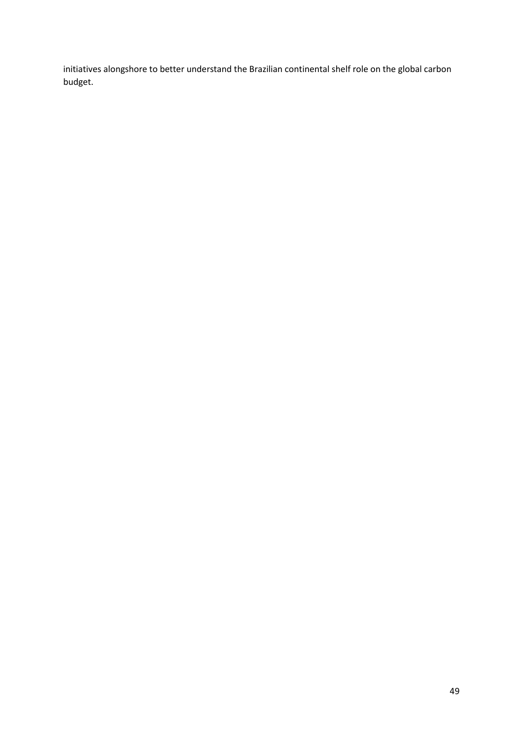initiatives alongshore to better understand the Brazilian continental shelf role on the global carbon budget.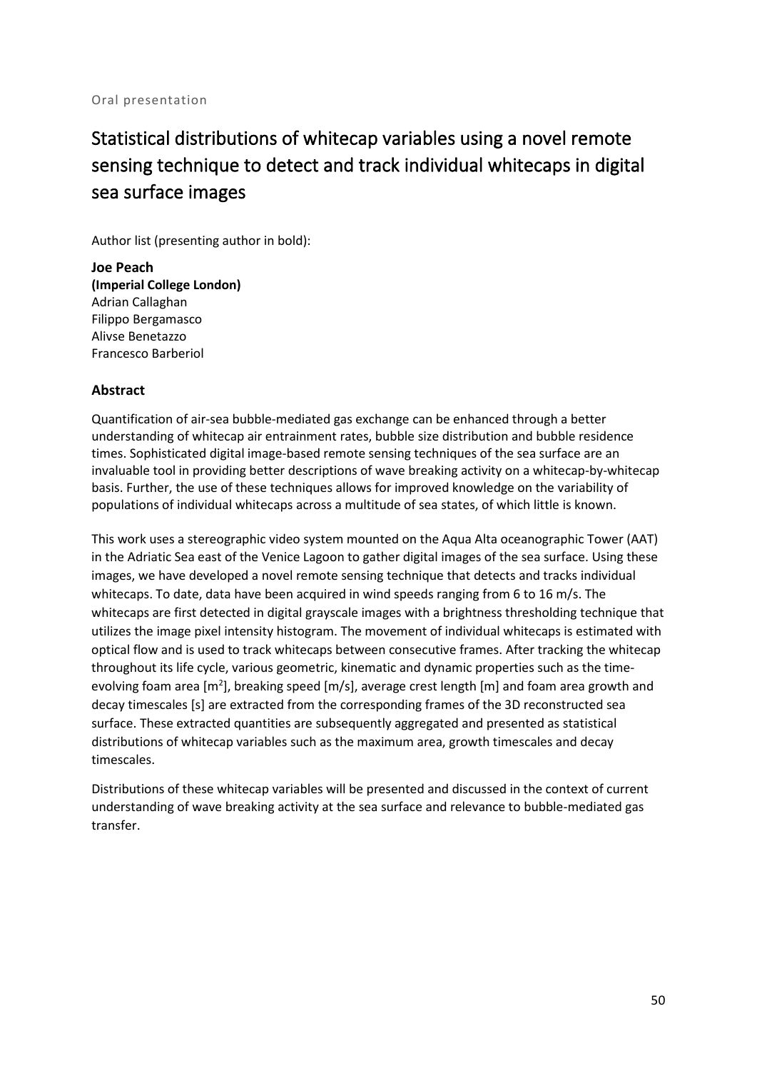Oral presentation

# Statistical distributions of whitecap variables using a novel remote sensing technique to detect and track individual whitecaps in digital sea surface images

Author list (presenting author in bold):

**Joe Peach**
**(Imperial College London)**
Adrian Callaghan
Filippo Bergamasco
Alivse Benetazzo
Francesco Barberiol

### Abstract

Quantification of air-sea bubble-mediated gas exchange can be enhanced through a better understanding of whitecap air entrainment rates, bubble size distribution and bubble residence times. Sophisticated digital image-based remote sensing techniques of the sea surface are an invaluable tool in providing better descriptions of wave breaking activity on a whitecap-by-whitecap basis. Further, the use of these techniques allows for improved knowledge on the variability of populations of individual whitecaps across a multitude of sea states, of which little is known.

This work uses a stereographic video system mounted on the Aqua Alta oceanographic Tower (AAT) in the Adriatic Sea east of the Venice Lagoon to gather digital images of the sea surface. Using these images, we have developed a novel remote sensing technique that detects and tracks individual whitecaps. To date, data have been acquired in wind speeds ranging from 6 to 16 m/s. The whitecaps are first detected in digital grayscale images with a brightness thresholding technique that utilizes the image pixel intensity histogram. The movement of individual whitecaps is estimated with optical flow and is used to track whitecaps between consecutive frames. After tracking the whitecap throughout its life cycle, various geometric, kinematic and dynamic properties such as the time-evolving foam area [$m^2$], breaking speed [m/s], average crest length [m] and foam area growth and decay timescales [s] are extracted from the corresponding frames of the 3D reconstructed sea surface. These extracted quantities are subsequently aggregated and presented as statistical distributions of whitecap variables such as the maximum area, growth timescales and decay timescales.

Distributions of these whitecap variables will be presented and discussed in the context of current understanding of wave breaking activity at the sea surface and relevance to bubble-mediated gas transfer.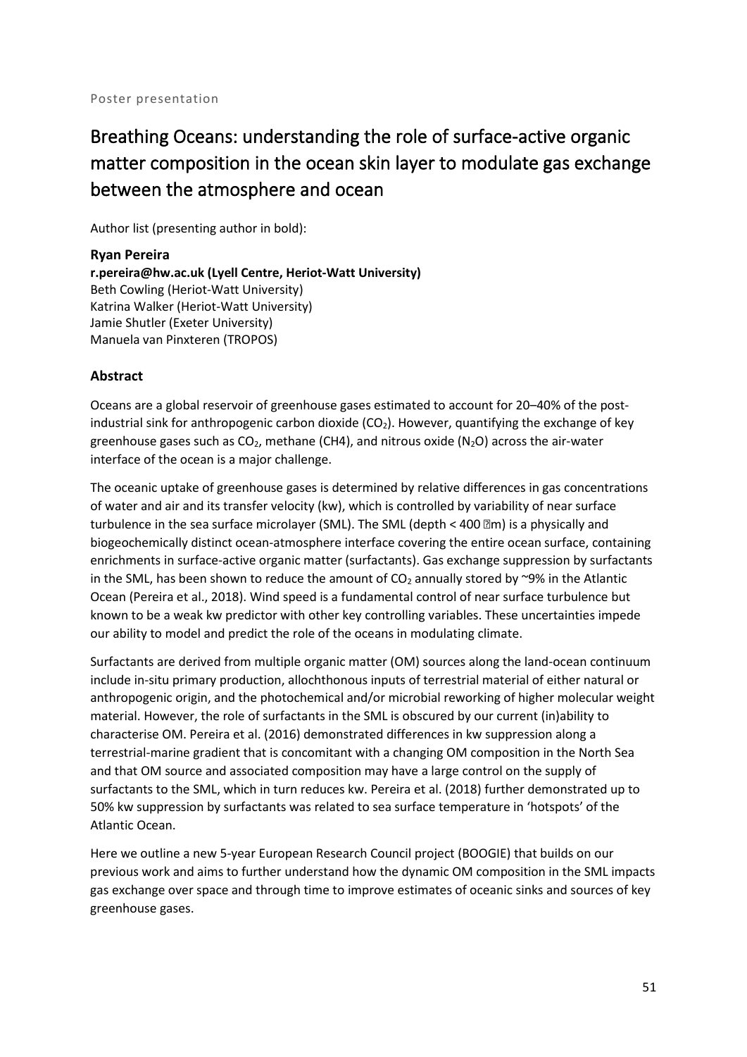Poster presentation

# Breathing Oceans: understanding the role of surface-active organic matter composition in the ocean skin layer to modulate gas exchange between the atmosphere and ocean

Author list (presenting author in bold):

**Ryan Pereira**
**r.pereira@hw.ac.uk (Lyell Centre, Heriot-Watt University)**
Beth Cowling (Heriot-Watt University)
Katrina Walker (Heriot-Watt University)
Jamie Shutler (Exeter University)
Manuela van Pinxteren (TROPOS)

### Abstract

Oceans are a global reservoir of greenhouse gases estimated to account for 20–40% of the post-industrial sink for anthropogenic carbon dioxide ($CO_2$). However, quantifying the exchange of key greenhouse gases such as $CO_2$, methane (CH4), and nitrous oxide ($N_2O$) across the air-water interface of the ocean is a major challenge.

The oceanic uptake of greenhouse gases is determined by relative differences in gas concentrations of water and air and its transfer velocity (kw), which is controlled by variability of near surface turbulence in the sea surface microlayer (SML). The SML (depth < 400 μm) is a physically and biogeochemically distinct ocean-atmosphere interface covering the entire ocean surface, containing enrichments in surface-active organic matter (surfactants). Gas exchange suppression by surfactants in the SML, has been shown to reduce the amount of $CO_2$ annually stored by ~9% in the Atlantic Ocean (Pereira et al., 2018). Wind speed is a fundamental control of near surface turbulence but known to be a weak kw predictor with other key controlling variables. These uncertainties impede our ability to model and predict the role of the oceans in modulating climate.

Surfactants are derived from multiple organic matter (OM) sources along the land-ocean continuum include in-situ primary production, allochthonous inputs of terrestrial material of either natural or anthropogenic origin, and the photochemical and/or microbial reworking of higher molecular weight material. However, the role of surfactants in the SML is obscured by our current (in)ability to characterise OM. Pereira et al. (2016) demonstrated differences in kw suppression along a terrestrial-marine gradient that is concomitant with a changing OM composition in the North Sea and that OM source and associated composition may have a large control on the supply of surfactants to the SML, which in turn reduces kw. Pereira et al. (2018) further demonstrated up to 50% kw suppression by surfactants was related to sea surface temperature in 'hotspots' of the Atlantic Ocean.

Here we outline a new 5-year European Research Council project (BOOGIE) that builds on our previous work and aims to further understand how the dynamic OM composition in the SML impacts gas exchange over space and through time to improve estimates of oceanic sinks and sources of key greenhouse gases.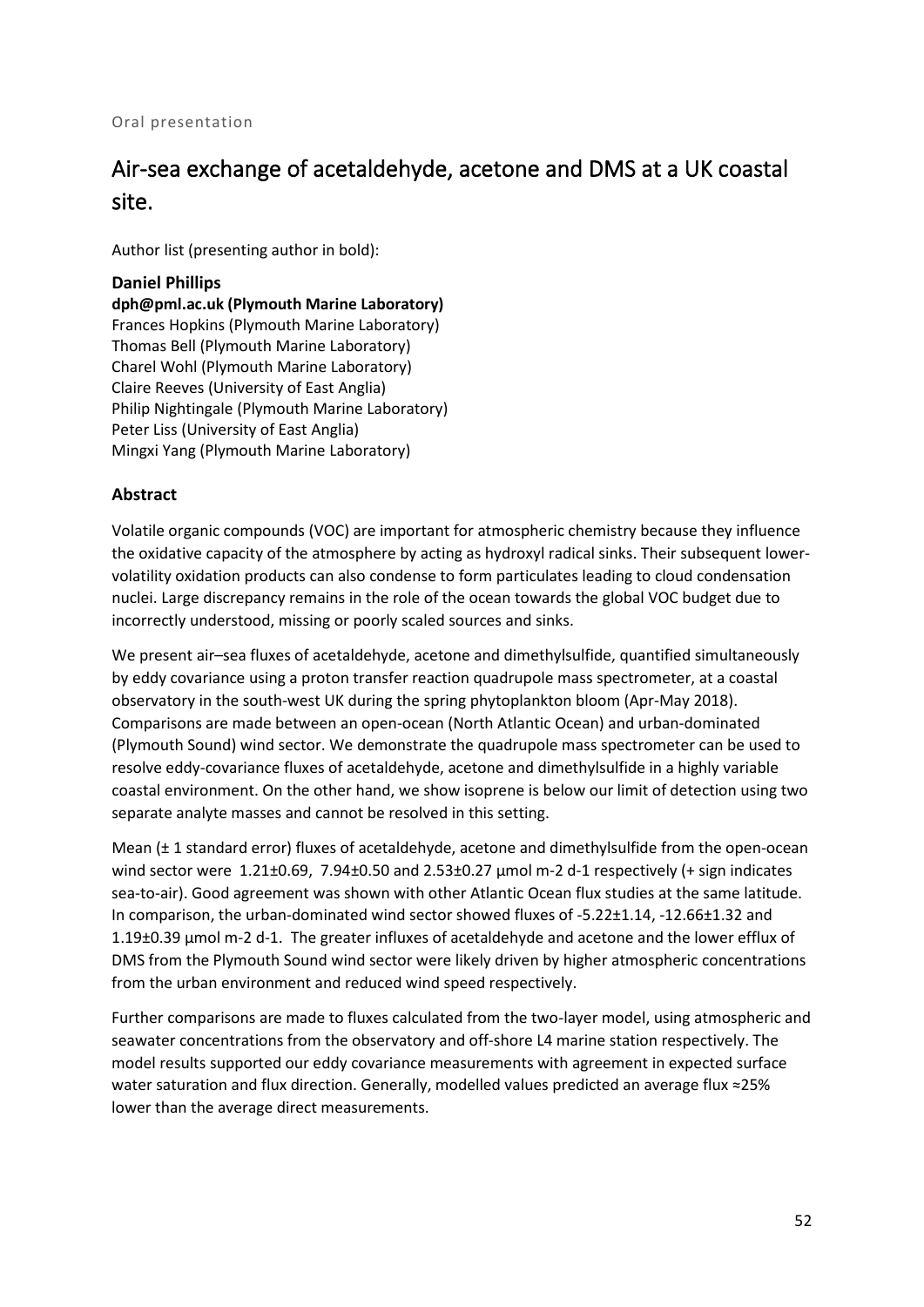Oral presentation

# Air-sea exchange of acetaldehyde, acetone and DMS at a UK coastal site.

Author list (presenting author in bold):

**Daniel Phillips**
**dph@pml.ac.uk (Plymouth Marine Laboratory)**
Frances Hopkins (Plymouth Marine Laboratory)
Thomas Bell (Plymouth Marine Laboratory)
Charel Wohl (Plymouth Marine Laboratory)
Claire Reeves (University of East Anglia)
Philip Nightingale (Plymouth Marine Laboratory)
Peter Liss (University of East Anglia)
Mingxi Yang (Plymouth Marine Laboratory)

## Abstract

Volatile organic compounds (VOC) are important for atmospheric chemistry because they influence the oxidative capacity of the atmosphere by acting as hydroxyl radical sinks. Their subsequent lower-volatility oxidation products can also condense to form particulates leading to cloud condensation nuclei. Large discrepancy remains in the role of the ocean towards the global VOC budget due to incorrectly understood, missing or poorly scaled sources and sinks.

We present air–sea fluxes of acetaldehyde, acetone and dimethylsulfide, quantified simultaneously by eddy covariance using a proton transfer reaction quadrupole mass spectrometer, at a coastal observatory in the south-west UK during the spring phytoplankton bloom (Apr-May 2018). Comparisons are made between an open-ocean (North Atlantic Ocean) and urban-dominated (Plymouth Sound) wind sector. We demonstrate the quadrupole mass spectrometer can be used to resolve eddy-covariance fluxes of acetaldehyde, acetone and dimethylsulfide in a highly variable coastal environment. On the other hand, we show isoprene is below our limit of detection using two separate analyte masses and cannot be resolved in this setting.

Mean (± 1 standard error) fluxes of acetaldehyde, acetone and dimethylsulfide from the open-ocean wind sector were 1.21±0.69, 7.94±0.50 and 2.53±0.27 µmol m-2 d-1 respectively (+ sign indicates sea-to-air). Good agreement was shown with other Atlantic Ocean flux studies at the same latitude. In comparison, the urban-dominated wind sector showed fluxes of -5.22±1.14, -12.66±1.32 and 1.19±0.39 µmol m-2 d-1. The greater influxes of acetaldehyde and acetone and the lower efflux of DMS from the Plymouth Sound wind sector were likely driven by higher atmospheric concentrations from the urban environment and reduced wind speed respectively.

Further comparisons are made to fluxes calculated from the two-layer model, using atmospheric and seawater concentrations from the observatory and off-shore L4 marine station respectively. The model results supported our eddy covariance measurements with agreement in expected surface water saturation and flux direction. Generally, modelled values predicted an average flux ≈25% lower than the average direct measurements.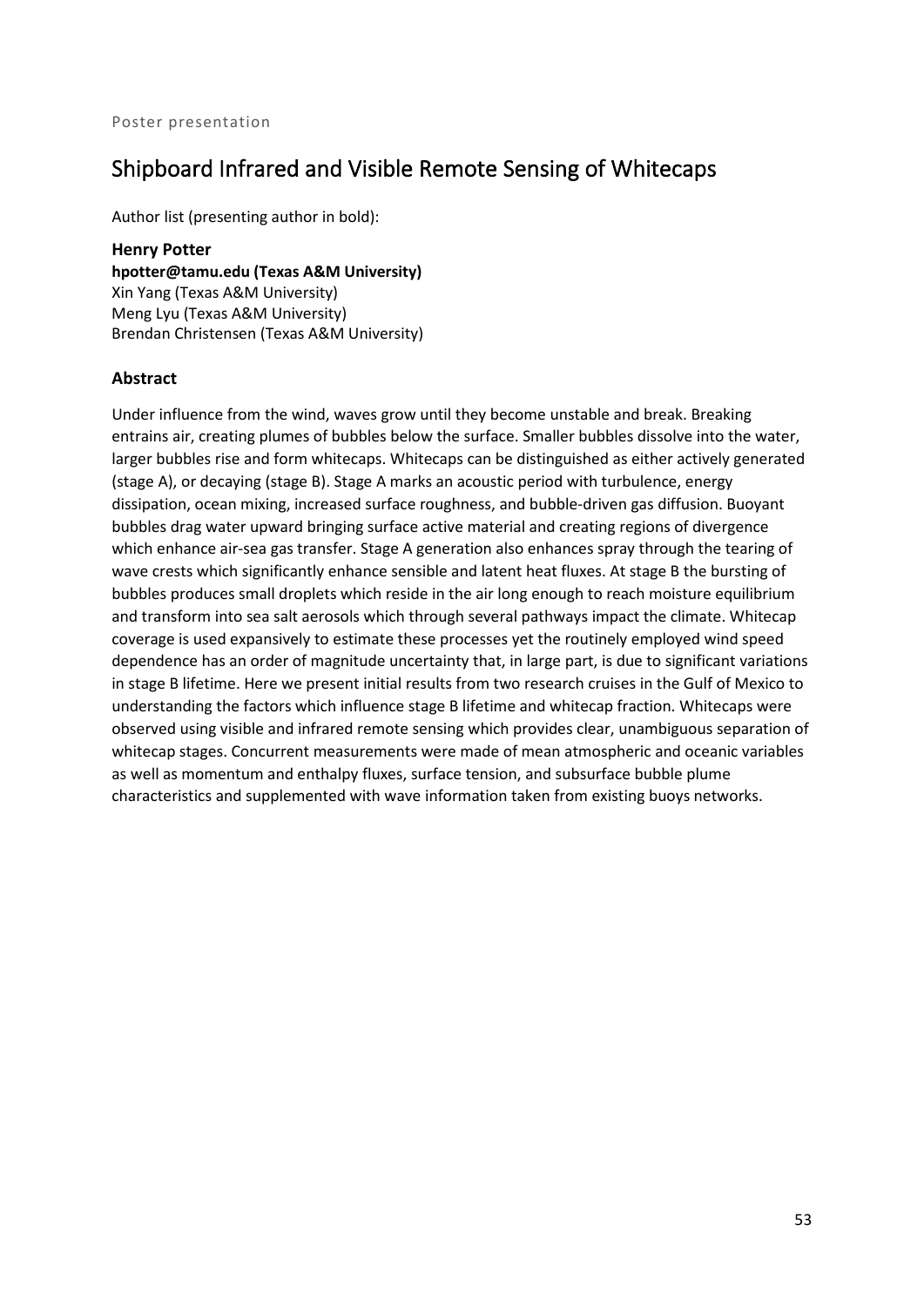Poster presentation

# Shipboard Infrared and Visible Remote Sensing of Whitecaps

Author list (presenting author in bold):

**Henry Potter**
**hpotter@tamu.edu (Texas A&M University)**
Xin Yang (Texas A&M University)
Meng Lyu (Texas A&M University)
Brendan Christensen (Texas A&M University)

### Abstract

Under influence from the wind, waves grow until they become unstable and break. Breaking entrains air, creating plumes of bubbles below the surface. Smaller bubbles dissolve into the water, larger bubbles rise and form whitecaps. Whitecaps can be distinguished as either actively generated (stage A), or decaying (stage B). Stage A marks an acoustic period with turbulence, energy dissipation, ocean mixing, increased surface roughness, and bubble-driven gas diffusion. Buoyant bubbles drag water upward bringing surface active material and creating regions of divergence which enhance air-sea gas transfer. Stage A generation also enhances spray through the tearing of wave crests which significantly enhance sensible and latent heat fluxes. At stage B the bursting of bubbles produces small droplets which reside in the air long enough to reach moisture equilibrium and transform into sea salt aerosols which through several pathways impact the climate. Whitecap coverage is used expansively to estimate these processes yet the routinely employed wind speed dependence has an order of magnitude uncertainty that, in large part, is due to significant variations in stage B lifetime. Here we present initial results from two research cruises in the Gulf of Mexico to understanding the factors which influence stage B lifetime and whitecap fraction. Whitecaps were observed using visible and infrared remote sensing which provides clear, unambiguous separation of whitecap stages. Concurrent measurements were made of mean atmospheric and oceanic variables as well as momentum and enthalpy fluxes, surface tension, and subsurface bubble plume characteristics and supplemented with wave information taken from existing buoys networks.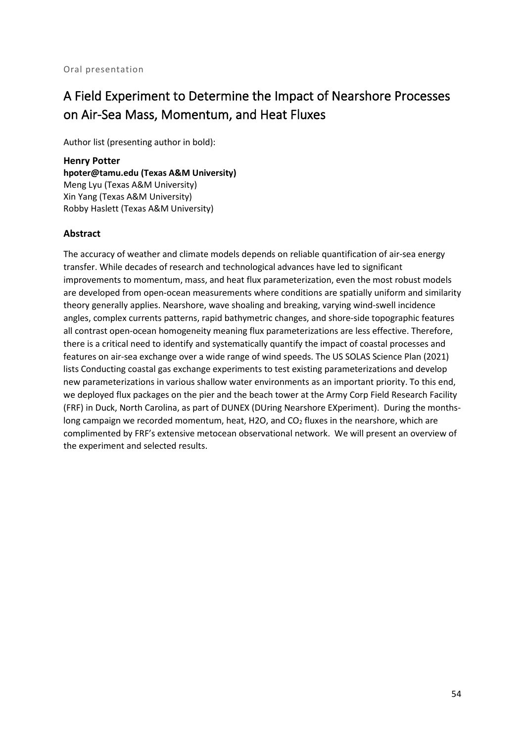Oral presentation

# A Field Experiment to Determine the Impact of Nearshore Processes on Air-Sea Mass, Momentum, and Heat Fluxes

Author list (presenting author in bold):

**Henry Potter**
**hpoter@tamu.edu (Texas A&M University)**
Meng Lyu (Texas A&M University)
Xin Yang (Texas A&M University)
Robby Haslett (Texas A&M University)

## Abstract

The accuracy of weather and climate models depends on reliable quantification of air-sea energy transfer. While decades of research and technological advances have led to significant improvements to momentum, mass, and heat flux parameterization, even the most robust models are developed from open-ocean measurements where conditions are spatially uniform and similarity theory generally applies. Nearshore, wave shoaling and breaking, varying wind-swell incidence angles, complex currents patterns, rapid bathymetric changes, and shore-side topographic features all contrast open-ocean homogeneity meaning flux parameterizations are less effective. Therefore, there is a critical need to identify and systematically quantify the impact of coastal processes and features on air-sea exchange over a wide range of wind speeds. The US SOLAS Science Plan (2021) lists Conducting coastal gas exchange experiments to test existing parameterizations and develop new parameterizations in various shallow water environments as an important priority. To this end, we deployed flux packages on the pier and the beach tower at the Army Corp Field Research Facility (FRF) in Duck, North Carolina, as part of DUNEX (DUring Nearshore EXperiment). During the months-long campaign we recorded momentum, heat, H2O, and $CO_2$ fluxes in the nearshore, which are complimented by FRF's extensive metocean observational network. We will present an overview of the experiment and selected results.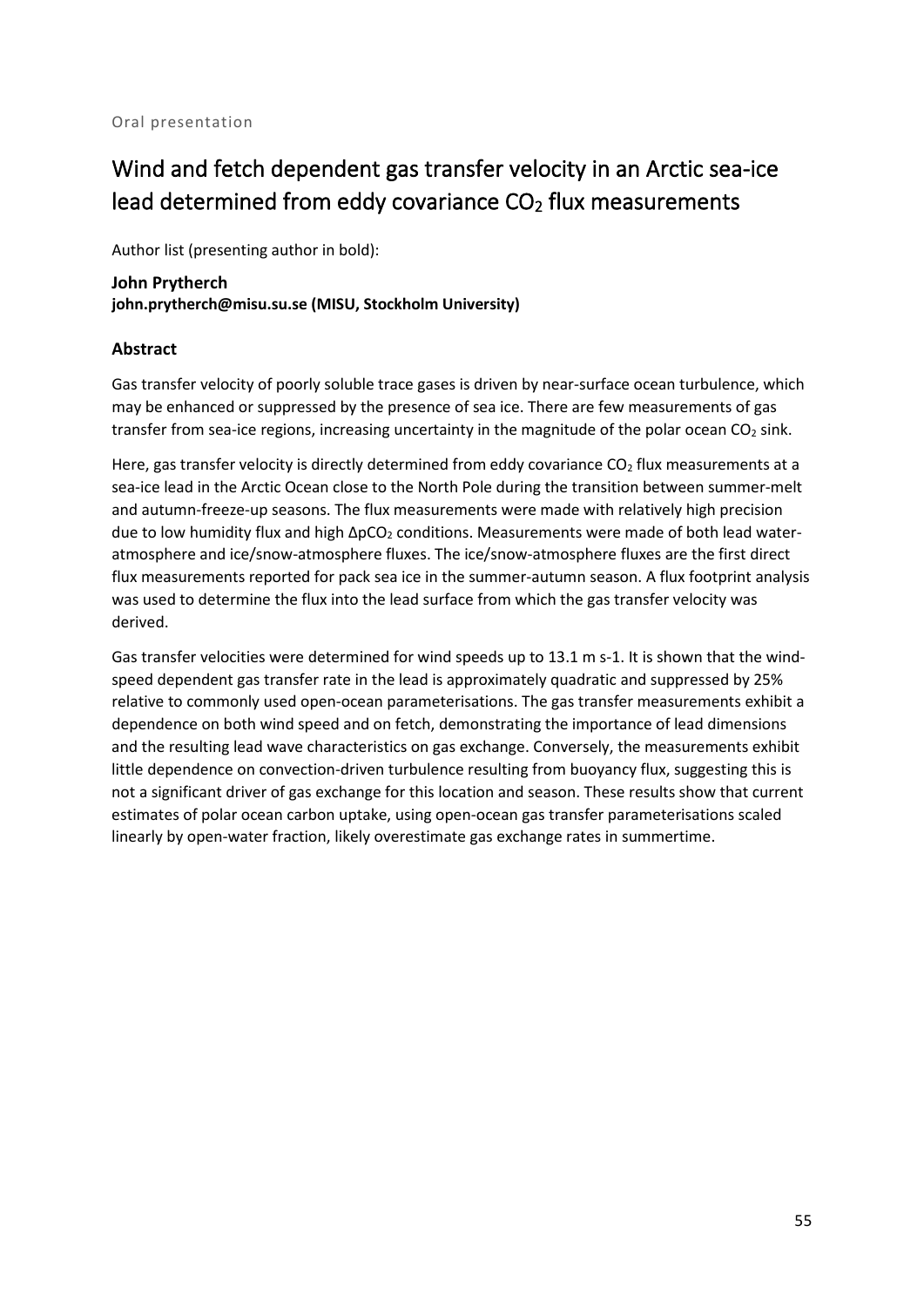Oral presentation

# Wind and fetch dependent gas transfer velocity in an Arctic sea-ice lead determined from eddy covariance $CO_2$ flux measurements

Author list (presenting author in bold):

**John Prytherch**
**john.prytherch@misu.su.se (MISU, Stockholm University)**

## Abstract

Gas transfer velocity of poorly soluble trace gases is driven by near-surface ocean turbulence, which may be enhanced or suppressed by the presence of sea ice. There are few measurements of gas transfer from sea-ice regions, increasing uncertainty in the magnitude of the polar ocean $CO_2$ sink.

Here, gas transfer velocity is directly determined from eddy covariance $CO_2$ flux measurements at a sea-ice lead in the Arctic Ocean close to the North Pole during the transition between summer-melt and autumn-freeze-up seasons. The flux measurements were made with relatively high precision due to low humidity flux and high $\Delta pCO_2$ conditions. Measurements were made of both lead water-atmosphere and ice/snow-atmosphere fluxes. The ice/snow-atmosphere fluxes are the first direct flux measurements reported for pack sea ice in the summer-autumn season. A flux footprint analysis was used to determine the flux into the lead surface from which the gas transfer velocity was derived.

Gas transfer velocities were determined for wind speeds up to 13.1 m s-1. It is shown that the wind-speed dependent gas transfer rate in the lead is approximately quadratic and suppressed by 25% relative to commonly used open-ocean parameterisations. The gas transfer measurements exhibit a dependence on both wind speed and on fetch, demonstrating the importance of lead dimensions and the resulting lead wave characteristics on gas exchange. Conversely, the measurements exhibit little dependence on convection-driven turbulence resulting from buoyancy flux, suggesting this is not a significant driver of gas exchange for this location and season. These results show that current estimates of polar ocean carbon uptake, using open-ocean gas transfer parameterisations scaled linearly by open-water fraction, likely overestimate gas exchange rates in summertime.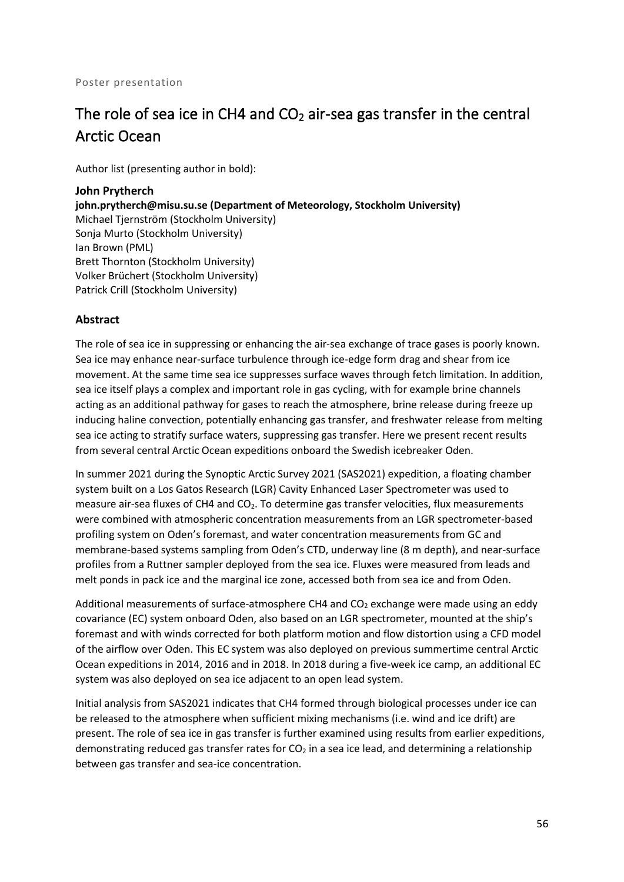Poster presentation

# The role of sea ice in CH4 and $CO_2$ air-sea gas transfer in the central Arctic Ocean

Author list (presenting author in bold):

**John Prytherch**
**john.prytherch@misu.su.se (Department of Meteorology, Stockholm University)**
Michael Tjernström (Stockholm University)
Sonja Murto (Stockholm University)
Ian Brown (PML)
Brett Thornton (Stockholm University)
Volker Brüchert (Stockholm University)
Patrick Crill (Stockholm University)

## Abstract

The role of sea ice in suppressing or enhancing the air-sea exchange of trace gases is poorly known. Sea ice may enhance near-surface turbulence through ice-edge form drag and shear from ice movement. At the same time sea ice suppresses surface waves through fetch limitation. In addition, sea ice itself plays a complex and important role in gas cycling, with for example brine channels acting as an additional pathway for gases to reach the atmosphere, brine release during freeze up inducing haline convection, potentially enhancing gas transfer, and freshwater release from melting sea ice acting to stratify surface waters, suppressing gas transfer. Here we present recent results from several central Arctic Ocean expeditions onboard the Swedish icebreaker Oden.

In summer 2021 during the Synoptic Arctic Survey 2021 (SAS2021) expedition, a floating chamber system built on a Los Gatos Research (LGR) Cavity Enhanced Laser Spectrometer was used to measure air-sea fluxes of CH4 and $CO_2$. To determine gas transfer velocities, flux measurements were combined with atmospheric concentration measurements from an LGR spectrometer-based profiling system on Oden's foremast, and water concentration measurements from GC and membrane-based systems sampling from Oden's CTD, underway line (8 m depth), and near-surface profiles from a Ruttner sampler deployed from the sea ice. Fluxes were measured from leads and melt ponds in pack ice and the marginal ice zone, accessed both from sea ice and from Oden.

Additional measurements of surface-atmosphere CH4 and $CO_2$ exchange were made using an eddy covariance (EC) system onboard Oden, also based on an LGR spectrometer, mounted at the ship's foremast and with winds corrected for both platform motion and flow distortion using a CFD model of the airflow over Oden. This EC system was also deployed on previous summertime central Arctic Ocean expeditions in 2014, 2016 and in 2018. In 2018 during a five-week ice camp, an additional EC system was also deployed on sea ice adjacent to an open lead system.

Initial analysis from SAS2021 indicates that CH4 formed through biological processes under ice can be released to the atmosphere when sufficient mixing mechanisms (i.e. wind and ice drift) are present. The role of sea ice in gas transfer is further examined using results from earlier expeditions, demonstrating reduced gas transfer rates for $CO_2$ in a sea ice lead, and determining a relationship between gas transfer and sea-ice concentration.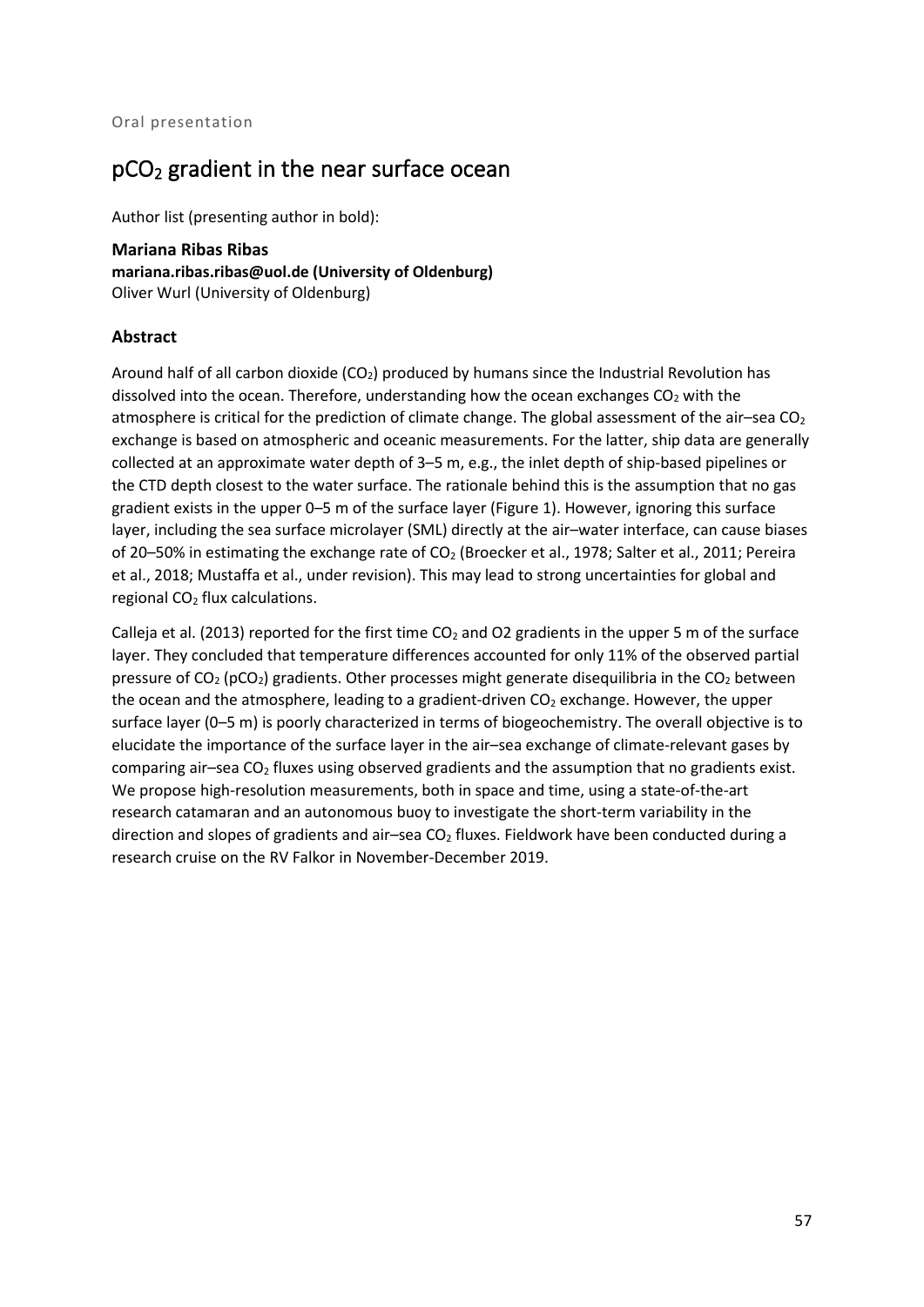Oral presentation

# $pCO_2$ gradient in the near surface ocean

Author list (presenting author in bold):

**Mariana Ribas Ribas**
**mariana.ribas.ribas@uol.de (University of Oldenburg)**
Oliver Wurl (University of Oldenburg)

### Abstract

Around half of all carbon dioxide ($CO_2$) produced by humans since the Industrial Revolution has dissolved into the ocean. Therefore, understanding how the ocean exchanges $CO_2$ with the atmosphere is critical for the prediction of climate change. The global assessment of the air–sea $CO_2$ exchange is based on atmospheric and oceanic measurements. For the latter, ship data are generally collected at an approximate water depth of 3–5 m, e.g., the inlet depth of ship-based pipelines or the CTD depth closest to the water surface. The rationale behind this is the assumption that no gas gradient exists in the upper 0–5 m of the surface layer (Figure 1). However, ignoring this surface layer, including the sea surface microlayer (SML) directly at the air–water interface, can cause biases of 20–50% in estimating the exchange rate of $CO_2$ (Broecker et al., 1978; Salter et al., 2011; Pereira et al., 2018; Mustaffa et al., under revision). This may lead to strong uncertainties for global and regional $CO_2$ flux calculations.

Calleja et al. (2013) reported for the first time $CO_2$ and O2 gradients in the upper 5 m of the surface layer. They concluded that temperature differences accounted for only 11% of the observed partial pressure of $CO_2$ ($pCO_2$) gradients. Other processes might generate disequilibria in the $CO_2$ between the ocean and the atmosphere, leading to a gradient-driven $CO_2$ exchange. However, the upper surface layer (0–5 m) is poorly characterized in terms of biogeochemistry. The overall objective is to elucidate the importance of the surface layer in the air–sea exchange of climate-relevant gases by comparing air–sea $CO_2$ fluxes using observed gradients and the assumption that no gradients exist. We propose high-resolution measurements, both in space and time, using a state-of-the-art research catamaran and an autonomous buoy to investigate the short-term variability in the direction and slopes of gradients and air–sea $CO_2$ fluxes. Fieldwork have been conducted during a research cruise on the RV Falkor in November-December 2019.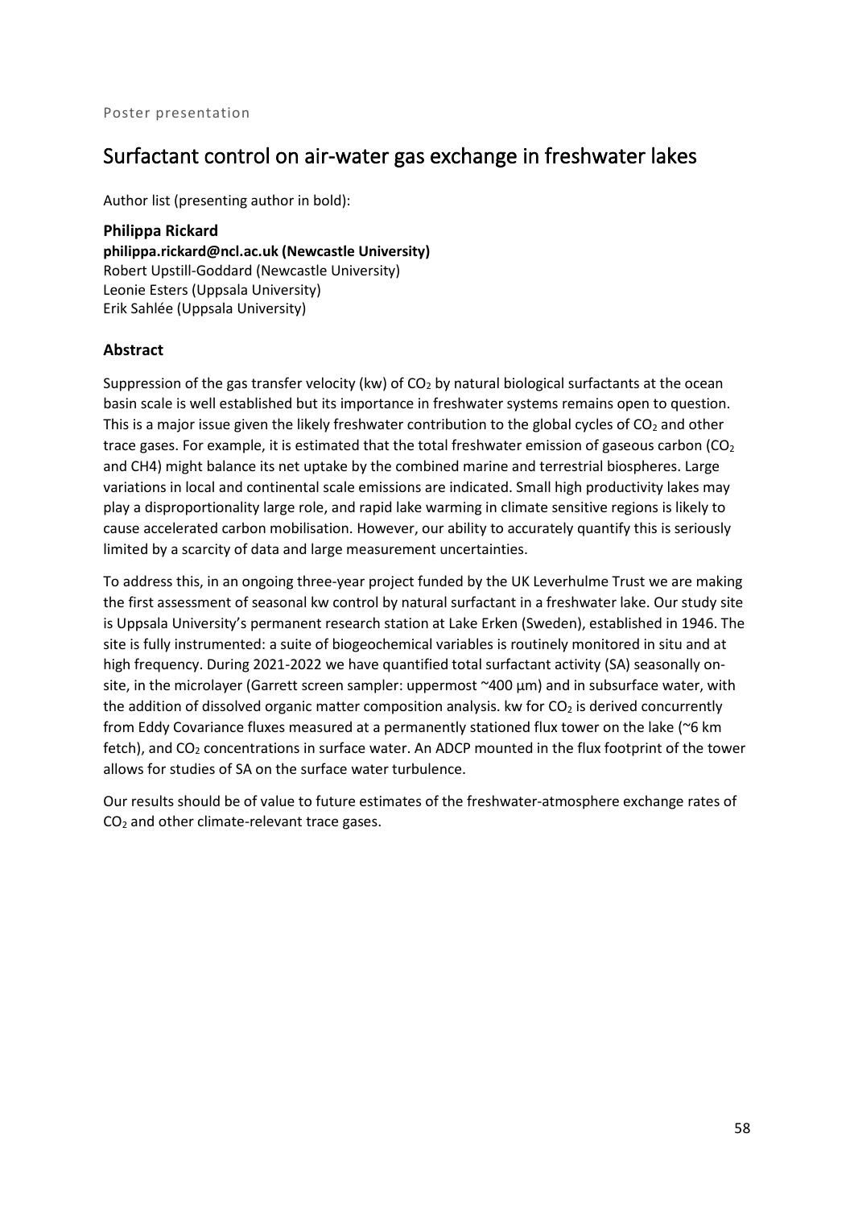Poster presentation

# Surfactant control on air-water gas exchange in freshwater lakes

Author list (presenting author in bold):

**Philippa Rickard**
**philippa.rickard@ncl.ac.uk (Newcastle University)**
Robert Upstill-Goddard (Newcastle University)
Leonie Esters (Uppsala University)
Erik Sahlée (Uppsala University)

## Abstract

Suppression of the gas transfer velocity (kw) of $CO_2$ by natural biological surfactants at the ocean basin scale is well established but its importance in freshwater systems remains open to question. This is a major issue given the likely freshwater contribution to the global cycles of $CO_2$ and other trace gases. For example, it is estimated that the total freshwater emission of gaseous carbon ($CO_2$ and CH4) might balance its net uptake by the combined marine and terrestrial biospheres. Large variations in local and continental scale emissions are indicated. Small high productivity lakes may play a disproportionality large role, and rapid lake warming in climate sensitive regions is likely to cause accelerated carbon mobilisation. However, our ability to accurately quantify this is seriously limited by a scarcity of data and large measurement uncertainties.

To address this, in an ongoing three-year project funded by the UK Leverhulme Trust we are making the first assessment of seasonal kw control by natural surfactant in a freshwater lake. Our study site is Uppsala University's permanent research station at Lake Erken (Sweden), established in 1946. The site is fully instrumented: a suite of biogeochemical variables is routinely monitored in situ and at high frequency. During 2021-2022 we have quantified total surfactant activity (SA) seasonally on-site, in the microlayer (Garrett screen sampler: uppermost ~400 µm) and in subsurface water, with the addition of dissolved organic matter composition analysis. kw for $CO_2$ is derived concurrently from Eddy Covariance fluxes measured at a permanently stationed flux tower on the lake (~6 km fetch), and $CO_2$ concentrations in surface water. An ADCP mounted in the flux footprint of the tower allows for studies of SA on the surface water turbulence.

Our results should be of value to future estimates of the freshwater-atmosphere exchange rates of $CO_2$ and other climate-relevant trace gases.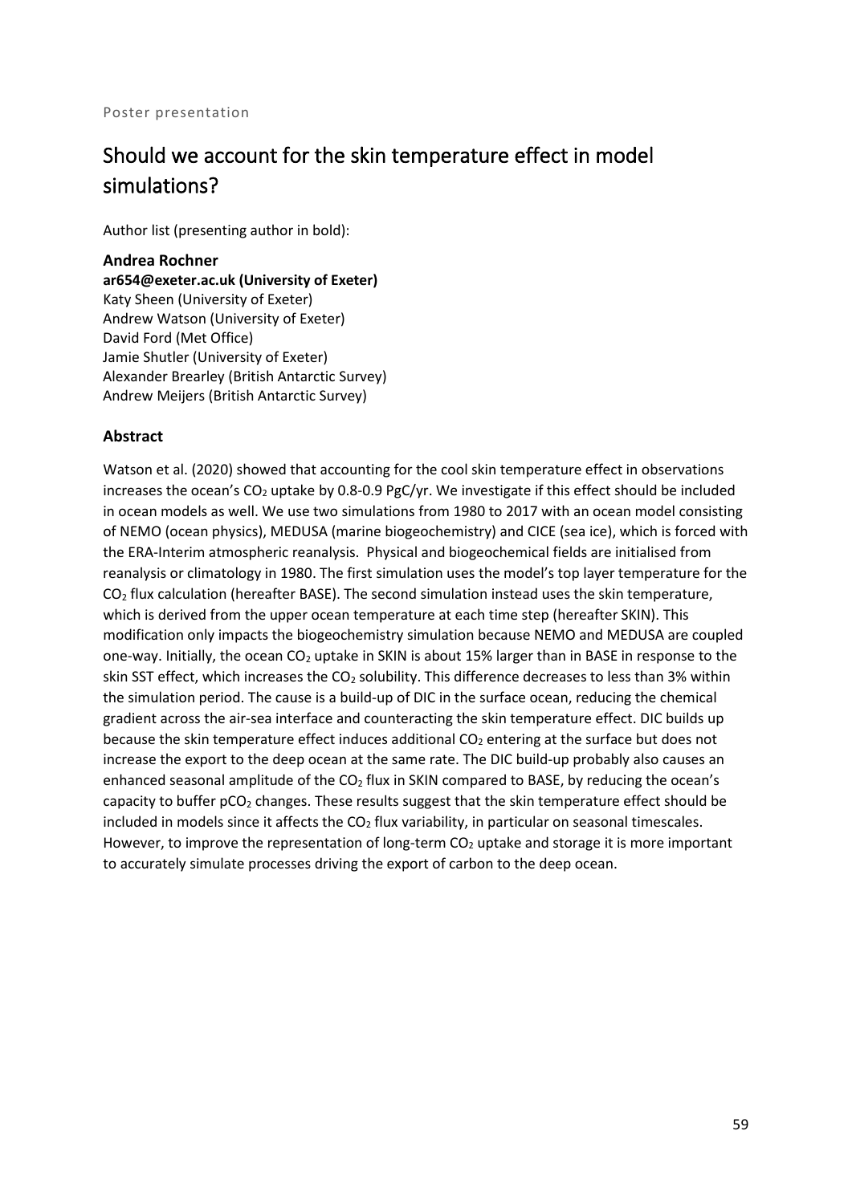Poster presentation

# Should we account for the skin temperature effect in model simulations?

Author list (presenting author in bold):

**Andrea Rochner**
**ar654@exeter.ac.uk (University of Exeter)**
Katy Sheen (University of Exeter)
Andrew Watson (University of Exeter)
David Ford (Met Office)
Jamie Shutler (University of Exeter)
Alexander Brearley (British Antarctic Survey)
Andrew Meijers (British Antarctic Survey)

## Abstract

Watson et al. (2020) showed that accounting for the cool skin temperature effect in observations increases the ocean's $CO_2$ uptake by 0.8-0.9 PgC/yr. We investigate if this effect should be included in ocean models as well. We use two simulations from 1980 to 2017 with an ocean model consisting of NEMO (ocean physics), MEDUSA (marine biogeochemistry) and CICE (sea ice), which is forced with the ERA-Interim atmospheric reanalysis. Physical and biogeochemical fields are initialised from reanalysis or climatology in 1980. The first simulation uses the model's top layer temperature for the $CO_2$ flux calculation (hereafter BASE). The second simulation instead uses the skin temperature, which is derived from the upper ocean temperature at each time step (hereafter SKIN). This modification only impacts the biogeochemistry simulation because NEMO and MEDUSA are coupled one-way. Initially, the ocean $CO_2$ uptake in SKIN is about 15% larger than in BASE in response to the skin SST effect, which increases the $CO_2$ solubility. This difference decreases to less than 3% within the simulation period. The cause is a build-up of DIC in the surface ocean, reducing the chemical gradient across the air-sea interface and counteracting the skin temperature effect. DIC builds up because the skin temperature effect induces additional $CO_2$ entering at the surface but does not increase the export to the deep ocean at the same rate. The DIC build-up probably also causes an enhanced seasonal amplitude of the $CO_2$ flux in SKIN compared to BASE, by reducing the ocean's capacity to buffer $pCO_2$ changes. These results suggest that the skin temperature effect should be included in models since it affects the $CO_2$ flux variability, in particular on seasonal timescales. However, to improve the representation of long-term $CO_2$ uptake and storage it is more important to accurately simulate processes driving the export of carbon to the deep ocean.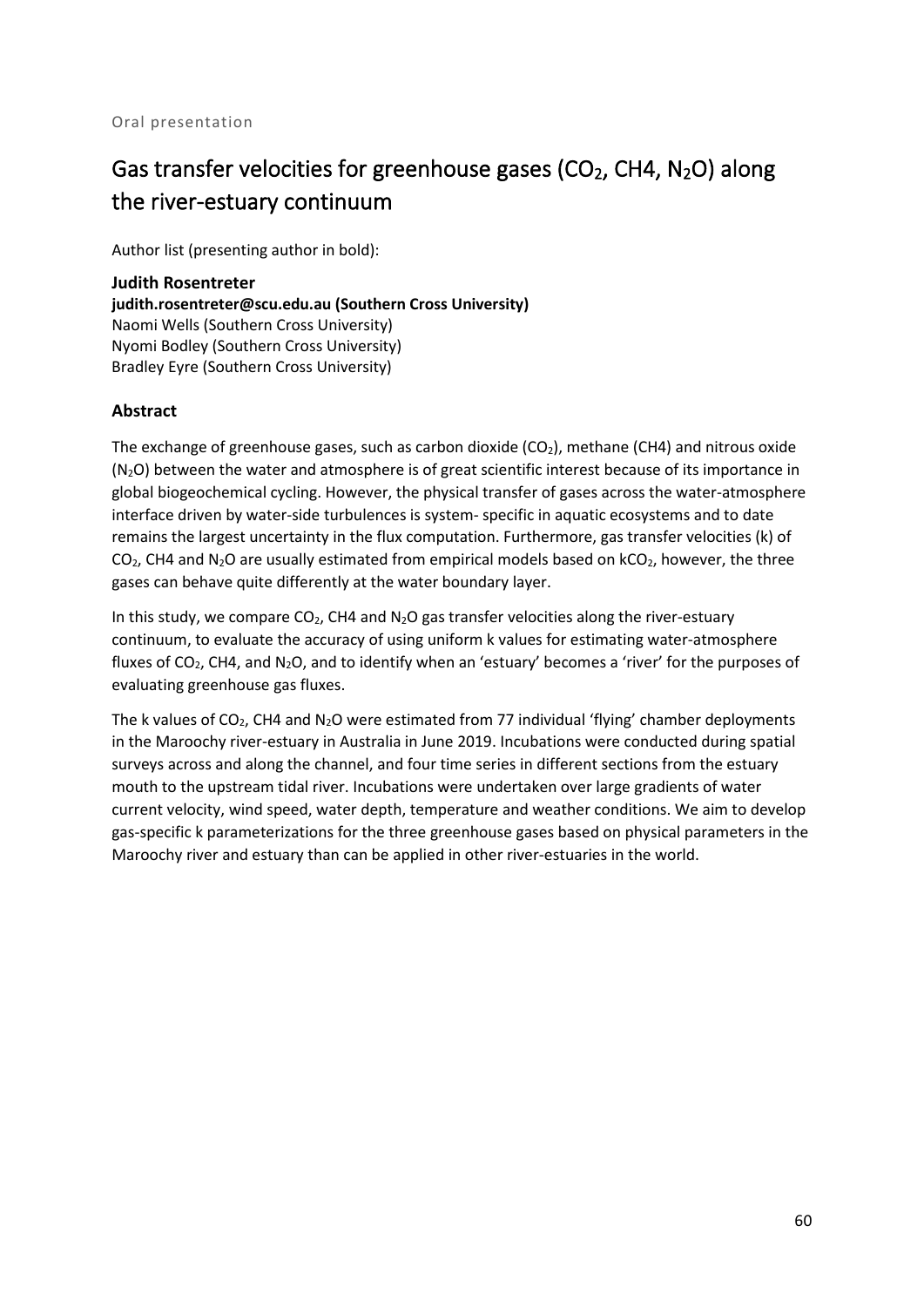Oral presentation

# Gas transfer velocities for greenhouse gases ($CO_2$, CH4, $N_2O$) along the river-estuary continuum

Author list (presenting author in bold):

**Judith Rosentreter**
**judith.rosentreter@scu.edu.au (Southern Cross University)**
Naomi Wells (Southern Cross University)
Nyomi Bodley (Southern Cross University)
Bradley Eyre (Southern Cross University)

### Abstract

The exchange of greenhouse gases, such as carbon dioxide ($CO_2$), methane (CH4) and nitrous oxide ($N_2O$) between the water and atmosphere is of great scientific interest because of its importance in global biogeochemical cycling. However, the physical transfer of gases across the water-atmosphere interface driven by water-side turbulences is system- specific in aquatic ecosystems and to date remains the largest uncertainty in the flux computation. Furthermore, gas transfer velocities (k) of $CO_2$, CH4 and $N_2O$ are usually estimated from empirical models based on $kCO_2$, however, the three gases can behave quite differently at the water boundary layer.

In this study, we compare $CO_2$, CH4 and $N_2O$ gas transfer velocities along the river-estuary continuum, to evaluate the accuracy of using uniform k values for estimating water-atmosphere fluxes of $CO_2$, CH4, and $N_2O$, and to identify when an 'estuary' becomes a 'river' for the purposes of evaluating greenhouse gas fluxes.

The k values of $CO_2$, CH4 and $N_2O$ were estimated from 77 individual 'flying' chamber deployments in the Maroochy river-estuary in Australia in June 2019. Incubations were conducted during spatial surveys across and along the channel, and four time series in different sections from the estuary mouth to the upstream tidal river. Incubations were undertaken over large gradients of water current velocity, wind speed, water depth, temperature and weather conditions. We aim to develop gas-specific k parameterizations for the three greenhouse gases based on physical parameters in the Maroochy river and estuary than can be applied in other river-estuaries in the world.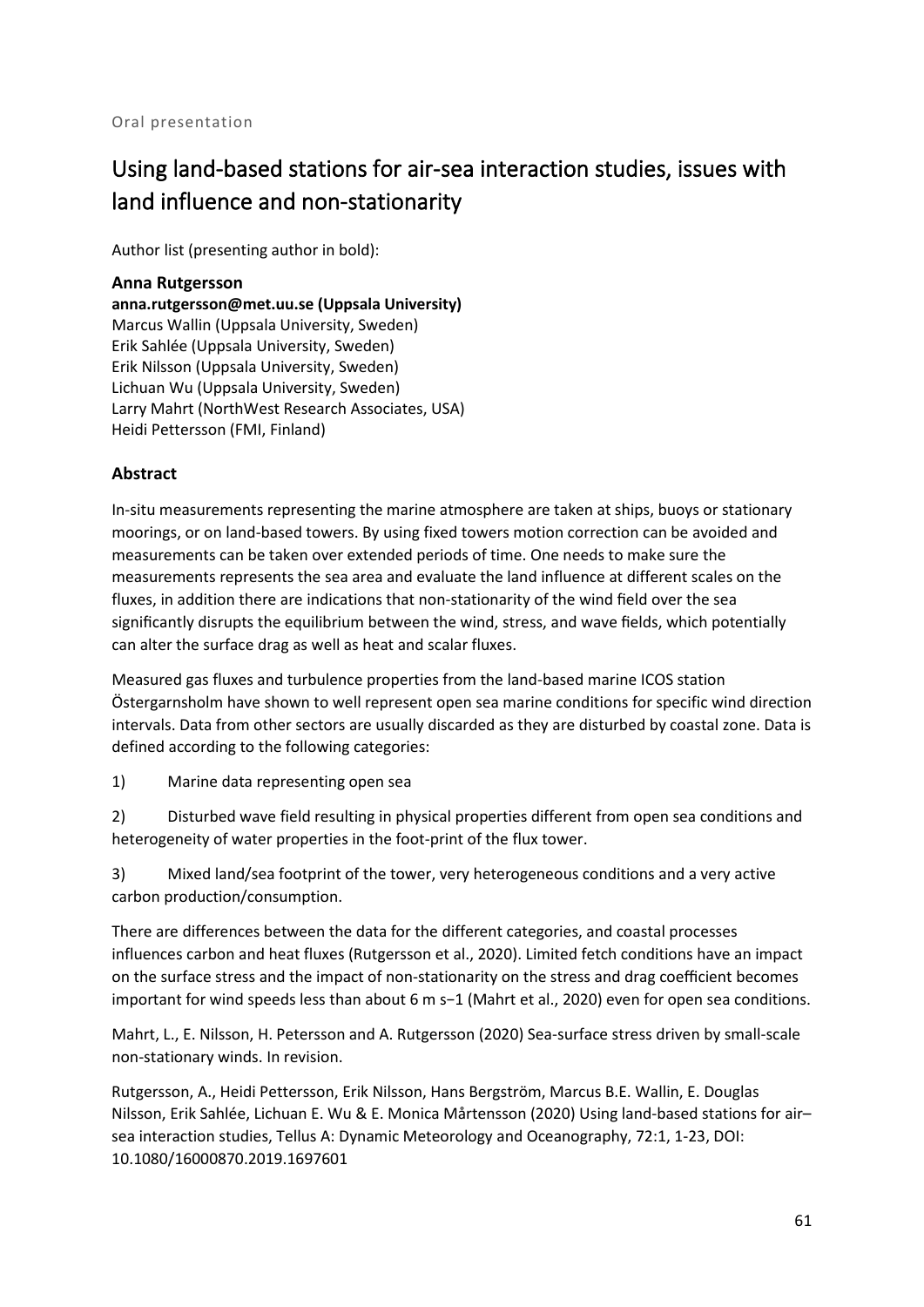Oral presentation

# Using land-based stations for air-sea interaction studies, issues with land influence and non-stationarity

Author list (presenting author in bold):

**Anna Rutgersson**
**anna.rutgersson@met.uu.se (Uppsala University)**
Marcus Wallin (Uppsala University, Sweden)
Erik Sahlée (Uppsala University, Sweden)
Erik Nilsson (Uppsala University, Sweden)
Lichuan Wu (Uppsala University, Sweden)
Larry Mahrt (NorthWest Research Associates, USA)
Heidi Pettersson (FMI, Finland)

## Abstract

In-situ measurements representing the marine atmosphere are taken at ships, buoys or stationary moorings, or on land-based towers. By using fixed towers motion correction can be avoided and measurements can be taken over extended periods of time. One needs to make sure the measurements represents the sea area and evaluate the land influence at different scales on the fluxes, in addition there are indications that non-stationarity of the wind field over the sea significantly disrupts the equilibrium between the wind, stress, and wave fields, which potentially can alter the surface drag as well as heat and scalar fluxes.

Measured gas fluxes and turbulence properties from the land-based marine ICOS station Östergarnsholm have shown to well represent open sea marine conditions for specific wind direction intervals. Data from other sectors are usually discarded as they are disturbed by coastal zone. Data is defined according to the following categories:

1) Marine data representing open sea

2) Disturbed wave field resulting in physical properties different from open sea conditions and heterogeneity of water properties in the foot-print of the flux tower.

3) Mixed land/sea footprint of the tower, very heterogeneous conditions and a very active carbon production/consumption.

There are differences between the data for the different categories, and coastal processes influences carbon and heat fluxes (Rutgersson et al., 2020). Limited fetch conditions have an impact on the surface stress and the impact of non-stationarity on the stress and drag coefficient becomes important for wind speeds less than about 6 m $s^{-1}$ (Mahrt et al., 2020) even for open sea conditions.

Mahrt, L., E. Nilsson, H. Petersson and A. Rutgersson (2020) Sea-surface stress driven by small-scale non-stationary winds. In revision.

Rutgersson, A., Heidi Pettersson, Erik Nilsson, Hans Bergström, Marcus B.E. Wallin, E. Douglas Nilsson, Erik Sahlée, Lichuan E. Wu & E. Monica Mårtensson (2020) Using land-based stations for air–sea interaction studies, Tellus A: Dynamic Meteorology and Oceanography, 72:1, 1-23, DOI: 10.1080/16000870.2019.1697601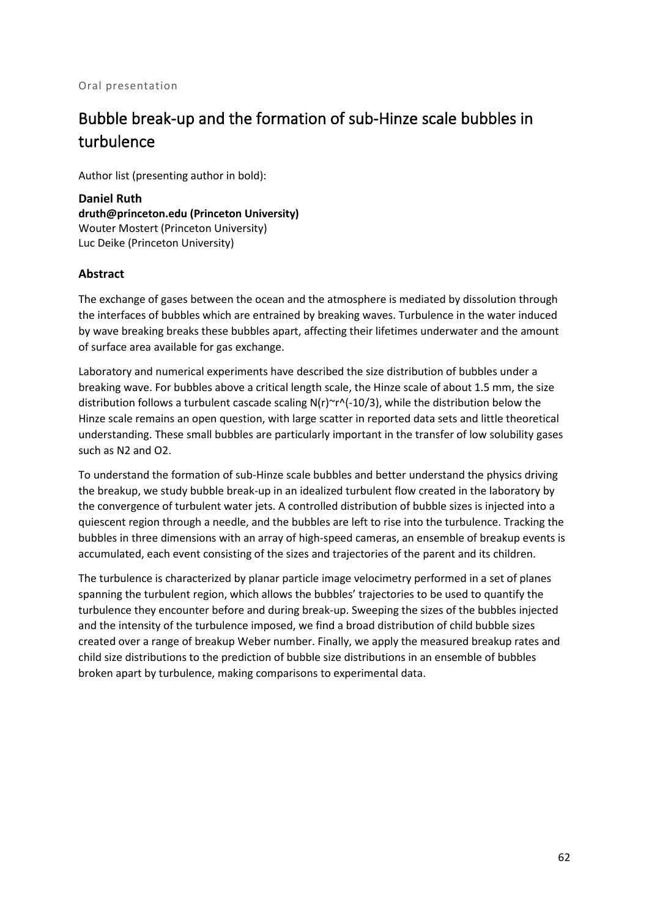Oral presentation

# Bubble break-up and the formation of sub-Hinze scale bubbles in turbulence

Author list (presenting author in bold):

**Daniel Ruth**
**druth@princeton.edu (Princeton University)**
Wouter Mostert (Princeton University)
Luc Deike (Princeton University)

### Abstract

The exchange of gases between the ocean and the atmosphere is mediated by dissolution through the interfaces of bubbles which are entrained by breaking waves. Turbulence in the water induced by wave breaking breaks these bubbles apart, affecting their lifetimes underwater and the amount of surface area available for gas exchange.

Laboratory and numerical experiments have described the size distribution of bubbles under a breaking wave. For bubbles above a critical length scale, the Hinze scale of about 1.5 mm, the size distribution follows a turbulent cascade scaling $N(r) \sim r^{(-10/3)}$, while the distribution below the Hinze scale remains an open question, with large scatter in reported data sets and little theoretical understanding. These small bubbles are particularly important in the transfer of low solubility gases such as $N_2$ and $O_2$.

To understand the formation of sub-Hinze scale bubbles and better understand the physics driving the breakup, we study bubble break-up in an idealized turbulent flow created in the laboratory by the convergence of turbulent water jets. A controlled distribution of bubble sizes is injected into a quiescent region through a needle, and the bubbles are left to rise into the turbulence. Tracking the bubbles in three dimensions with an array of high-speed cameras, an ensemble of breakup events is accumulated, each event consisting of the sizes and trajectories of the parent and its children.

The turbulence is characterized by planar particle image velocimetry performed in a set of planes spanning the turbulent region, which allows the bubbles' trajectories to be used to quantify the turbulence they encounter before and during break-up. Sweeping the sizes of the bubbles injected and the intensity of the turbulence imposed, we find a broad distribution of child bubble sizes created over a range of breakup Weber number. Finally, we apply the measured breakup rates and child size distributions to the prediction of bubble size distributions in an ensemble of bubbles broken apart by turbulence, making comparisons to experimental data.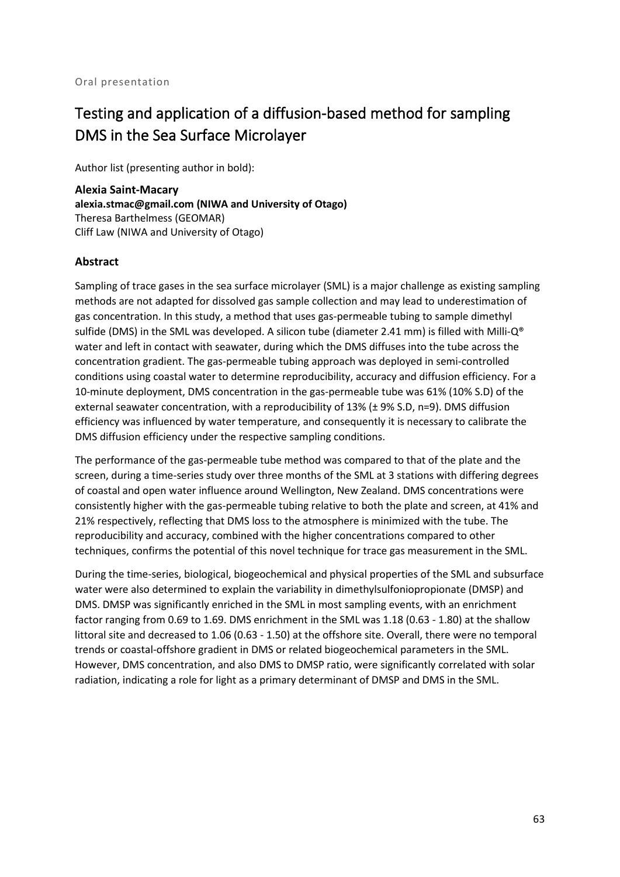Oral presentation

# Testing and application of a diffusion-based method for sampling DMS in the Sea Surface Microlayer

Author list (presenting author in bold):

**Alexia Saint-Macary**
**alexia.stmac@gmail.com (NIWA and University of Otago)**
Theresa Barthelmess (GEOMAR)
Cliff Law (NIWA and University of Otago)

## Abstract

Sampling of trace gases in the sea surface microlayer (SML) is a major challenge as existing sampling methods are not adapted for dissolved gas sample collection and may lead to underestimation of gas concentration. In this study, a method that uses gas-permeable tubing to sample dimethyl sulfide (DMS) in the SML was developed. A silicon tube (diameter 2.41 mm) is filled with Milli-Q® water and left in contact with seawater, during which the DMS diffuses into the tube across the concentration gradient. The gas-permeable tubing approach was deployed in semi-controlled conditions using coastal water to determine reproducibility, accuracy and diffusion efficiency. For a 10-minute deployment, DMS concentration in the gas-permeable tube was 61% (10% S.D) of the external seawater concentration, with a reproducibility of 13% (± 9% S.D, n=9). DMS diffusion efficiency was influenced by water temperature, and consequently it is necessary to calibrate the DMS diffusion efficiency under the respective sampling conditions.

The performance of the gas-permeable tube method was compared to that of the plate and the screen, during a time-series study over three months of the SML at 3 stations with differing degrees of coastal and open water influence around Wellington, New Zealand. DMS concentrations were consistently higher with the gas-permeable tubing relative to both the plate and screen, at 41% and 21% respectively, reflecting that DMS loss to the atmosphere is minimized with the tube. The reproducibility and accuracy, combined with the higher concentrations compared to other techniques, confirms the potential of this novel technique for trace gas measurement in the SML.

During the time-series, biological, biogeochemical and physical properties of the SML and subsurface water were also determined to explain the variability in dimethylsulfoniopropionate (DMSP) and DMS. DMSP was significantly enriched in the SML in most sampling events, with an enrichment factor ranging from 0.69 to 1.69. DMS enrichment in the SML was 1.18 (0.63 - 1.80) at the shallow littoral site and decreased to 1.06 (0.63 - 1.50) at the offshore site. Overall, there were no temporal trends or coastal-offshore gradient in DMS or related biogeochemical parameters in the SML. However, DMS concentration, and also DMS to DMSP ratio, were significantly correlated with solar radiation, indicating a role for light as a primary determinant of DMSP and DMS in the SML.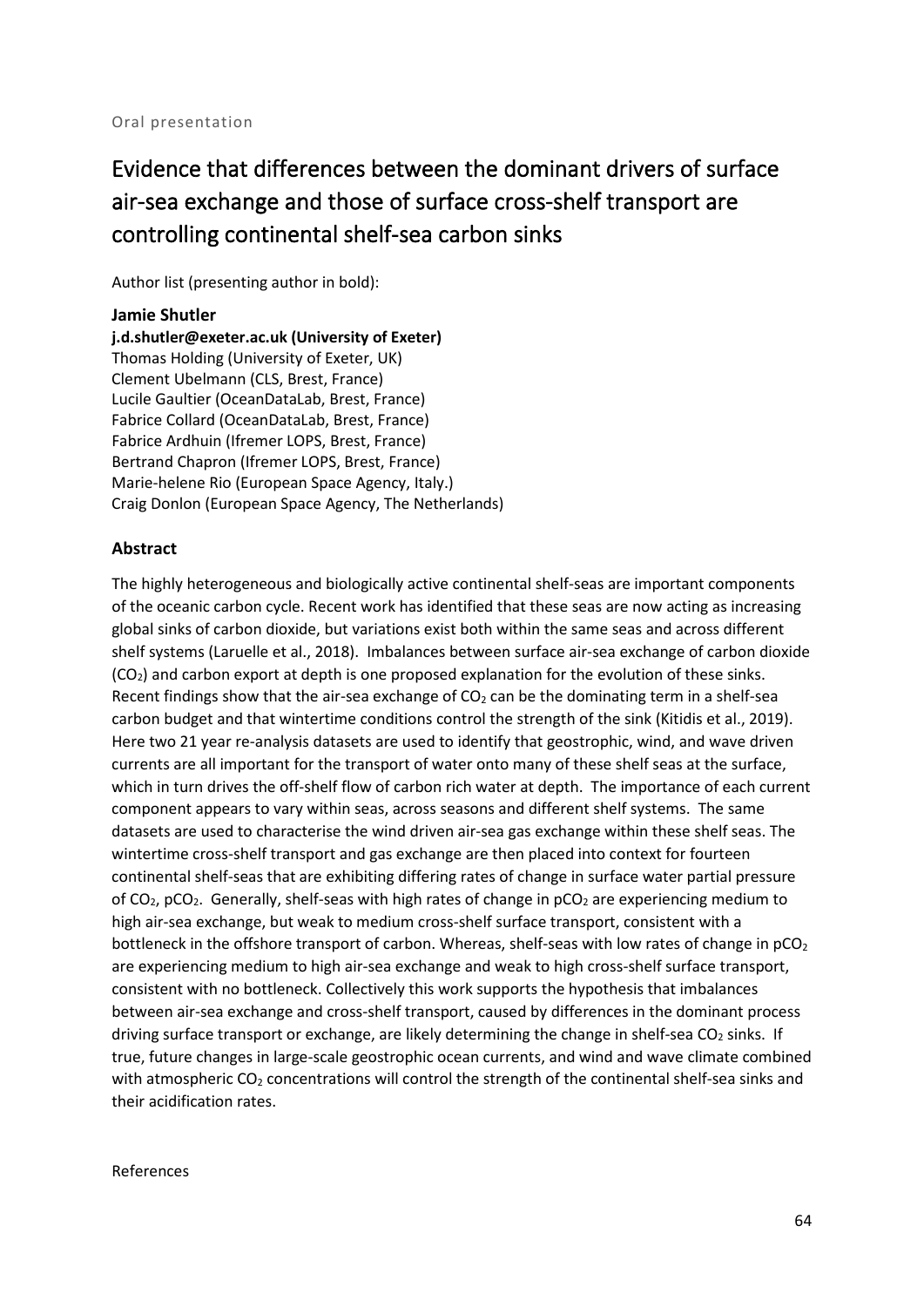Oral presentation

# Evidence that differences between the dominant drivers of surface air-sea exchange and those of surface cross-shelf transport are controlling continental shelf-sea carbon sinks

Author list (presenting author in bold):

**Jamie Shutler**
**j.d.shutler@exeter.ac.uk (University of Exeter)**
Thomas Holding (University of Exeter, UK)
Clement Ubelmann (CLS, Brest, France)
Lucile Gaultier (OceanDataLab, Brest, France)
Fabrice Collard (OceanDataLab, Brest, France)
Fabrice Ardhuin (Ifremer LOPS, Brest, France)
Bertrand Chapron (Ifremer LOPS, Brest, France)
Marie-helene Rio (European Space Agency, Italy.)
Craig Donlon (European Space Agency, The Netherlands)

## Abstract

The highly heterogeneous and biologically active continental shelf-seas are important components of the oceanic carbon cycle. Recent work has identified that these seas are now acting as increasing global sinks of carbon dioxide, but variations exist both within the same seas and across different shelf systems (Laruelle et al., 2018). Imbalances between surface air-sea exchange of carbon dioxide ($CO_2$) and carbon export at depth is one proposed explanation for the evolution of these sinks. Recent findings show that the air-sea exchange of $CO_2$ can be the dominating term in a shelf-sea carbon budget and that wintertime conditions control the strength of the sink (Kitidis et al., 2019). Here two 21 year re-analysis datasets are used to identify that geostrophic, wind, and wave driven currents are all important for the transport of water onto many of these shelf seas at the surface, which in turn drives the off-shelf flow of carbon rich water at depth. The importance of each current component appears to vary within seas, across seasons and different shelf systems. The same datasets are used to characterise the wind driven air-sea gas exchange within these shelf seas. The wintertime cross-shelf transport and gas exchange are then placed into context for fourteen continental shelf-seas that are exhibiting differing rates of change in surface water partial pressure of $CO_2$, $pCO_2$. Generally, shelf-seas with high rates of change in $pCO_2$ are experiencing medium to high air-sea exchange, but weak to medium cross-shelf surface transport, consistent with a bottleneck in the offshore transport of carbon. Whereas, shelf-seas with low rates of change in $pCO_2$ are experiencing medium to high air-sea exchange and weak to high cross-shelf surface transport, consistent with no bottleneck. Collectively this work supports the hypothesis that imbalances between air-sea exchange and cross-shelf transport, caused by differences in the dominant process driving surface transport or exchange, are likely determining the change in shelf-sea $CO_2$ sinks. If true, future changes in large-scale geostrophic ocean currents, and wind and wave climate combined with atmospheric $CO_2$ concentrations will control the strength of the continental shelf-sea sinks and their acidification rates.

References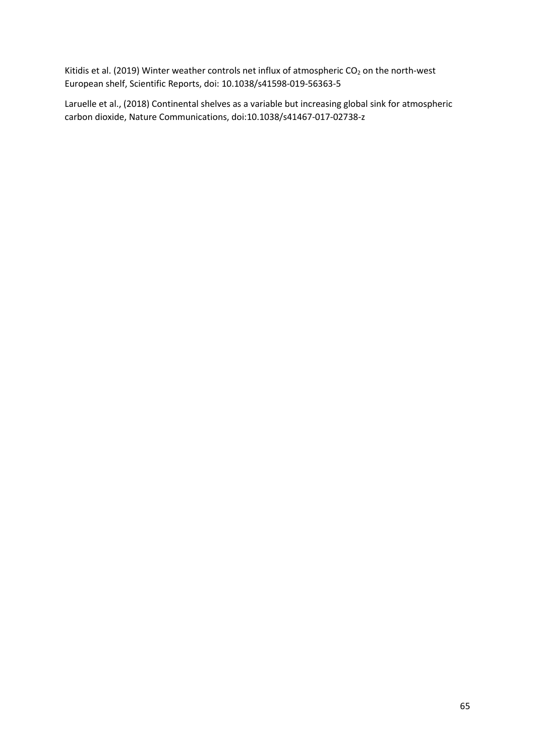Kitidis et al. (2019) Winter weather controls net influx of atmospheric $CO_2$ on the north-west European shelf, Scientific Reports, doi: 10.1038/s41598-019-56363-5

Laruelle et al., (2018) Continental shelves as a variable but increasing global sink for atmospheric carbon dioxide, Nature Communications, doi:10.1038/s41467-017-02738-z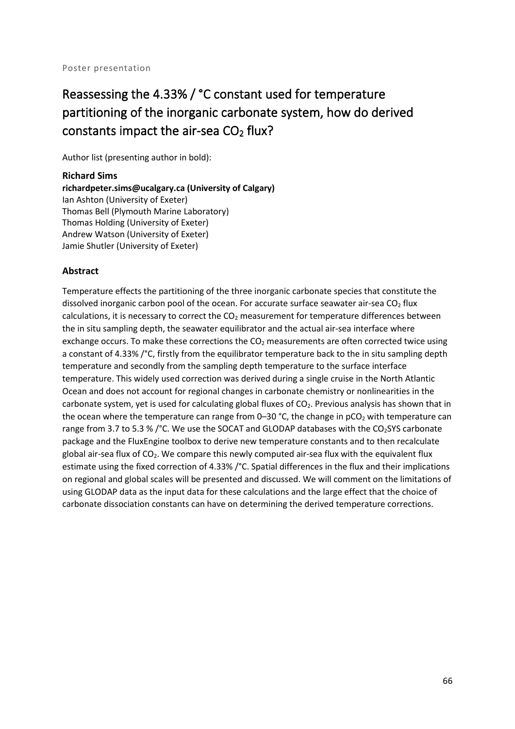Poster presentation

# Reassessing the 4.33% / °C constant used for temperature partitioning of the inorganic carbonate system, how do derived constants impact the air-sea $CO_2$ flux?

Author list (presenting author in bold):

**Richard Sims**
**richardpeter.sims@ucalgary.ca (University of Calgary)**
Ian Ashton (University of Exeter)
Thomas Bell (Plymouth Marine Laboratory)
Thomas Holding (University of Exeter)
Andrew Watson (University of Exeter)
Jamie Shutler (University of Exeter)

## Abstract

Temperature effects the partitioning of the three inorganic carbonate species that constitute the dissolved inorganic carbon pool of the ocean. For accurate surface seawater air-sea $CO_2$ flux calculations, it is necessary to correct the $CO_2$ measurement for temperature differences between the in situ sampling depth, the seawater equilibrator and the actual air-sea interface where exchange occurs. To make these corrections the $CO_2$ measurements are often corrected twice using a constant of 4.33% /°C, firstly from the equilibrator temperature back to the in situ sampling depth temperature and secondly from the sampling depth temperature to the surface interface temperature. This widely used correction was derived during a single cruise in the North Atlantic Ocean and does not account for regional changes in carbonate chemistry or nonlinearities in the carbonate system, yet is used for calculating global fluxes of $CO_2$. Previous analysis has shown that in the ocean where the temperature can range from 0–30 °C, the change in $pCO_2$ with temperature can range from 3.7 to 5.3 % /°C. We use the SOCAT and GLODAP databases with the $CO_2$SYS carbonate package and the FluxEngine toolbox to derive new temperature constants and to then recalculate global air-sea flux of $CO_2$. We compare this newly computed air-sea flux with the equivalent flux estimate using the fixed correction of 4.33% /°C. Spatial differences in the flux and their implications on regional and global scales will be presented and discussed. We will comment on the limitations of using GLODAP data as the input data for these calculations and the large effect that the choice of carbonate dissociation constants can have on determining the derived temperature corrections.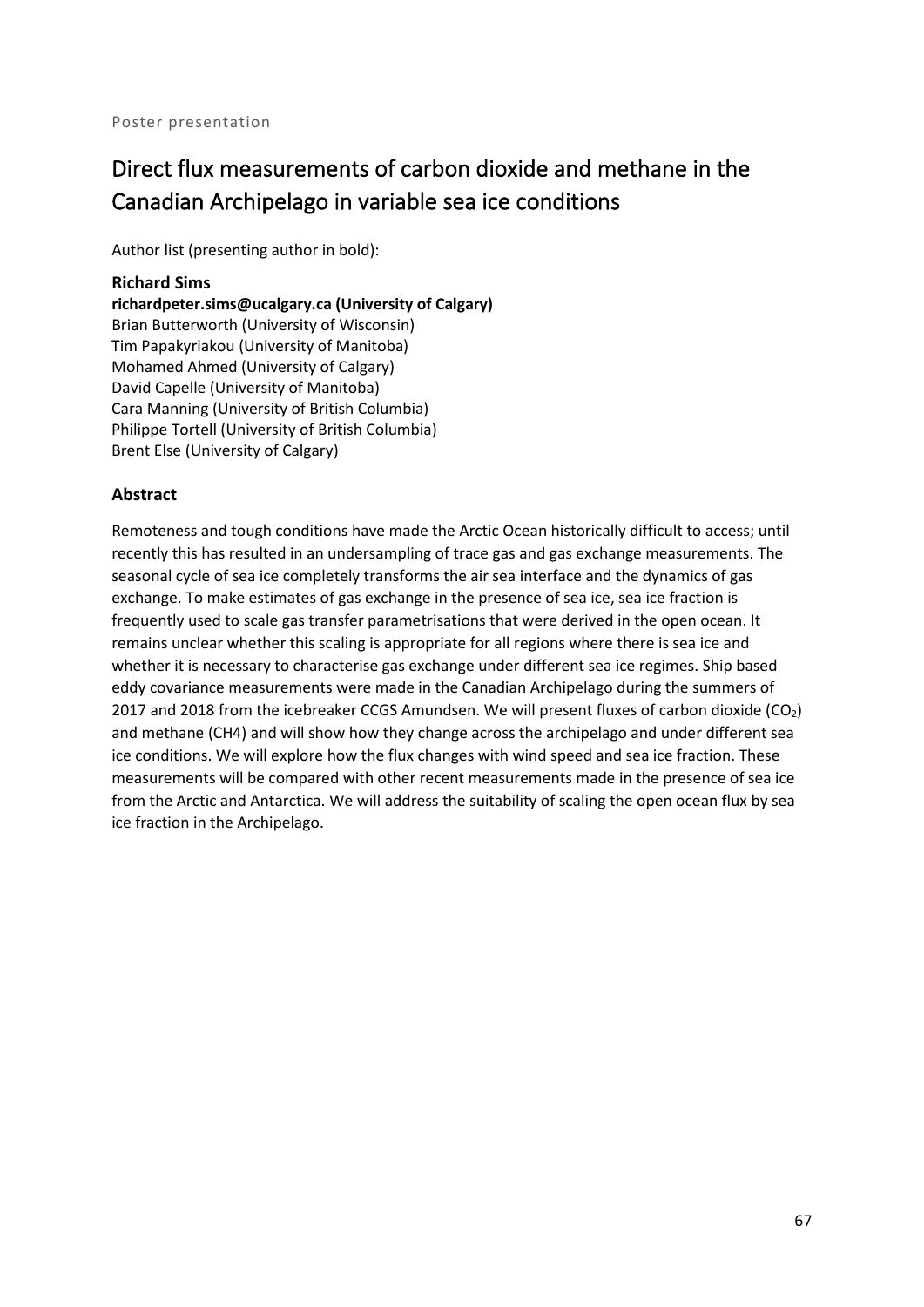Poster presentation

# Direct flux measurements of carbon dioxide and methane in the Canadian Archipelago in variable sea ice conditions

Author list (presenting author in bold):

**Richard Sims**
**richardpeter.sims@ucalgary.ca (University of Calgary)**
Brian Butterworth (University of Wisconsin)
Tim Papakyriakou (University of Manitoba)
Mohamed Ahmed (University of Calgary)
David Capelle (University of Manitoba)
Cara Manning (University of British Columbia)
Philippe Tortell (University of British Columbia)
Brent Else (University of Calgary)

## Abstract

Remoteness and tough conditions have made the Arctic Ocean historically difficult to access; until recently this has resulted in an undersampling of trace gas and gas exchange measurements. The seasonal cycle of sea ice completely transforms the air sea interface and the dynamics of gas exchange. To make estimates of gas exchange in the presence of sea ice, sea ice fraction is frequently used to scale gas transfer parametrisations that were derived in the open ocean. It remains unclear whether this scaling is appropriate for all regions where there is sea ice and whether it is necessary to characterise gas exchange under different sea ice regimes. Ship based eddy covariance measurements were made in the Canadian Archipelago during the summers of 2017 and 2018 from the icebreaker CCGS Amundsen. We will present fluxes of carbon dioxide ($CO_2$) and methane (CH4) and will show how they change across the archipelago and under different sea ice conditions. We will explore how the flux changes with wind speed and sea ice fraction. These measurements will be compared with other recent measurements made in the presence of sea ice from the Arctic and Antarctica. We will address the suitability of scaling the open ocean flux by sea ice fraction in the Archipelago.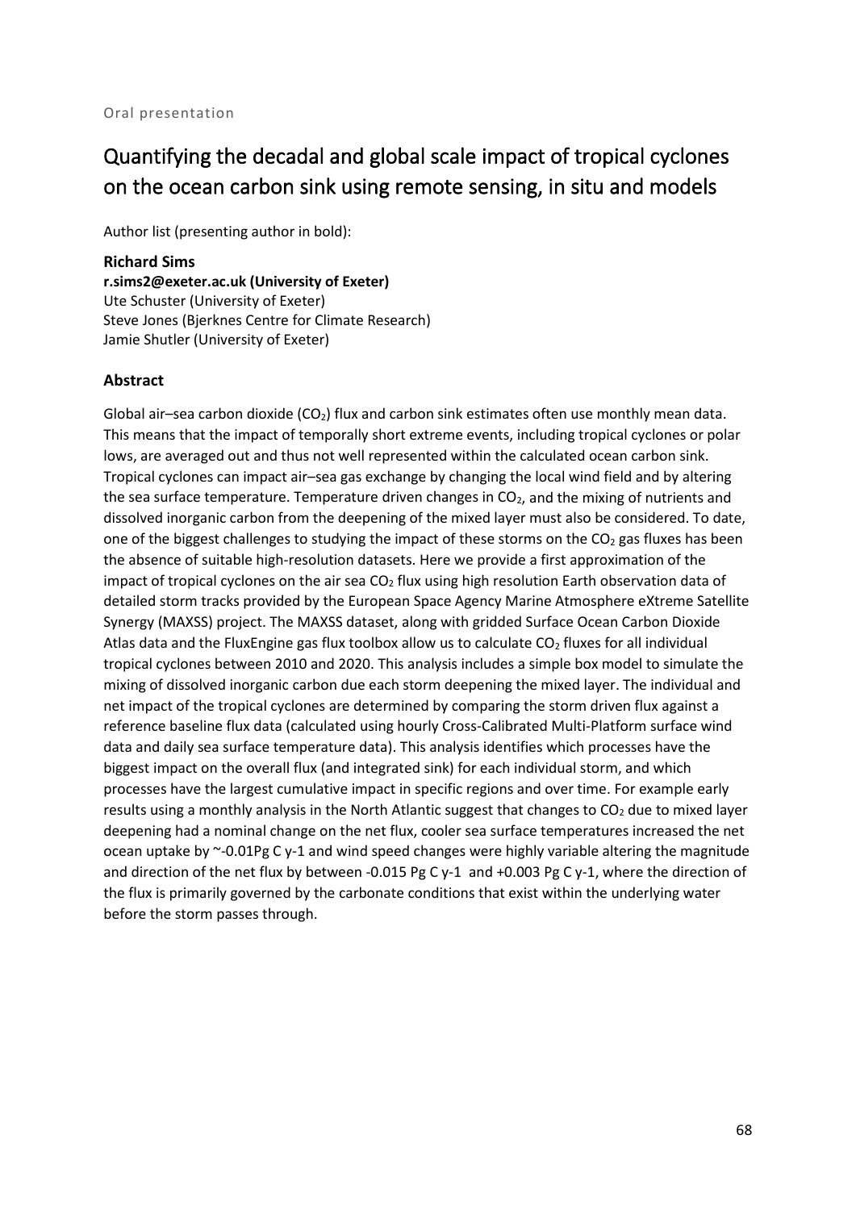Oral presentation

# Quantifying the decadal and global scale impact of tropical cyclones on the ocean carbon sink using remote sensing, in situ and models

Author list (presenting author in bold):

**Richard Sims**
**r.sims2@exeter.ac.uk (University of Exeter)**
Ute Schuster (University of Exeter)
Steve Jones (Bjerknes Centre for Climate Research)
Jamie Shutler (University of Exeter)

## Abstract

Global air–sea carbon dioxide ($CO_2$) flux and carbon sink estimates often use monthly mean data. This means that the impact of temporally short extreme events, including tropical cyclones or polar lows, are averaged out and thus not well represented within the calculated ocean carbon sink. Tropical cyclones can impact air–sea gas exchange by changing the local wind field and by altering the sea surface temperature. Temperature driven changes in $CO_2$, and the mixing of nutrients and dissolved inorganic carbon from the deepening of the mixed layer must also be considered. To date, one of the biggest challenges to studying the impact of these storms on the $CO_2$ gas fluxes has been the absence of suitable high-resolution datasets. Here we provide a first approximation of the impact of tropical cyclones on the air sea $CO_2$ flux using high resolution Earth observation data of detailed storm tracks provided by the European Space Agency Marine Atmosphere eXtreme Satellite Synergy (MAXSS) project. The MAXSS dataset, along with gridded Surface Ocean Carbon Dioxide Atlas data and the FluxEngine gas flux toolbox allow us to calculate $CO_2$ fluxes for all individual tropical cyclones between 2010 and 2020. This analysis includes a simple box model to simulate the mixing of dissolved inorganic carbon due each storm deepening the mixed layer. The individual and net impact of the tropical cyclones are determined by comparing the storm driven flux against a reference baseline flux data (calculated using hourly Cross-Calibrated Multi-Platform surface wind data and daily sea surface temperature data). This analysis identifies which processes have the biggest impact on the overall flux (and integrated sink) for each individual storm, and which processes have the largest cumulative impact in specific regions and over time. For example early results using a monthly analysis in the North Atlantic suggest that changes to $CO_2$ due to mixed layer deepening had a nominal change on the net flux, cooler sea surface temperatures increased the net ocean uptake by ~-0.01Pg C y-1 and wind speed changes were highly variable altering the magnitude and direction of the net flux by between -0.015 Pg C y-1 and +0.003 Pg C y-1, where the direction of the flux is primarily governed by the carbonate conditions that exist within the underlying water before the storm passes through.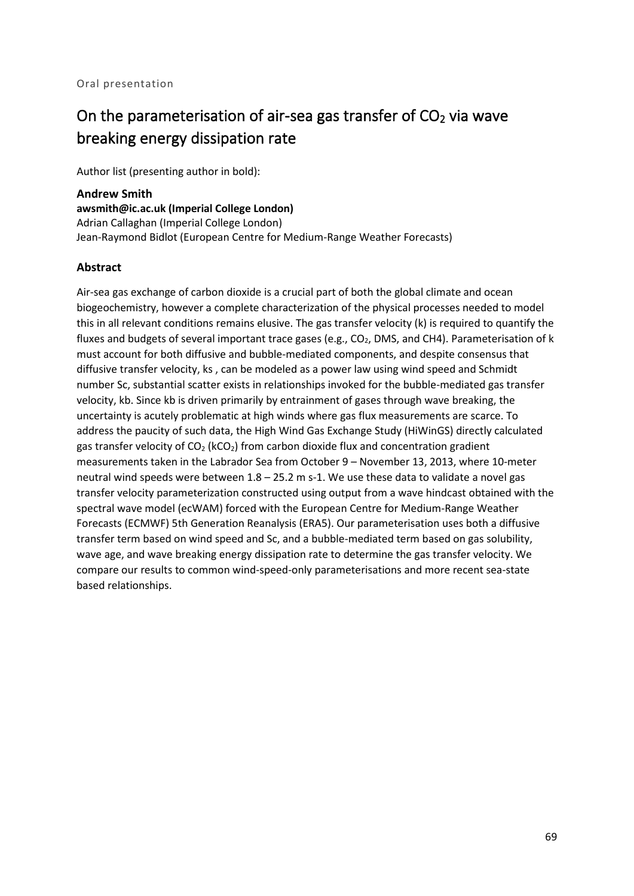Oral presentation

# On the parameterisation of air-sea gas transfer of $CO_2$ via wave breaking energy dissipation rate

Author list (presenting author in bold):

**Andrew Smith**
**awsmith@ic.ac.uk (Imperial College London)**
Adrian Callaghan (Imperial College London)
Jean-Raymond Bidlot (European Centre for Medium-Range Weather Forecasts)

### Abstract

Air-sea gas exchange of carbon dioxide is a crucial part of both the global climate and ocean biogeochemistry, however a complete characterization of the physical processes needed to model this in all relevant conditions remains elusive. The gas transfer velocity (k) is required to quantify the fluxes and budgets of several important trace gases (e.g., $CO_2$, DMS, and CH4). Parameterisation of k must account for both diffusive and bubble-mediated components, and despite consensus that diffusive transfer velocity, ks , can be modeled as a power law using wind speed and Schmidt number Sc, substantial scatter exists in relationships invoked for the bubble-mediated gas transfer velocity, kb. Since kb is driven primarily by entrainment of gases through wave breaking, the uncertainty is acutely problematic at high winds where gas flux measurements are scarce. To address the paucity of such data, the High Wind Gas Exchange Study (HiWinGS) directly calculated gas transfer velocity of $CO_2$ ($kCO_2$) from carbon dioxide flux and concentration gradient measurements taken in the Labrador Sea from October 9 – November 13, 2013, where 10-meter neutral wind speeds were between 1.8 – 25.2 m s-1. We use these data to validate a novel gas transfer velocity parameterization constructed using output from a wave hindcast obtained with the spectral wave model (ecWAM) forced with the European Centre for Medium-Range Weather Forecasts (ECMWF) 5th Generation Reanalysis (ERA5). Our parameterisation uses both a diffusive transfer term based on wind speed and Sc, and a bubble-mediated term based on gas solubility, wave age, and wave breaking energy dissipation rate to determine the gas transfer velocity. We compare our results to common wind-speed-only parameterisations and more recent sea-state based relationships.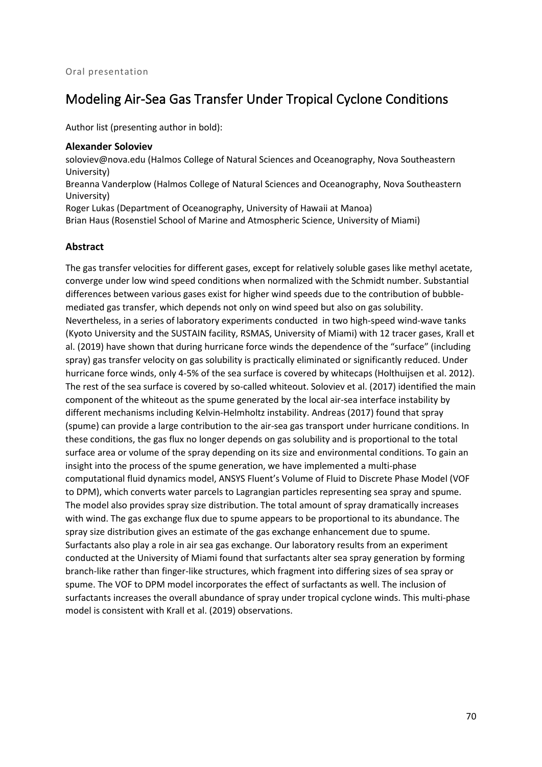Oral presentation

# Modeling Air-Sea Gas Transfer Under Tropical Cyclone Conditions

Author list (presenting author in bold):

**Alexander Soloviev**
soloviev@nova.edu (Halmos College of Natural Sciences and Oceanography, Nova Southeastern University)
Breanna Vanderplow (Halmos College of Natural Sciences and Oceanography, Nova Southeastern University)
Roger Lukas (Department of Oceanography, University of Hawaii at Manoa)
Brian Haus (Rosenstiel School of Marine and Atmospheric Science, University of Miami)

### Abstract

The gas transfer velocities for different gases, except for relatively soluble gases like methyl acetate, converge under low wind speed conditions when normalized with the Schmidt number. Substantial differences between various gases exist for higher wind speeds due to the contribution of bubble-mediated gas transfer, which depends not only on wind speed but also on gas solubility. Nevertheless, in a series of laboratory experiments conducted in two high-speed wind-wave tanks (Kyoto University and the SUSTAIN facility, RSMAS, University of Miami) with 12 tracer gases, Krall et al. (2019) have shown that during hurricane force winds the dependence of the "surface" (including spray) gas transfer velocity on gas solubility is practically eliminated or significantly reduced. Under hurricane force winds, only 4-5% of the sea surface is covered by whitecaps (Holthuijsen et al. 2012). The rest of the sea surface is covered by so-called whiteout. Soloviev et al. (2017) identified the main component of the whiteout as the spume generated by the local air-sea interface instability by different mechanisms including Kelvin-Helmholtz instability. Andreas (2017) found that spray (spume) can provide a large contribution to the air-sea gas transport under hurricane conditions. In these conditions, the gas flux no longer depends on gas solubility and is proportional to the total surface area or volume of the spray depending on its size and environmental conditions. To gain an insight into the process of the spume generation, we have implemented a multi-phase computational fluid dynamics model, ANSYS Fluent's Volume of Fluid to Discrete Phase Model (VOF to DPM), which converts water parcels to Lagrangian particles representing sea spray and spume. The model also provides spray size distribution. The total amount of spray dramatically increases with wind. The gas exchange flux due to spume appears to be proportional to its abundance. The spray size distribution gives an estimate of the gas exchange enhancement due to spume. Surfactants also play a role in air sea gas exchange. Our laboratory results from an experiment conducted at the University of Miami found that surfactants alter sea spray generation by forming branch-like rather than finger-like structures, which fragment into differing sizes of sea spray or spume. The VOF to DPM model incorporates the effect of surfactants as well. The inclusion of surfactants increases the overall abundance of spray under tropical cyclone winds. This multi-phase model is consistent with Krall et al. (2019) observations.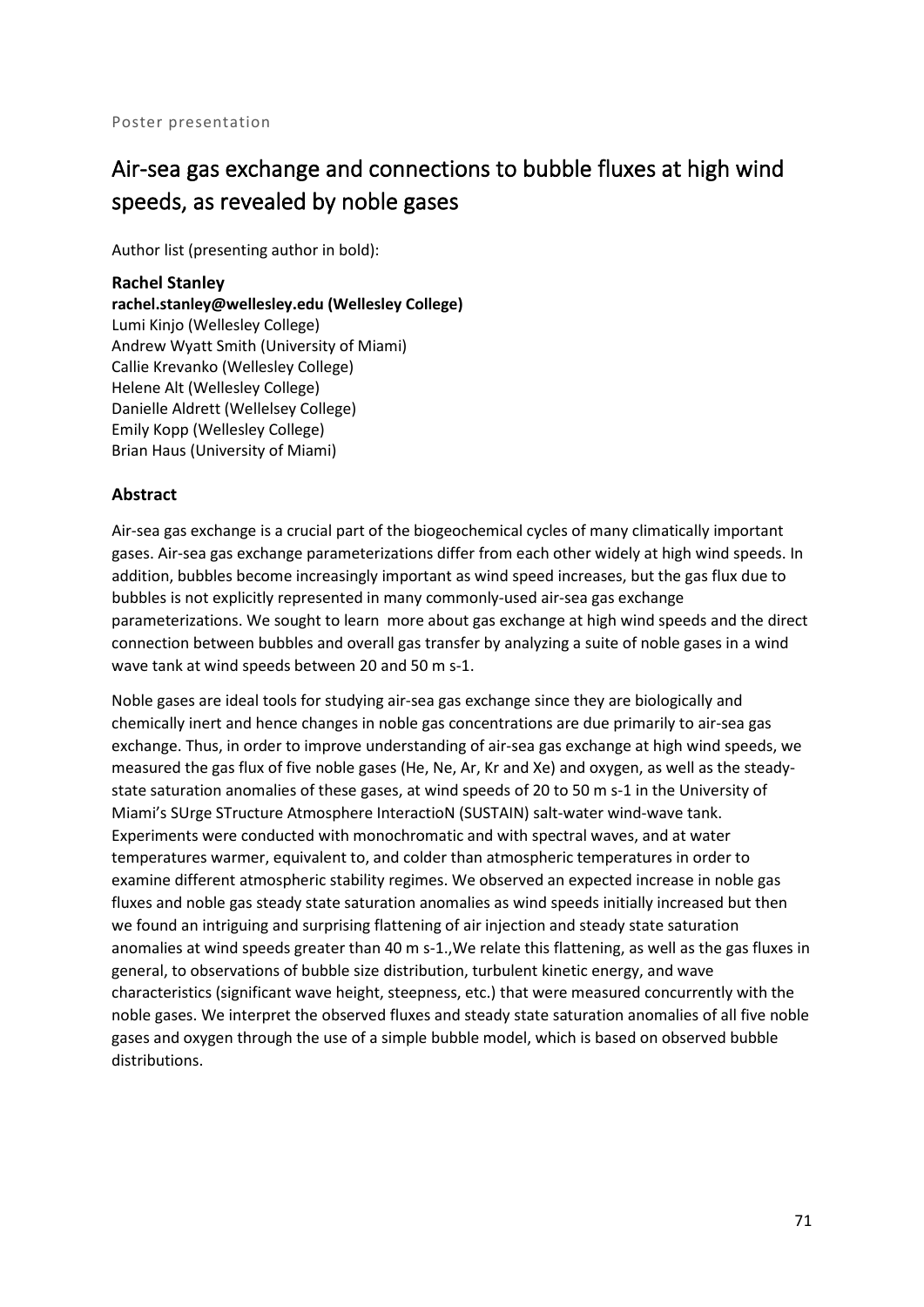Poster presentation

# Air-sea gas exchange and connections to bubble fluxes at high wind speeds, as revealed by noble gases

Author list (presenting author in bold):

**Rachel Stanley**
**rachel.stanley@wellesley.edu (Wellesley College)**
Lumi Kinjo (Wellesley College)
Andrew Wyatt Smith (University of Miami)
Callie Krevanko (Wellesley College)
Helene Alt (Wellesley College)
Danielle Aldrett (Wellelsey College)
Emily Kopp (Wellesley College)
Brian Haus (University of Miami)

## Abstract

Air-sea gas exchange is a crucial part of the biogeochemical cycles of many climatically important gases. Air-sea gas exchange parameterizations differ from each other widely at high wind speeds. In addition, bubbles become increasingly important as wind speed increases, but the gas flux due to bubbles is not explicitly represented in many commonly-used air-sea gas exchange parameterizations. We sought to learn more about gas exchange at high wind speeds and the direct connection between bubbles and overall gas transfer by analyzing a suite of noble gases in a wind wave tank at wind speeds between 20 and 50 m s-1.

Noble gases are ideal tools for studying air-sea gas exchange since they are biologically and chemically inert and hence changes in noble gas concentrations are due primarily to air-sea gas exchange. Thus, in order to improve understanding of air-sea gas exchange at high wind speeds, we measured the gas flux of five noble gases (He, Ne, Ar, Kr and Xe) and oxygen, as well as the steady-state saturation anomalies of these gases, at wind speeds of 20 to 50 m s-1 in the University of Miami's SUrge STructure Atmosphere InteractioN (SUSTAIN) salt-water wind-wave tank. Experiments were conducted with monochromatic and with spectral waves, and at water temperatures warmer, equivalent to, and colder than atmospheric temperatures in order to examine different atmospheric stability regimes. We observed an expected increase in noble gas fluxes and noble gas steady state saturation anomalies as wind speeds initially increased but then we found an intriguing and surprising flattening of air injection and steady state saturation anomalies at wind speeds greater than 40 m s-1.,We relate this flattening, as well as the gas fluxes in general, to observations of bubble size distribution, turbulent kinetic energy, and wave characteristics (significant wave height, steepness, etc.) that were measured concurrently with the noble gases. We interpret the observed fluxes and steady state saturation anomalies of all five noble gases and oxygen through the use of a simple bubble model, which is based on observed bubble distributions.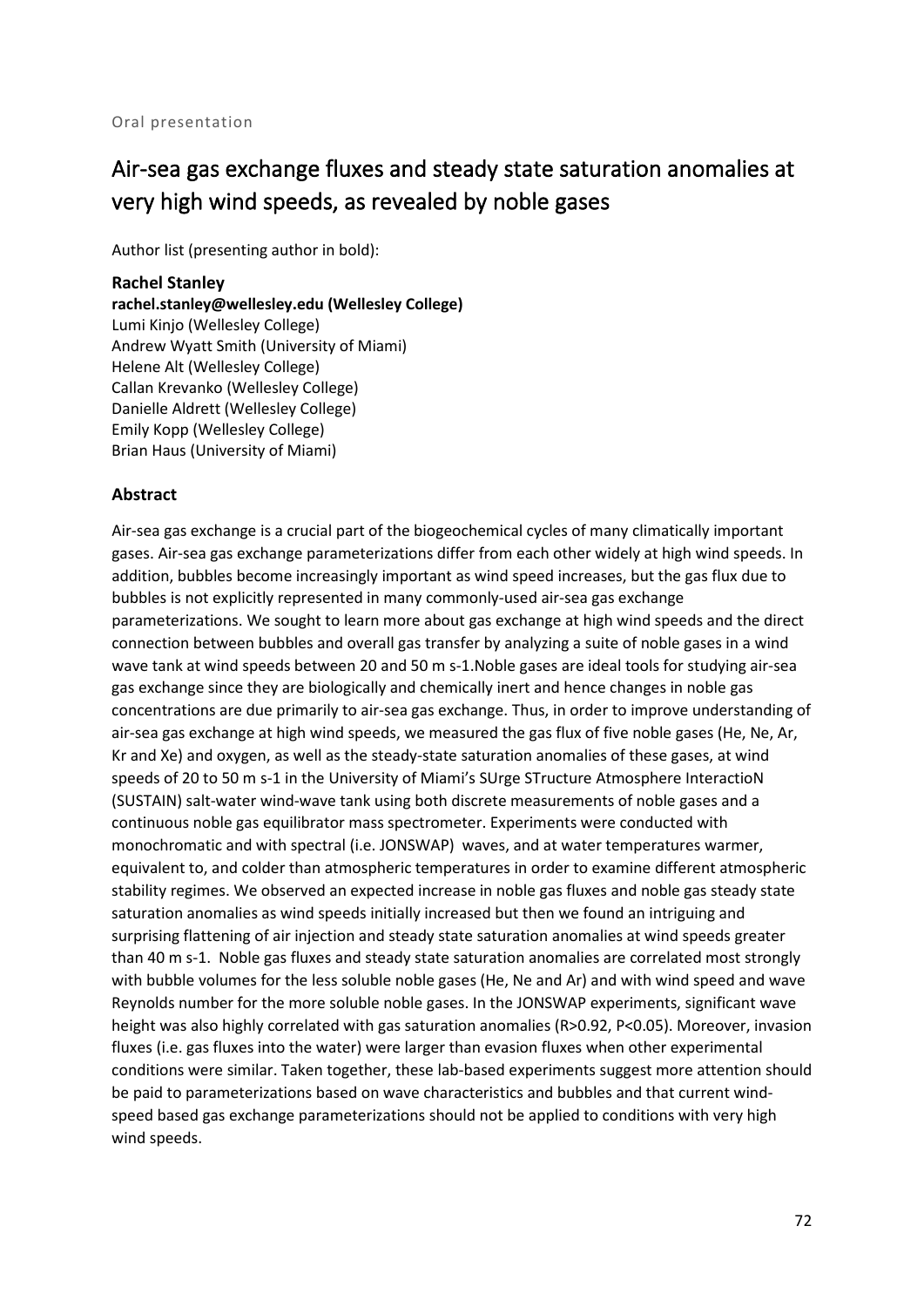Oral presentation

# Air-sea gas exchange fluxes and steady state saturation anomalies at very high wind speeds, as revealed by noble gases

Author list (presenting author in bold):

**Rachel Stanley**
**rachel.stanley@wellesley.edu (Wellesley College)**
Lumi Kinjo (Wellesley College)
Andrew Wyatt Smith (University of Miami)
Helene Alt (Wellesley College)
Callan Krevanko (Wellesley College)
Danielle Aldrett (Wellesley College)
Emily Kopp (Wellesley College)
Brian Haus (University of Miami)

### Abstract

Air-sea gas exchange is a crucial part of the biogeochemical cycles of many climatically important gases. Air-sea gas exchange parameterizations differ from each other widely at high wind speeds. In addition, bubbles become increasingly important as wind speed increases, but the gas flux due to bubbles is not explicitly represented in many commonly-used air-sea gas exchange parameterizations. We sought to learn more about gas exchange at high wind speeds and the direct connection between bubbles and overall gas transfer by analyzing a suite of noble gases in a wind wave tank at wind speeds between 20 and 50 m s-1.Noble gases are ideal tools for studying air-sea gas exchange since they are biologically and chemically inert and hence changes in noble gas concentrations are due primarily to air-sea gas exchange. Thus, in order to improve understanding of air-sea gas exchange at high wind speeds, we measured the gas flux of five noble gases (He, Ne, Ar, Kr and Xe) and oxygen, as well as the steady-state saturation anomalies of these gases, at wind speeds of 20 to 50 m s-1 in the University of Miami's SUrge STructure Atmosphere InteractioN (SUSTAIN) salt-water wind-wave tank using both discrete measurements of noble gases and a continuous noble gas equilibrator mass spectrometer. Experiments were conducted with monochromatic and with spectral (i.e. JONSWAP) waves, and at water temperatures warmer, equivalent to, and colder than atmospheric temperatures in order to examine different atmospheric stability regimes. We observed an expected increase in noble gas fluxes and noble gas steady state saturation anomalies as wind speeds initially increased but then we found an intriguing and surprising flattening of air injection and steady state saturation anomalies at wind speeds greater than 40 m s-1. Noble gas fluxes and steady state saturation anomalies are correlated most strongly with bubble volumes for the less soluble noble gases (He, Ne and Ar) and with wind speed and wave Reynolds number for the more soluble noble gases. In the JONSWAP experiments, significant wave height was also highly correlated with gas saturation anomalies ($R>0.92$, $P<0.05$). Moreover, invasion fluxes (i.e. gas fluxes into the water) were larger than evasion fluxes when other experimental conditions were similar. Taken together, these lab-based experiments suggest more attention should be paid to parameterizations based on wave characteristics and bubbles and that current wind-speed based gas exchange parameterizations should not be applied to conditions with very high wind speeds.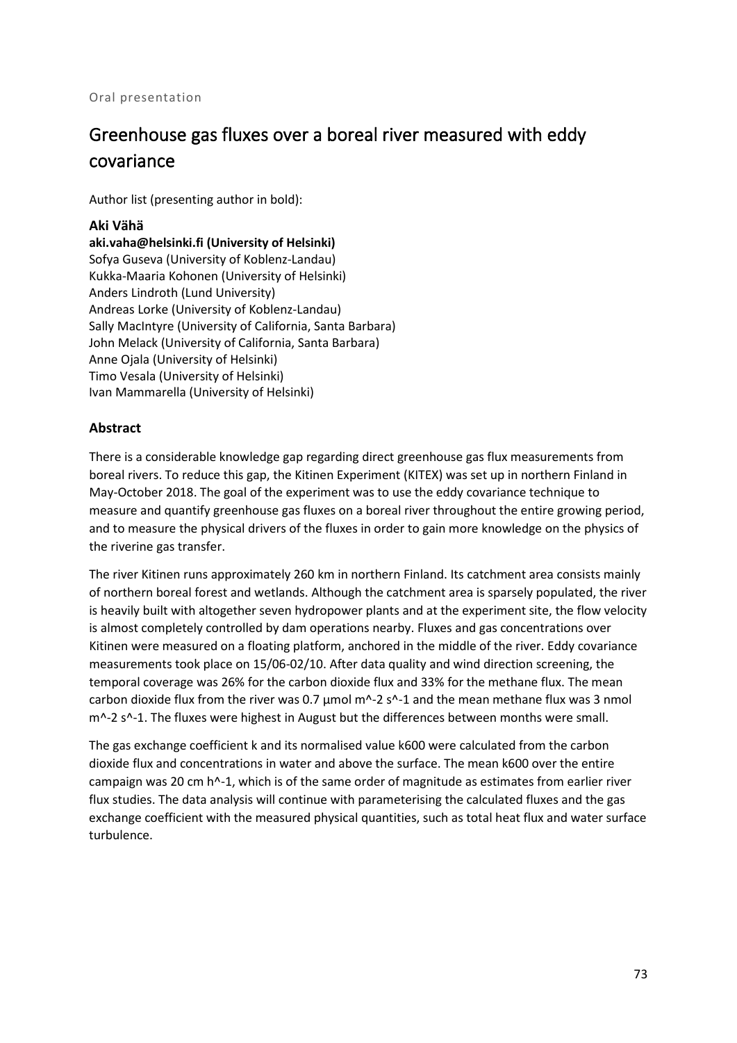Oral presentation

# Greenhouse gas fluxes over a boreal river measured with eddy covariance

Author list (presenting author in bold):

**Aki Vähä**
**aki.vaha@helsinki.fi (University of Helsinki)**
Sofya Guseva (University of Koblenz-Landau)
Kukka-Maaria Kohonen (University of Helsinki)
Anders Lindroth (Lund University)
Andreas Lorke (University of Koblenz-Landau)
Sally MacIntyre (University of California, Santa Barbara)
John Melack (University of California, Santa Barbara)
Anne Ojala (University of Helsinki)
Timo Vesala (University of Helsinki)
Ivan Mammarella (University of Helsinki)

## Abstract

There is a considerable knowledge gap regarding direct greenhouse gas flux measurements from boreal rivers. To reduce this gap, the Kitinen Experiment (KITEX) was set up in northern Finland in May-October 2018. The goal of the experiment was to use the eddy covariance technique to measure and quantify greenhouse gas fluxes on a boreal river throughout the entire growing period, and to measure the physical drivers of the fluxes in order to gain more knowledge on the physics of the riverine gas transfer.

The river Kitinen runs approximately 260 km in northern Finland. Its catchment area consists mainly of northern boreal forest and wetlands. Although the catchment area is sparsely populated, the river is heavily built with altogether seven hydropower plants and at the experiment site, the flow velocity is almost completely controlled by dam operations nearby. Fluxes and gas concentrations over Kitinen were measured on a floating platform, anchored in the middle of the river. Eddy covariance measurements took place on 15/06-02/10. After data quality and wind direction screening, the temporal coverage was 26% for the carbon dioxide flux and 33% for the methane flux. The mean carbon dioxide flux from the river was 0.7 µmol $m^{-2}$ $s^{-1}$ and the mean methane flux was 3 nmol $m^{-2}$ $s^{-1}$. The fluxes were highest in August but the differences between months were small.

The gas exchange coefficient k and its normalised value $k_{600}$ were calculated from the carbon dioxide flux and concentrations in water and above the surface. The mean $k_{600}$ over the entire campaign was 20 cm $h^{-1}$, which is of the same order of magnitude as estimates from earlier river flux studies. The data analysis will continue with parameterising the calculated fluxes and the gas exchange coefficient with the measured physical quantities, such as total heat flux and water surface turbulence.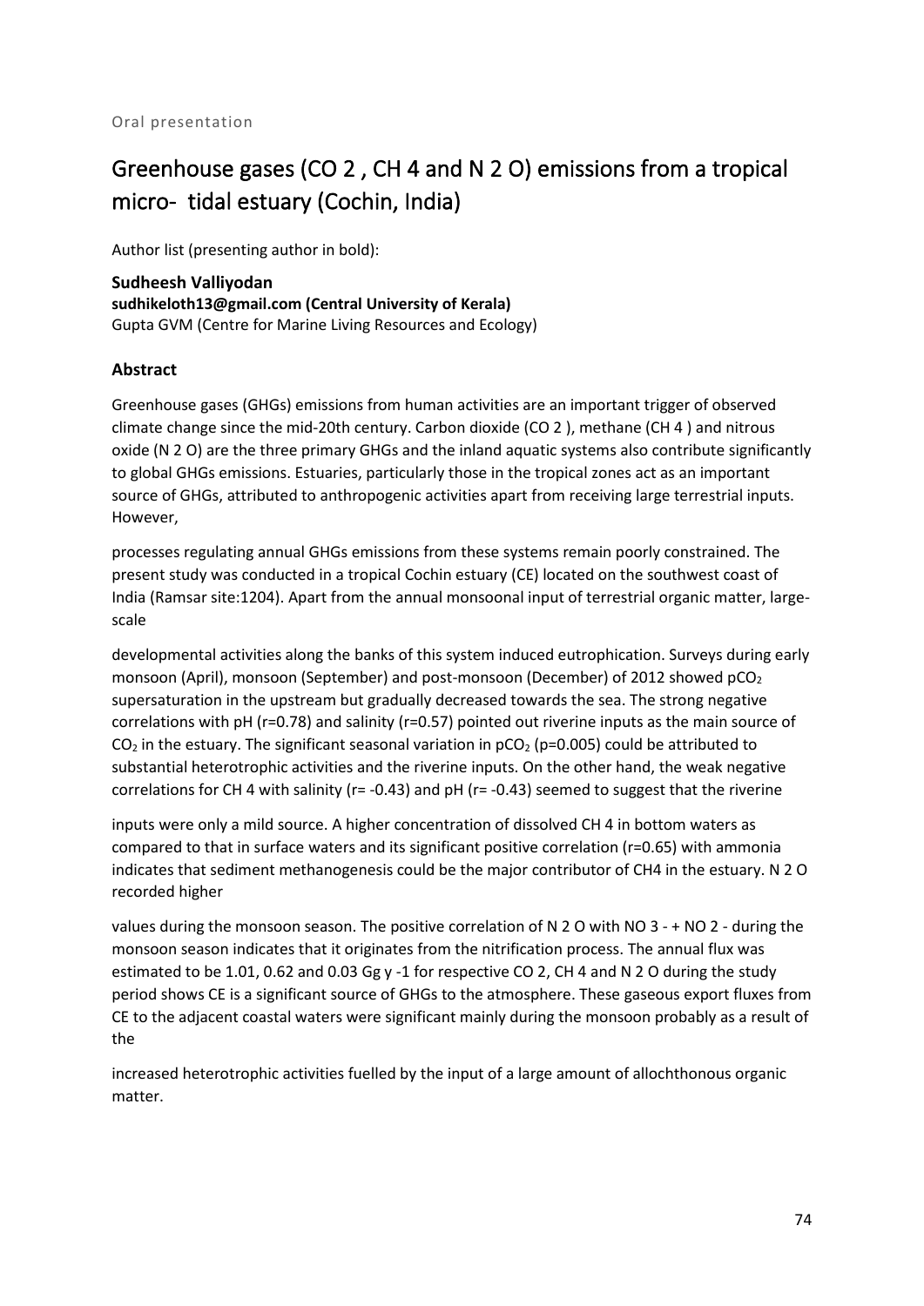Oral presentation

# Greenhouse gases ($CO_2$, $CH_4$ and $N_2O$) emissions from a tropical micro- tidal estuary (Cochin, India)

Author list (presenting author in bold):

**Sudheesh Valliyodan**
**sudhikeloth13@gmail.com (Central University of Kerala)**
Gupta GVM (Centre for Marine Living Resources and Ecology)

### Abstract

Greenhouse gases (GHGs) emissions from human activities are an important trigger of observed climate change since the mid-20th century. Carbon dioxide ($CO_2$), methane ($CH_4$) and nitrous oxide ($N_2O$) are the three primary GHGs and the inland aquatic systems also contribute significantly to global GHGs emissions. Estuaries, particularly those in the tropical zones act as an important source of GHGs, attributed to anthropogenic activities apart from receiving large terrestrial inputs. However,

processes regulating annual GHGs emissions from these systems remain poorly constrained. The present study was conducted in a tropical Cochin estuary (CE) located on the southwest coast of India (Ramsar site:1204). Apart from the annual monsoonal input of terrestrial organic matter, large-scale

developmental activities along the banks of this system induced eutrophication. Surveys during early monsoon (April), monsoon (September) and post-monsoon (December) of 2012 showed $pCO_2$ supersaturation in the upstream but gradually decreased towards the sea. The strong negative correlations with pH (r=0.78) and salinity (r=0.57) pointed out riverine inputs as the main source of $CO_2$ in the estuary. The significant seasonal variation in $pCO_2$ (p=0.005) could be attributed to substantial heterotrophic activities and the riverine inputs. On the other hand, the weak negative correlations for $CH_4$ with salinity (r= -0.43) and pH (r= -0.43) seemed to suggest that the riverine

inputs were only a mild source. A higher concentration of dissolved $CH_4$ in bottom waters as compared to that in surface waters and its significant positive correlation (r=0.65) with ammonia indicates that sediment methanogenesis could be the major contributor of $CH_4$ in the estuary. $N_2O$ recorded higher

values during the monsoon season. The positive correlation of $N_2O$ with $NO_3^-$ + $NO_2^-$ during the monsoon season indicates that it originates from the nitrification process. The annual flux was estimated to be 1.01, 0.62 and 0.03 Gg $y^{-1}$ for respective $CO_2$, $CH_4$ and $N_2O$ during the study period shows CE is a significant source of GHGs to the atmosphere. These gaseous export fluxes from CE to the adjacent coastal waters were significant mainly during the monsoon probably as a result of the

increased heterotrophic activities fuelled by the input of a large amount of allochthonous organic matter.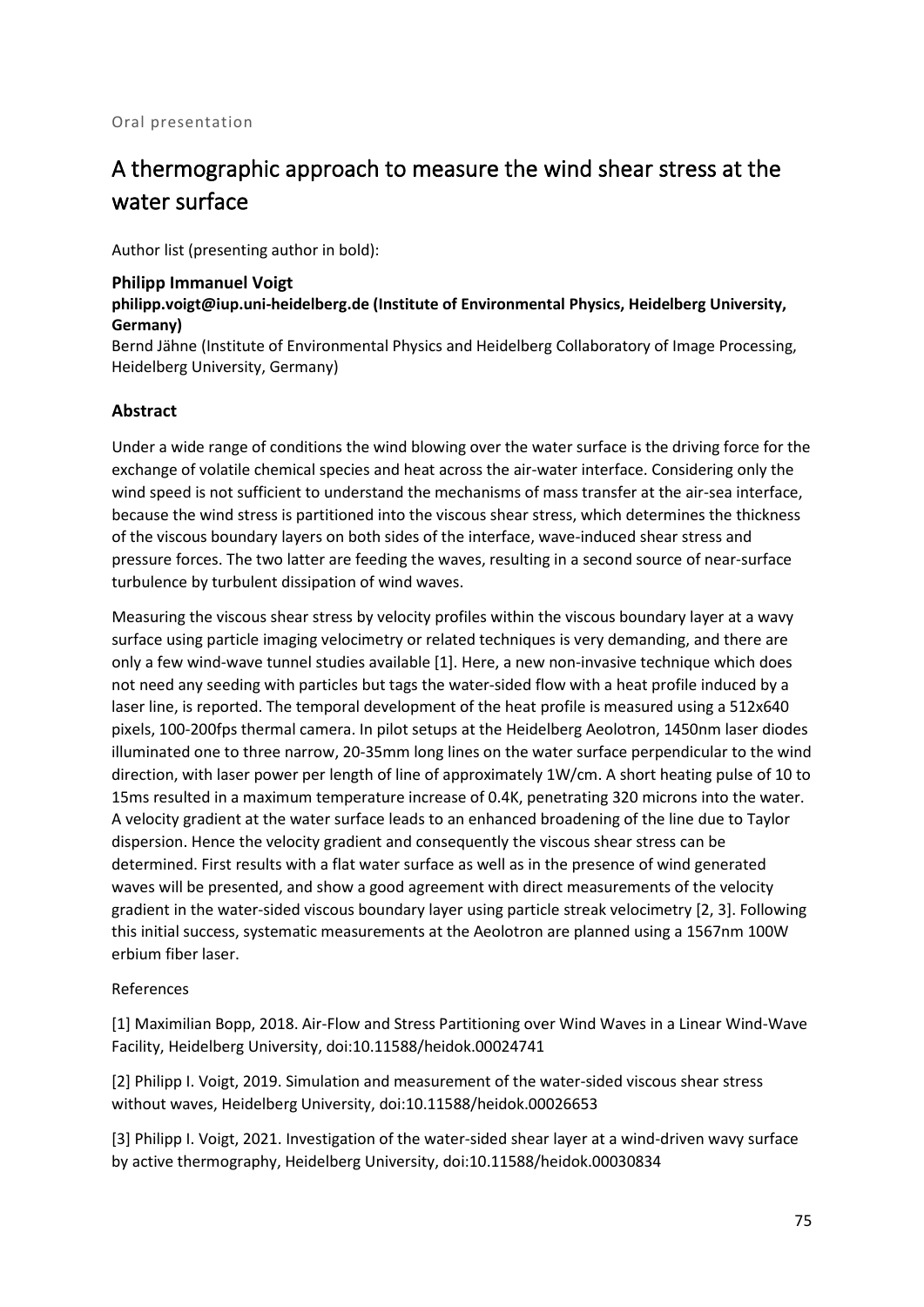Oral presentation

# A thermographic approach to measure the wind shear stress at the water surface

Author list (presenting author in bold):

**Philipp Immanuel Voigt**
**philipp.voigt@iup.uni-heidelberg.de (Institute of Environmental Physics, Heidelberg University, Germany)**
Bernd Jähne (Institute of Environmental Physics and Heidelberg Collaboratory of Image Processing, Heidelberg University, Germany)

## Abstract

Under a wide range of conditions the wind blowing over the water surface is the driving force for the exchange of volatile chemical species and heat across the air-water interface. Considering only the wind speed is not sufficient to understand the mechanisms of mass transfer at the air-sea interface, because the wind stress is partitioned into the viscous shear stress, which determines the thickness of the viscous boundary layers on both sides of the interface, wave-induced shear stress and pressure forces. The two latter are feeding the waves, resulting in a second source of near-surface turbulence by turbulent dissipation of wind waves.

Measuring the viscous shear stress by velocity profiles within the viscous boundary layer at a wavy surface using particle imaging velocimetry or related techniques is very demanding, and there are only a few wind-wave tunnel studies available [1]. Here, a new non-invasive technique which does not need any seeding with particles but tags the water-sided flow with a heat profile induced by a laser line, is reported. The temporal development of the heat profile is measured using a 512x640 pixels, 100-200fps thermal camera. In pilot setups at the Heidelberg Aeolotron, 1450nm laser diodes illuminated one to three narrow, 20-35mm long lines on the water surface perpendicular to the wind direction, with laser power per length of line of approximately 1W/cm. A short heating pulse of 10 to 15ms resulted in a maximum temperature increase of 0.4K, penetrating 320 microns into the water. A velocity gradient at the water surface leads to an enhanced broadening of the line due to Taylor dispersion. Hence the velocity gradient and consequently the viscous shear stress can be determined. First results with a flat water surface as well as in the presence of wind generated waves will be presented, and show a good agreement with direct measurements of the velocity gradient in the water-sided viscous boundary layer using particle streak velocimetry [2, 3]. Following this initial success, systematic measurements at the Aeolotron are planned using a 1567nm 100W erbium fiber laser.

References

[1] Maximilian Bopp, 2018. Air-Flow and Stress Partitioning over Wind Waves in a Linear Wind-Wave Facility, Heidelberg University, doi:10.11588/heidok.00024741

[2] Philipp I. Voigt, 2019. Simulation and measurement of the water-sided viscous shear stress without waves, Heidelberg University, doi:10.11588/heidok.00026653

[3] Philipp I. Voigt, 2021. Investigation of the water-sided shear layer at a wind-driven wavy surface by active thermography, Heidelberg University, doi:10.11588/heidok.00030834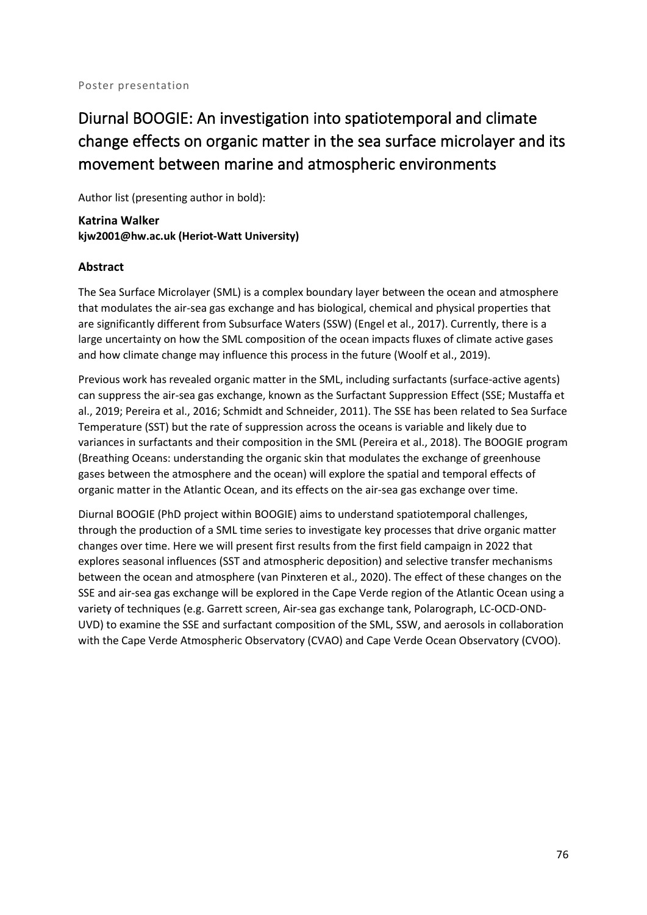Poster presentation

# Diurnal BOOGIE: An investigation into spatiotemporal and climate change effects on organic matter in the sea surface microlayer and its movement between marine and atmospheric environments

Author list (presenting author in bold):

**Katrina Walker**
**kjw2001@hw.ac.uk (Heriot-Watt University)**

### Abstract

The Sea Surface Microlayer (SML) is a complex boundary layer between the ocean and atmosphere that modulates the air-sea gas exchange and has biological, chemical and physical properties that are significantly different from Subsurface Waters (SSW) (Engel et al., 2017). Currently, there is a large uncertainty on how the SML composition of the ocean impacts fluxes of climate active gases and how climate change may influence this process in the future (Woolf et al., 2019).

Previous work has revealed organic matter in the SML, including surfactants (surface-active agents) can suppress the air-sea gas exchange, known as the Surfactant Suppression Effect (SSE; Mustaffa et al., 2019; Pereira et al., 2016; Schmidt and Schneider, 2011). The SSE has been related to Sea Surface Temperature (SST) but the rate of suppression across the oceans is variable and likely due to variances in surfactants and their composition in the SML (Pereira et al., 2018). The BOOGIE program (Breathing Oceans: understanding the organic skin that modulates the exchange of greenhouse gases between the atmosphere and the ocean) will explore the spatial and temporal effects of organic matter in the Atlantic Ocean, and its effects on the air-sea gas exchange over time.

Diurnal BOOGIE (PhD project within BOOGIE) aims to understand spatiotemporal challenges, through the production of a SML time series to investigate key processes that drive organic matter changes over time. Here we will present first results from the first field campaign in 2022 that explores seasonal influences (SST and atmospheric deposition) and selective transfer mechanisms between the ocean and atmosphere (van Pinxteren et al., 2020). The effect of these changes on the SSE and air-sea gas exchange will be explored in the Cape Verde region of the Atlantic Ocean using a variety of techniques (e.g. Garrett screen, Air-sea gas exchange tank, Polarograph, LC-OCD-OND-UVD) to examine the SSE and surfactant composition of the SML, SSW, and aerosols in collaboration with the Cape Verde Atmospheric Observatory (CVAO) and Cape Verde Ocean Observatory (CVOO).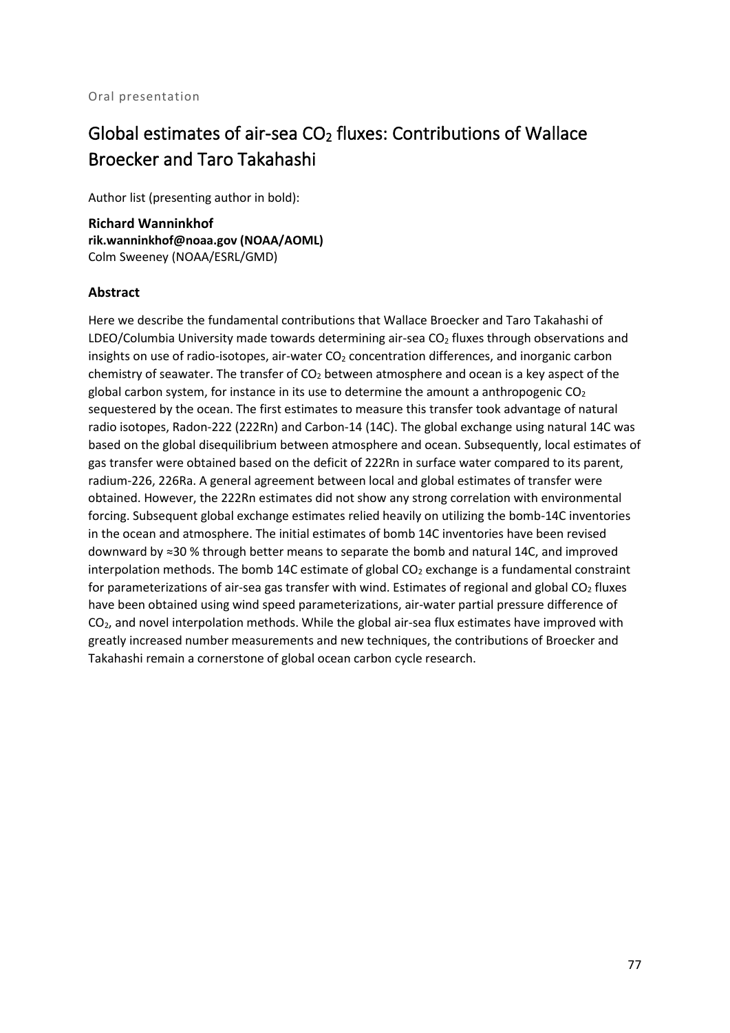Oral presentation

# Global estimates of air-sea $CO_2$ fluxes: Contributions of Wallace Broecker and Taro Takahashi

Author list (presenting author in bold):

**Richard Wanninkhof**
**rik.wanninkhof@noaa.gov (NOAA/AOML)**
Colm Sweeney (NOAA/ESRL/GMD)

### Abstract

Here we describe the fundamental contributions that Wallace Broecker and Taro Takahashi of LDEO/Columbia University made towards determining air-sea $CO_2$ fluxes through observations and insights on use of radio-isotopes, air-water $CO_2$ concentration differences, and inorganic carbon chemistry of seawater. The transfer of $CO_2$ between atmosphere and ocean is a key aspect of the global carbon system, for instance in its use to determine the amount a anthropogenic $CO_2$ sequestered by the ocean. The first estimates to measure this transfer took advantage of natural radio isotopes, Radon-222 (222Rn) and Carbon-14 (14C). The global exchange using natural 14C was based on the global disequilibrium between atmosphere and ocean. Subsequently, local estimates of gas transfer were obtained based on the deficit of 222Rn in surface water compared to its parent, radium-226, 226Ra. A general agreement between local and global estimates of transfer were obtained. However, the 222Rn estimates did not show any strong correlation with environmental forcing. Subsequent global exchange estimates relied heavily on utilizing the bomb-14C inventories in the ocean and atmosphere. The initial estimates of bomb 14C inventories have been revised downward by ≈30 % through better means to separate the bomb and natural 14C, and improved interpolation methods. The bomb 14C estimate of global $CO_2$ exchange is a fundamental constraint for parameterizations of air-sea gas transfer with wind. Estimates of regional and global $CO_2$ fluxes have been obtained using wind speed parameterizations, air-water partial pressure difference of $CO_2$, and novel interpolation methods. While the global air-sea flux estimates have improved with greatly increased number measurements and new techniques, the contributions of Broecker and Takahashi remain a cornerstone of global ocean carbon cycle research.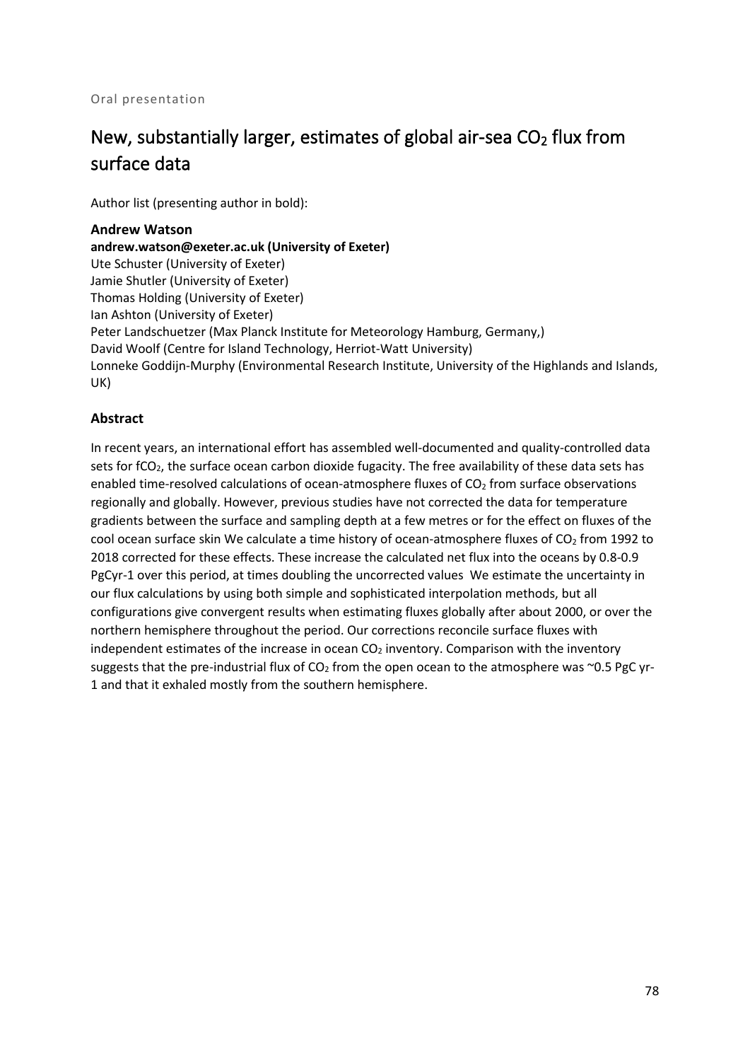Oral presentation

# New, substantially larger, estimates of global air-sea $CO_2$ flux from surface data

Author list (presenting author in bold):

**Andrew Watson**
**andrew.watson@exeter.ac.uk (University of Exeter)**
Ute Schuster (University of Exeter)
Jamie Shutler (University of Exeter)
Thomas Holding (University of Exeter)
Ian Ashton (University of Exeter)
Peter Landschuetzer (Max Planck Institute for Meteorology Hamburg, Germany,)
David Woolf (Centre for Island Technology, Herriot-Watt University)
Lonneke Goddijn-Murphy (Environmental Research Institute, University of the Highlands and Islands, UK)

### Abstract

In recent years, an international effort has assembled well-documented and quality-controlled data sets for $fCO_2$, the surface ocean carbon dioxide fugacity. The free availability of these data sets has enabled time-resolved calculations of ocean-atmosphere fluxes of $CO_2$ from surface observations regionally and globally. However, previous studies have not corrected the data for temperature gradients between the surface and sampling depth at a few metres or for the effect on fluxes of the cool ocean surface skin We calculate a time history of ocean-atmosphere fluxes of $CO_2$ from 1992 to 2018 corrected for these effects. These increase the calculated net flux into the oceans by 0.8-0.9 PgCyr-1 over this period, at times doubling the uncorrected values We estimate the uncertainty in our flux calculations by using both simple and sophisticated interpolation methods, but all configurations give convergent results when estimating fluxes globally after about 2000, or over the northern hemisphere throughout the period. Our corrections reconcile surface fluxes with independent estimates of the increase in ocean $CO_2$ inventory. Comparison with the inventory suggests that the pre-industrial flux of $CO_2$ from the open ocean to the atmosphere was ~0.5 PgC yr-1 and that it exhaled mostly from the southern hemisphere.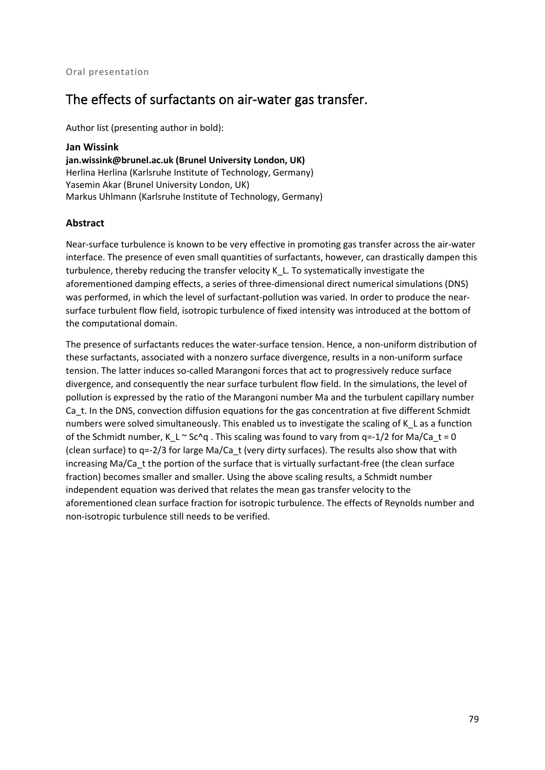Oral presentation

# The effects of surfactants on air-water gas transfer.

Author list (presenting author in bold):

**Jan Wissink**
**jan.wissink@brunel.ac.uk (Brunel University London, UK)**
Herlina Herlina (Karlsruhe Institute of Technology, Germany)
Yasemin Akar (Brunel University London, UK)
Markus Uhlmann (Karlsruhe Institute of Technology, Germany)

## Abstract

Near-surface turbulence is known to be very effective in promoting gas transfer across the air-water interface. The presence of even small quantities of surfactants, however, can drastically dampen this turbulence, thereby reducing the transfer velocity $K_L$. To systematically investigate the aforementioned damping effects, a series of three-dimensional direct numerical simulations (DNS) was performed, in which the level of surfactant-pollution was varied. In order to produce the near-surface turbulent flow field, isotropic turbulence of fixed intensity was introduced at the bottom of the computational domain.

The presence of surfactants reduces the water-surface tension. Hence, a non-uniform distribution of these surfactants, associated with a nonzero surface divergence, results in a non-uniform surface tension. The latter induces so-called Marangoni forces that act to progressively reduce surface divergence, and consequently the near surface turbulent flow field. In the simulations, the level of pollution is expressed by the ratio of the Marangoni number Ma and the turbulent capillary number $Ca_t$. In the DNS, convection diffusion equations for the gas concentration at five different Schmidt numbers were solved simultaneously. This enabled us to investigate the scaling of $K_L$ as a function of the Schmidt number, $K_L \sim Sc^q$ . This scaling was found to vary from $q=-1/2$ for $Ma/Ca_t = 0$ (clean surface) to $q=-2/3$ for large $Ma/Ca_t$ (very dirty surfaces). The results also show that with increasing $Ma/Ca_t$ the portion of the surface that is virtually surfactant-free (the clean surface fraction) becomes smaller and smaller. Using the above scaling results, a Schmidt number independent equation was derived that relates the mean gas transfer velocity to the aforementioned clean surface fraction for isotropic turbulence. The effects of Reynolds number and non-isotropic turbulence still needs to be verified.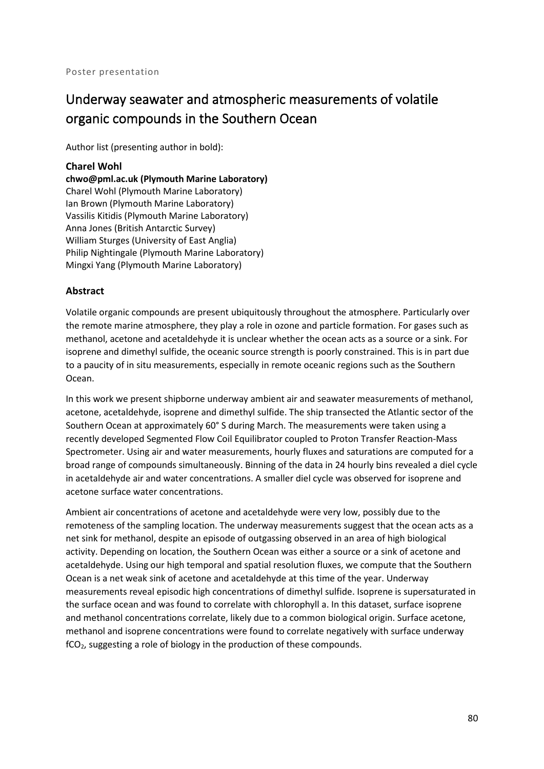Poster presentation

# Underway seawater and atmospheric measurements of volatile organic compounds in the Southern Ocean

Author list (presenting author in bold):

**Charel Wohl**

**chwo@pml.ac.uk (Plymouth Marine Laboratory)**

Charel Wohl (Plymouth Marine Laboratory)

Ian Brown (Plymouth Marine Laboratory)

Vassilis Kitidis (Plymouth Marine Laboratory)

Anna Jones (British Antarctic Survey)

William Sturges (University of East Anglia)

Philip Nightingale (Plymouth Marine Laboratory)

Mingxi Yang (Plymouth Marine Laboratory)

## Abstract

Volatile organic compounds are present ubiquitously throughout the atmosphere. Particularly over the remote marine atmosphere, they play a role in ozone and particle formation. For gases such as methanol, acetone and acetaldehyde it is unclear whether the ocean acts as a source or a sink. For isoprene and dimethyl sulfide, the oceanic source strength is poorly constrained. This is in part due to a paucity of in situ measurements, especially in remote oceanic regions such as the Southern Ocean.

In this work we present shipborne underway ambient air and seawater measurements of methanol, acetone, acetaldehyde, isoprene and dimethyl sulfide. The ship transected the Atlantic sector of the Southern Ocean at approximately 60° S during March. The measurements were taken using a recently developed Segmented Flow Coil Equilibrator coupled to Proton Transfer Reaction-Mass Spectrometer. Using air and water measurements, hourly fluxes and saturations are computed for a broad range of compounds simultaneously. Binning of the data in 24 hourly bins revealed a diel cycle in acetaldehyde air and water concentrations. A smaller diel cycle was observed for isoprene and acetone surface water concentrations.

Ambient air concentrations of acetone and acetaldehyde were very low, possibly due to the remoteness of the sampling location. The underway measurements suggest that the ocean acts as a net sink for methanol, despite an episode of outgassing observed in an area of high biological activity. Depending on location, the Southern Ocean was either a source or a sink of acetone and acetaldehyde. Using our high temporal and spatial resolution fluxes, we compute that the Southern Ocean is a net weak sink of acetone and acetaldehyde at this time of the year. Underway measurements reveal episodic high concentrations of dimethyl sulfide. Isoprene is supersaturated in the surface ocean and was found to correlate with chlorophyll a. In this dataset, surface isoprene and methanol concentrations correlate, likely due to a common biological origin. Surface acetone, methanol and isoprene concentrations were found to correlate negatively with surface underway $fCO_2$, suggesting a role of biology in the production of these compounds.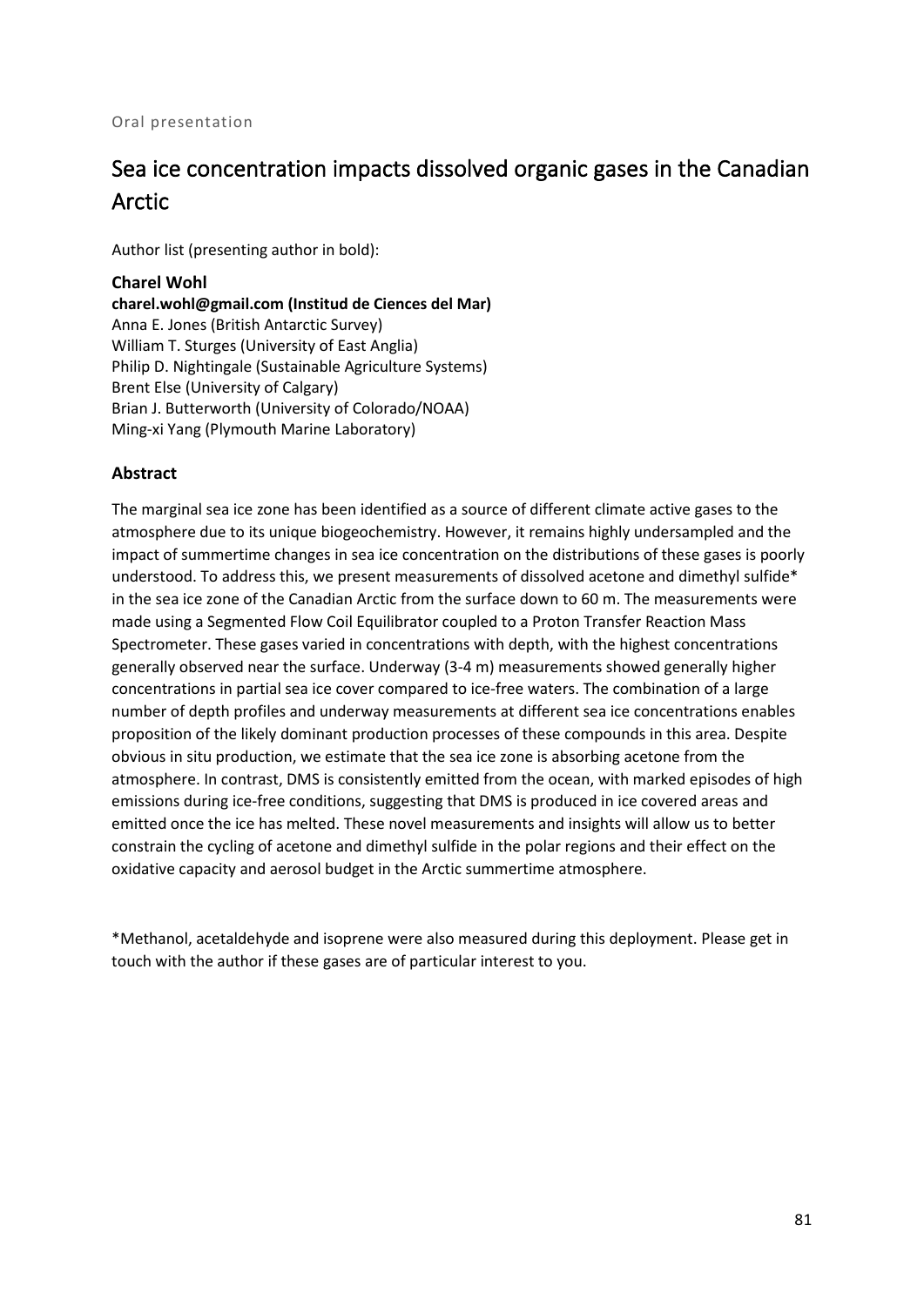Oral presentation

# Sea ice concentration impacts dissolved organic gases in the Canadian Arctic

Author list (presenting author in bold):

**Charel Wohl**
**charel.wohl@gmail.com (Institud de Ciences del Mar)**
Anna E. Jones (British Antarctic Survey)
William T. Sturges (University of East Anglia)
Philip D. Nightingale (Sustainable Agriculture Systems)
Brent Else (University of Calgary)
Brian J. Butterworth (University of Colorado/NOAA)
Ming-xi Yang (Plymouth Marine Laboratory)

### Abstract

The marginal sea ice zone has been identified as a source of different climate active gases to the atmosphere due to its unique biogeochemistry. However, it remains highly undersampled and the impact of summertime changes in sea ice concentration on the distributions of these gases is poorly understood. To address this, we present measurements of dissolved acetone and dimethyl sulfide* in the sea ice zone of the Canadian Arctic from the surface down to 60 m. The measurements were made using a Segmented Flow Coil Equilibrator coupled to a Proton Transfer Reaction Mass Spectrometer. These gases varied in concentrations with depth, with the highest concentrations generally observed near the surface. Underway (3-4 m) measurements showed generally higher concentrations in partial sea ice cover compared to ice-free waters. The combination of a large number of depth profiles and underway measurements at different sea ice concentrations enables proposition of the likely dominant production processes of these compounds in this area. Despite obvious in situ production, we estimate that the sea ice zone is absorbing acetone from the atmosphere. In contrast, DMS is consistently emitted from the ocean, with marked episodes of high emissions during ice-free conditions, suggesting that DMS is produced in ice covered areas and emitted once the ice has melted. These novel measurements and insights will allow us to better constrain the cycling of acetone and dimethyl sulfide in the polar regions and their effect on the oxidative capacity and aerosol budget in the Arctic summertime atmosphere.

*Methanol, acetaldehyde and isoprene were also measured during this deployment. Please get in touch with the author if these gases are of particular interest to you.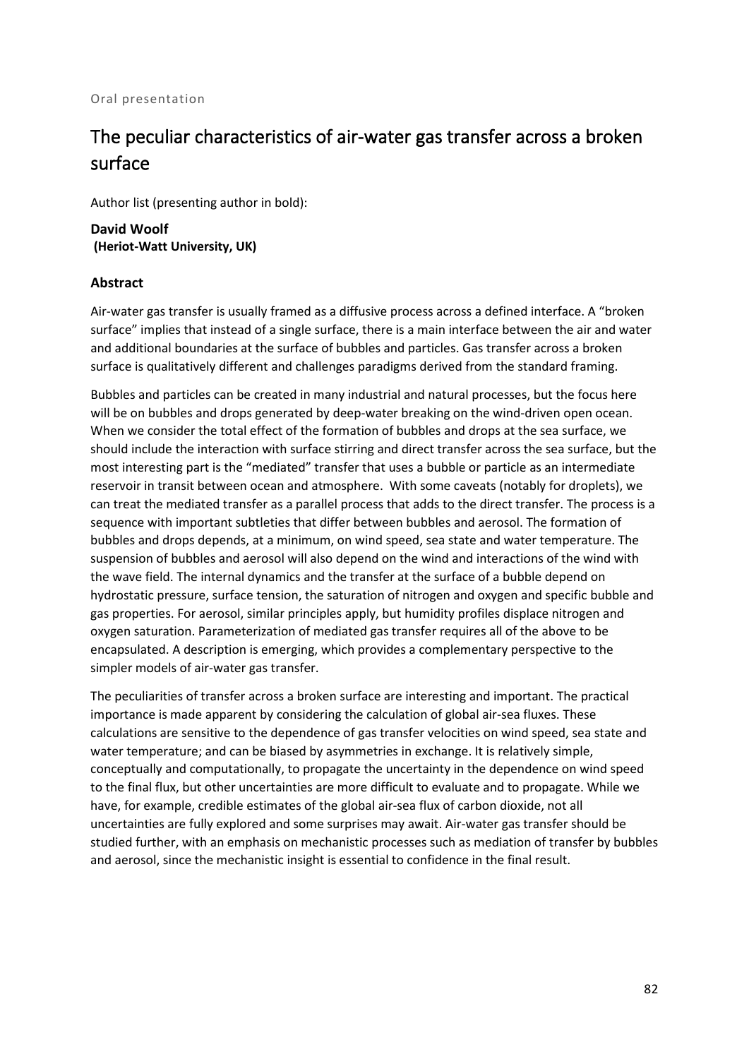Oral presentation

# The peculiar characteristics of air-water gas transfer across a broken surface

Author list (presenting author in bold):

**David Woolf**
**(Heriot-Watt University, UK)**

### Abstract

Air-water gas transfer is usually framed as a diffusive process across a defined interface. A "broken surface" implies that instead of a single surface, there is a main interface between the air and water and additional boundaries at the surface of bubbles and particles. Gas transfer across a broken surface is qualitatively different and challenges paradigms derived from the standard framing.

Bubbles and particles can be created in many industrial and natural processes, but the focus here will be on bubbles and drops generated by deep-water breaking on the wind-driven open ocean. When we consider the total effect of the formation of bubbles and drops at the sea surface, we should include the interaction with surface stirring and direct transfer across the sea surface, but the most interesting part is the "mediated" transfer that uses a bubble or particle as an intermediate reservoir in transit between ocean and atmosphere. With some caveats (notably for droplets), we can treat the mediated transfer as a parallel process that adds to the direct transfer. The process is a sequence with important subtleties that differ between bubbles and aerosol. The formation of bubbles and drops depends, at a minimum, on wind speed, sea state and water temperature. The suspension of bubbles and aerosol will also depend on the wind and interactions of the wind with the wave field. The internal dynamics and the transfer at the surface of a bubble depend on hydrostatic pressure, surface tension, the saturation of nitrogen and oxygen and specific bubble and gas properties. For aerosol, similar principles apply, but humidity profiles displace nitrogen and oxygen saturation. Parameterization of mediated gas transfer requires all of the above to be encapsulated. A description is emerging, which provides a complementary perspective to the simpler models of air-water gas transfer.

The peculiarities of transfer across a broken surface are interesting and important. The practical importance is made apparent by considering the calculation of global air-sea fluxes. These calculations are sensitive to the dependence of gas transfer velocities on wind speed, sea state and water temperature; and can be biased by asymmetries in exchange. It is relatively simple, conceptually and computationally, to propagate the uncertainty in the dependence on wind speed to the final flux, but other uncertainties are more difficult to evaluate and to propagate. While we have, for example, credible estimates of the global air-sea flux of carbon dioxide, not all uncertainties are fully explored and some surprises may await. Air-water gas transfer should be studied further, with an emphasis on mechanistic processes such as mediation of transfer by bubbles and aerosol, since the mechanistic insight is essential to confidence in the final result.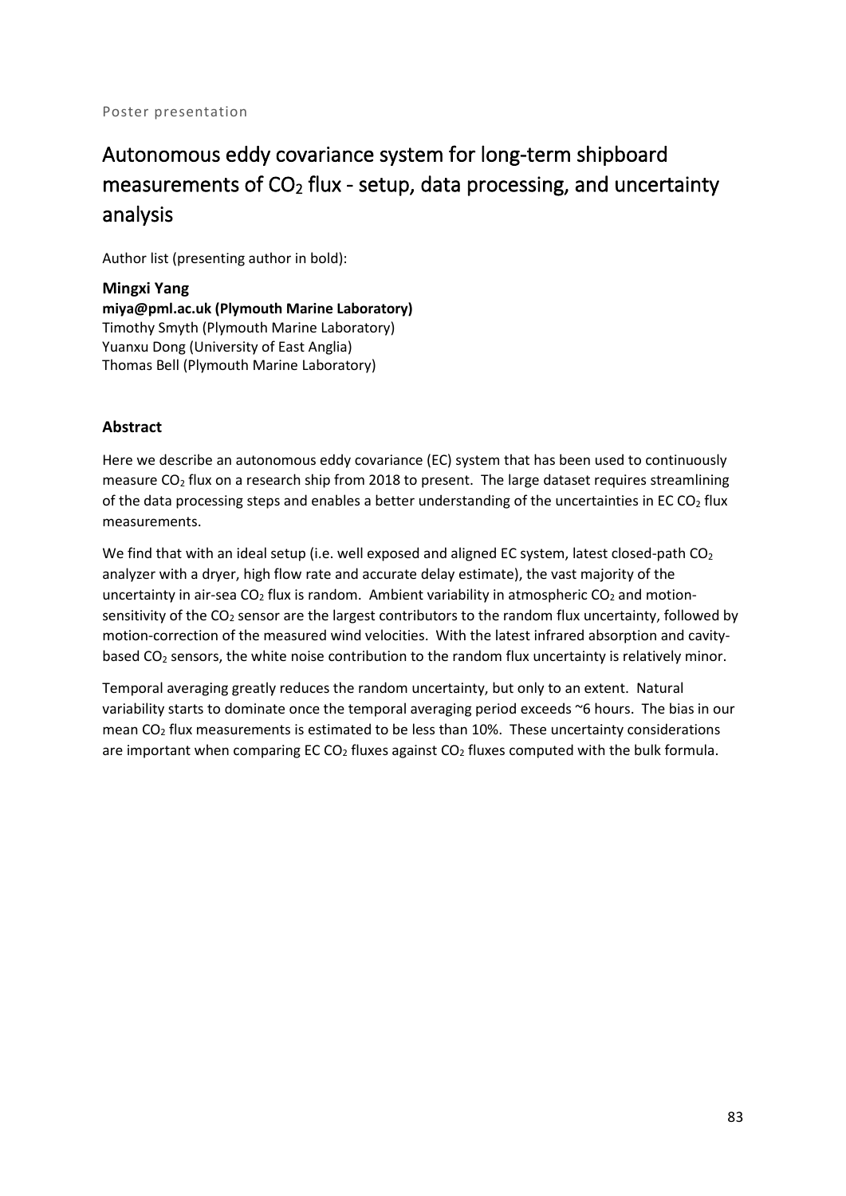Poster presentation

# Autonomous eddy covariance system for long-term shipboard measurements of $CO_2$ flux - setup, data processing, and uncertainty analysis

Author list (presenting author in bold):

**Mingxi Yang**
**miya@pml.ac.uk (Plymouth Marine Laboratory)**
Timothy Smyth (Plymouth Marine Laboratory)
Yuanxu Dong (University of East Anglia)
Thomas Bell (Plymouth Marine Laboratory)

### Abstract

Here we describe an autonomous eddy covariance (EC) system that has been used to continuously measure $CO_2$ flux on a research ship from 2018 to present. The large dataset requires streamlining of the data processing steps and enables a better understanding of the uncertainties in EC $CO_2$ flux measurements.

We find that with an ideal setup (i.e. well exposed and aligned EC system, latest closed-path $CO_2$ analyzer with a dryer, high flow rate and accurate delay estimate), the vast majority of the uncertainty in air-sea $CO_2$ flux is random. Ambient variability in atmospheric $CO_2$ and motion-sensitivity of the $CO_2$ sensor are the largest contributors to the random flux uncertainty, followed by motion-correction of the measured wind velocities. With the latest infrared absorption and cavity-based $CO_2$ sensors, the white noise contribution to the random flux uncertainty is relatively minor.

Temporal averaging greatly reduces the random uncertainty, but only to an extent. Natural variability starts to dominate once the temporal averaging period exceeds ~6 hours. The bias in our mean $CO_2$ flux measurements is estimated to be less than 10%. These uncertainty considerations are important when comparing EC $CO_2$ fluxes against $CO_2$ fluxes computed with the bulk formula.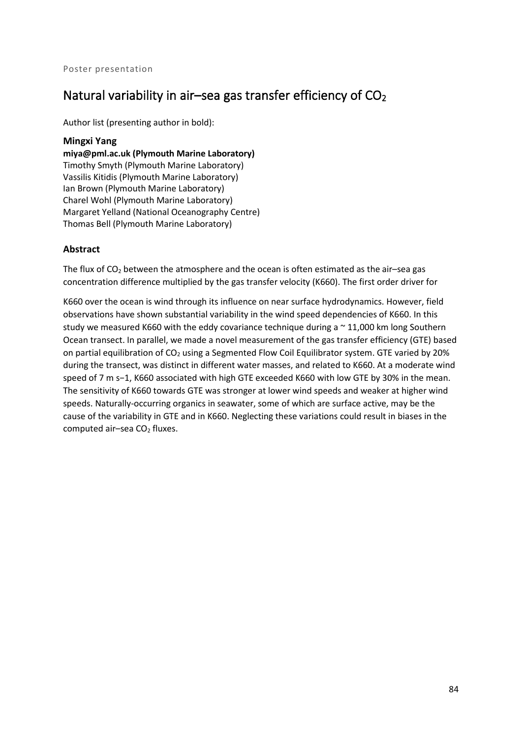Poster presentation

# Natural variability in air–sea gas transfer efficiency of $CO_2$

Author list (presenting author in bold):

**Mingxi Yang**
**miya@pml.ac.uk (Plymouth Marine Laboratory)**
Timothy Smyth (Plymouth Marine Laboratory)
Vassilis Kitidis (Plymouth Marine Laboratory)
Ian Brown (Plymouth Marine Laboratory)
Charel Wohl (Plymouth Marine Laboratory)
Margaret Yelland (National Oceanography Centre)
Thomas Bell (Plymouth Marine Laboratory)

### Abstract

The flux of $CO_2$ between the atmosphere and the ocean is often estimated as the air–sea gas concentration difference multiplied by the gas transfer velocity (K660). The first order driver for K660 over the ocean is wind through its influence on near surface hydrodynamics. However, field observations have shown substantial variability in the wind speed dependencies of K660. In this study we measured K660 with the eddy covariance technique during a ~ 11,000 km long Southern Ocean transect. In parallel, we made a novel measurement of the gas transfer efficiency (GTE) based on partial equilibration of $CO_2$ using a Segmented Flow Coil Equilibrator system. GTE varied by 20% during the transect, was distinct in different water masses, and related to K660. At a moderate wind speed of 7 m s−1, K660 associated with high GTE exceeded K660 with low GTE by 30% in the mean. The sensitivity of K660 towards GTE was stronger at lower wind speeds and weaker at higher wind speeds. Naturally-occurring organics in seawater, some of which are surface active, may be the cause of the variability in GTE and in K660. Neglecting these variations could result in biases in the computed air–sea $CO_2$ fluxes.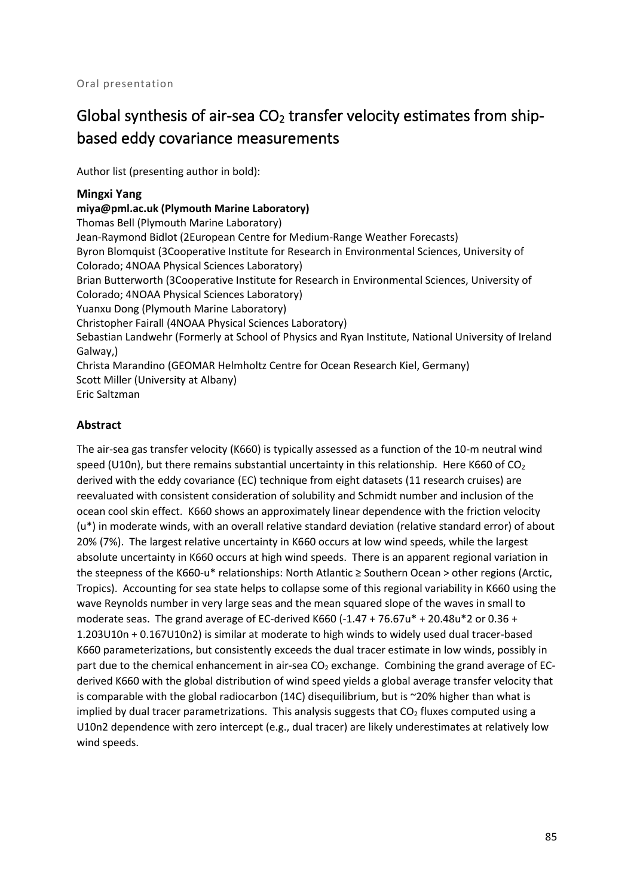Oral presentation

# Global synthesis of air-sea $CO_2$ transfer velocity estimates from ship-based eddy covariance measurements

Author list (presenting author in bold):

**Mingxi Yang**
**miya@pml.ac.uk (Plymouth Marine Laboratory)**
Thomas Bell (Plymouth Marine Laboratory)
Jean-Raymond Bidlot (2European Centre for Medium-Range Weather Forecasts)
Byron Blomquist (3Cooperative Institute for Research in Environmental Sciences, University of Colorado; 4NOAA Physical Sciences Laboratory)
Brian Butterworth (3Cooperative Institute for Research in Environmental Sciences, University of Colorado; 4NOAA Physical Sciences Laboratory)
Yuanxu Dong (Plymouth Marine Laboratory)
Christopher Fairall (4NOAA Physical Sciences Laboratory)
Sebastian Landwehr (Formerly at School of Physics and Ryan Institute, National University of Ireland Galway,)
Christa Marandino (GEOMAR Helmholtz Centre for Ocean Research Kiel, Germany)
Scott Miller (University at Albany)
Eric Saltzman

## Abstract

The air-sea gas transfer velocity (K660) is typically assessed as a function of the 10-m neutral wind speed (U10n), but there remains substantial uncertainty in this relationship. Here K660 of $CO_2$ derived with the eddy covariance (EC) technique from eight datasets (11 research cruises) are reevaluated with consistent consideration of solubility and Schmidt number and inclusion of the ocean cool skin effect. K660 shows an approximately linear dependence with the friction velocity (u*) in moderate winds, with an overall relative standard deviation (relative standard error) of about 20% (7%). The largest relative uncertainty in K660 occurs at low wind speeds, while the largest absolute uncertainty in K660 occurs at high wind speeds. There is an apparent regional variation in the steepness of the K660-u* relationships: North Atlantic ≥ Southern Ocean > other regions (Arctic, Tropics). Accounting for sea state helps to collapse some of this regional variability in K660 using the wave Reynolds number in very large seas and the mean squared slope of the waves in small to moderate seas. The grand average of EC-derived K660 (-1.47 + 76.67u* + 20.48u*2 or 0.36 + 1.203U10n + 0.167U10n2) is similar at moderate to high winds to widely used dual tracer-based K660 parameterizations, but consistently exceeds the dual tracer estimate in low winds, possibly in part due to the chemical enhancement in air-sea $CO_2$ exchange. Combining the grand average of EC-derived K660 with the global distribution of wind speed yields a global average transfer velocity that is comparable with the global radiocarbon (14C) disequilibrium, but is ~20% higher than what is implied by dual tracer parametrizations. This analysis suggests that $CO_2$ fluxes computed using a U10n2 dependence with zero intercept (e.g., dual tracer) are likely underestimates at relatively low wind speeds.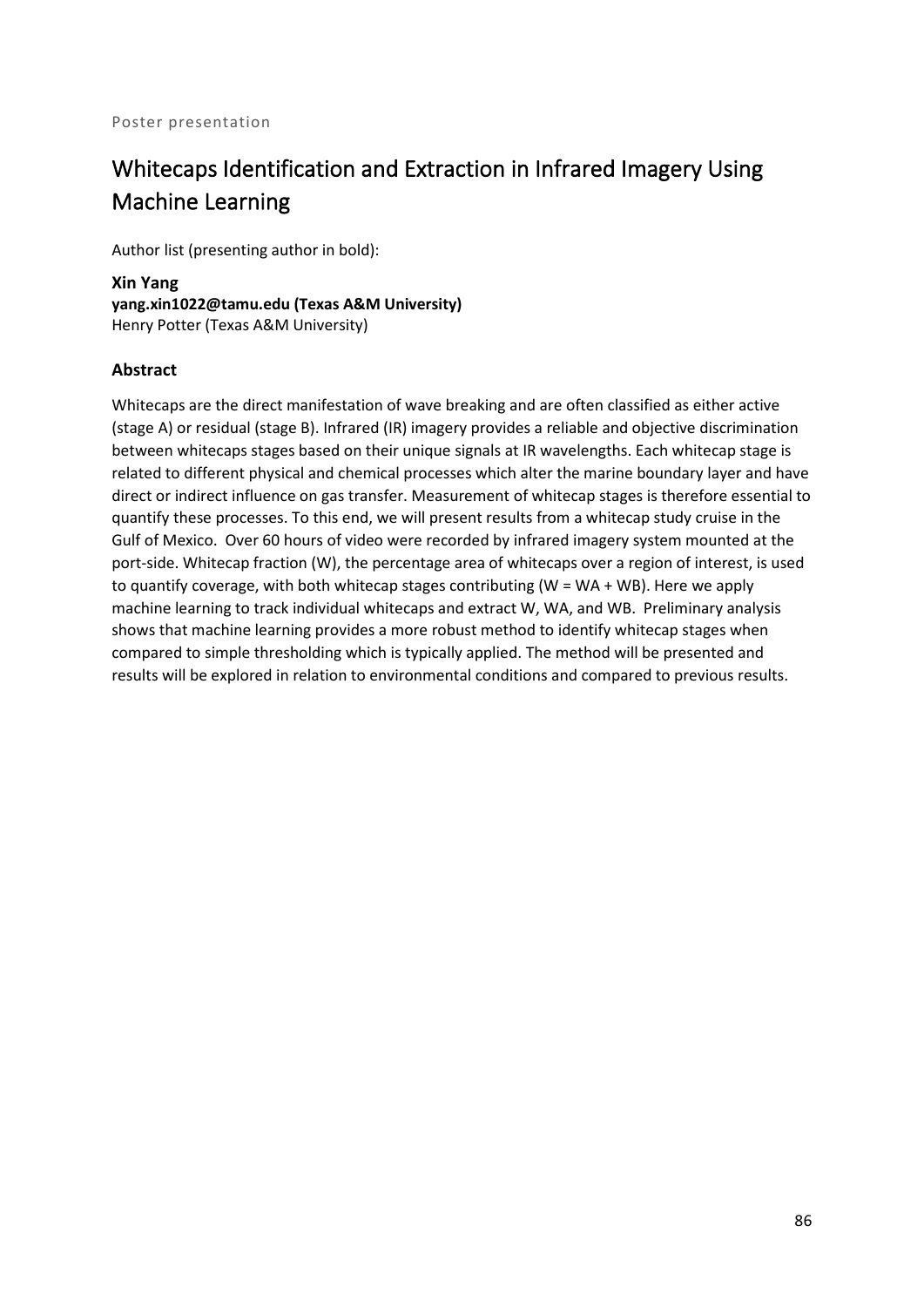Poster presentation

# Whitecaps Identification and Extraction in Infrared Imagery Using Machine Learning

Author list (presenting author in bold):

**Xin Yang**
**yang.xin1022@tamu.edu (Texas A&M University)**
Henry Potter (Texas A&M University)

## Abstract

Whitecaps are the direct manifestation of wave breaking and are often classified as either active (stage A) or residual (stage B). Infrared (IR) imagery provides a reliable and objective discrimination between whitecaps stages based on their unique signals at IR wavelengths. Each whitecap stage is related to different physical and chemical processes which alter the marine boundary layer and have direct or indirect influence on gas transfer. Measurement of whitecap stages is therefore essential to quantify these processes. To this end, we will present results from a whitecap study cruise in the Gulf of Mexico. Over 60 hours of video were recorded by infrared imagery system mounted at the port-side. Whitecap fraction (W), the percentage area of whitecaps over a region of interest, is used to quantify coverage, with both whitecap stages contributing ($W = W_A + W_B$). Here we apply machine learning to track individual whitecaps and extract W, $W_A$, and $W_B$. Preliminary analysis shows that machine learning provides a more robust method to identify whitecap stages when compared to simple thresholding which is typically applied. The method will be presented and results will be explored in relation to environmental conditions and compared to previous results.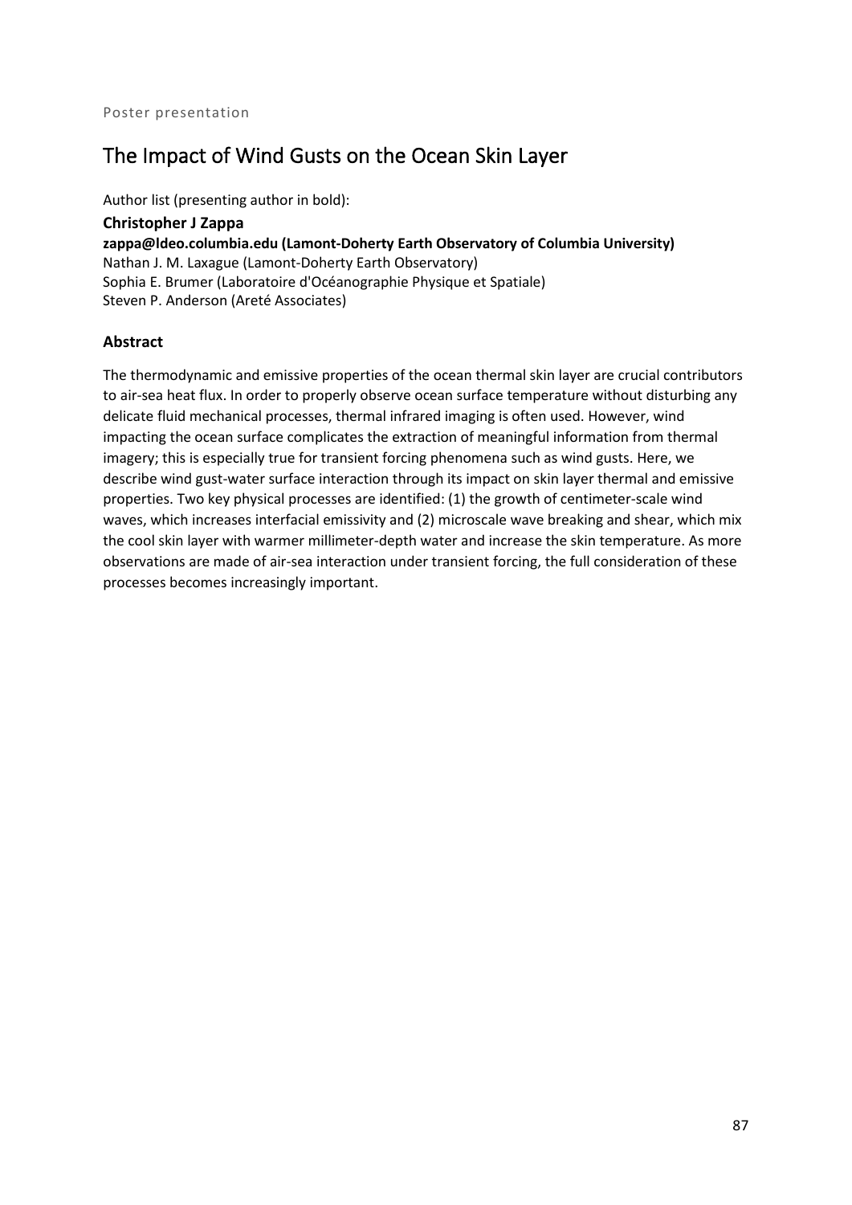Poster presentation

# The Impact of Wind Gusts on the Ocean Skin Layer

Author list (presenting author in bold):

**Christopher J Zappa**

**zappa@ldeo.columbia.edu (Lamont-Doherty Earth Observatory of Columbia University)**

Nathan J. M. Laxague (Lamont-Doherty Earth Observatory)

Sophia E. Brumer (Laboratoire d'Océanographie Physique et Spatiale)

Steven P. Anderson (Areté Associates)

### Abstract

The thermodynamic and emissive properties of the ocean thermal skin layer are crucial contributors to air-sea heat flux. In order to properly observe ocean surface temperature without disturbing any delicate fluid mechanical processes, thermal infrared imaging is often used. However, wind impacting the ocean surface complicates the extraction of meaningful information from thermal imagery; this is especially true for transient forcing phenomena such as wind gusts. Here, we describe wind gust-water surface interaction through its impact on skin layer thermal and emissive properties. Two key physical processes are identified: (1) the growth of centimeter-scale wind waves, which increases interfacial emissivity and (2) microscale wave breaking and shear, which mix the cool skin layer with warmer millimeter-depth water and increase the skin temperature. As more observations are made of air-sea interaction under transient forcing, the full consideration of these processes becomes increasingly important.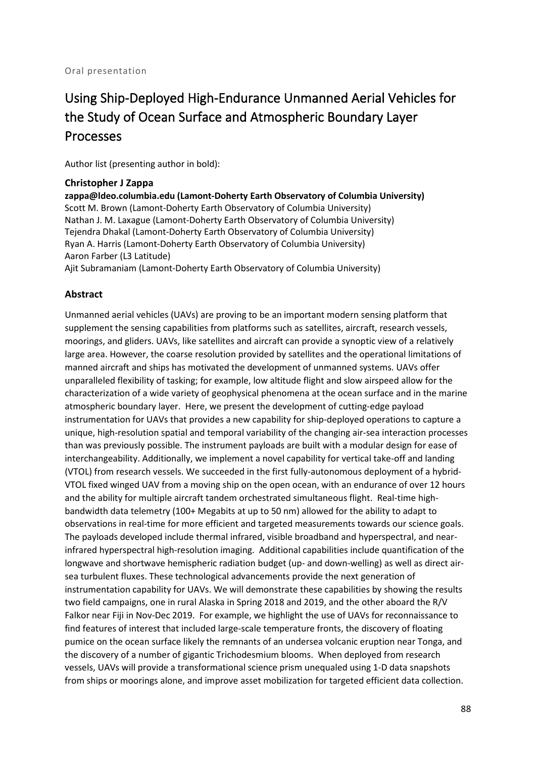Oral presentation

# Using Ship-Deployed High-Endurance Unmanned Aerial Vehicles for the Study of Ocean Surface and Atmospheric Boundary Layer Processes

Author list (presenting author in bold):

**Christopher J Zappa**
**zappa@ldeo.columbia.edu (Lamont-Doherty Earth Observatory of Columbia University)**
Scott M. Brown (Lamont-Doherty Earth Observatory of Columbia University)
Nathan J. M. Laxague (Lamont-Doherty Earth Observatory of Columbia University)
Tejendra Dhakal (Lamont-Doherty Earth Observatory of Columbia University)
Ryan A. Harris (Lamont-Doherty Earth Observatory of Columbia University)
Aaron Farber (L3 Latitude)
Ajit Subramaniam (Lamont-Doherty Earth Observatory of Columbia University)

## Abstract

Unmanned aerial vehicles (UAVs) are proving to be an important modern sensing platform that supplement the sensing capabilities from platforms such as satellites, aircraft, research vessels, moorings, and gliders. UAVs, like satellites and aircraft can provide a synoptic view of a relatively large area. However, the coarse resolution provided by satellites and the operational limitations of manned aircraft and ships has motivated the development of unmanned systems. UAVs offer unparalleled flexibility of tasking; for example, low altitude flight and slow airspeed allow for the characterization of a wide variety of geophysical phenomena at the ocean surface and in the marine atmospheric boundary layer. Here, we present the development of cutting-edge payload instrumentation for UAVs that provides a new capability for ship-deployed operations to capture a unique, high-resolution spatial and temporal variability of the changing air-sea interaction processes than was previously possible. The instrument payloads are built with a modular design for ease of interchangeability. Additionally, we implement a novel capability for vertical take-off and landing (VTOL) from research vessels. We succeeded in the first fully-autonomous deployment of a hybrid-VTOL fixed winged UAV from a moving ship on the open ocean, with an endurance of over 12 hours and the ability for multiple aircraft tandem orchestrated simultaneous flight. Real-time high-bandwidth data telemetry (100+ Megabits at up to 50 nm) allowed for the ability to adapt to observations in real-time for more efficient and targeted measurements towards our science goals. The payloads developed include thermal infrared, visible broadband and hyperspectral, and near-infrared hyperspectral high-resolution imaging. Additional capabilities include quantification of the longwave and shortwave hemispheric radiation budget (up- and down-welling) as well as direct air-sea turbulent fluxes. These technological advancements provide the next generation of instrumentation capability for UAVs. We will demonstrate these capabilities by showing the results two field campaigns, one in rural Alaska in Spring 2018 and 2019, and the other aboard the R/V Falkor near Fiji in Nov-Dec 2019. For example, we highlight the use of UAVs for reconnaissance to find features of interest that included large-scale temperature fronts, the discovery of floating pumice on the ocean surface likely the remnants of an undersea volcanic eruption near Tonga, and the discovery of a number of gigantic Trichodesmium blooms. When deployed from research vessels, UAVs will provide a transformational science prism unequaled using 1-D data snapshots from ships or moorings alone, and improve asset mobilization for targeted efficient data collection.